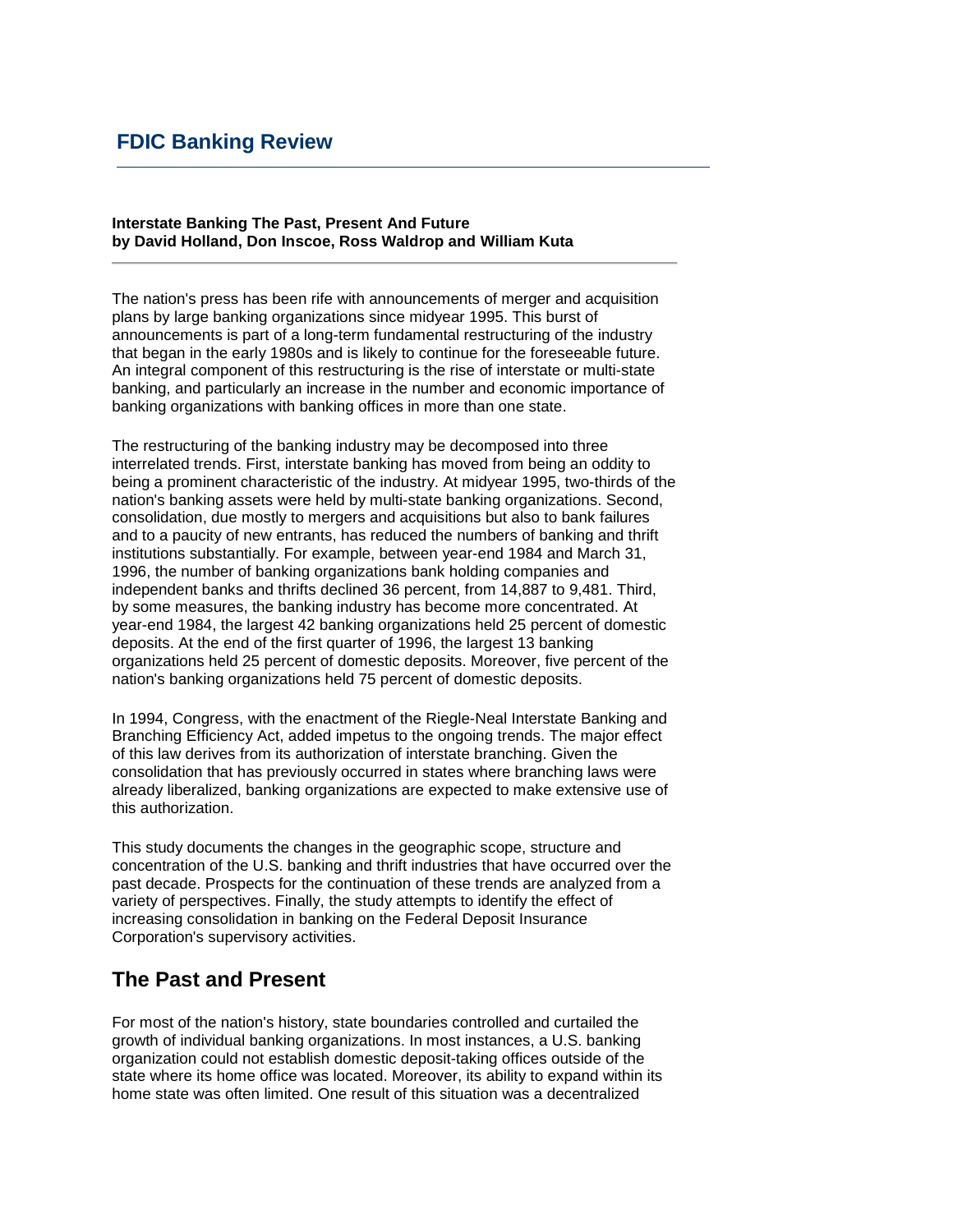# FDIC Banking Review

**Interstate Banking The Past, Present And Future**
**by David Holland, Don Inscoe, Ross Waldrop and William Kuta**

The nation's press has been rife with announcements of merger and acquisition plans by large banking organizations since midyear 1995. This burst of announcements is part of a long-term fundamental restructuring of the industry that began in the early 1980s and is likely to continue for the foreseeable future. An integral component of this restructuring is the rise of interstate or multi-state banking, and particularly an increase in the number and economic importance of banking organizations with banking offices in more than one state.

The restructuring of the banking industry may be decomposed into three interrelated trends. First, interstate banking has moved from being an oddity to being a prominent characteristic of the industry. At midyear 1995, two-thirds of the nation's banking assets were held by multi-state banking organizations. Second, consolidation, due mostly to mergers and acquisitions but also to bank failures and to a paucity of new entrants, has reduced the numbers of banking and thrift institutions substantially. For example, between year-end 1984 and March 31, 1996, the number of banking organizations bank holding companies and independent banks and thrifts declined 36 percent, from 14,887 to 9,481. Third, by some measures, the banking industry has become more concentrated. At year-end 1984, the largest 42 banking organizations held 25 percent of domestic deposits. At the end of the first quarter of 1996, the largest 13 banking organizations held 25 percent of domestic deposits. Moreover, five percent of the nation's banking organizations held 75 percent of domestic deposits.

In 1994, Congress, with the enactment of the Riegle-Neal Interstate Banking and Branching Efficiency Act, added impetus to the ongoing trends. The major effect of this law derives from its authorization of interstate branching. Given the consolidation that has previously occurred in states where branching laws were already liberalized, banking organizations are expected to make extensive use of this authorization.

This study documents the changes in the geographic scope, structure and concentration of the U.S. banking and thrift industries that have occurred over the past decade. Prospects for the continuation of these trends are analyzed from a variety of perspectives. Finally, the study attempts to identify the effect of increasing consolidation in banking on the Federal Deposit Insurance Corporation's supervisory activities.

## The Past and Present

For most of the nation's history, state boundaries controlled and curtailed the growth of individual banking organizations. In most instances, a U.S. banking organization could not establish domestic deposit-taking offices outside of the state where its home office was located. Moreover, its ability to expand within its home state was often limited. One result of this situation was a decentralized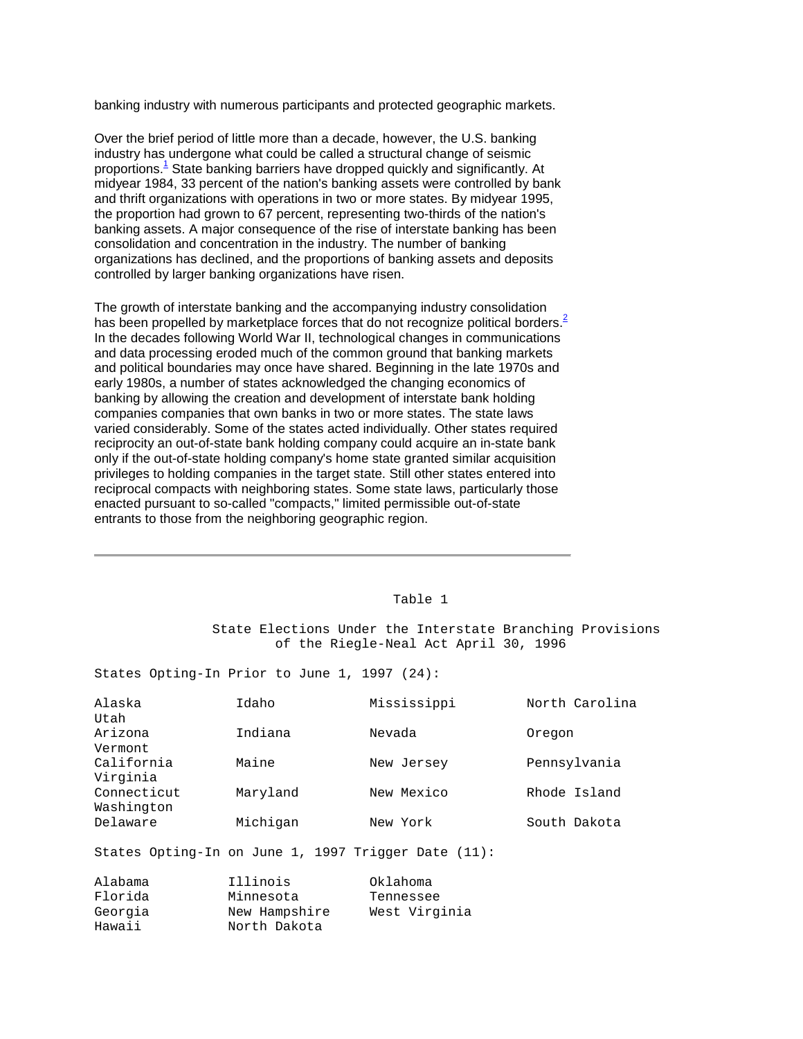banking industry with numerous participants and protected geographic markets.

Over the brief period of little more than a decade, however, the U.S. banking industry has undergone what could be called a structural change of seismic proportions.[1] State banking barriers have dropped quickly and significantly. At midyear 1984, 33 percent of the nation's banking assets were controlled by bank and thrift organizations with operations in two or more states. By midyear 1995, the proportion had grown to 67 percent, representing two-thirds of the nation's banking assets. A major consequence of the rise of interstate banking has been consolidation and concentration in the industry. The number of banking organizations has declined, and the proportions of banking assets and deposits controlled by larger banking organizations have risen.

The growth of interstate banking and the accompanying industry consolidation has been propelled by marketplace forces that do not recognize political borders.[2] In the decades following World War II, technological changes in communications and data processing eroded much of the common ground that banking markets and political boundaries may once have shared. Beginning in the late 1970s and early 1980s, a number of states acknowledged the changing economics of banking by allowing the creation and development of interstate bank holding companies companies that own banks in two or more states. The state laws varied considerably. Some of the states acted individually. Other states required reciprocity an out-of-state bank holding company could acquire an in-state bank only if the out-of-state holding company's home state granted similar acquisition privileges to holding companies in the target state. Still other states entered into reciprocal compacts with neighboring states. Some state laws, particularly those enacted pursuant to so-called "compacts," limited permissible out-of-state entrants to those from the neighboring geographic region.

---

Table 1

State Elections Under the Interstate Branching Provisions of the Riegle-Neal Act April 30, 1996

States Opting-In Prior to June 1, 1997 (24):

| | | | | |
|---|---|---|---|---|
| Alaska | Idaho | Mississippi | North Carolina | Utah |
| Arizona | Indiana | Nevada | Oregon | Vermont |
| California | Maine | New Jersey | Pennsylvania | Virginia |
| Connecticut | Maryland | New Mexico | Rhode Island | Washington |
| Delaware | Michigan | New York | South Dakota | |

States Opting-In on June 1, 1997 Trigger Date (11):

| | | |
|---|---|---|
| Alabama | Illinois | Oklahoma |
| Florida | Minnesota | Tennessee |
| Georgia | New Hampshire | West Virginia |
| Hawaii | North Dakota | |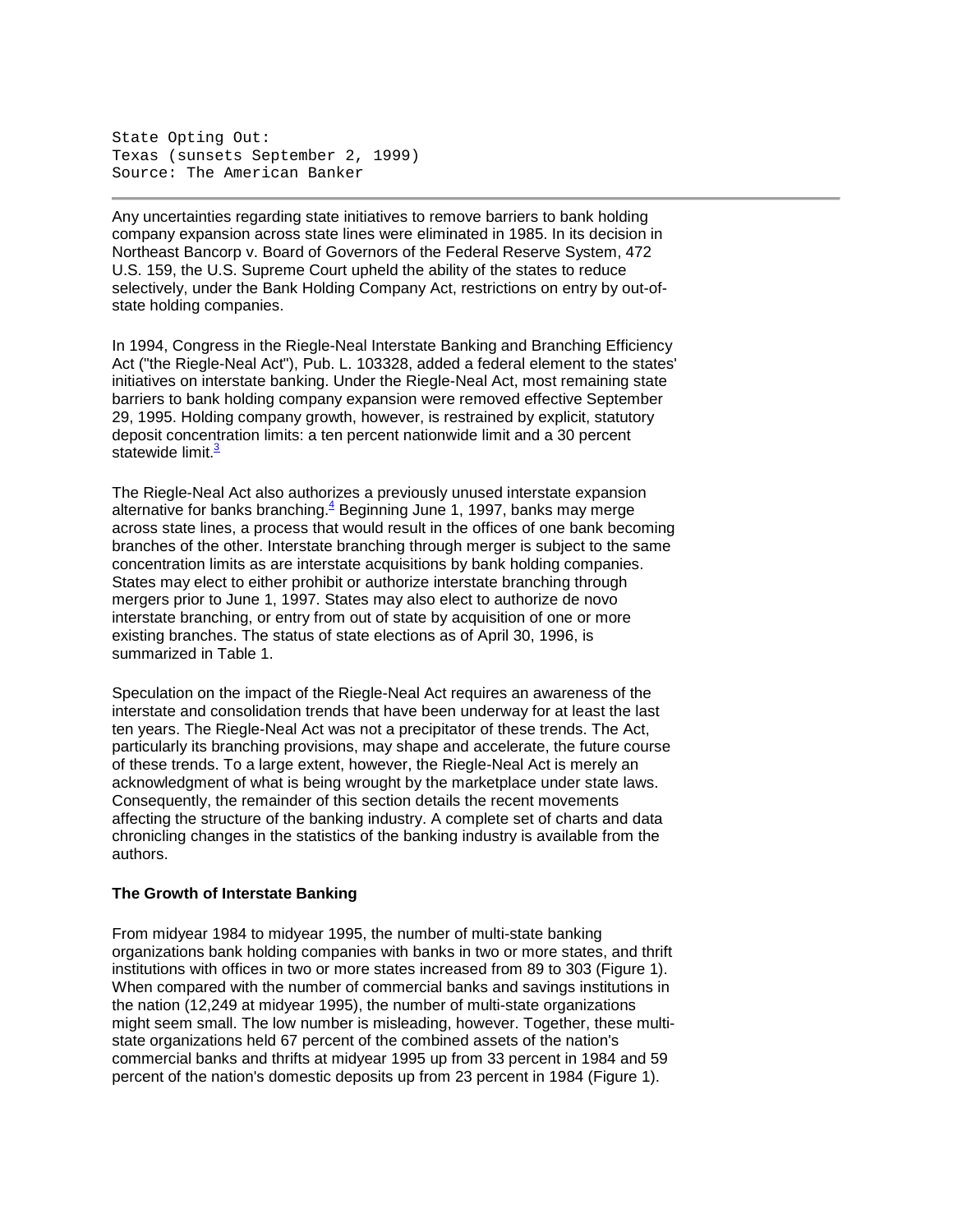```
State Opting Out:
Texas (sunsets September 2, 1999)
Source: The American Banker
```

---

Any uncertainties regarding state initiatives to remove barriers to bank holding company expansion across state lines were eliminated in 1985. In its decision in Northeast Bancorp v. Board of Governors of the Federal Reserve System, 472 U.S. 159, the U.S. Supreme Court upheld the ability of the states to reduce selectively, under the Bank Holding Company Act, restrictions on entry by out-of-state holding companies.

In 1994, Congress in the Riegle-Neal Interstate Banking and Branching Efficiency Act ("the Riegle-Neal Act"), Pub. L. 103328, added a federal element to the states' initiatives on interstate banking. Under the Riegle-Neal Act, most remaining state barriers to bank holding company expansion were removed effective September 29, 1995. Holding company growth, however, is restrained by explicit, statutory deposit concentration limits: a ten percent nationwide limit and a 30 percent statewide limit.[3]

The Riegle-Neal Act also authorizes a previously unused interstate expansion alternative for banks branching.[4] Beginning June 1, 1997, banks may merge across state lines, a process that would result in the offices of one bank becoming branches of the other. Interstate branching through merger is subject to the same concentration limits as are interstate acquisitions by bank holding companies. States may elect to either prohibit or authorize interstate branching through mergers prior to June 1, 1997. States may also elect to authorize de novo interstate branching, or entry from out of state by acquisition of one or more existing branches. The status of state elections as of April 30, 1996, is summarized in Table 1.

Speculation on the impact of the Riegle-Neal Act requires an awareness of the interstate and consolidation trends that have been underway for at least the last ten years. The Riegle-Neal Act was not a precipitator of these trends. The Act, particularly its branching provisions, may shape and accelerate, the future course of these trends. To a large extent, however, the Riegle-Neal Act is merely an acknowledgment of what is being wrought by the marketplace under state laws. Consequently, the remainder of this section details the recent movements affecting the structure of the banking industry. A complete set of charts and data chronicling changes in the statistics of the banking industry is available from the authors.

**The Growth of Interstate Banking**

From midyear 1984 to midyear 1995, the number of multi-state banking organizations bank holding companies with banks in two or more states, and thrift institutions with offices in two or more states increased from 89 to 303 (Figure 1). When compared with the number of commercial banks and savings institutions in the nation (12,249 at midyear 1995), the number of multi-state organizations might seem small. The low number is misleading, however. Together, these multi-state organizations held 67 percent of the combined assets of the nation's commercial banks and thrifts at midyear 1995 up from 33 percent in 1984 and 59 percent of the nation's domestic deposits up from 23 percent in 1984 (Figure 1).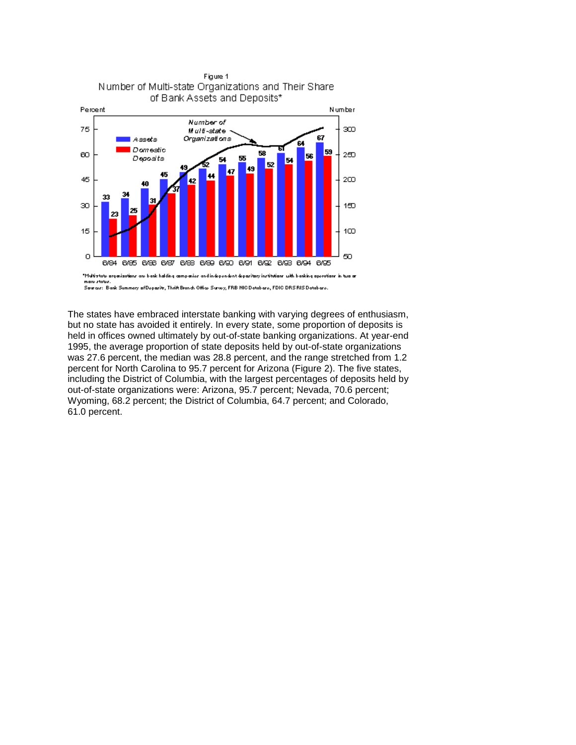Figure 1
Number of Multi-state Organizations and Their Share of Bank Assets and Deposits*

Percent

Number

Number of Multi-state Organizations

Assets

Domestic Deposits

75
60
45
30
15
0

300
250
200
150
100
50

33 23
34 25
40 31
45 37
49 42
52 44
54 47
55 49
58 52
61 54
64 56
67 59

6/84 6/85 6/86 6/87 6/88 6/89 6/90 6/91 6/92 6/93 6/94 6/95

*Multi-state organizations are bank holding companies and independent depository institutions with banking operations in two or more states.
Source: Bank Summary of Deposits, Thrift Branch Office Survey, FRB NIC Database, FDIC DRS RIS Database.

The states have embraced interstate banking with varying degrees of enthusiasm, but no state has avoided it entirely. In every state, some proportion of deposits is held in offices owned ultimately by out-of-state banking organizations. At year-end 1995, the average proportion of state deposits held by out-of-state organizations was 27.6 percent, the median was 28.8 percent, and the range stretched from 1.2 percent for North Carolina to 95.7 percent for Arizona (Figure 2). The five states, including the District of Columbia, with the largest percentages of deposits held by out-of-state organizations were: Arizona, 95.7 percent; Nevada, 70.6 percent; Wyoming, 68.2 percent; the District of Columbia, 64.7 percent; and Colorado, 61.0 percent.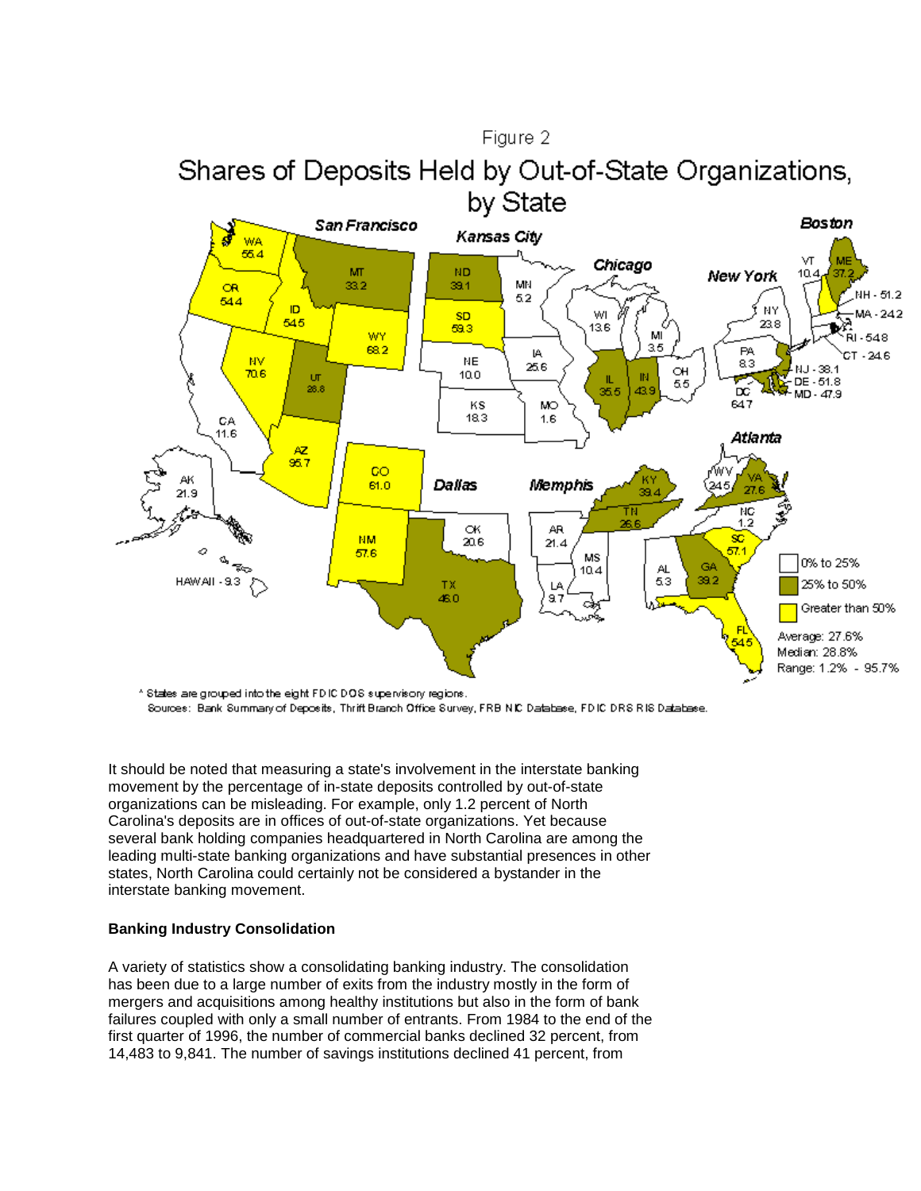Figure 2

Shares of Deposits Held by Out-of-State Organizations, by State

San Francisco

Kansas City

Chicago

New York

Boston

Dallas

Memphis

Atlanta

WA 55.4

OR 54.4

ID 54.5

MT 33.2

WY 68.2

NV 70.6

UT 28.8

CA 11.6

AZ 95.7

AK 21.9

HAWAII - 9.3

ND 39.1

SD 59.3

NE 10.0

KS 18.3

MN 5.2

IA 25.6

MO 1.6

WI 13.6

MI 3.5

IL 35.5

IN 43.9

OH 5.5

NY 23.8

PA 8.3

DC 64.7

VT 10.4

ME 37.2

NH - 51.2

MA - 24.2

RI - 54.8

CT - 24.6

NJ - 38.1

DE - 51.8

MD - 47.9

CO 61.0

NM 57.6

OK 20.6

TX 46.0

KY 39.4

TN 26.6

AR 21.4

MS 10.4

LA 9.7

WV 24.5

VA 27.6

NC 1.2

SC 57.1

GA 39.2

AL 5.3

FL 54.5

0% to 25%

25% to 50%

Greater than 50%

Average: 27.6%

Median: 28.8%

Range: 1.2% - 95.7%

* States are grouped into the eight FDIC DOS supervisory regions.
Sources: Bank Summary of Deposits, Thrift Branch Office Survey, FRB NIC Database, FDIC DRS RIS Database.

It should be noted that measuring a state's involvement in the interstate banking movement by the percentage of in-state deposits controlled by out-of-state organizations can be misleading. For example, only 1.2 percent of North Carolina's deposits are in offices of out-of-state organizations. Yet because several bank holding companies headquartered in North Carolina are among the leading multi-state banking organizations and have substantial presences in other states, North Carolina could certainly not be considered a bystander in the interstate banking movement.

**Banking Industry Consolidation**

A variety of statistics show a consolidating banking industry. The consolidation has been due to a large number of exits from the industry mostly in the form of mergers and acquisitions among healthy institutions but also in the form of bank failures coupled with only a small number of entrants. From 1984 to the end of the first quarter of 1996, the number of commercial banks declined 32 percent, from 14,483 to 9,841. The number of savings institutions declined 41 percent, from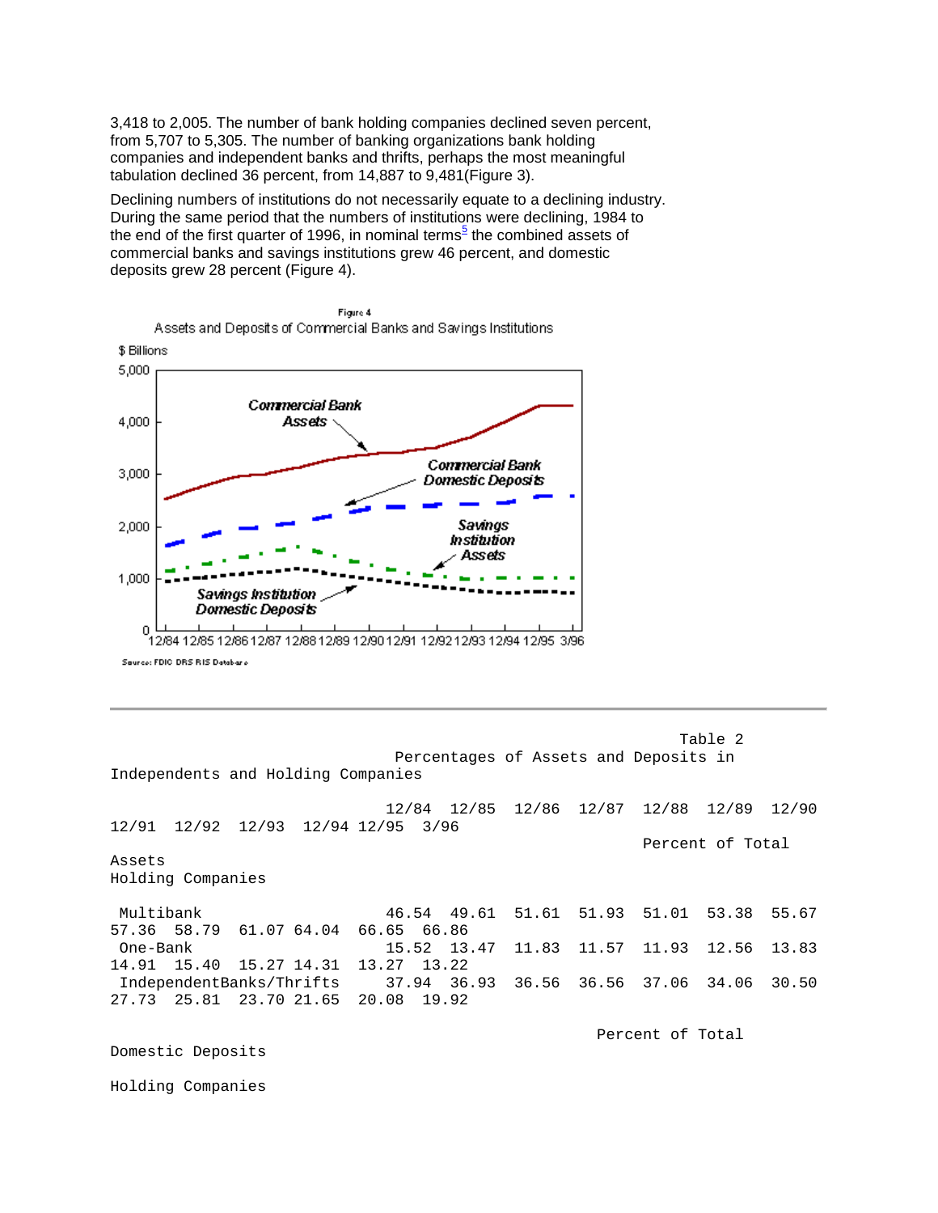3,418 to 2,005. The number of bank holding companies declined seven percent, from 5,707 to 5,305. The number of banking organizations bank holding companies and independent banks and thrifts, perhaps the most meaningful tabulation declined 36 percent, from 14,887 to 9,481(Figure 3).

Declining numbers of institutions do not necessarily equate to a declining industry. During the same period that the numbers of institutions were declining, 1984 to the end of the first quarter of 1996, in nominal terms[5] the combined assets of commercial banks and savings institutions grew 46 percent, and domestic deposits grew 28 percent (Figure 4).

Figure 4

Assets and Deposits of Commercial Banks and Savings Institutions

$ Billions

5,000
4,000
3,000
2,000
1,000
0

Commercial Bank Assets

Commercial Bank Domestic Deposits

Savings Institution Assets

Savings Institution Domestic Deposits

12/84 12/85 12/86 12/87 12/88 12/89 12/90 12/91 12/92 12/93 12/94 12/95 3/96

Source: FDIC DRS RIS Database

---

Table 2

Percentages of Assets and Deposits in Independents and Holding Companies

| | 12/84 | 12/85 | 12/86 | 12/87 | 12/88 | 12/89 | 12/90 | 12/91 | 12/92 | 12/93 | 12/94 | 12/95 | 3/96 |
|---|---|---|---|---|---|---|---|---|---|---|---|---|---|
| | Percent of Total | | | | | | | | | | | | |
| **Assets** | | | | | | | | | | | | | |
| Holding Companies | | | | | | | | | | | | | |
| Multibank | 46.54 | 49.61 | 51.61 | 51.93 | 51.01 | 53.38 | 55.67 | 57.36 | 58.79 | 61.07 | 64.04 | 66.65 | 66.86 |
| One-Bank | 15.52 | 13.47 | 11.83 | 11.57 | 11.93 | 12.56 | 13.83 | 14.91 | 15.40 | 15.27 | 14.31 | 13.27 | 13.22 |
| IndependentBanks/Thrifts | 37.94 | 36.93 | 36.56 | 36.56 | 37.06 | 34.06 | 30.50 | 27.73 | 25.81 | 23.70 | 21.65 | 20.08 | 19.92 |
| | Percent of Total | | | | | | | | | | | | |
| **Domestic Deposits** | | | | | | | | | | | | | |
| Holding Companies | | | | | | | | | | | | | |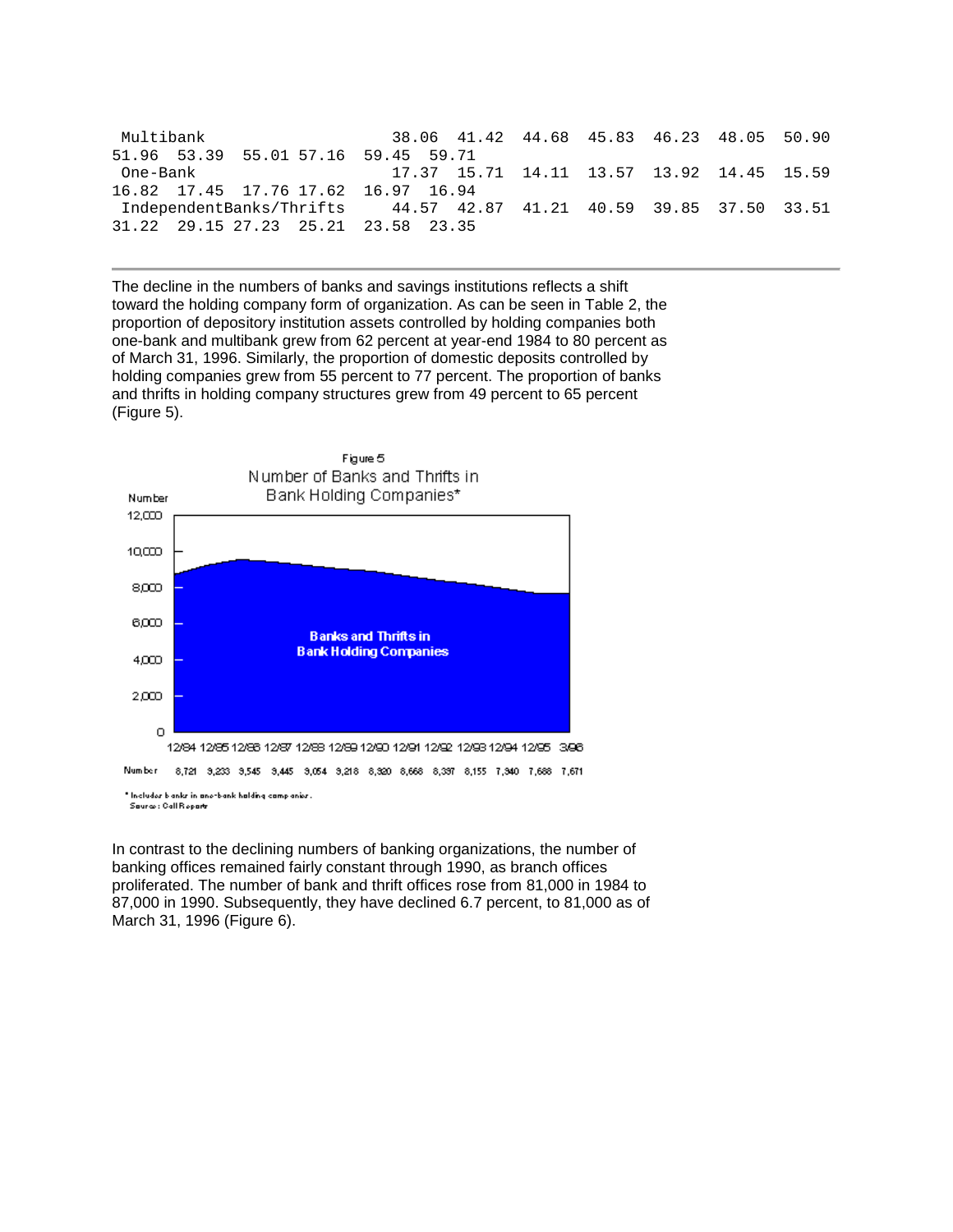| | | | | | | | | | | | | | |
|---|---|---|---|---|---|---|---|---|---|---|---|---|---|
| Multibank | 38.06 | 41.42 | 44.68 | 45.83 | 46.23 | 48.05 | 50.90 | 51.96 | 53.39 | 55.01 | 57.16 | 59.45 | 59.71 |
| One-Bank | 17.37 | 15.71 | 14.11 | 13.57 | 13.92 | 14.45 | 15.59 | 16.82 | 17.45 | 17.76 | 17.62 | 16.97 | 16.94 |
| IndependentBanks/Thrifts | 44.57 | 42.87 | 41.21 | 40.59 | 39.85 | 37.50 | 33.51 | 31.22 | 29.15 | 27.23 | 25.21 | 23.58 | 23.35 |

---

The decline in the numbers of banks and savings institutions reflects a shift toward the holding company form of organization. As can be seen in Table 2, the proportion of depository institution assets controlled by holding companies both one-bank and multibank grew from 62 percent at year-end 1984 to 80 percent as of March 31, 1996. Similarly, the proportion of domestic deposits controlled by holding companies grew from 55 percent to 77 percent. The proportion of banks and thrifts in holding company structures grew from 49 percent to 65 percent (Figure 5).

Figure 5

Number of Banks and Thrifts in Bank Holding Companies*

Number

12,000
10,000
8,000
6,000
4,000
2,000
0

Banks and Thrifts in Bank Holding Companies

12/84 12/85 12/86 12/87 12/88 12/89 12/90 12/91 12/92 12/93 12/94 12/95 3/96

Number 8,721 9,233 9,545 9,445 9,054 9,218 8,920 8,668 8,397 8,155 7,940 7,688 7,671

* Includes banks in one-bank holding companies.
Source: Call Reports

In contrast to the declining numbers of banking organizations, the number of banking offices remained fairly constant through 1990, as branch offices proliferated. The number of bank and thrift offices rose from 81,000 in 1984 to 87,000 in 1990. Subsequently, they have declined 6.7 percent, to 81,000 as of March 31, 1996 (Figure 6).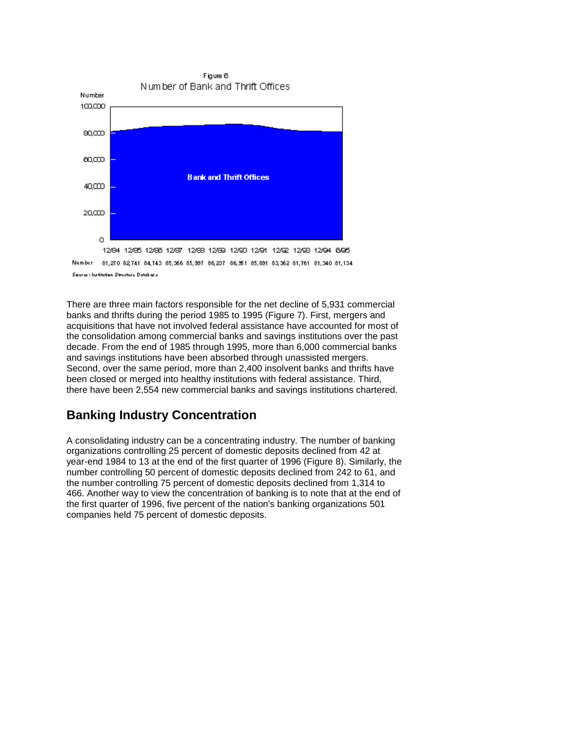Figure 6

Number of Bank and Thrift Offices

Number

100,000

80,000

60,000

40,000

20,000

0

Bank and Thrift Offices

12/84 12/85 12/86 12/87 12/88 12/89 12/90 12/91 12/92 12/93 12/94 6/95

Number 81,270 82,741 84,743 85,366 85,887 86,237 86,351 85,881 83,362 81,761 81,340 81,134

Source: Institution Structure Database

There are three main factors responsible for the net decline of 5,931 commercial banks and thrifts during the period 1985 to 1995 (Figure 7). First, mergers and acquisitions that have not involved federal assistance have accounted for most of the consolidation among commercial banks and savings institutions over the past decade. From the end of 1985 through 1995, more than 6,000 commercial banks and savings institutions have been absorbed through unassisted mergers. Second, over the same period, more than 2,400 insolvent banks and thrifts have been closed or merged into healthy institutions with federal assistance. Third, there have been 2,554 new commercial banks and savings institutions chartered.

## Banking Industry Concentration

A consolidating industry can be a concentrating industry. The number of banking organizations controlling 25 percent of domestic deposits declined from 42 at year-end 1984 to 13 at the end of the first quarter of 1996 (Figure 8). Similarly, the number controlling 50 percent of domestic deposits declined from 242 to 61, and the number controlling 75 percent of domestic deposits declined from 1,314 to 466. Another way to view the concentration of banking is to note that at the end of the first quarter of 1996, five percent of the nation's banking organizations 501 companies held 75 percent of domestic deposits.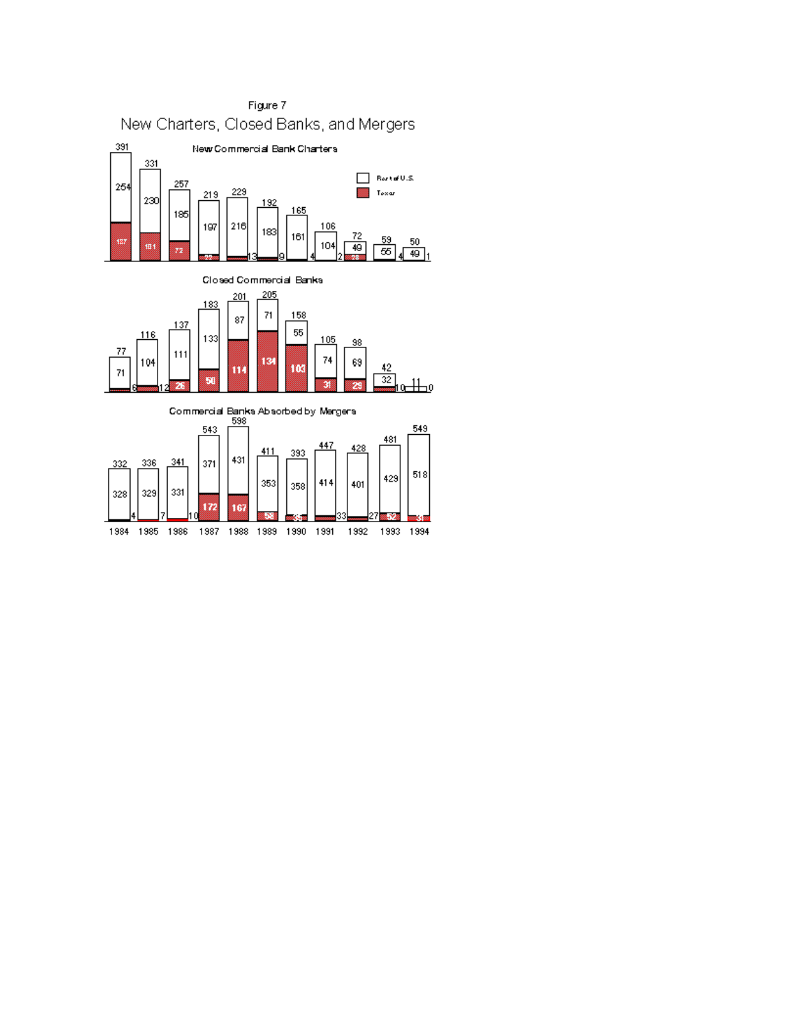Figure 7

New Charters, Closed Banks, and Mergers

New Commercial Bank Charters

Rest of U.S.

Texas

391 254 137
331 230 101
257 185 72
219 197 22
229 216 13
192 183 9
165 161 4
106 104 2
72 49 23
59 55 4
50 49 1

Closed Commercial Banks

77 71 6
116 104 12
137 111 26
183 133 50
201 87 114
205 71 134
158 55 103
105 74 31
98 69 29
42 32 10
11 0

Commercial Banks Absorbed by Mergers

332 328 4
336 329 7
341 331 10
543 371 172
598 431 167
411 353 58
393 358 35
447 414 33
428 401 27
481 429 52
549 518 31

1984 1985 1986 1987 1988 1989 1990 1991 1992 1993 1994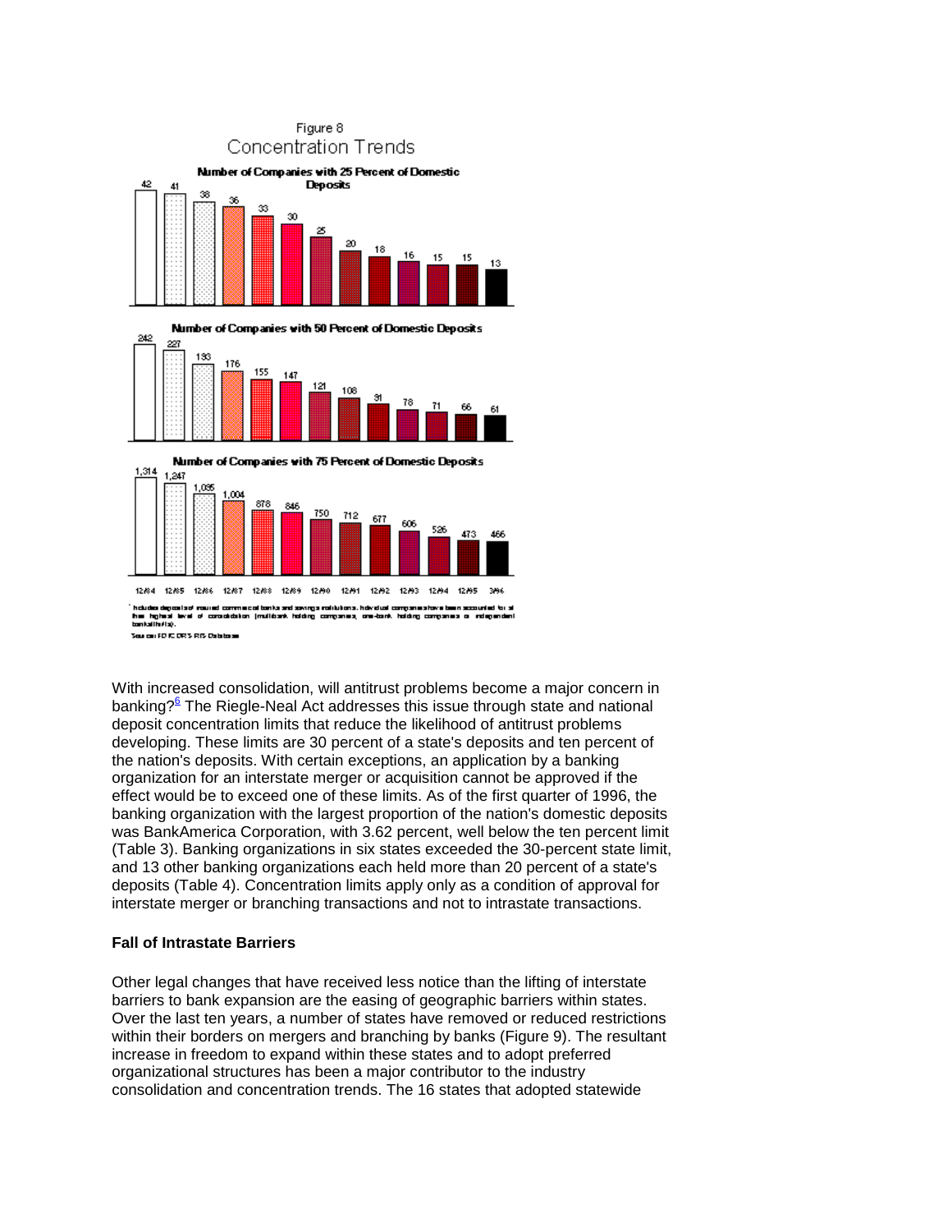Figure 8
Concentration Trends

**Number of Companies with 25 Percent of Domestic Deposits**

42 41 38 36 33 30 25 20 18 16 15 15 13

**Number of Companies with 50 Percent of Domestic Deposits**

242 227 193 176 155 147 121 106 91 78 71 66 61

**Number of Companies with 75 Percent of Domestic Deposits**

1,314 1,247 1,095 1,004 878 846 750 712 677 606 526 473 456

12/84 12/85 12/86 12/87 12/88 12/89 12/90 12/91 12/92 12/93 12/94 12/95 3/96

* Includes deposits of insured commercial banks and savings institutions. Individual companies have been accounted for at their highest level of consolidation (multibank holding companies, one-bank holding companies or independent banks/thrifts).

Source: FDIC DRS RIS Database

With increased consolidation, will antitrust problems become a major concern in banking?[6] The Riegle-Neal Act addresses this issue through state and national deposit concentration limits that reduce the likelihood of antitrust problems developing. These limits are 30 percent of a state's deposits and ten percent of the nation's deposits. With certain exceptions, an application by a banking organization for an interstate merger or acquisition cannot be approved if the effect would be to exceed one of these limits. As of the first quarter of 1996, the banking organization with the largest proportion of the nation's domestic deposits was BankAmerica Corporation, with 3.62 percent, well below the ten percent limit (Table 3). Banking organizations in six states exceeded the 30-percent state limit, and 13 other banking organizations each held more than 20 percent of a state's deposits (Table 4). Concentration limits apply only as a condition of approval for interstate merger or branching transactions and not to intrastate transactions.

**Fall of Intrastate Barriers**

Other legal changes that have received less notice than the lifting of interstate barriers to bank expansion are the easing of geographic barriers within states. Over the last ten years, a number of states have removed or reduced restrictions within their borders on mergers and branching by banks (Figure 9). The resultant increase in freedom to expand within these states and to adopt preferred organizational structures has been a major contributor to the industry consolidation and concentration trends. The 16 states that adopted statewide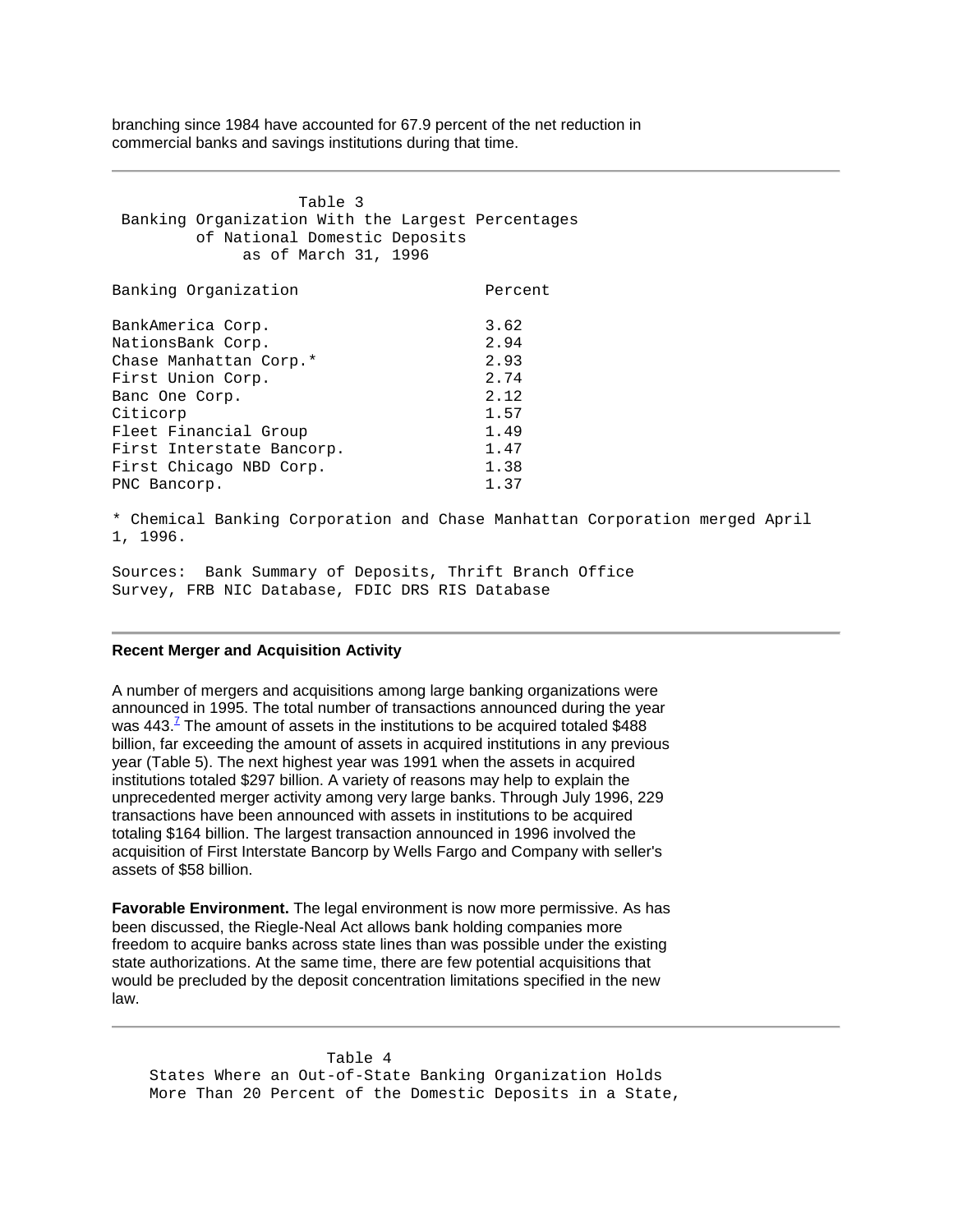branching since 1984 have accounted for 67.9 percent of the net reduction in commercial banks and savings institutions during that time.

---

Table 3
Banking Organization With the Largest Percentages of National Domestic Deposits as of March 31, 1996

| Banking Organization | Percent |
|---|---|
| BankAmerica Corp. | 3.62 |
| NationsBank Corp. | 2.94 |
| Chase Manhattan Corp.* | 2.93 |
| First Union Corp. | 2.74 |
| Banc One Corp. | 2.12 |
| Citicorp | 1.57 |
| Fleet Financial Group | 1.49 |
| First Interstate Bancorp. | 1.47 |
| First Chicago NBD Corp. | 1.38 |
| PNC Bancorp. | 1.37 |

* Chemical Banking Corporation and Chase Manhattan Corporation merged April 1, 1996.

Sources: Bank Summary of Deposits, Thrift Branch Office Survey, FRB NIC Database, FDIC DRS RIS Database

---

**Recent Merger and Acquisition Activity**

A number of mergers and acquisitions among large banking organizations were announced in 1995. The total number of transactions announced during the year was 443.[7] The amount of assets in the institutions to be acquired totaled $488 billion, far exceeding the amount of assets in acquired institutions in any previous year (Table 5). The next highest year was 1991 when the assets in acquired institutions totaled $297 billion. A variety of reasons may help to explain the unprecedented merger activity among very large banks. Through July 1996, 229 transactions have been announced with assets in institutions to be acquired totaling $164 billion. The largest transaction announced in 1996 involved the acquisition of First Interstate Bancorp by Wells Fargo and Company with seller's assets of $58 billion.

**Favorable Environment.** The legal environment is now more permissive. As has been discussed, the Riegle-Neal Act allows bank holding companies more freedom to acquire banks across state lines than was possible under the existing state authorizations. At the same time, there are few potential acquisitions that would be precluded by the deposit concentration limitations specified in the new law.

---

Table 4
States Where an Out-of-State Banking Organization Holds More Than 20 Percent of the Domestic Deposits in a State,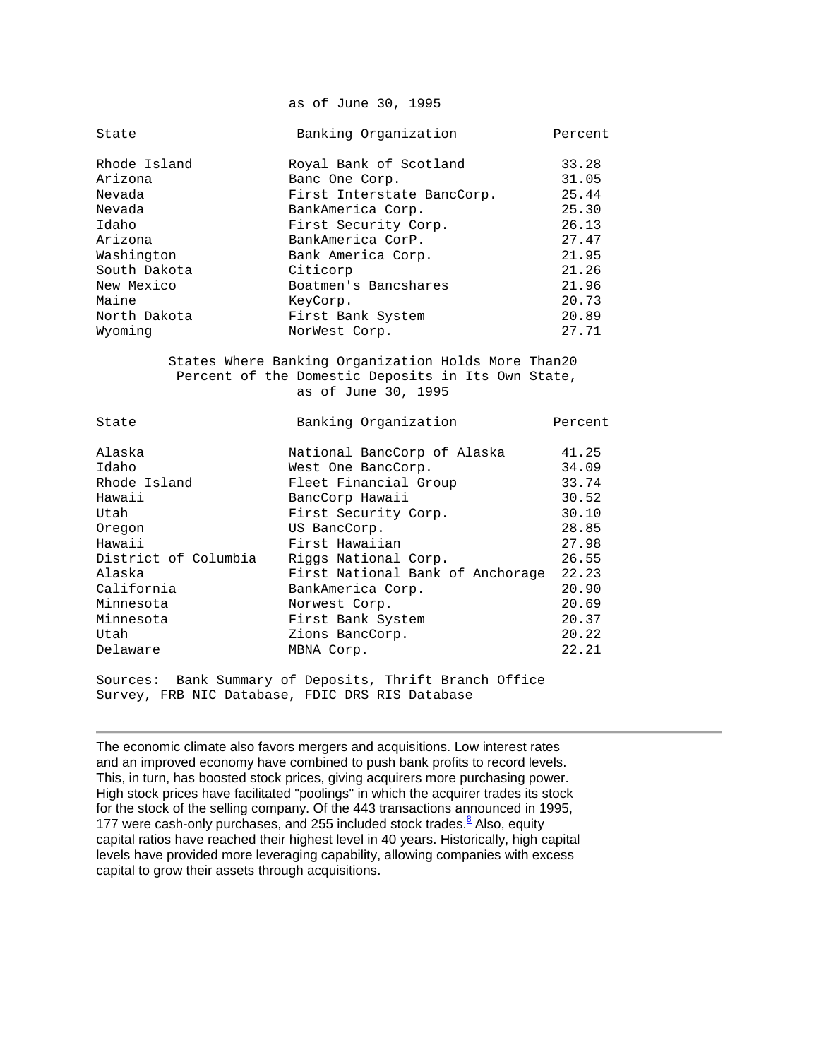as of June 30, 1995

| State | Banking Organization | Percent |
|---|---|---|
| Rhode Island | Royal Bank of Scotland | 33.28 |
| Arizona | Banc One Corp. | 31.05 |
| Nevada | First Interstate BancCorp. | 25.44 |
| Nevada | BankAmerica Corp. | 25.30 |
| Idaho | First Security Corp. | 26.13 |
| Arizona | BankAmerica CorP. | 27.47 |
| Washington | Bank America Corp. | 21.95 |
| South Dakota | Citicorp | 21.26 |
| New Mexico | Boatmen's Bancshares | 21.96 |
| Maine | KeyCorp. | 20.73 |
| North Dakota | First Bank System | 20.89 |
| Wyoming | NorWest Corp. | 27.71 |

States Where Banking Organization Holds More Than20 Percent of the Domestic Deposits in Its Own State, as of June 30, 1995

| State | Banking Organization | Percent |
|---|---|---|
| Alaska | National BancCorp of Alaska | 41.25 |
| Idaho | West One BancCorp. | 34.09 |
| Rhode Island | Fleet Financial Group | 33.74 |
| Hawaii | BancCorp Hawaii | 30.52 |
| Utah | First Security Corp. | 30.10 |
| Oregon | US BancCorp. | 28.85 |
| Hawaii | First Hawaiian | 27.98 |
| District of Columbia | Riggs National Corp. | 26.55 |
| Alaska | First National Bank of Anchorage | 22.23 |
| California | BankAmerica Corp. | 20.90 |
| Minnesota | Norwest Corp. | 20.69 |
| Minnesota | First Bank System | 20.37 |
| Utah | Zions BancCorp. | 20.22 |
| Delaware | MBNA Corp. | 22.21 |

Sources: Bank Summary of Deposits, Thrift Branch Office Survey, FRB NIC Database, FDIC DRS RIS Database

---

The economic climate also favors mergers and acquisitions. Low interest rates and an improved economy have combined to push bank profits to record levels. This, in turn, has boosted stock prices, giving acquirers more purchasing power. High stock prices have facilitated "poolings" in which the acquirer trades its stock for the stock of the selling company. Of the 443 transactions announced in 1995, 177 were cash-only purchases, and 255 included stock trades.[8] Also, equity capital ratios have reached their highest level in 40 years. Historically, high capital levels have provided more leveraging capability, allowing companies with excess capital to grow their assets through acquisitions.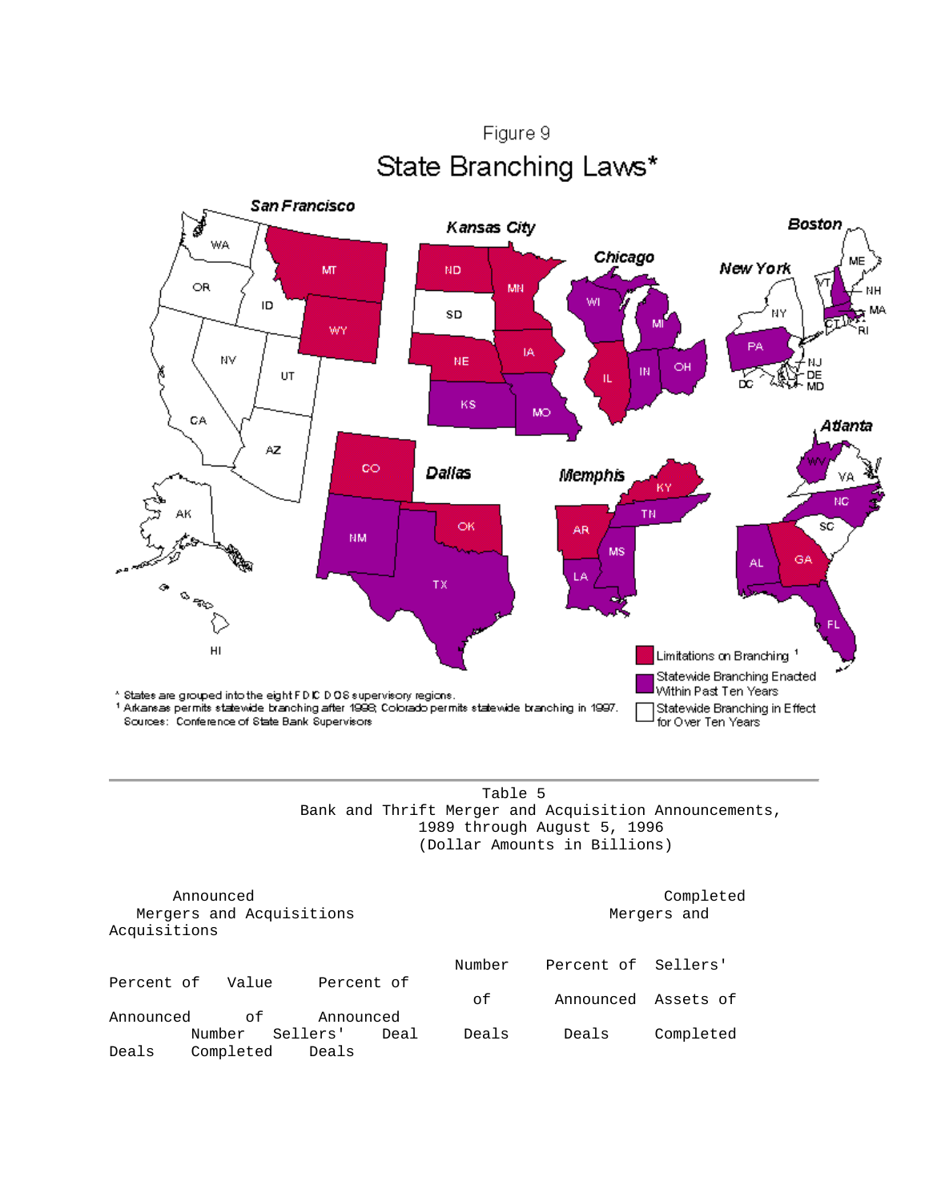Figure 9

State Branching Laws*

San Francisco

Kansas City

Chicago

Boston

New York

Atlanta

Dallas

Memphis

WA OR ID MT WY NV UT CA AZ AK HI ND SD MN NE IA KS MO WI MI IL IN OH NY PA NJ DE MD DC ME VT NH MA CT RI WV VA NC SC GA AL FL KY TN AR MS LA CO OK NM TX

Limitations on Branching [1]

Statewide Branching Enacted Within Past Ten Years

Statewide Branching in Effect for Over Ten Years

* States are grouped into the eight FDIC DOS supervisory regions.

[1] Arkansas permits statewide branching after 1998; Colorado permits statewide branching in 1997.

Sources: Conference of State Bank Supervisors

Table 5
Bank and Thrift Merger and Acquisition Announcements,
1989 through August 5, 1996
(Dollar Amounts in Billions)

| Announced Mergers and Acquisitions | | | | Completed Mergers and Acquisitions | | |
|---|---|---|---|---|---|---|
| Number | Percent of Announced Deals | Value of Deal | Percent of Announced Deals | Number of Deals | Percent of Announced Deals Completed | Sellers' Assets of Completed Deals |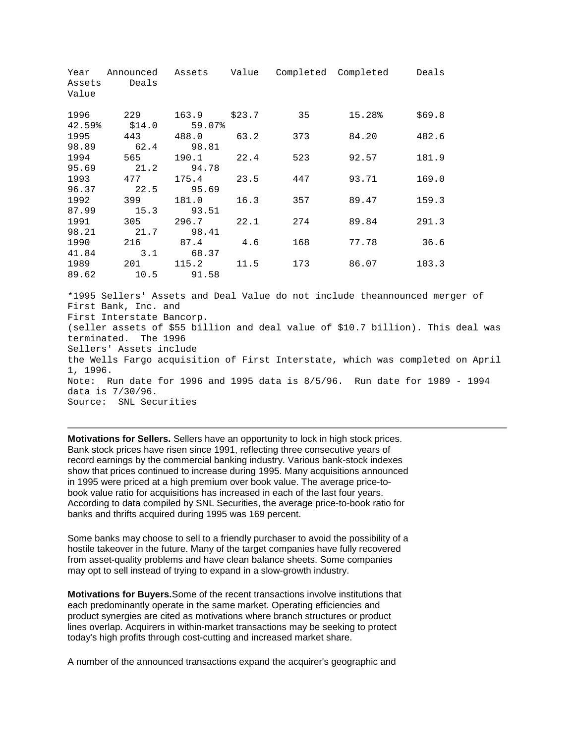| Year | Announced | Assets | Value | Completed | Completed | Deals | Assets | Deals | Value |
|---|---|---|---|---|---|---|---|---|---|
| 1996 | 229 | 163.9 | $23.7 | 35 | 15.28% | $69.8 | 42.59% | $14.0 | 59.07% |
| 1995 | 443 | 488.0 | 63.2 | 373 | 84.20 | 482.6 | 98.89 | 62.4 | 98.81 |
| 1994 | 565 | 190.1 | 22.4 | 523 | 92.57 | 181.9 | 95.69 | 21.2 | 94.78 |
| 1993 | 477 | 175.4 | 23.5 | 447 | 93.71 | 169.0 | 96.37 | 22.5 | 95.69 |
| 1992 | 399 | 181.0 | 16.3 | 357 | 89.47 | 159.3 | 87.99 | 15.3 | 93.51 |
| 1991 | 305 | 296.7 | 22.1 | 274 | 89.84 | 291.3 | 98.21 | 21.7 | 98.41 |
| 1990 | 216 | 87.4 | 4.6 | 168 | 77.78 | 36.6 | 41.84 | 3.1 | 68.37 |
| 1989 | 201 | 115.2 | 11.5 | 173 | 86.07 | 103.3 | 89.62 | 10.5 | 91.58 |

*1995 Sellers' Assets and Deal Value do not include theannounced merger of First Bank, Inc. and First Interstate Bancorp. (seller assets of $55 billion and deal value of $10.7 billion). This deal was terminated. The 1996 Sellers' Assets include the Wells Fargo acquisition of First Interstate, which was completed on April 1, 1996.

Note: Run date for 1996 and 1995 data is 8/5/96. Run date for 1989 - 1994 data is 7/30/96.

Source: SNL Securities

---

**Motivations for Sellers.** Sellers have an opportunity to lock in high stock prices. Bank stock prices have risen since 1991, reflecting three consecutive years of record earnings by the commercial banking industry. Various bank-stock indexes show that prices continued to increase during 1995. Many acquisitions announced in 1995 were priced at a high premium over book value. The average price-to-book value ratio for acquisitions has increased in each of the last four years. According to data compiled by SNL Securities, the average price-to-book ratio for banks and thrifts acquired during 1995 was 169 percent.

Some banks may choose to sell to a friendly purchaser to avoid the possibility of a hostile takeover in the future. Many of the target companies have fully recovered from asset-quality problems and have clean balance sheets. Some companies may opt to sell instead of trying to expand in a slow-growth industry.

**Motivations for Buyers.**Some of the recent transactions involve institutions that each predominantly operate in the same market. Operating efficiencies and product synergies are cited as motivations where branch structures or product lines overlap. Acquirers in within-market transactions may be seeking to protect today's high profits through cost-cutting and increased market share.

A number of the announced transactions expand the acquirer's geographic and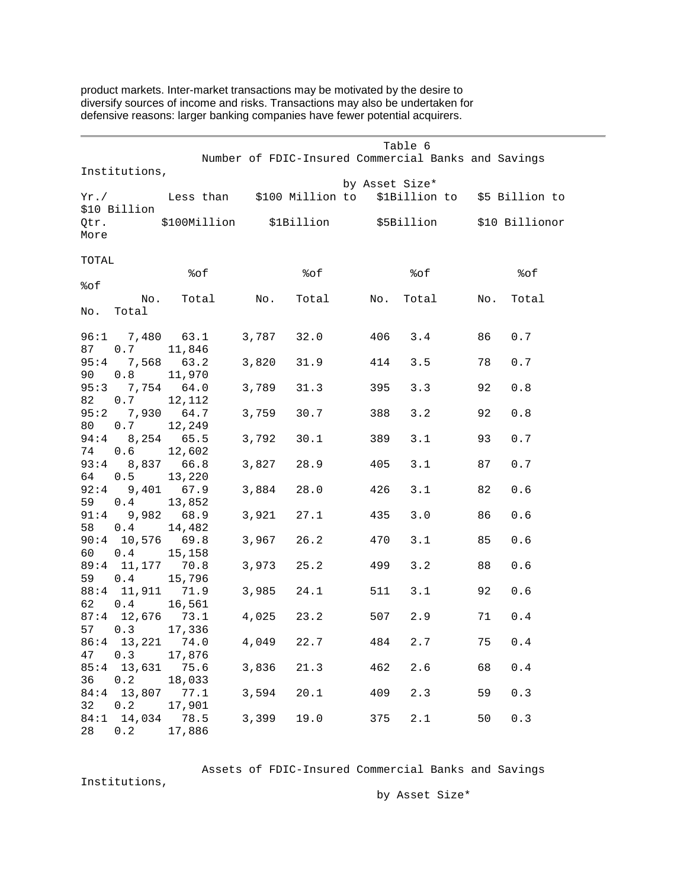product markets. Inter-market transactions may be motivated by the desire to diversify sources of income and risks. Transactions may also be undertaken for defensive reasons: larger banking companies have fewer potential acquirers.

---

Table 6

Number of FDIC-Insured Commercial Banks and Savings Institutions, by Asset Size*

| Yr./ Qtr. | Less than $100Million | | $100 Million to $1Billion | | $1Billion to $5Billion | | $5 Billion to $10 Billion | | $10 Billion or More | | TOTAL |
|---|---|---|---|---|---|---|---|---|---|---|---|
| | No. | %of Total | No. | %of Total | No. | %of Total | No. | %of Total | No. | %of Total | |
| 96:1 | 7,480 | 63.1 | 3,787 | 32.0 | 406 | 3.4 | 86 | 0.7 | 87 | 0.7 | 11,846 |
| 95:4 | 7,568 | 63.2 | 3,820 | 31.9 | 414 | 3.5 | 78 | 0.7 | 90 | 0.8 | 11,970 |
| 95:3 | 7,754 | 64.0 | 3,789 | 31.3 | 395 | 3.3 | 92 | 0.8 | 82 | 0.7 | 12,112 |
| 95:2 | 7,930 | 64.7 | 3,759 | 30.7 | 388 | 3.2 | 92 | 0.8 | 80 | 0.7 | 12,249 |
| 94:4 | 8,254 | 65.5 | 3,792 | 30.1 | 389 | 3.1 | 93 | 0.7 | 74 | 0.6 | 12,602 |
| 93:4 | 8,837 | 66.8 | 3,827 | 28.9 | 405 | 3.1 | 87 | 0.7 | 64 | 0.5 | 13,220 |
| 92:4 | 9,401 | 67.9 | 3,884 | 28.0 | 426 | 3.1 | 82 | 0.6 | 59 | 0.4 | 13,852 |
| 91:4 | 9,982 | 68.9 | 3,921 | 27.1 | 435 | 3.0 | 86 | 0.6 | 58 | 0.4 | 14,482 |
| 90:4 | 10,576 | 69.8 | 3,967 | 26.2 | 470 | 3.1 | 85 | 0.6 | 60 | 0.4 | 15,158 |
| 89:4 | 11,177 | 70.8 | 3,973 | 25.2 | 499 | 3.2 | 88 | 0.6 | 59 | 0.4 | 15,796 |
| 88:4 | 11,911 | 71.9 | 3,985 | 24.1 | 511 | 3.1 | 92 | 0.6 | 62 | 0.4 | 16,561 |
| 87:4 | 12,676 | 73.1 | 4,025 | 23.2 | 507 | 2.9 | 71 | 0.4 | 57 | 0.3 | 17,336 |
| 86:4 | 13,221 | 74.0 | 4,049 | 22.7 | 484 | 2.7 | 75 | 0.4 | 47 | 0.3 | 17,876 |
| 85:4 | 13,631 | 75.6 | 3,836 | 21.3 | 462 | 2.6 | 68 | 0.4 | 36 | 0.2 | 18,033 |
| 84:4 | 13,807 | 77.1 | 3,594 | 20.1 | 409 | 2.3 | 59 | 0.3 | 32 | 0.2 | 17,901 |
| 84:1 | 14,034 | 78.5 | 3,399 | 19.0 | 375 | 2.1 | 50 | 0.3 | 28 | 0.2 | 17,886 |

Assets of FDIC-Insured Commercial Banks and Savings Institutions, by Asset Size*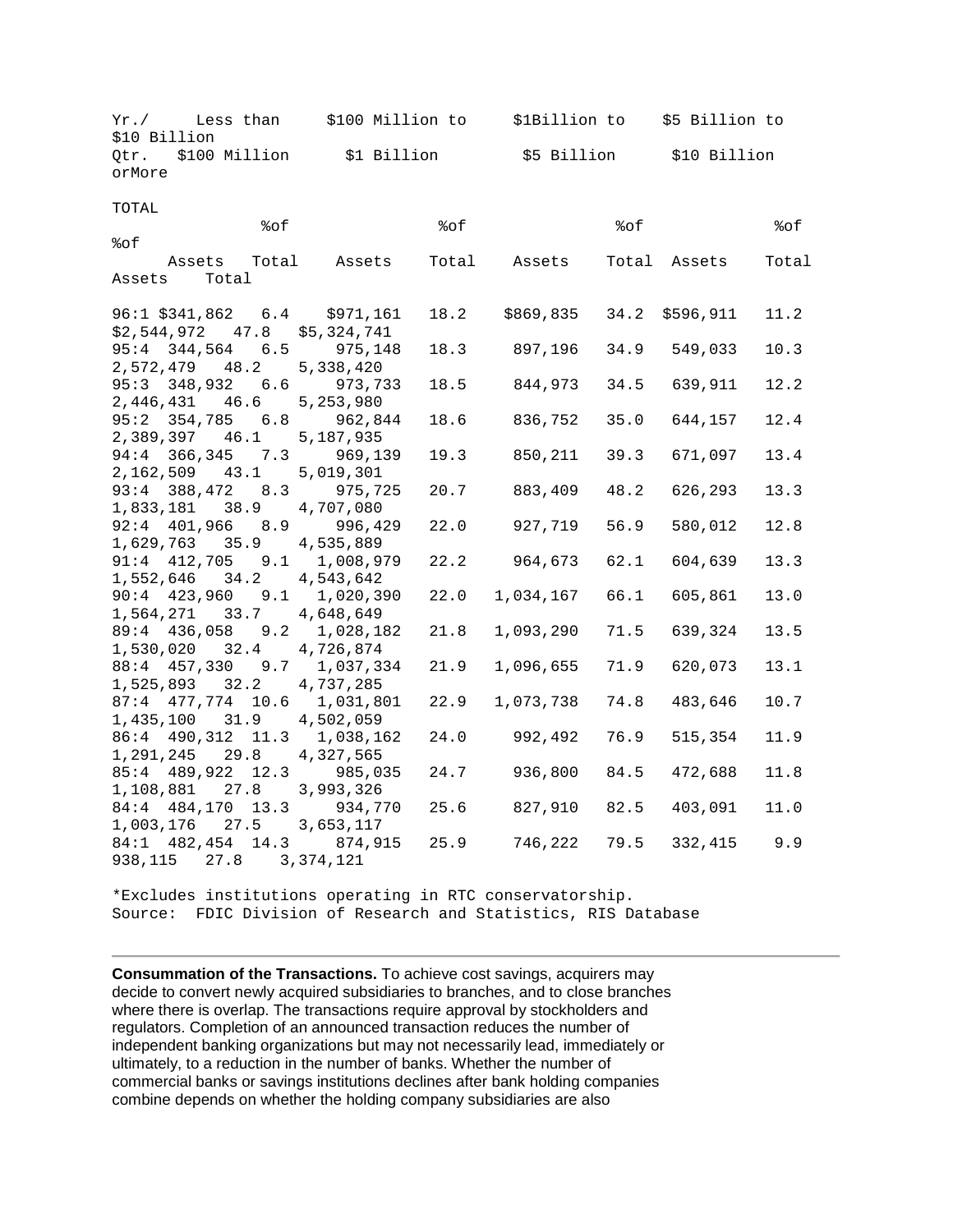| Yr./ Qtr. | Less than $100 Million | | $100 Million to $1 Billion | | $1Billion to $5 Billion | | $5 Billion to $10 Billion | | $10 Billion orMore | | TOTAL |
|---|---|---|---|---|---|---|---|---|---|---|---|
| | Assets | %of Total | Assets | %of Total | Assets | %of Total | Assets | %of Total | Assets | %of Total | |
| 96:1 | $341,862 | 6.4 | $971,161 | 18.2 | $869,835 | 34.2 | $596,911 | 11.2 | $2,544,972 | 47.8 | $5,324,741 |
| 95:4 | 344,564 | 6.5 | 975,148 | 18.3 | 897,196 | 34.9 | 549,033 | 10.3 | 2,572,479 | 48.2 | 5,338,420 |
| 95:3 | 348,932 | 6.6 | 973,733 | 18.5 | 844,973 | 34.5 | 639,911 | 12.2 | 2,446,431 | 46.6 | 5,253,980 |
| 95:2 | 354,785 | 6.8 | 962,844 | 18.6 | 836,752 | 35.0 | 644,157 | 12.4 | 2,389,397 | 46.1 | 5,187,935 |
| 94:4 | 366,345 | 7.3 | 969,139 | 19.3 | 850,211 | 39.3 | 671,097 | 13.4 | 2,162,509 | 43.1 | 5,019,301 |
| 93:4 | 388,472 | 8.3 | 975,725 | 20.7 | 883,409 | 48.2 | 626,293 | 13.3 | 1,833,181 | 38.9 | 4,707,080 |
| 92:4 | 401,966 | 8.9 | 996,429 | 22.0 | 927,719 | 56.9 | 580,012 | 12.8 | 1,629,763 | 35.9 | 4,535,889 |
| 91:4 | 412,705 | 9.1 | 1,008,979 | 22.2 | 964,673 | 62.1 | 604,639 | 13.3 | 1,552,646 | 34.2 | 4,543,642 |
| 90:4 | 423,960 | 9.1 | 1,020,390 | 22.0 | 1,034,167 | 66.1 | 605,861 | 13.0 | 1,564,271 | 33.7 | 4,648,649 |
| 89:4 | 436,058 | 9.2 | 1,028,182 | 21.8 | 1,093,290 | 71.5 | 639,324 | 13.5 | 1,530,020 | 32.4 | 4,726,874 |
| 88:4 | 457,330 | 9.7 | 1,037,334 | 21.9 | 1,096,655 | 71.9 | 620,073 | 13.1 | 1,525,893 | 32.2 | 4,737,285 |
| 87:4 | 477,774 | 10.6 | 1,031,801 | 22.9 | 1,073,738 | 74.8 | 483,646 | 10.7 | 1,435,100 | 31.9 | 4,502,059 |
| 86:4 | 490,312 | 11.3 | 1,038,162 | 24.0 | 992,492 | 76.9 | 515,354 | 11.9 | 1,291,245 | 29.8 | 4,327,565 |
| 85:4 | 489,922 | 12.3 | 985,035 | 24.7 | 936,800 | 84.5 | 472,688 | 11.8 | 1,108,881 | 27.8 | 3,993,326 |
| 84:4 | 484,170 | 13.3 | 934,770 | 25.6 | 827,910 | 82.5 | 403,091 | 11.0 | 1,003,176 | 27.5 | 3,653,117 |
| 84:1 | 482,454 | 14.3 | 874,915 | 25.9 | 746,222 | 79.5 | 332,415 | 9.9 | 938,115 | 27.8 | 3,374,121 |

*Excludes institutions operating in RTC conservatorship.
Source: FDIC Division of Research and Statistics, RIS Database

---

**Consummation of the Transactions.** To achieve cost savings, acquirers may decide to convert newly acquired subsidiaries to branches, and to close branches where there is overlap. The transactions require approval by stockholders and regulators. Completion of an announced transaction reduces the number of independent banking organizations but may not necessarily lead, immediately or ultimately, to a reduction in the number of banks. Whether the number of commercial banks or savings institutions declines after bank holding companies combine depends on whether the holding company subsidiaries are also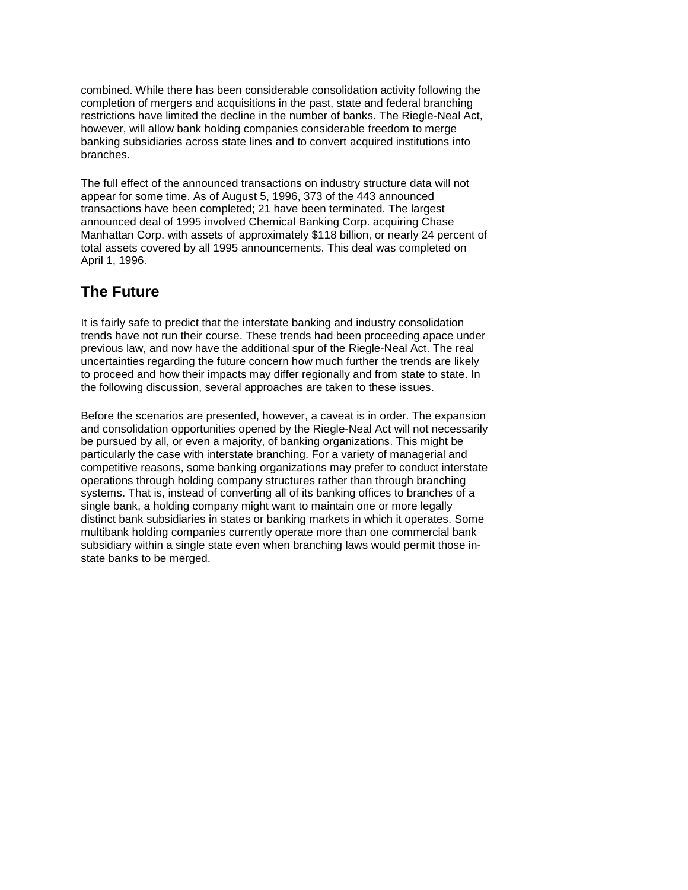combined. While there has been considerable consolidation activity following the completion of mergers and acquisitions in the past, state and federal branching restrictions have limited the decline in the number of banks. The Riegle-Neal Act, however, will allow bank holding companies considerable freedom to merge banking subsidiaries across state lines and to convert acquired institutions into branches.

The full effect of the announced transactions on industry structure data will not appear for some time. As of August 5, 1996, 373 of the 443 announced transactions have been completed; 21 have been terminated. The largest announced deal of 1995 involved Chemical Banking Corp. acquiring Chase Manhattan Corp. with assets of approximately $118 billion, or nearly 24 percent of total assets covered by all 1995 announcements. This deal was completed on April 1, 1996.

## The Future

It is fairly safe to predict that the interstate banking and industry consolidation trends have not run their course. These trends had been proceeding apace under previous law, and now have the additional spur of the Riegle-Neal Act. The real uncertainties regarding the future concern how much further the trends are likely to proceed and how their impacts may differ regionally and from state to state. In the following discussion, several approaches are taken to these issues.

Before the scenarios are presented, however, a caveat is in order. The expansion and consolidation opportunities opened by the Riegle-Neal Act will not necessarily be pursued by all, or even a majority, of banking organizations. This might be particularly the case with interstate branching. For a variety of managerial and competitive reasons, some banking organizations may prefer to conduct interstate operations through holding company structures rather than through branching systems. That is, instead of converting all of its banking offices to branches of a single bank, a holding company might want to maintain one or more legally distinct bank subsidiaries in states or banking markets in which it operates. Some multibank holding companies currently operate more than one commercial bank subsidiary within a single state even when branching laws would permit those in-state banks to be merged.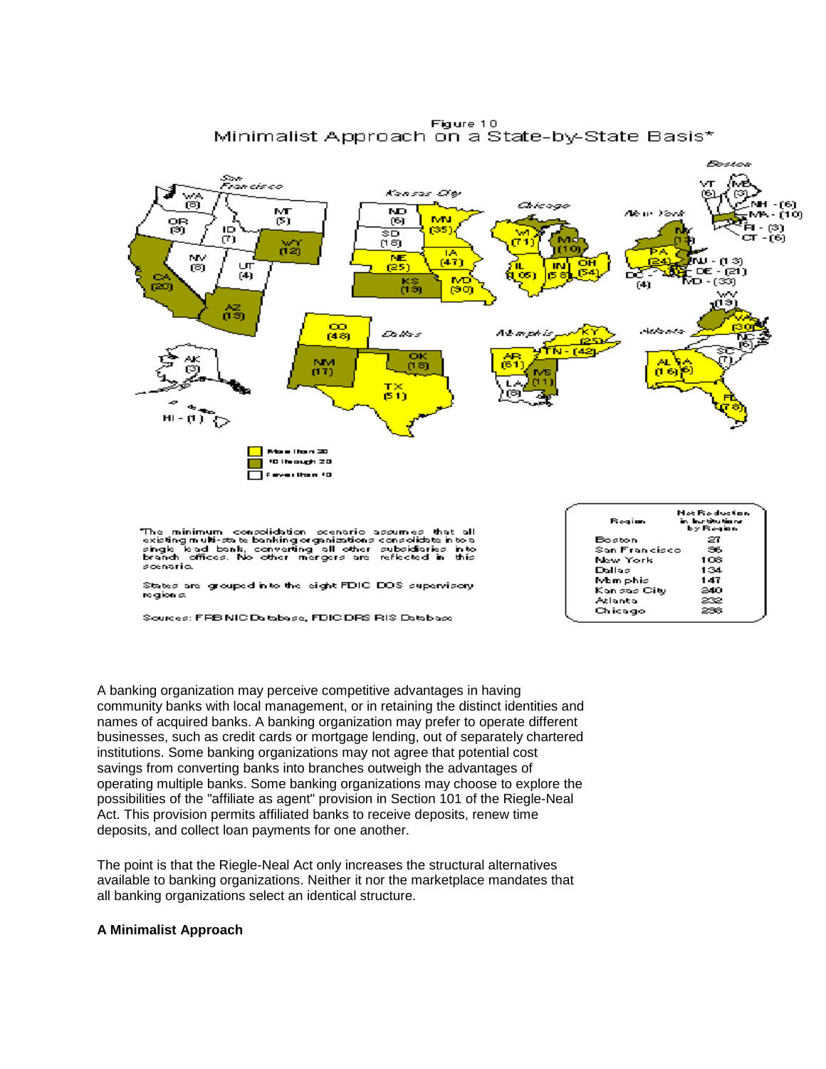Figure 10
Minimalist Approach on a State-by-State Basis*

San Francisco
WA (8)
OR (9)
ID (7)
MT (5)
WY (12)
NV (8)
UT (4)
CA (20)
AZ (13)
AK (3)
HI - (1)

Kansas City
ND (6)
SD (18)
MN (35)
NE (25)
IA (47)
KS (19)
MO (30)

Chicago
WI (71)
MI (10)
IL (105)
IN (58)
OH (54)

New York
NY (14)
PA (24)
NJ - (13)
DE - (21)
MD - (33)
DC - (4)

Boston
VT (6)
ME (3)
NH - (6)
MA - (10)
RI - (3)
CT - (6)

Dallas
CO (48)
NM (17)
OK (18)
TX (51)

Memphis
KY (25)
TN - (42)
AR (61)
MS (11)
LA (8)

Atlanta
WV (13)
VA (30)
NC (6)
SC (7)
AL (16)
GA (6)
FL (78)

More than 20
10 through 20
Fewer than 10

*The minimum consolidation scenario assumes that all existing multi-state banking organizations consolidate into a single lead bank, converting all other subsidiaries into branch offices. No other mergers are reflected in this scenario.

States are grouped into the eight FDIC DOS supervisory regions.

Sources: FRB NIC Database, FDIC DRS RIS Database

| Region | Net Reduction in Institutions by Region |
|---|---|
| Boston | 27 |
| San Francisco | 96 |
| New York | 108 |
| Dallas | 134 |
| Memphis | 147 |
| Kansas City | 240 |
| Atlanta | 232 |
| Chicago | 298 |

A banking organization may perceive competitive advantages in having community banks with local management, or in retaining the distinct identities and names of acquired banks. A banking organization may prefer to operate different businesses, such as credit cards or mortgage lending, out of separately chartered institutions. Some banking organizations may not agree that potential cost savings from converting banks into branches outweigh the advantages of operating multiple banks. Some banking organizations may choose to explore the possibilities of the "affiliate as agent" provision in Section 101 of the Riegle-Neal Act. This provision permits affiliated banks to receive deposits, renew time deposits, and collect loan payments for one another.

The point is that the Riegle-Neal Act only increases the structural alternatives available to banking organizations. Neither it nor the marketplace mandates that all banking organizations select an identical structure.

**A Minimalist Approach**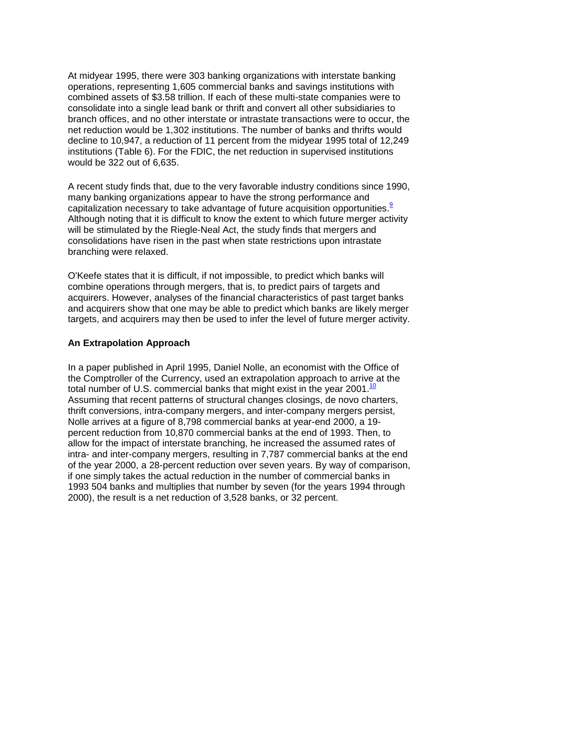At midyear 1995, there were 303 banking organizations with interstate banking operations, representing 1,605 commercial banks and savings institutions with combined assets of $3.58 trillion. If each of these multi-state companies were to consolidate into a single lead bank or thrift and convert all other subsidiaries to branch offices, and no other interstate or intrastate transactions were to occur, the net reduction would be 1,302 institutions. The number of banks and thrifts would decline to 10,947, a reduction of 11 percent from the midyear 1995 total of 12,249 institutions (Table 6). For the FDIC, the net reduction in supervised institutions would be 322 out of 6,635.

A recent study finds that, due to the very favorable industry conditions since 1990, many banking organizations appear to have the strong performance and capitalization necessary to take advantage of future acquisition opportunities.[9] Although noting that it is difficult to know the extent to which future merger activity will be stimulated by the Riegle-Neal Act, the study finds that mergers and consolidations have risen in the past when state restrictions upon intrastate branching were relaxed.

O'Keefe states that it is difficult, if not impossible, to predict which banks will combine operations through mergers, that is, to predict pairs of targets and acquirers. However, analyses of the financial characteristics of past target banks and acquirers show that one may be able to predict which banks are likely merger targets, and acquirers may then be used to infer the level of future merger activity.

**An Extrapolation Approach**

In a paper published in April 1995, Daniel Nolle, an economist with the Office of the Comptroller of the Currency, used an extrapolation approach to arrive at the total number of U.S. commercial banks that might exist in the year 2001.[10] Assuming that recent patterns of structural changes closings, de novo charters, thrift conversions, intra-company mergers, and inter-company mergers persist, Nolle arrives at a figure of 8,798 commercial banks at year-end 2000, a 19-percent reduction from 10,870 commercial banks at the end of 1993. Then, to allow for the impact of interstate branching, he increased the assumed rates of intra- and inter-company mergers, resulting in 7,787 commercial banks at the end of the year 2000, a 28-percent reduction over seven years. By way of comparison, if one simply takes the actual reduction in the number of commercial banks in 1993 504 banks and multiplies that number by seven (for the years 1994 through 2000), the result is a net reduction of 3,528 banks, or 32 percent.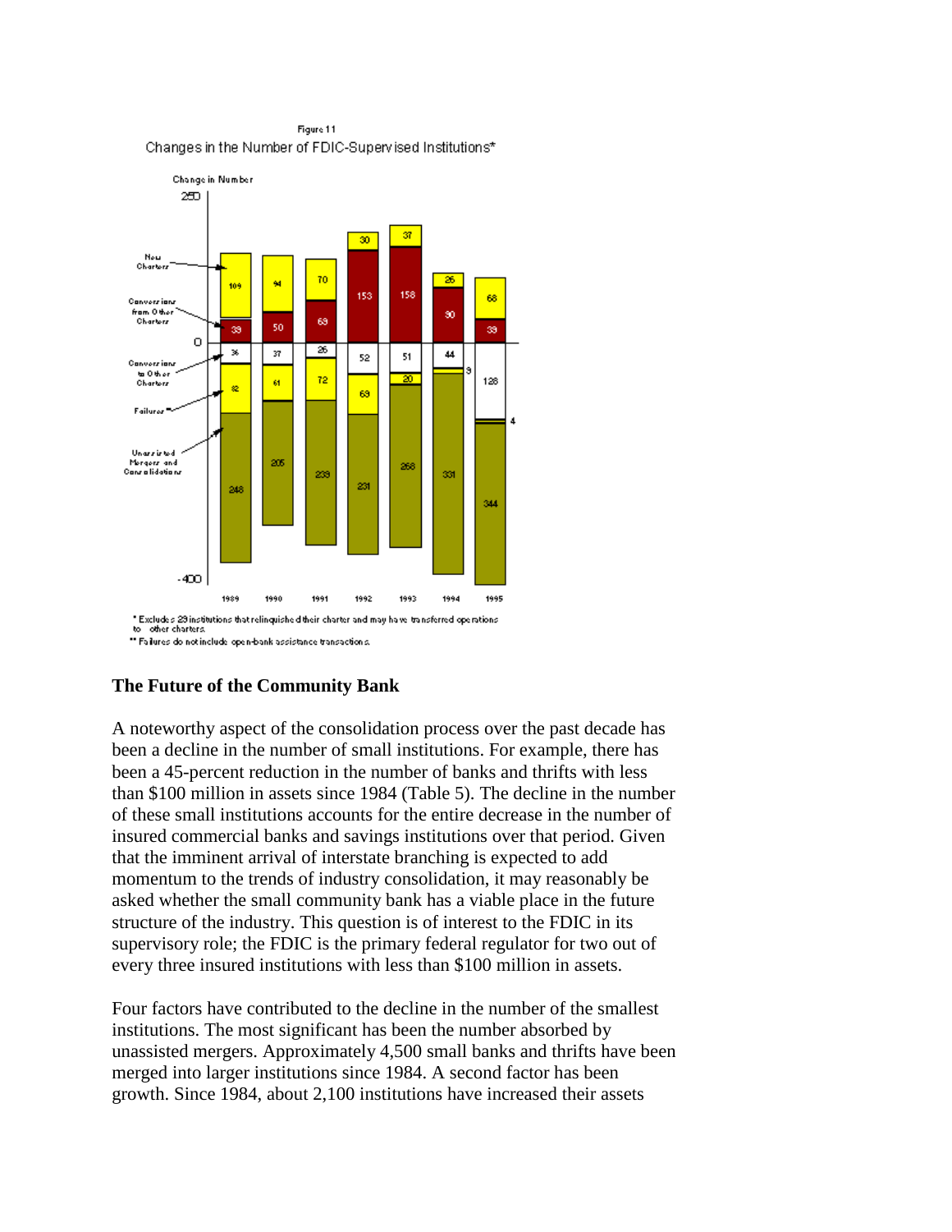Figure 11

Changes in the Number of FDIC-Supervised Institutions*

Change in Number

250

0

-400

New Charters

Conversions from Other Charters

Conversions to Other Charters

Failures**

Unassisted Mergers and Consolidations

1989: 109, 38, 36, 82, 248

1990: 94, 50, 37, 61, 205

1991: 70, 68, 26, 72, 239

1992: 30, 153, 52, 68, 231

1993: 37, 158, 51, 20, 268

1994: 26, 90, 44, 8, 331

1995: 68, 38, 128, 4, 344

\* Excludes 29 institutions that relinquished their charter and may have transferred operations to other charters.

** Failures do not include open-bank assistance transactions.

### The Future of the Community Bank

A noteworthy aspect of the consolidation process over the past decade has been a decline in the number of small institutions. For example, there has been a 45-percent reduction in the number of banks and thrifts with less than $100 million in assets since 1984 (Table 5). The decline in the number of these small institutions accounts for the entire decrease in the number of insured commercial banks and savings institutions over that period. Given that the imminent arrival of interstate branching is expected to add momentum to the trends of industry consolidation, it may reasonably be asked whether the small community bank has a viable place in the future structure of the industry. This question is of interest to the FDIC in its supervisory role; the FDIC is the primary federal regulator for two out of every three insured institutions with less than $100 million in assets.

Four factors have contributed to the decline in the number of the smallest institutions. The most significant has been the number absorbed by unassisted mergers. Approximately 4,500 small banks and thrifts have been merged into larger institutions since 1984. A second factor has been growth. Since 1984, about 2,100 institutions have increased their assets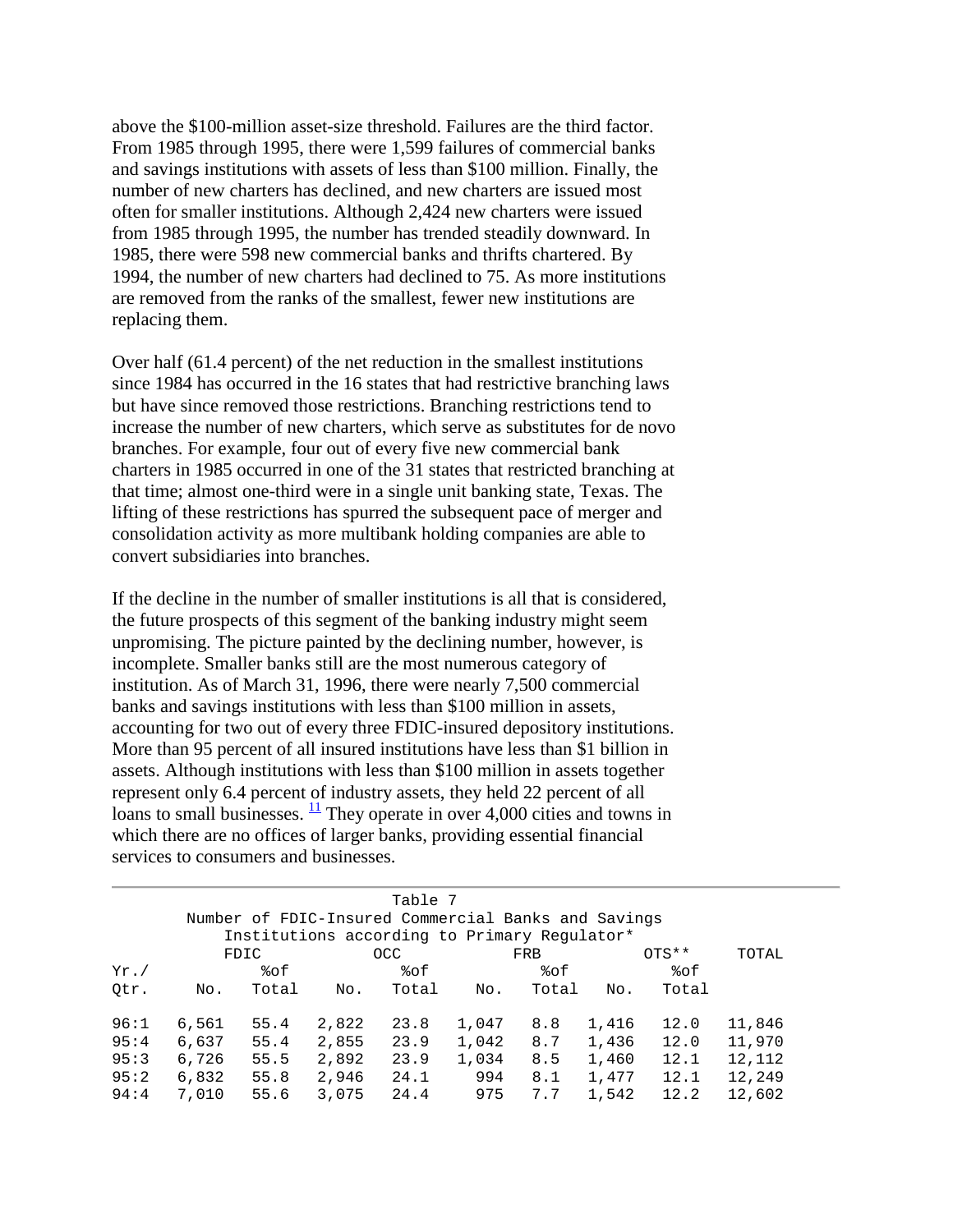above the $100-million asset-size threshold. Failures are the third factor. From 1985 through 1995, there were 1,599 failures of commercial banks and savings institutions with assets of less than $100 million. Finally, the number of new charters has declined, and new charters are issued most often for smaller institutions. Although 2,424 new charters were issued from 1985 through 1995, the number has trended steadily downward. In 1985, there were 598 new commercial banks and thrifts chartered. By 1994, the number of new charters had declined to 75. As more institutions are removed from the ranks of the smallest, fewer new institutions are replacing them.

Over half (61.4 percent) of the net reduction in the smallest institutions since 1984 has occurred in the 16 states that had restrictive branching laws but have since removed those restrictions. Branching restrictions tend to increase the number of new charters, which serve as substitutes for de novo branches. For example, four out of every five new commercial bank charters in 1985 occurred in one of the 31 states that restricted branching at that time; almost one-third were in a single unit banking state, Texas. The lifting of these restrictions has spurred the subsequent pace of merger and consolidation activity as more multibank holding companies are able to convert subsidiaries into branches.

If the decline in the number of smaller institutions is all that is considered, the future prospects of this segment of the banking industry might seem unpromising. The picture painted by the declining number, however, is incomplete. Smaller banks still are the most numerous category of institution. As of March 31, 1996, there were nearly 7,500 commercial banks and savings institutions with less than $100 million in assets, accounting for two out of every three FDIC-insured depository institutions. More than 95 percent of all insured institutions have less than $1 billion in assets. Although institutions with less than $100 million in assets together represent only 6.4 percent of industry assets, they held 22 percent of all loans to small businesses. [11] They operate in over 4,000 cities and towns in which there are no offices of larger banks, providing essential financial services to consumers and businesses.

Table 7
Number of FDIC-Insured Commercial Banks and Savings Institutions according to Primary Regulator*

| | FDIC | | OCC | | FRB | | OTS** | | TOTAL |
|---|---|---|---|---|---|---|---|---|---|
| Yr./ Qtr. | No. | %of Total | No. | %of Total | No. | %of Total | No. | %of Total | |
| 96:1 | 6,561 | 55.4 | 2,822 | 23.8 | 1,047 | 8.8 | 1,416 | 12.0 | 11,846 |
| 95:4 | 6,637 | 55.4 | 2,855 | 23.9 | 1,042 | 8.7 | 1,436 | 12.0 | 11,970 |
| 95:3 | 6,726 | 55.5 | 2,892 | 23.9 | 1,034 | 8.5 | 1,460 | 12.1 | 12,112 |
| 95:2 | 6,832 | 55.8 | 2,946 | 24.1 | 994 | 8.1 | 1,477 | 12.1 | 12,249 |
| 94:4 | 7,010 | 55.6 | 3,075 | 24.4 | 975 | 7.7 | 1,542 | 12.2 | 12,602 |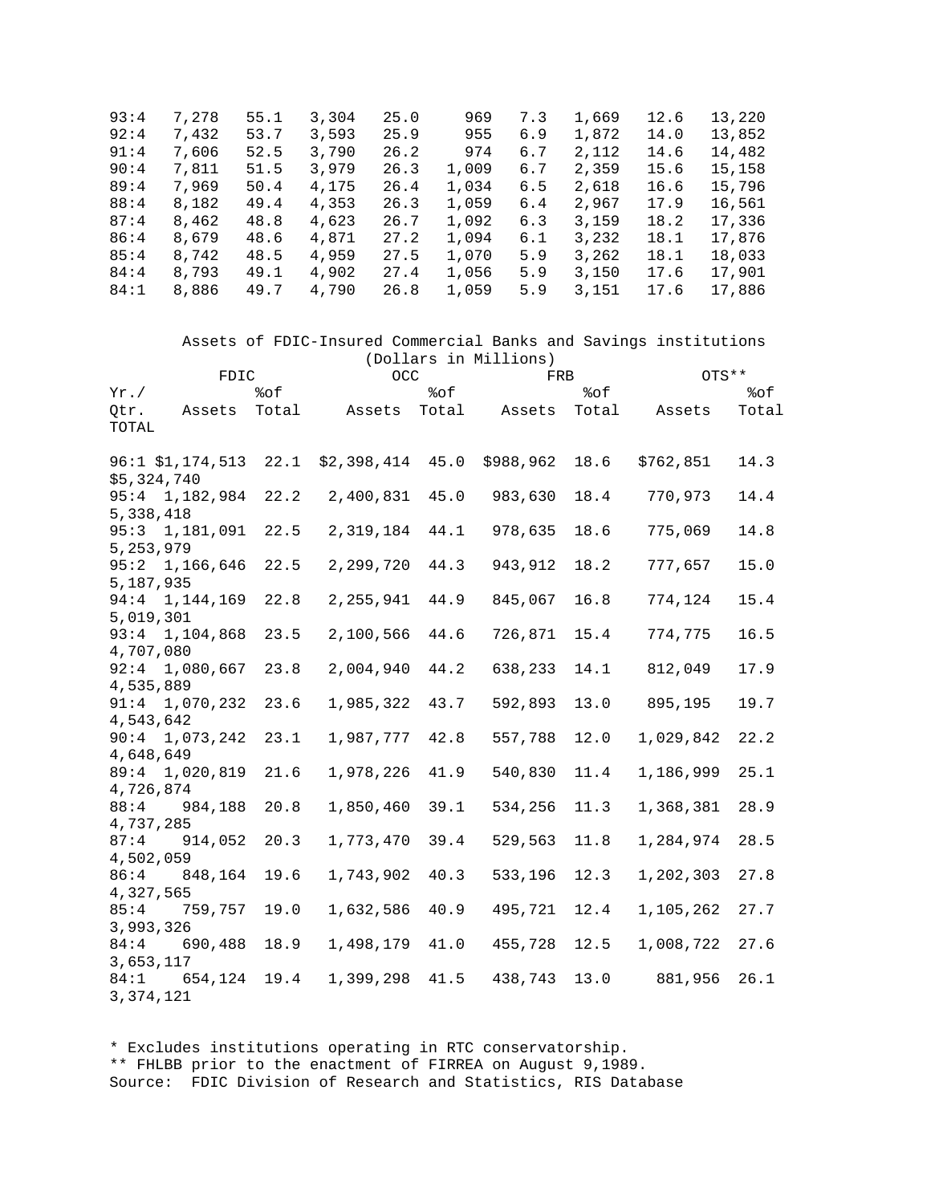| | | | | | | | | | |
|---|---|---|---|---|---|---|---|---|---|
| 93:4 | 7,278 | 55.1 | 3,304 | 25.0 | 969 | 7.3 | 1,669 | 12.6 | 13,220 |
| 92:4 | 7,432 | 53.7 | 3,593 | 25.9 | 955 | 6.9 | 1,872 | 14.0 | 13,852 |
| 91:4 | 7,606 | 52.5 | 3,790 | 26.2 | 974 | 6.7 | 2,112 | 14.6 | 14,482 |
| 90:4 | 7,811 | 51.5 | 3,979 | 26.3 | 1,009 | 6.7 | 2,359 | 15.6 | 15,158 |
| 89:4 | 7,969 | 50.4 | 4,175 | 26.4 | 1,034 | 6.5 | 2,618 | 16.6 | 15,796 |
| 88:4 | 8,182 | 49.4 | 4,353 | 26.3 | 1,059 | 6.4 | 2,967 | 17.9 | 16,561 |
| 87:4 | 8,462 | 48.8 | 4,623 | 26.7 | 1,092 | 6.3 | 3,159 | 18.2 | 17,336 |
| 86:4 | 8,679 | 48.6 | 4,871 | 27.2 | 1,094 | 6.1 | 3,232 | 18.1 | 17,876 |
| 85:4 | 8,742 | 48.5 | 4,959 | 27.5 | 1,070 | 5.9 | 3,262 | 18.1 | 18,033 |
| 84:4 | 8,793 | 49.1 | 4,902 | 27.4 | 1,056 | 5.9 | 3,150 | 17.6 | 17,901 |
| 84:1 | 8,886 | 49.7 | 4,790 | 26.8 | 1,059 | 5.9 | 3,151 | 17.6 | 17,886 |

Assets of FDIC-Insured Commercial Banks and Savings institutions
(Dollars in Millions)

| | FDIC | | OCC | | FRB | | OTS** | | |
|---|---|---|---|---|---|---|---|---|---|
| Yr./ Qtr. | Assets | %of Total | Assets | %of Total | Assets | %of Total | Assets | %of Total | TOTAL |
| 96:1 | $1,174,513 | 22.1 | $2,398,414 | 45.0 | $988,962 | 18.6 | $762,851 | 14.3 | $5,324,740 |
| 95:4 | 1,182,984 | 22.2 | 2,400,831 | 45.0 | 983,630 | 18.4 | 770,973 | 14.4 | 5,338,418 |
| 95:3 | 1,181,091 | 22.5 | 2,319,184 | 44.1 | 978,635 | 18.6 | 775,069 | 14.8 | 5,253,979 |
| 95:2 | 1,166,646 | 22.5 | 2,299,720 | 44.3 | 943,912 | 18.2 | 777,657 | 15.0 | 5,187,935 |
| 94:4 | 1,144,169 | 22.8 | 2,255,941 | 44.9 | 845,067 | 16.8 | 774,124 | 15.4 | 5,019,301 |
| 93:4 | 1,104,868 | 23.5 | 2,100,566 | 44.6 | 726,871 | 15.4 | 774,775 | 16.5 | 4,707,080 |
| 92:4 | 1,080,667 | 23.8 | 2,004,940 | 44.2 | 638,233 | 14.1 | 812,049 | 17.9 | 4,535,889 |
| 91:4 | 1,070,232 | 23.6 | 1,985,322 | 43.7 | 592,893 | 13.0 | 895,195 | 19.7 | 4,543,642 |
| 90:4 | 1,073,242 | 23.1 | 1,987,777 | 42.8 | 557,788 | 12.0 | 1,029,842 | 22.2 | 4,648,649 |
| 89:4 | 1,020,819 | 21.6 | 1,978,226 | 41.9 | 540,830 | 11.4 | 1,186,999 | 25.1 | 4,726,874 |
| 88:4 | 984,188 | 20.8 | 1,850,460 | 39.1 | 534,256 | 11.3 | 1,368,381 | 28.9 | 4,737,285 |
| 87:4 | 914,052 | 20.3 | 1,773,470 | 39.4 | 529,563 | 11.8 | 1,284,974 | 28.5 | 4,502,059 |
| 86:4 | 848,164 | 19.6 | 1,743,902 | 40.3 | 533,196 | 12.3 | 1,202,303 | 27.8 | 4,327,565 |
| 85:4 | 759,757 | 19.0 | 1,632,586 | 40.9 | 495,721 | 12.4 | 1,105,262 | 27.7 | 3,993,326 |
| 84:4 | 690,488 | 18.9 | 1,498,179 | 41.0 | 455,728 | 12.5 | 1,008,722 | 27.6 | 3,653,117 |
| 84:1 | 654,124 | 19.4 | 1,399,298 | 41.5 | 438,743 | 13.0 | 881,956 | 26.1 | 3,374,121 |

* Excludes institutions operating in RTC conservatorship.
** FHLBB prior to the enactment of FIRREA on August 9,1989.
Source: FDIC Division of Research and Statistics, RIS Database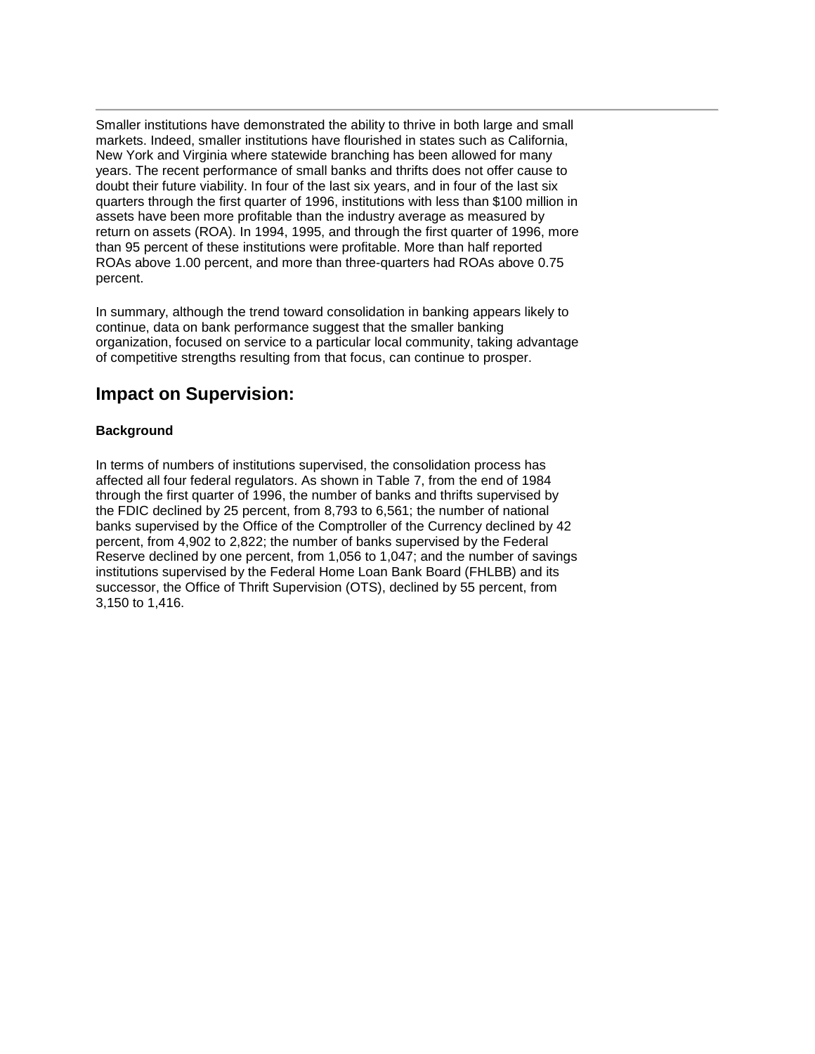Smaller institutions have demonstrated the ability to thrive in both large and small markets. Indeed, smaller institutions have flourished in states such as California, New York and Virginia where statewide branching has been allowed for many years. The recent performance of small banks and thrifts does not offer cause to doubt their future viability. In four of the last six years, and in four of the last six quarters through the first quarter of 1996, institutions with less than $100 million in assets have been more profitable than the industry average as measured by return on assets (ROA). In 1994, 1995, and through the first quarter of 1996, more than 95 percent of these institutions were profitable. More than half reported ROAs above 1.00 percent, and more than three-quarters had ROAs above 0.75 percent.

In summary, although the trend toward consolidation in banking appears likely to continue, data on bank performance suggest that the smaller banking organization, focused on service to a particular local community, taking advantage of competitive strengths resulting from that focus, can continue to prosper.

## Impact on Supervision:

#### Background

In terms of numbers of institutions supervised, the consolidation process has affected all four federal regulators. As shown in Table 7, from the end of 1984 through the first quarter of 1996, the number of banks and thrifts supervised by the FDIC declined by 25 percent, from 8,793 to 6,561; the number of national banks supervised by the Office of the Comptroller of the Currency declined by 42 percent, from 4,902 to 2,822; the number of banks supervised by the Federal Reserve declined by one percent, from 1,056 to 1,047; and the number of savings institutions supervised by the Federal Home Loan Bank Board (FHLBB) and its successor, the Office of Thrift Supervision (OTS), declined by 55 percent, from 3,150 to 1,416.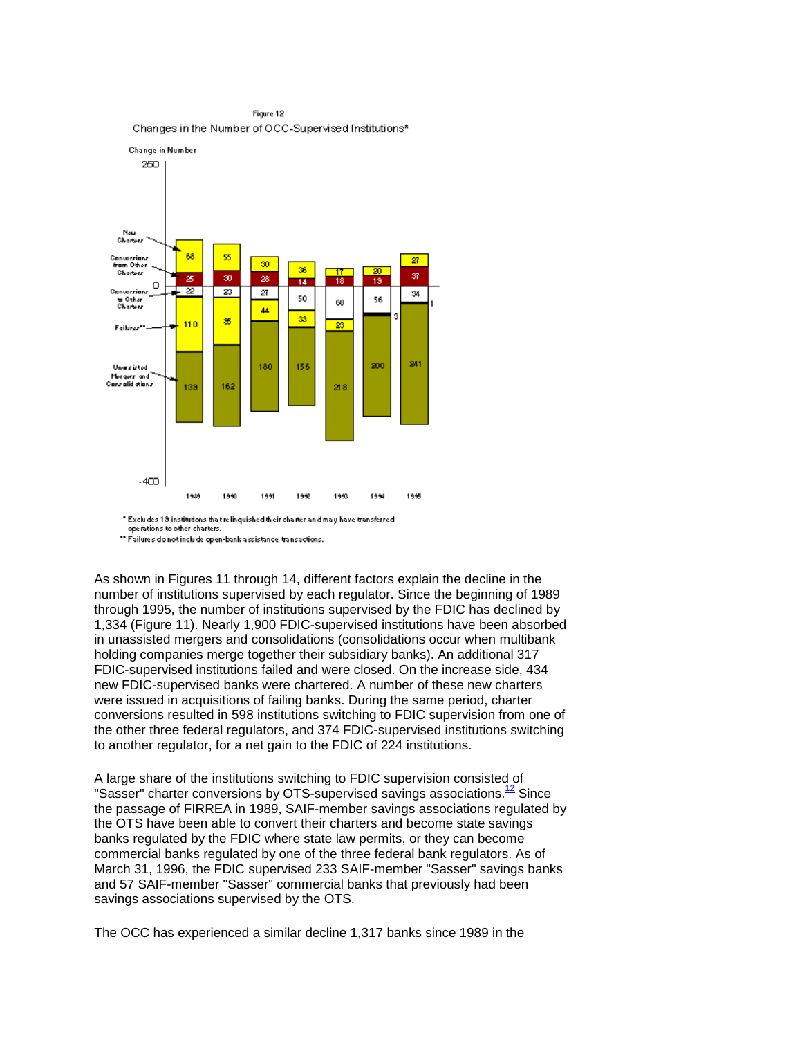Figure 12

Changes in the Number of OCC-Supervised Institutions*

Change in Number

250

0

-400

New Charters

Conversions from Other Charters

Conversions to Other Charters

Failures**

Unassisted Mergers and Consolidations

1989: 68, 25, 22, 110, 139

1990: 55, 30, 23, 35, 162

1991: 30, 28, 27, 44, 180

1992: 36, 14, 50, 33, 156

1993: 17, 18, 68, 23, 218

1994: 20, 19, 56, 3, 200

1995: 27, 37, 34, 1, 241

* Excludes 19 institutions that relinquished their charter and may have transferred operations to other charters.

** Failures do not include open-bank assistance transactions.

As shown in Figures 11 through 14, different factors explain the decline in the number of institutions supervised by each regulator. Since the beginning of 1989 through 1995, the number of institutions supervised by the FDIC has declined by 1,334 (Figure 11). Nearly 1,900 FDIC-supervised institutions have been absorbed in unassisted mergers and consolidations (consolidations occur when multibank holding companies merge together their subsidiary banks). An additional 317 FDIC-supervised institutions failed and were closed. On the increase side, 434 new FDIC-supervised banks were chartered. A number of these new charters were issued in acquisitions of failing banks. During the same period, charter conversions resulted in 598 institutions switching to FDIC supervision from one of the other three federal regulators, and 374 FDIC-supervised institutions switching to another regulator, for a net gain to the FDIC of 224 institutions.

A large share of the institutions switching to FDIC supervision consisted of "Sasser" charter conversions by OTS-supervised savings associations.[12] Since the passage of FIRREA in 1989, SAIF-member savings associations regulated by the OTS have been able to convert their charters and become state savings banks regulated by the FDIC where state law permits, or they can become commercial banks regulated by one of the three federal bank regulators. As of March 31, 1996, the FDIC supervised 233 SAIF-member "Sasser" savings banks and 57 SAIF-member "Sasser" commercial banks that previously had been savings associations supervised by the OTS.

The OCC has experienced a similar decline 1,317 banks since 1989 in the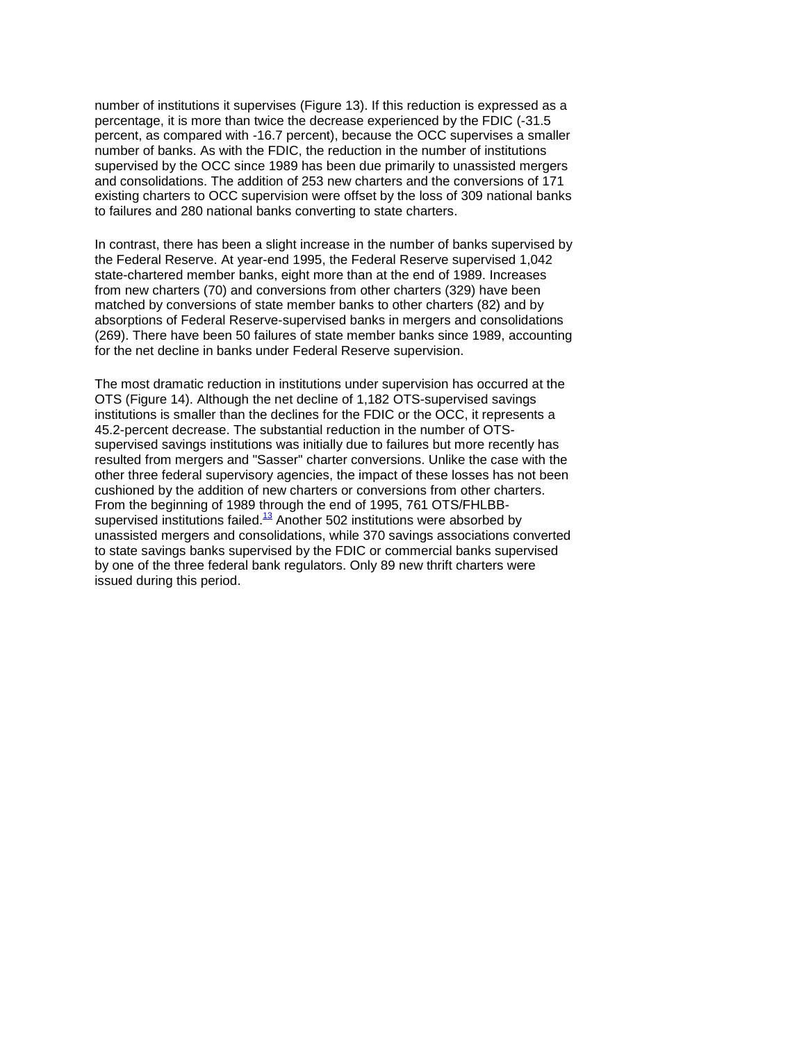number of institutions it supervises (Figure 13). If this reduction is expressed as a percentage, it is more than twice the decrease experienced by the FDIC (-31.5 percent, as compared with -16.7 percent), because the OCC supervises a smaller number of banks. As with the FDIC, the reduction in the number of institutions supervised by the OCC since 1989 has been due primarily to unassisted mergers and consolidations. The addition of 253 new charters and the conversions of 171 existing charters to OCC supervision were offset by the loss of 309 national banks to failures and 280 national banks converting to state charters.

In contrast, there has been a slight increase in the number of banks supervised by the Federal Reserve. At year-end 1995, the Federal Reserve supervised 1,042 state-chartered member banks, eight more than at the end of 1989. Increases from new charters (70) and conversions from other charters (329) have been matched by conversions of state member banks to other charters (82) and by absorptions of Federal Reserve-supervised banks in mergers and consolidations (269). There have been 50 failures of state member banks since 1989, accounting for the net decline in banks under Federal Reserve supervision.

The most dramatic reduction in institutions under supervision has occurred at the OTS (Figure 14). Although the net decline of 1,182 OTS-supervised savings institutions is smaller than the declines for the FDIC or the OCC, it represents a 45.2-percent decrease. The substantial reduction in the number of OTS-supervised savings institutions was initially due to failures but more recently has resulted from mergers and "Sasser" charter conversions. Unlike the case with the other three federal supervisory agencies, the impact of these losses has not been cushioned by the addition of new charters or conversions from other charters. From the beginning of 1989 through the end of 1995, 761 OTS/FHLBB-supervised institutions failed.[13] Another 502 institutions were absorbed by unassisted mergers and consolidations, while 370 savings associations converted to state savings banks supervised by the FDIC or commercial banks supervised by one of the three federal bank regulators. Only 89 new thrift charters were issued during this period.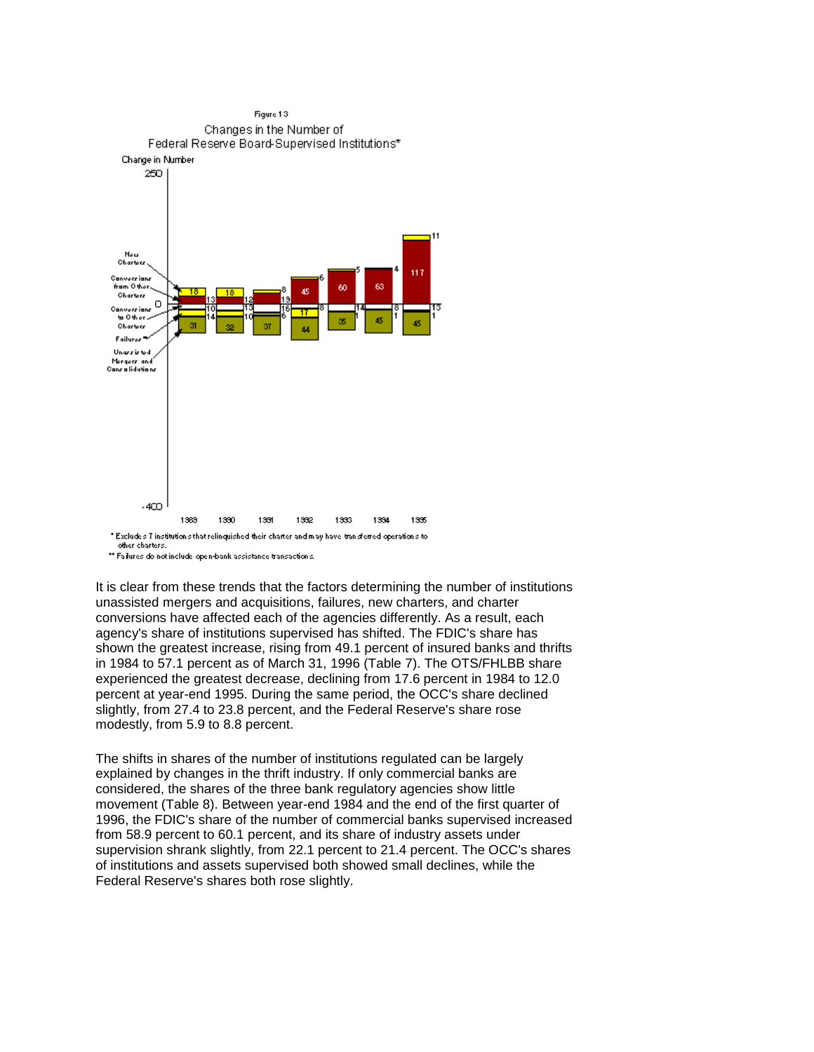Figure 13

Changes in the Number of Federal Reserve Board-Supervised Institutions*

\* Excludes 7 institutions that relinquished their charter and may have transferred operations to other charters.

\*\* Failures do not include open-bank assistance transactions.

It is clear from these trends that the factors determining the number of institutions unassisted mergers and acquisitions, failures, new charters, and charter conversions have affected each of the agencies differently. As a result, each agency's share of institutions supervised has shifted. The FDIC's share has shown the greatest increase, rising from 49.1 percent of insured banks and thrifts in 1984 to 57.1 percent as of March 31, 1996 (Table 7). The OTS/FHLBB share experienced the greatest decrease, declining from 17.6 percent in 1984 to 12.0 percent at year-end 1995. During the same period, the OCC's share declined slightly, from 27.4 to 23.8 percent, and the Federal Reserve's share rose modestly, from 5.9 to 8.8 percent.

The shifts in shares of the number of institutions regulated can be largely explained by changes in the thrift industry. If only commercial banks are considered, the shares of the three bank regulatory agencies show little movement (Table 8). Between year-end 1984 and the end of the first quarter of 1996, the FDIC's share of the number of commercial banks supervised increased from 58.9 percent to 60.1 percent, and its share of industry assets under supervision shrank slightly, from 22.1 percent to 21.4 percent. The OCC's shares of institutions and assets supervised both showed small declines, while the Federal Reserve's shares both rose slightly.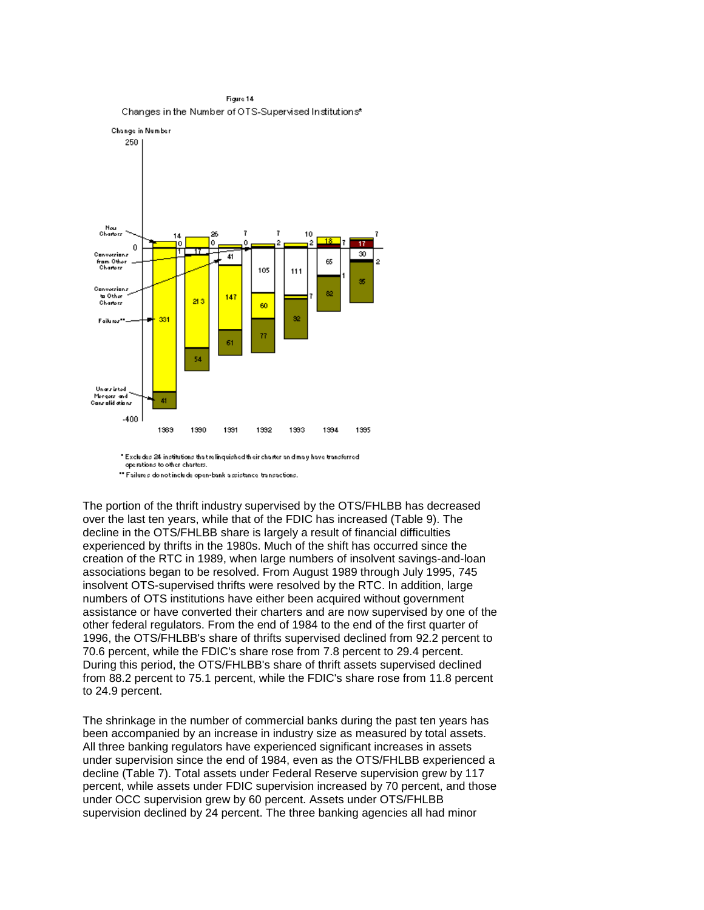Figure 14

Changes in the Number of OTS-Supervised Institutions*

\* Excludes 24 institutions that relinquished their charter and may have transferred operations to other charters.

\*\* Failures do not include open-bank assistance transactions.

The portion of the thrift industry supervised by the OTS/FHLBB has decreased over the last ten years, while that of the FDIC has increased (Table 9). The decline in the OTS/FHLBB share is largely a result of financial difficulties experienced by thrifts in the 1980s. Much of the shift has occurred since the creation of the RTC in 1989, when large numbers of insolvent savings-and-loan associations began to be resolved. From August 1989 through July 1995, 745 insolvent OTS-supervised thrifts were resolved by the RTC. In addition, large numbers of OTS institutions have either been acquired without government assistance or have converted their charters and are now supervised by one of the other federal regulators. From the end of 1984 to the end of the first quarter of 1996, the OTS/FHLBB's share of thrifts supervised declined from 92.2 percent to 70.6 percent, while the FDIC's share rose from 7.8 percent to 29.4 percent. During this period, the OTS/FHLBB's share of thrift assets supervised declined from 88.2 percent to 75.1 percent, while the FDIC's share rose from 11.8 percent to 24.9 percent.

The shrinkage in the number of commercial banks during the past ten years has been accompanied by an increase in industry size as measured by total assets. All three banking regulators have experienced significant increases in assets under supervision since the end of 1984, even as the OTS/FHLBB experienced a decline (Table 7). Total assets under Federal Reserve supervision grew by 117 percent, while assets under FDIC supervision increased by 70 percent, and those under OCC supervision grew by 60 percent. Assets under OTS/FHLBB supervision declined by 24 percent. The three banking agencies all had minor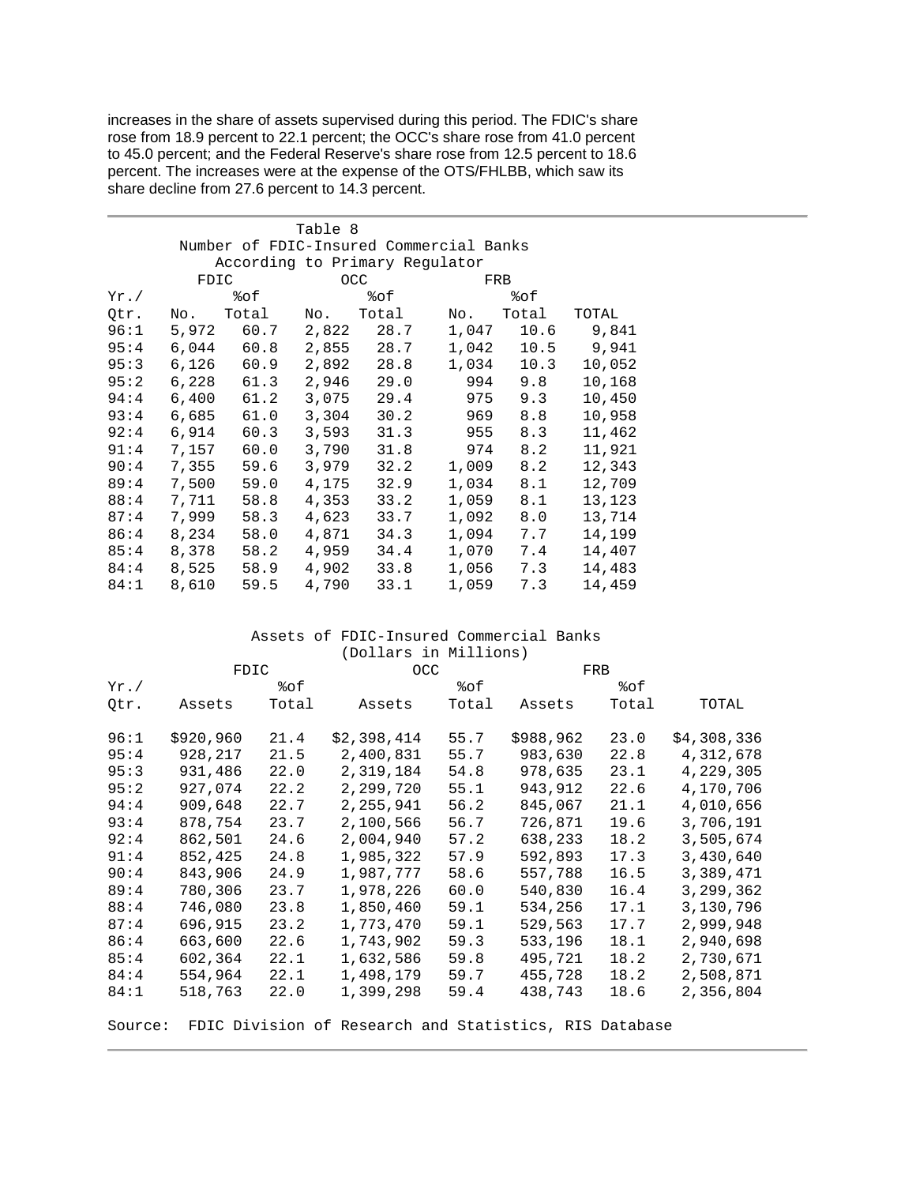increases in the share of assets supervised during this period. The FDIC's share rose from 18.9 percent to 22.1 percent; the OCC's share rose from 41.0 percent to 45.0 percent; and the Federal Reserve's share rose from 12.5 percent to 18.6 percent. The increases were at the expense of the OTS/FHLBB, which saw its share decline from 27.6 percent to 14.3 percent.

**Table 8**
**Number of FDIC-Insured Commercial Banks According to Primary Regulator**

| | FDIC | | OCC | | FRB | | |
|---|---|---|---|---|---|---|---|
| Yr./ Qtr. | No. | %of Total | No. | %of Total | No. | %of Total | TOTAL |
| 96:1 | 5,972 | 60.7 | 2,822 | 28.7 | 1,047 | 10.6 | 9,841 |
| 95:4 | 6,044 | 60.8 | 2,855 | 28.7 | 1,042 | 10.5 | 9,941 |
| 95:3 | 6,126 | 60.9 | 2,892 | 28.8 | 1,034 | 10.3 | 10,052 |
| 95:2 | 6,228 | 61.3 | 2,946 | 29.0 | 994 | 9.8 | 10,168 |
| 94:4 | 6,400 | 61.2 | 3,075 | 29.4 | 975 | 9.3 | 10,450 |
| 93:4 | 6,685 | 61.0 | 3,304 | 30.2 | 969 | 8.8 | 10,958 |
| 92:4 | 6,914 | 60.3 | 3,593 | 31.3 | 955 | 8.3 | 11,462 |
| 91:4 | 7,157 | 60.0 | 3,790 | 31.8 | 974 | 8.2 | 11,921 |
| 90:4 | 7,355 | 59.6 | 3,979 | 32.2 | 1,009 | 8.2 | 12,343 |
| 89:4 | 7,500 | 59.0 | 4,175 | 32.9 | 1,034 | 8.1 | 12,709 |
| 88:4 | 7,711 | 58.8 | 4,353 | 33.2 | 1,059 | 8.1 | 13,123 |
| 87:4 | 7,999 | 58.3 | 4,623 | 33.7 | 1,092 | 8.0 | 13,714 |
| 86:4 | 8,234 | 58.0 | 4,871 | 34.3 | 1,094 | 7.7 | 14,199 |
| 85:4 | 8,378 | 58.2 | 4,959 | 34.4 | 1,070 | 7.4 | 14,407 |
| 84:4 | 8,525 | 58.9 | 4,902 | 33.8 | 1,056 | 7.3 | 14,483 |
| 84:1 | 8,610 | 59.5 | 4,790 | 33.1 | 1,059 | 7.3 | 14,459 |

**Assets of FDIC-Insured Commercial Banks (Dollars in Millions)**

| | FDIC | | OCC | | FRB | | |
|---|---|---|---|---|---|---|---|
| Yr./ Qtr. | Assets | %of Total | Assets | %of Total | Assets | %of Total | TOTAL |
| 96:1 | $920,960 | 21.4 | $2,398,414 | 55.7 | $988,962 | 23.0 | $4,308,336 |
| 95:4 | 928,217 | 21.5 | 2,400,831 | 55.7 | 983,630 | 22.8 | 4,312,678 |
| 95:3 | 931,486 | 22.0 | 2,319,184 | 54.8 | 978,635 | 23.1 | 4,229,305 |
| 95:2 | 927,074 | 22.2 | 2,299,720 | 55.1 | 943,912 | 22.6 | 4,170,706 |
| 94:4 | 909,648 | 22.7 | 2,255,941 | 56.2 | 845,067 | 21.1 | 4,010,656 |
| 93:4 | 878,754 | 23.7 | 2,100,566 | 56.7 | 726,871 | 19.6 | 3,706,191 |
| 92:4 | 862,501 | 24.6 | 2,004,940 | 57.2 | 638,233 | 18.2 | 3,505,674 |
| 91:4 | 852,425 | 24.8 | 1,985,322 | 57.9 | 592,893 | 17.3 | 3,430,640 |
| 90:4 | 843,906 | 24.9 | 1,987,777 | 58.6 | 557,788 | 16.5 | 3,389,471 |
| 89:4 | 780,306 | 23.7 | 1,978,226 | 60.0 | 540,830 | 16.4 | 3,299,362 |
| 88:4 | 746,080 | 23.8 | 1,850,460 | 59.1 | 534,256 | 17.1 | 3,130,796 |
| 87:4 | 696,915 | 23.2 | 1,773,470 | 59.1 | 529,563 | 17.7 | 2,999,948 |
| 86:4 | 663,600 | 22.6 | 1,743,902 | 59.3 | 533,196 | 18.1 | 2,940,698 |
| 85:4 | 602,364 | 22.1 | 1,632,586 | 59.8 | 495,721 | 18.2 | 2,730,671 |
| 84:4 | 554,964 | 22.1 | 1,498,179 | 59.7 | 455,728 | 18.2 | 2,508,871 |
| 84:1 | 518,763 | 22.0 | 1,399,298 | 59.4 | 438,743 | 18.6 | 2,356,804 |

Source: FDIC Division of Research and Statistics, RIS Database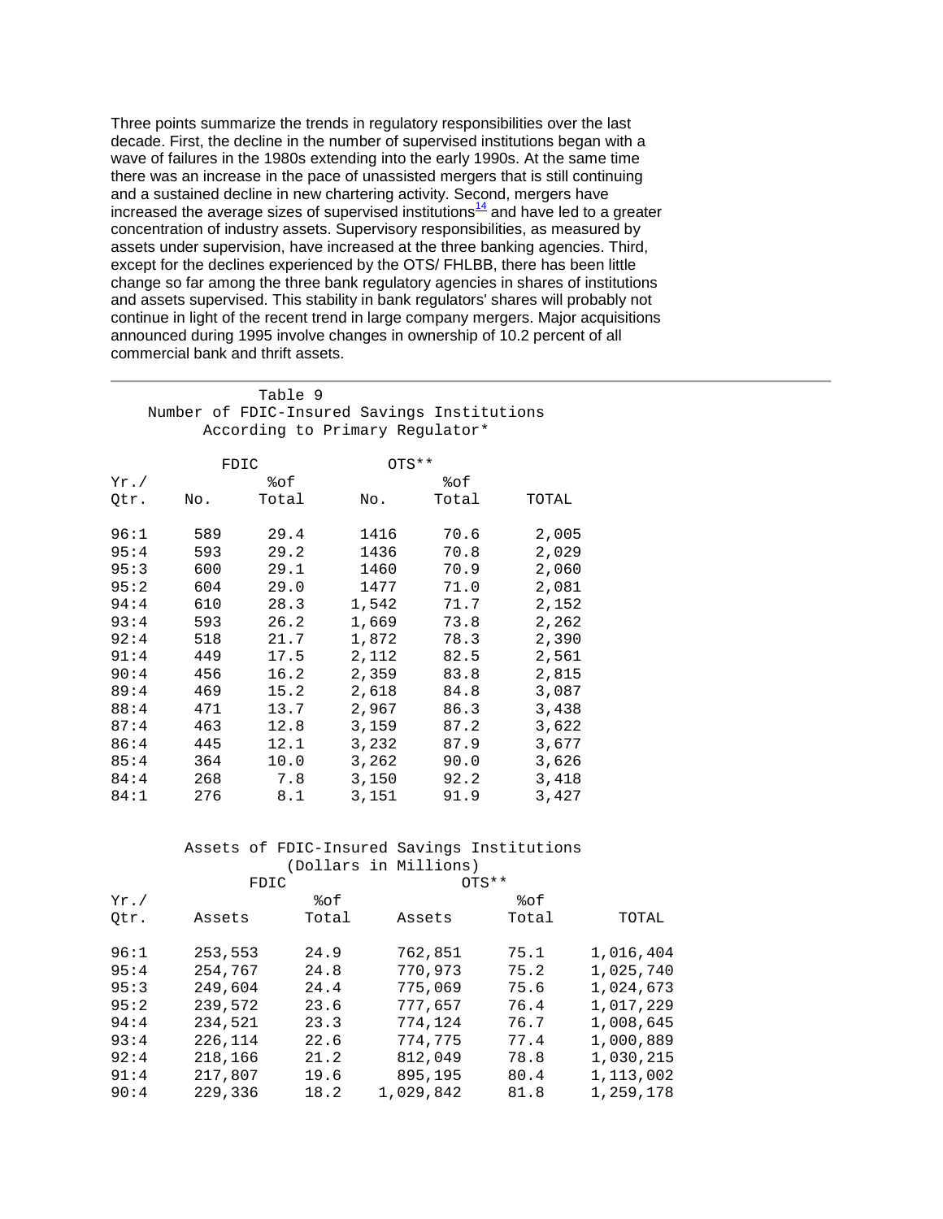Three points summarize the trends in regulatory responsibilities over the last decade. First, the decline in the number of supervised institutions began with a wave of failures in the 1980s extending into the early 1990s. At the same time there was an increase in the pace of unassisted mergers that is still continuing and a sustained decline in new chartering activity. Second, mergers have increased the average sizes of supervised institutions[14] and have led to a greater concentration of industry assets. Supervisory responsibilities, as measured by assets under supervision, have increased at the three banking agencies. Third, except for the declines experienced by the OTS/ FHLBB, there has been little change so far among the three bank regulatory agencies in shares of institutions and assets supervised. This stability in bank regulators' shares will probably not continue in light of the recent trend in large company mergers. Major acquisitions announced during 1995 involve changes in ownership of 10.2 percent of all commercial bank and thrift assets.

---

Table 9
Number of FDIC-Insured Savings Institutions
According to Primary Regulator*

| | FDIC | | OTS** | | |
|---|---|---|---|---|---|
| Yr./ Qtr. | No. | %of Total | No. | %of Total | TOTAL |
| 96:1 | 589 | 29.4 | 1416 | 70.6 | 2,005 |
| 95:4 | 593 | 29.2 | 1436 | 70.8 | 2,029 |
| 95:3 | 600 | 29.1 | 1460 | 70.9 | 2,060 |
| 95:2 | 604 | 29.0 | 1477 | 71.0 | 2,081 |
| 94:4 | 610 | 28.3 | 1,542 | 71.7 | 2,152 |
| 93:4 | 593 | 26.2 | 1,669 | 73.8 | 2,262 |
| 92:4 | 518 | 21.7 | 1,872 | 78.3 | 2,390 |
| 91:4 | 449 | 17.5 | 2,112 | 82.5 | 2,561 |
| 90:4 | 456 | 16.2 | 2,359 | 83.8 | 2,815 |
| 89:4 | 469 | 15.2 | 2,618 | 84.8 | 3,087 |
| 88:4 | 471 | 13.7 | 2,967 | 86.3 | 3,438 |
| 87:4 | 463 | 12.8 | 3,159 | 87.2 | 3,622 |
| 86:4 | 445 | 12.1 | 3,232 | 87.9 | 3,677 |
| 85:4 | 364 | 10.0 | 3,262 | 90.0 | 3,626 |
| 84:4 | 268 | 7.8 | 3,150 | 92.2 | 3,418 |
| 84:1 | 276 | 8.1 | 3,151 | 91.9 | 3,427 |

Assets of FDIC-Insured Savings Institutions
(Dollars in Millions)

| | FDIC | | OTS** | | |
|---|---|---|---|---|---|
| Yr./ Qtr. | Assets | %of Total | Assets | %of Total | TOTAL |
| 96:1 | 253,553 | 24.9 | 762,851 | 75.1 | 1,016,404 |
| 95:4 | 254,767 | 24.8 | 770,973 | 75.2 | 1,025,740 |
| 95:3 | 249,604 | 24.4 | 775,069 | 75.6 | 1,024,673 |
| 95:2 | 239,572 | 23.6 | 777,657 | 76.4 | 1,017,229 |
| 94:4 | 234,521 | 23.3 | 774,124 | 76.7 | 1,008,645 |
| 93:4 | 226,114 | 22.6 | 774,775 | 77.4 | 1,000,889 |
| 92:4 | 218,166 | 21.2 | 812,049 | 78.8 | 1,030,215 |
| 91:4 | 217,807 | 19.6 | 895,195 | 80.4 | 1,113,002 |
| 90:4 | 229,336 | 18.2 | 1,029,842 | 81.8 | 1,259,178 |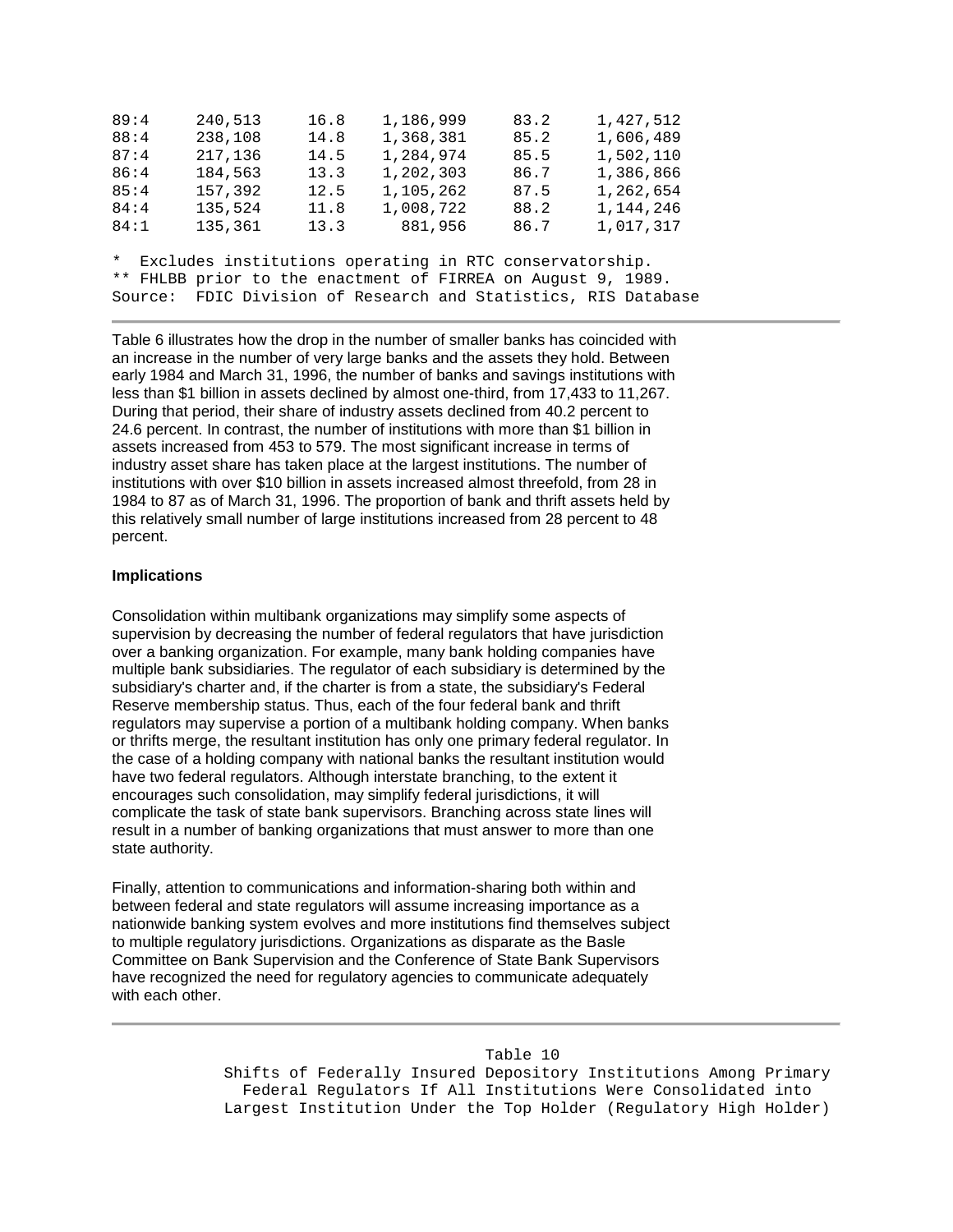| | | | | | |
|---|---|---|---|---|---|
| 89:4 | 240,513 | 16.8 | 1,186,999 | 83.2 | 1,427,512 |
| 88:4 | 238,108 | 14.8 | 1,368,381 | 85.2 | 1,606,489 |
| 87:4 | 217,136 | 14.5 | 1,284,974 | 85.5 | 1,502,110 |
| 86:4 | 184,563 | 13.3 | 1,202,303 | 86.7 | 1,386,866 |
| 85:4 | 157,392 | 12.5 | 1,105,262 | 87.5 | 1,262,654 |
| 84:4 | 135,524 | 11.8 | 1,008,722 | 88.2 | 1,144,246 |
| 84:1 | 135,361 | 13.3 | 881,956 | 86.7 | 1,017,317 |

\* Excludes institutions operating in RTC conservatorship.
\*\* FHLBB prior to the enactment of FIRREA on August 9, 1989.
Source: FDIC Division of Research and Statistics, RIS Database

Table 6 illustrates how the drop in the number of smaller banks has coincided with an increase in the number of very large banks and the assets they hold. Between early 1984 and March 31, 1996, the number of banks and savings institutions with less than $1 billion in assets declined by almost one-third, from 17,433 to 11,267. During that period, their share of industry assets declined from 40.2 percent to 24.6 percent. In contrast, the number of institutions with more than $1 billion in assets increased from 453 to 579. The most significant increase in terms of industry asset share has taken place at the largest institutions. The number of institutions with over $10 billion in assets increased almost threefold, from 28 in 1984 to 87 as of March 31, 1996. The proportion of bank and thrift assets held by this relatively small number of large institutions increased from 28 percent to 48 percent.

**Implications**

Consolidation within multibank organizations may simplify some aspects of supervision by decreasing the number of federal regulators that have jurisdiction over a banking organization. For example, many bank holding companies have multiple bank subsidiaries. The regulator of each subsidiary is determined by the subsidiary's charter and, if the charter is from a state, the subsidiary's Federal Reserve membership status. Thus, each of the four federal bank and thrift regulators may supervise a portion of a multibank holding company. When banks or thrifts merge, the resultant institution has only one primary federal regulator. In the case of a holding company with national banks the resultant institution would have two federal regulators. Although interstate branching, to the extent it encourages such consolidation, may simplify federal jurisdictions, it will complicate the task of state bank supervisors. Branching across state lines will result in a number of banking organizations that must answer to more than one state authority.

Finally, attention to communications and information-sharing both within and between federal and state regulators will assume increasing importance as a nationwide banking system evolves and more institutions find themselves subject to multiple regulatory jurisdictions. Organizations as disparate as the Basle Committee on Bank Supervision and the Conference of State Bank Supervisors have recognized the need for regulatory agencies to communicate adequately with each other.

Table 10
Shifts of Federally Insured Depository Institutions Among Primary Federal Regulators If All Institutions Were Consolidated into Largest Institution Under the Top Holder (Regulatory High Holder)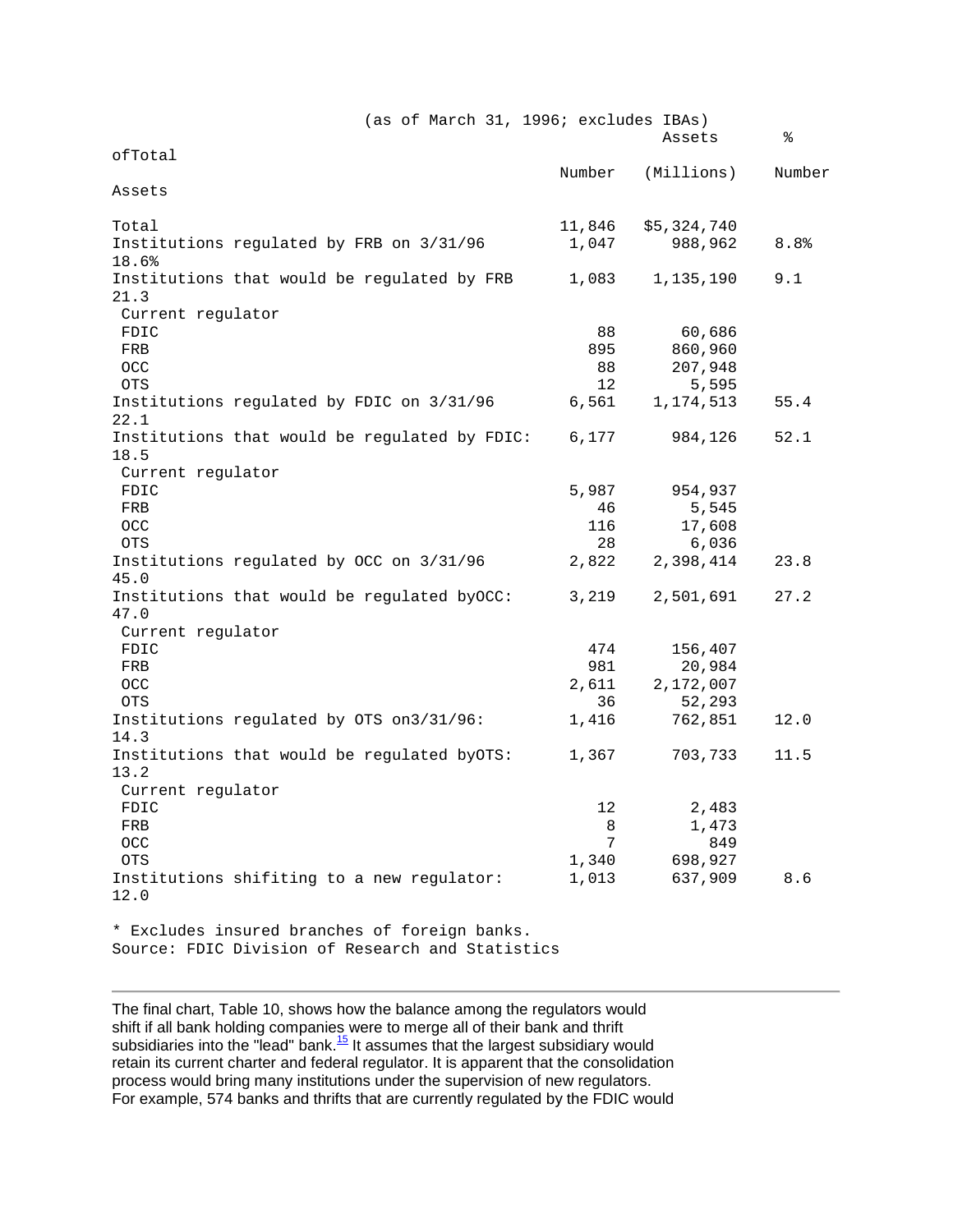(as of March 31, 1996; excludes IBAs)

| | Number | Assets (Millions) | % of Total Number | % of Total Assets |
|---|---|---|---|---|
| Total | 11,846 | $5,324,740 | | |
| Institutions regulated by FRB on 3/31/96 | 1,047 | 988,962 | 8.8% | 18.6% |
| Institutions that would be regulated by FRB | 1,083 | 1,135,190 | 9.1 | 21.3 |
| Current regulator | | | | |
| FDIC | 88 | 60,686 | | |
| FRB | 895 | 860,960 | | |
| OCC | 88 | 207,948 | | |
| OTS | 12 | 5,595 | | |
| Institutions regulated by FDIC on 3/31/96 | 6,561 | 1,174,513 | 55.4 | 22.1 |
| Institutions that would be regulated by FDIC: | 6,177 | 984,126 | 52.1 | 18.5 |
| Current regulator | | | | |
| FDIC | 5,987 | 954,937 | | |
| FRB | 46 | 5,545 | | |
| OCC | 116 | 17,608 | | |
| OTS | 28 | 6,036 | | |
| Institutions regulated by OCC on 3/31/96 | 2,822 | 2,398,414 | 23.8 | 45.0 |
| Institutions that would be regulated by OCC: | 3,219 | 2,501,691 | 27.2 | 47.0 |
| Current regulator | | | | |
| FDIC | 474 | 156,407 | | |
| FRB | 981 | 20,984 | | |
| OCC | 2,611 | 2,172,007 | | |
| OTS | 36 | 52,293 | | |
| Institutions regulated by OTS on 3/31/96: | 1,416 | 762,851 | 12.0 | 14.3 |
| Institutions that would be regulated by OTS: | 1,367 | 703,733 | 11.5 | 13.2 |
| Current regulator | | | | |
| FDIC | 12 | 2,483 | | |
| FRB | 8 | 1,473 | | |
| OCC | 7 | 849 | | |
| OTS | 1,340 | 698,927 | | |
| Institutions shifiting to a new regulator: | 1,013 | 637,909 | 8.6 | 12.0 |

* Excludes insured branches of foreign banks.
Source: FDIC Division of Research and Statistics

---

The final chart, Table 10, shows how the balance among the regulators would shift if all bank holding companies were to merge all of their bank and thrift subsidiaries into the "lead" bank.[15] It assumes that the largest subsidiary would retain its current charter and federal regulator. It is apparent that the consolidation process would bring many institutions under the supervision of new regulators. For example, 574 banks and thrifts that are currently regulated by the FDIC would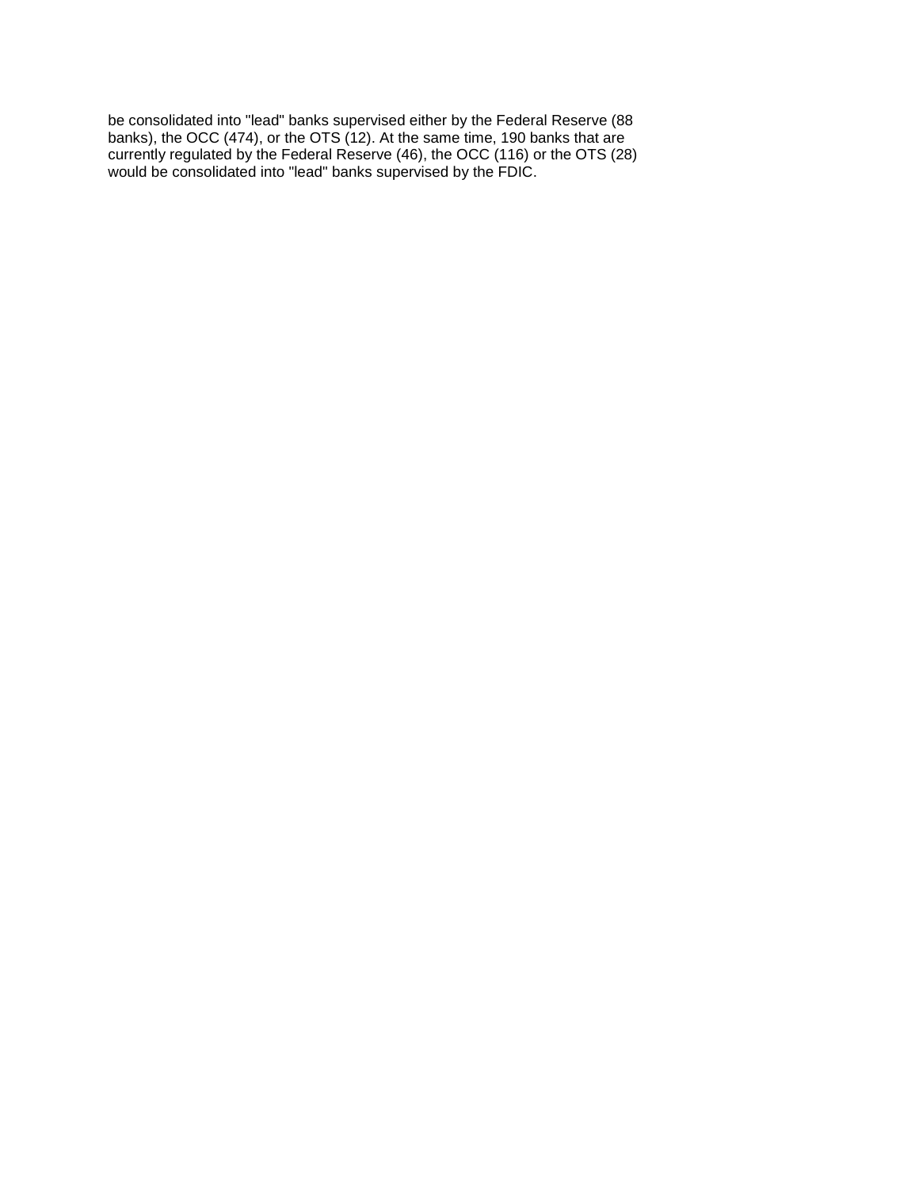be consolidated into "lead" banks supervised either by the Federal Reserve (88 banks), the OCC (474), or the OTS (12). At the same time, 190 banks that are currently regulated by the Federal Reserve (46), the OCC (116) or the OTS (28) would be consolidated into "lead" banks supervised by the FDIC.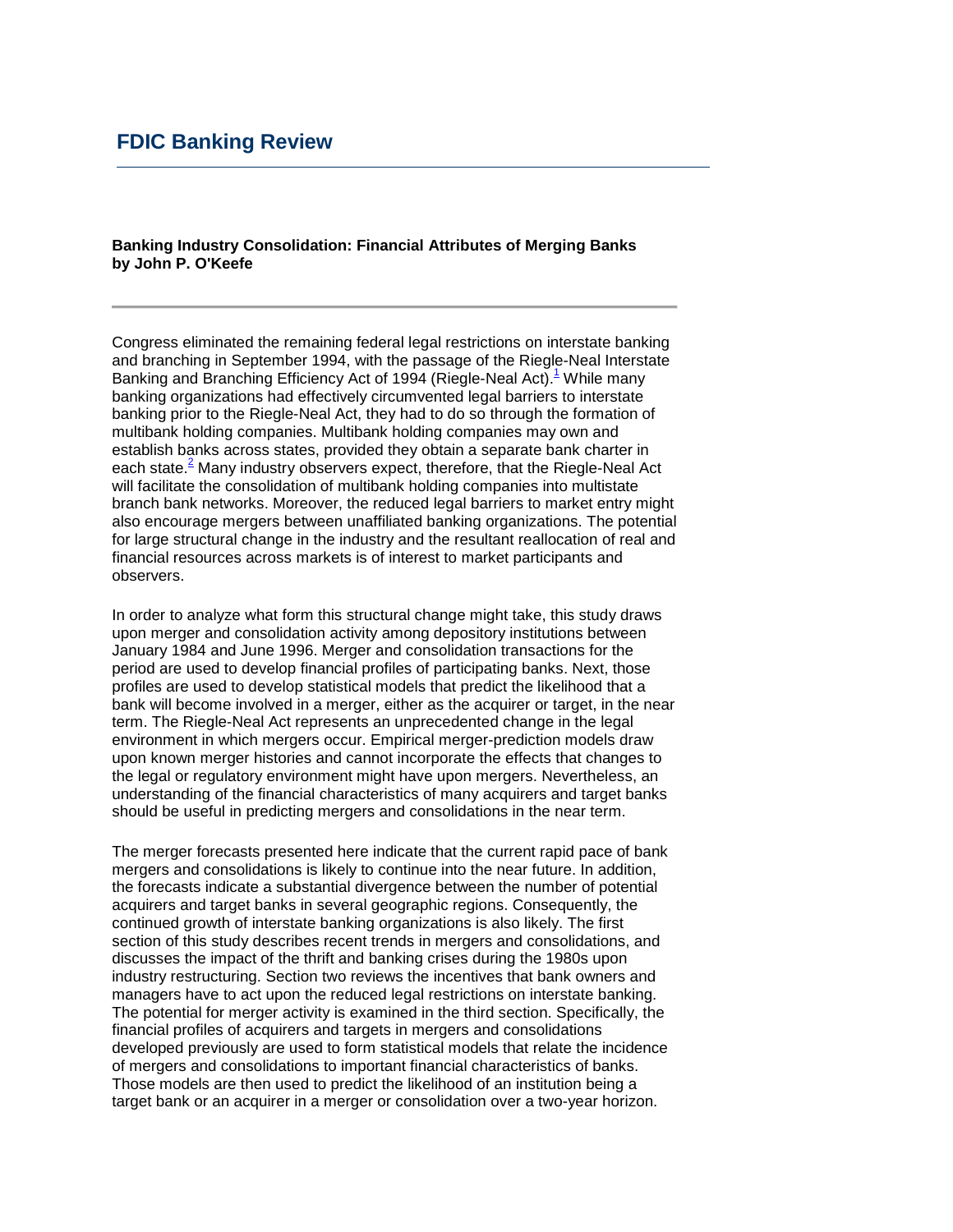# FDIC Banking Review

**Banking Industry Consolidation: Financial Attributes of Merging Banks**
**by John P. O'Keefe**

Congress eliminated the remaining federal legal restrictions on interstate banking and branching in September 1994, with the passage of the Riegle-Neal Interstate Banking and Branching Efficiency Act of 1994 (Riegle-Neal Act).[1] While many banking organizations had effectively circumvented legal barriers to interstate banking prior to the Riegle-Neal Act, they had to do so through the formation of multibank holding companies. Multibank holding companies may own and establish banks across states, provided they obtain a separate bank charter in each state.[2] Many industry observers expect, therefore, that the Riegle-Neal Act will facilitate the consolidation of multibank holding companies into multistate branch bank networks. Moreover, the reduced legal barriers to market entry might also encourage mergers between unaffiliated banking organizations. The potential for large structural change in the industry and the resultant reallocation of real and financial resources across markets is of interest to market participants and observers.

In order to analyze what form this structural change might take, this study draws upon merger and consolidation activity among depository institutions between January 1984 and June 1996. Merger and consolidation transactions for the period are used to develop financial profiles of participating banks. Next, those profiles are used to develop statistical models that predict the likelihood that a bank will become involved in a merger, either as the acquirer or target, in the near term. The Riegle-Neal Act represents an unprecedented change in the legal environment in which mergers occur. Empirical merger-prediction models draw upon known merger histories and cannot incorporate the effects that changes to the legal or regulatory environment might have upon mergers. Nevertheless, an understanding of the financial characteristics of many acquirers and target banks should be useful in predicting mergers and consolidations in the near term.

The merger forecasts presented here indicate that the current rapid pace of bank mergers and consolidations is likely to continue into the near future. In addition, the forecasts indicate a substantial divergence between the number of potential acquirers and target banks in several geographic regions. Consequently, the continued growth of interstate banking organizations is also likely. The first section of this study describes recent trends in mergers and consolidations, and discusses the impact of the thrift and banking crises during the 1980s upon industry restructuring. Section two reviews the incentives that bank owners and managers have to act upon the reduced legal restrictions on interstate banking. The potential for merger activity is examined in the third section. Specifically, the financial profiles of acquirers and targets in mergers and consolidations developed previously are used to form statistical models that relate the incidence of mergers and consolidations to important financial characteristics of banks. Those models are then used to predict the likelihood of an institution being a target bank or an acquirer in a merger or consolidation over a two-year horizon.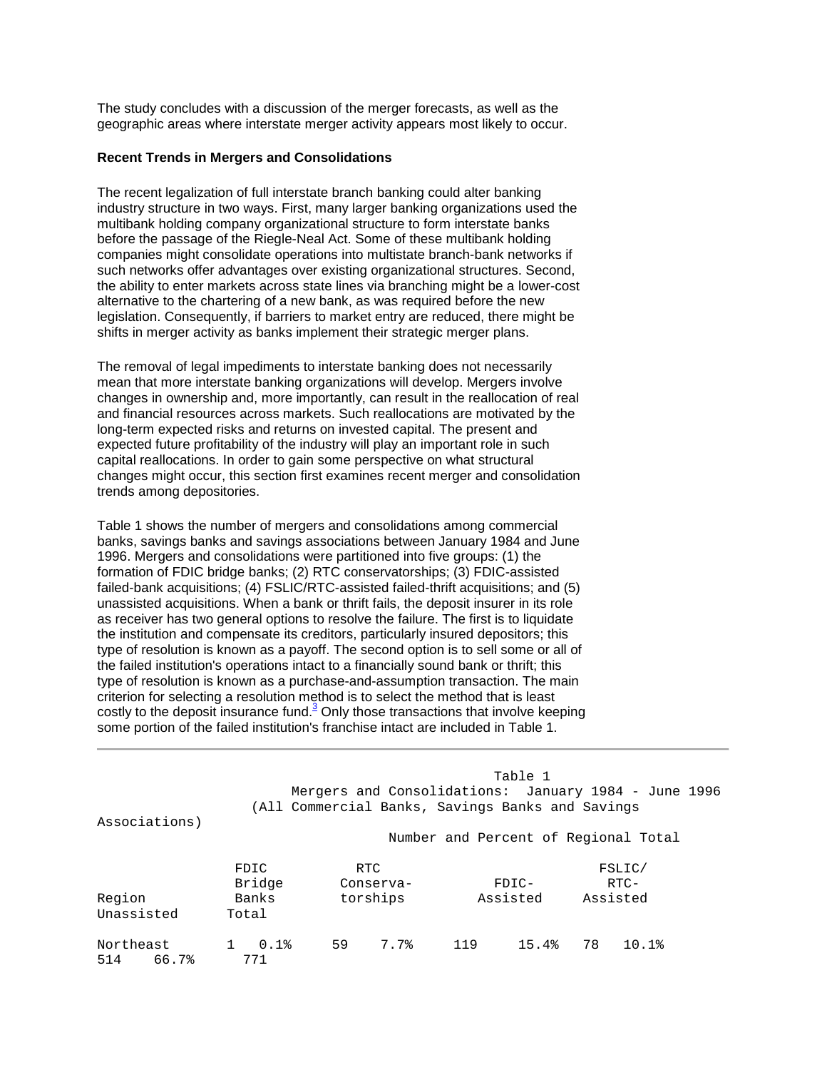The study concludes with a discussion of the merger forecasts, as well as the geographic areas where interstate merger activity appears most likely to occur.

**Recent Trends in Mergers and Consolidations**

The recent legalization of full interstate branch banking could alter banking industry structure in two ways. First, many larger banking organizations used the multibank holding company organizational structure to form interstate banks before the passage of the Riegle-Neal Act. Some of these multibank holding companies might consolidate operations into multistate branch-bank networks if such networks offer advantages over existing organizational structures. Second, the ability to enter markets across state lines via branching might be a lower-cost alternative to the chartering of a new bank, as was required before the new legislation. Consequently, if barriers to market entry are reduced, there might be shifts in merger activity as banks implement their strategic merger plans.

The removal of legal impediments to interstate banking does not necessarily mean that more interstate banking organizations will develop. Mergers involve changes in ownership and, more importantly, can result in the reallocation of real and financial resources across markets. Such reallocations are motivated by the long-term expected risks and returns on invested capital. The present and expected future profitability of the industry will play an important role in such capital reallocations. In order to gain some perspective on what structural changes might occur, this section first examines recent merger and consolidation trends among depositories.

Table 1 shows the number of mergers and consolidations among commercial banks, savings banks and savings associations between January 1984 and June 1996. Mergers and consolidations were partitioned into five groups: (1) the formation of FDIC bridge banks; (2) RTC conservatorships; (3) FDIC-assisted failed-bank acquisitions; (4) FSLIC/RTC-assisted failed-thrift acquisitions; and (5) unassisted acquisitions. When a bank or thrift fails, the deposit insurer in its role as receiver has two general options to resolve the failure. The first is to liquidate the institution and compensate its creditors, particularly insured depositors; this type of resolution is known as a payoff. The second option is to sell some or all of the failed institution's operations intact to a financially sound bank or thrift; this type of resolution is known as a purchase-and-assumption transaction. The main criterion for selecting a resolution method is to select the method that is least costly to the deposit insurance fund.[3] Only those transactions that involve keeping some portion of the failed institution's franchise intact are included in Table 1.

Table 1
Mergers and Consolidations: January 1984 - June 1996
(All Commercial Banks, Savings Banks and Savings Associations)

Number and Percent of Regional Total

| Region | FDIC Bridge Banks | | RTC Conserva-torships | | FDIC-Assisted | | FSLIC/ RTC-Assisted | | Unassisted | | Total |
|---|---|---|---|---|---|---|---|---|---|---|---|
| Northeast | 1 | 0.1% | 59 | 7.7% | 119 | 15.4% | 78 | 10.1% | 514 | 66.7% | 771 |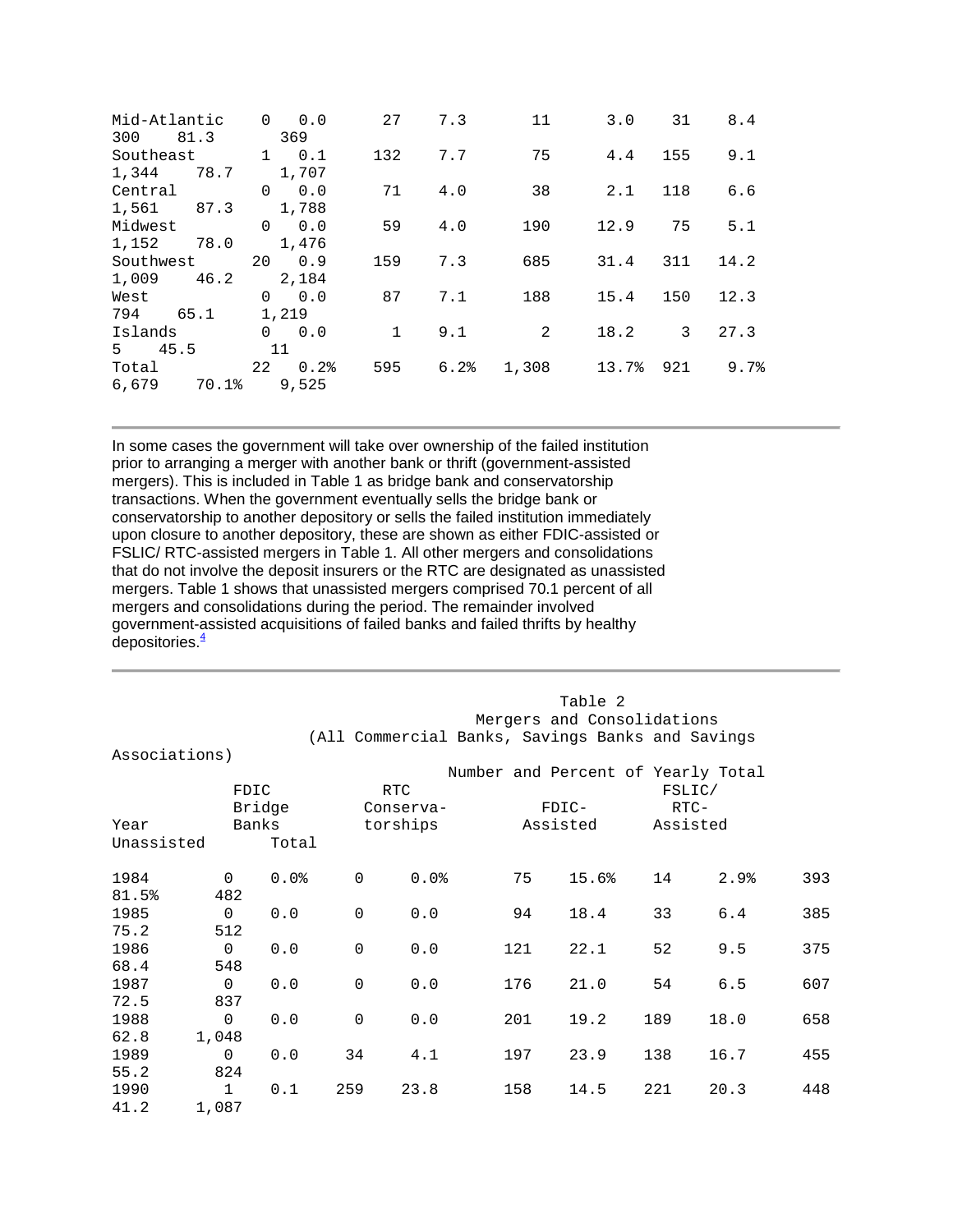| | | | | | | | | | | | |
|---|---|---|---|---|---|---|---|---|---|---|---|
| Mid-Atlantic | 0 | 0.0 | 27 | 7.3 | 11 | 3.0 | 31 | 8.4 | 300 | 81.3 | 369 |
| Southeast | 1 | 0.1 | 132 | 7.7 | 75 | 4.4 | 155 | 9.1 | 1,344 | 78.7 | 1,707 |
| Central | 0 | 0.0 | 71 | 4.0 | 38 | 2.1 | 118 | 6.6 | 1,561 | 87.3 | 1,788 |
| Midwest | 0 | 0.0 | 59 | 4.0 | 190 | 12.9 | 75 | 5.1 | 1,152 | 78.0 | 1,476 |
| Southwest | 20 | 0.9 | 159 | 7.3 | 685 | 31.4 | 311 | 14.2 | 1,009 | 46.2 | 2,184 |
| West | 0 | 0.0 | 87 | 7.1 | 188 | 15.4 | 150 | 12.3 | 794 | 65.1 | 1,219 |
| Islands | 0 | 0.0 | 1 | 9.1 | 2 | 18.2 | 3 | 27.3 | 5 | 45.5 | 11 |
| Total | 22 | 0.2% | 595 | 6.2% | 1,308 | 13.7% | 921 | 9.7% | 6,679 | 70.1% | 9,525 |

In some cases the government will take over ownership of the failed institution prior to arranging a merger with another bank or thrift (government-assisted mergers). This is included in Table 1 as bridge bank and conservatorship transactions. When the government eventually sells the bridge bank or conservatorship to another depository or sells the failed institution immediately upon closure to another depository, these are shown as either FDIC-assisted or FSLIC/ RTC-assisted mergers in Table 1. All other mergers and consolidations that do not involve the deposit insurers or the RTC are designated as unassisted mergers. Table 1 shows that unassisted mergers comprised 70.1 percent of all mergers and consolidations during the period. The remainder involved government-assisted acquisitions of failed banks and failed thrifts by healthy depositories.[4]

Table 2
Mergers and Consolidations
(All Commercial Banks, Savings Banks and Savings Associations)

Number and Percent of Yearly Total

| Year | FDIC Bridge Banks | | RTC Conserva-torships | | FDIC-Assisted | | FSLIC/ RTC-Assisted | | Unassisted | | Total |
|---|---|---|---|---|---|---|---|---|---|---|---|
| 1984 | 0 | 0.0% | 0 | 0.0% | 75 | 15.6% | 14 | 2.9% | 393 | 81.5% | 482 |
| 1985 | 0 | 0.0 | 0 | 0.0 | 94 | 18.4 | 33 | 6.4 | 385 | 75.2 | 512 |
| 1986 | 0 | 0.0 | 0 | 0.0 | 121 | 22.1 | 52 | 9.5 | 375 | 68.4 | 548 |
| 1987 | 0 | 0.0 | 0 | 0.0 | 176 | 21.0 | 54 | 6.5 | 607 | 72.5 | 837 |
| 1988 | 0 | 0.0 | 0 | 0.0 | 201 | 19.2 | 189 | 18.0 | 658 | 62.8 | 1,048 |
| 1989 | 0 | 0.0 | 34 | 4.1 | 197 | 23.9 | 138 | 16.7 | 455 | 55.2 | 824 |
| 1990 | 1 | 0.1 | 259 | 23.8 | 158 | 14.5 | 221 | 20.3 | 448 | 41.2 | 1,087 |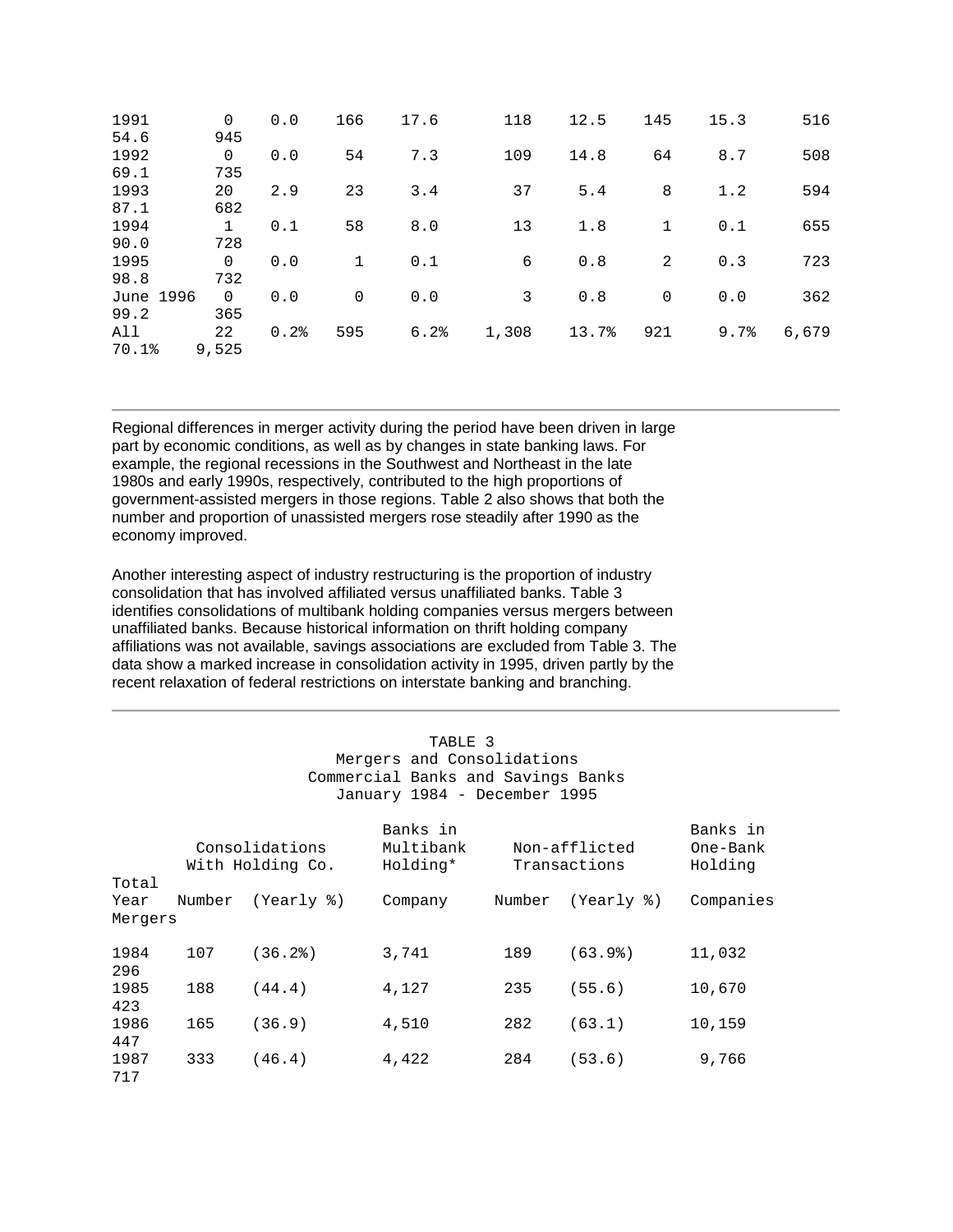| | | | | | | | | | | |
|---|---|---|---|---|---|---|---|---|---|---|
| 1991 | 0 | 0.0 | 166 | 17.6 | 118 | 12.5 | 145 | 15.3 | 516 | 54.6 | 945 |
| 1992 | 0 | 0.0 | 54 | 7.3 | 109 | 14.8 | 64 | 8.7 | 508 | 69.1 | 735 |
| 1993 | 20 | 2.9 | 23 | 3.4 | 37 | 5.4 | 8 | 1.2 | 594 | 87.1 | 682 |
| 1994 | 1 | 0.1 | 58 | 8.0 | 13 | 1.8 | 1 | 0.1 | 655 | 90.0 | 728 |
| 1995 | 0 | 0.0 | 1 | 0.1 | 6 | 0.8 | 2 | 0.3 | 723 | 98.8 | 732 |
| June 1996 | 0 | 0.0 | 0 | 0.0 | 3 | 0.8 | 0 | 0.0 | 362 | 99.2 | 365 |
| All | 22 | 0.2% | 595 | 6.2% | 1,308 | 13.7% | 921 | 9.7% | 6,679 | 70.1% | 9,525 |

Regional differences in merger activity during the period have been driven in large part by economic conditions, as well as by changes in state banking laws. For example, the regional recessions in the Southwest and Northeast in the late 1980s and early 1990s, respectively, contributed to the high proportions of government-assisted mergers in those regions. Table 2 also shows that both the number and proportion of unassisted mergers rose steadily after 1990 as the economy improved.

Another interesting aspect of industry restructuring is the proportion of industry consolidation that has involved affiliated versus unaffiliated banks. Table 3 identifies consolidations of multibank holding companies versus mergers between unaffiliated banks. Because historical information on thrift holding company affiliations was not available, savings associations are excluded from Table 3. The data show a marked increase in consolidation activity in 1995, driven partly by the recent relaxation of federal restrictions on interstate banking and branching.

TABLE 3
Mergers and Consolidations
Commercial Banks and Savings Banks
January 1984 - December 1995

| Year | Consolidations With Holding Co. Number | (Yearly %) | Banks in Multibank Holding* Company | Non-afflicted Transactions Number | (Yearly %) | Banks in One-Bank Holding Companies | Total Mergers |
|---|---|---|---|---|---|---|---|
| 1984 | 107 | (36.2%) | 3,741 | 189 | (63.9%) | 11,032 | 296 |
| 1985 | 188 | (44.4) | 4,127 | 235 | (55.6) | 10,670 | 423 |
| 1986 | 165 | (36.9) | 4,510 | 282 | (63.1) | 10,159 | 447 |
| 1987 | 333 | (46.4) | 4,422 | 284 | (53.6) | 9,766 | 717 |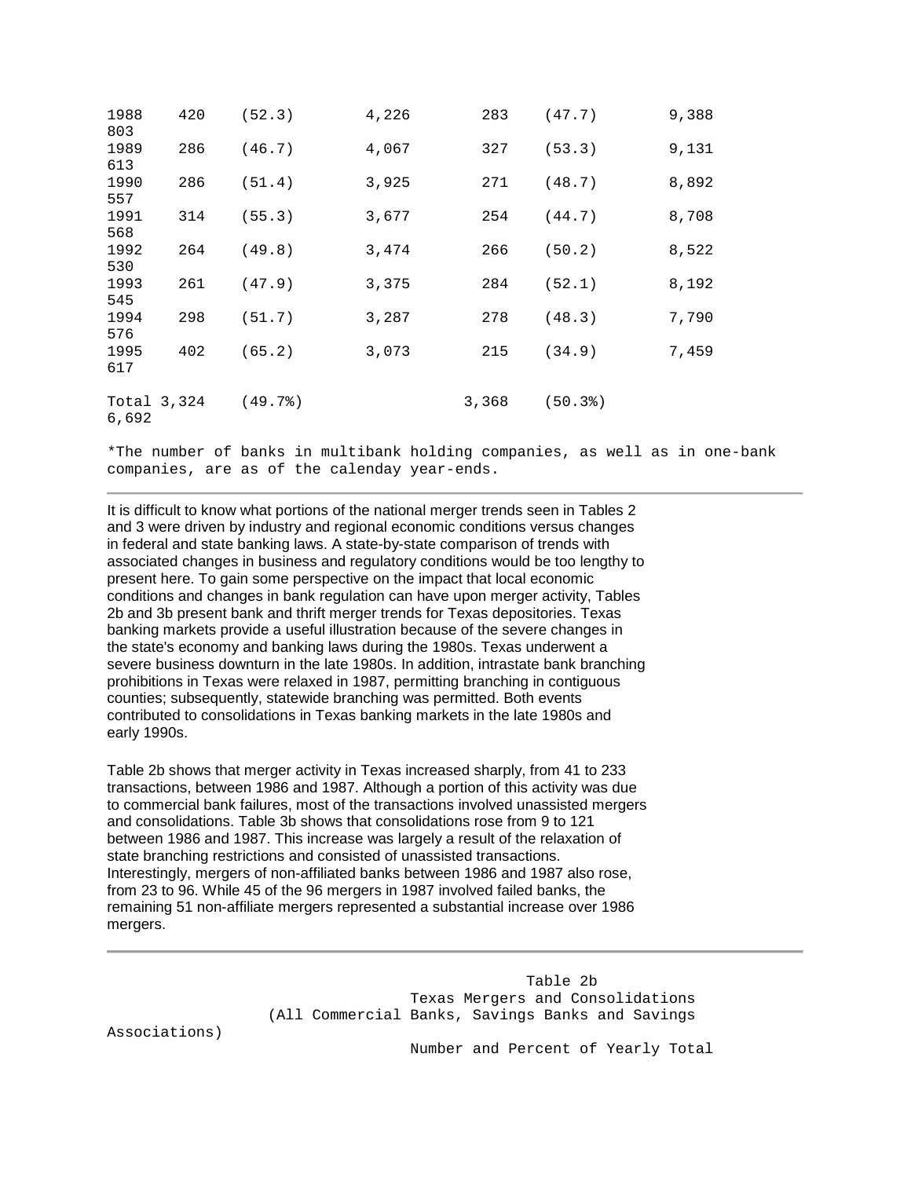| | | | | | | | |
|---|---|---|---|---|---|---|---|
| 1988 | 420 | (52.3) | 4,226 | 283 | (47.7) | 9,388 | 803 |
| 1989 | 286 | (46.7) | 4,067 | 327 | (53.3) | 9,131 | 613 |
| 1990 | 286 | (51.4) | 3,925 | 271 | (48.7) | 8,892 | 557 |
| 1991 | 314 | (55.3) | 3,677 | 254 | (44.7) | 8,708 | 568 |
| 1992 | 264 | (49.8) | 3,474 | 266 | (50.2) | 8,522 | 530 |
| 1993 | 261 | (47.9) | 3,375 | 284 | (52.1) | 8,192 | 545 |
| 1994 | 298 | (51.7) | 3,287 | 278 | (48.3) | 7,790 | 576 |
| 1995 | 402 | (65.2) | 3,073 | 215 | (34.9) | 7,459 | 617 |
| Total | 3,324 | (49.7%) | | 3,368 | (50.3%) | | 6,692 |

*The number of banks in multibank holding companies, as well as in one-bank companies, are as of the calenday year-ends.

---

It is difficult to know what portions of the national merger trends seen in Tables 2 and 3 were driven by industry and regional economic conditions versus changes in federal and state banking laws. A state-by-state comparison of trends with associated changes in business and regulatory conditions would be too lengthy to present here. To gain some perspective on the impact that local economic conditions and changes in bank regulation can have upon merger activity, Tables 2b and 3b present bank and thrift merger trends for Texas depositories. Texas banking markets provide a useful illustration because of the severe changes in the state's economy and banking laws during the 1980s. Texas underwent a severe business downturn in the late 1980s. In addition, intrastate bank branching prohibitions in Texas were relaxed in 1987, permitting branching in contiguous counties; subsequently, statewide branching was permitted. Both events contributed to consolidations in Texas banking markets in the late 1980s and early 1990s.

Table 2b shows that merger activity in Texas increased sharply, from 41 to 233 transactions, between 1986 and 1987. Although a portion of this activity was due to commercial bank failures, most of the transactions involved unassisted mergers and consolidations. Table 3b shows that consolidations rose from 9 to 121 between 1986 and 1987. This increase was largely a result of the relaxation of state branching restrictions and consisted of unassisted transactions. Interestingly, mergers of non-affiliated banks between 1986 and 1987 also rose, from 23 to 96. While 45 of the 96 mergers in 1987 involved failed banks, the remaining 51 non-affiliate mergers represented a substantial increase over 1986 mergers.

---

Table 2b
Texas Mergers and Consolidations
(All Commercial Banks, Savings Banks and Savings Associations)
Number and Percent of Yearly Total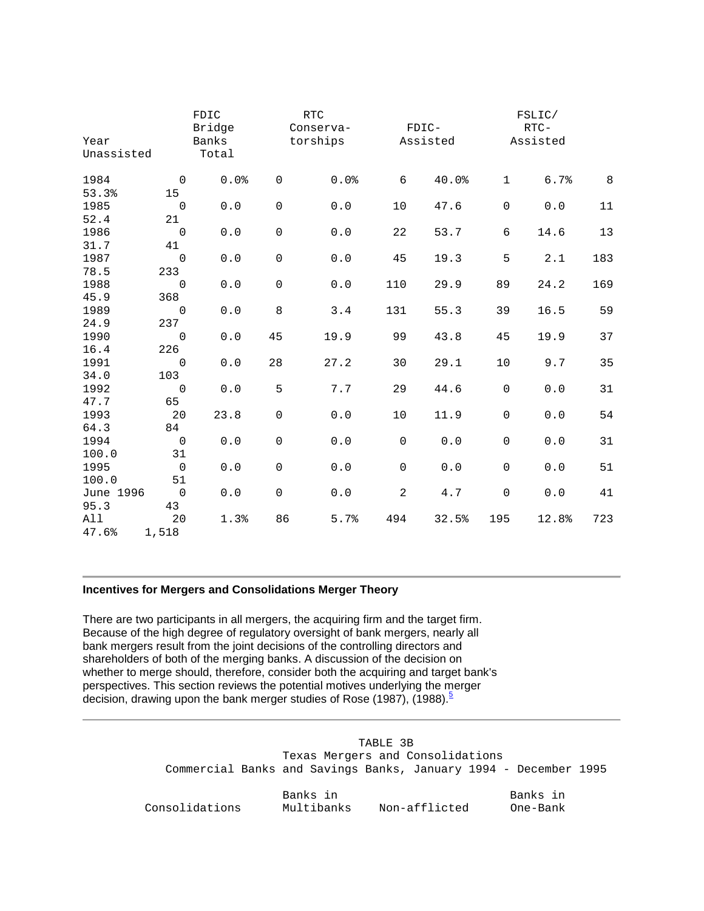| Year | FDIC Bridge Banks | | RTC Conserva-torships | | FDIC-Assisted | | FSLIC/RTC-Assisted | | Unassisted | | Total |
|---|---|---|---|---|---|---|---|---|---|---|---|
| 1984 | 0 | 0.0% | 0 | 0.0% | 6 | 40.0% | 1 | 6.7% | 8 | 53.3% | 15 |
| 1985 | 0 | 0.0 | 0 | 0.0 | 10 | 47.6 | 0 | 0.0 | 11 | 52.4 | 21 |
| 1986 | 0 | 0.0 | 0 | 0.0 | 22 | 53.7 | 6 | 14.6 | 13 | 31.7 | 41 |
| 1987 | 0 | 0.0 | 0 | 0.0 | 45 | 19.3 | 5 | 2.1 | 183 | 78.5 | 233 |
| 1988 | 0 | 0.0 | 0 | 0.0 | 110 | 29.9 | 89 | 24.2 | 169 | 45.9 | 368 |
| 1989 | 0 | 0.0 | 8 | 3.4 | 131 | 55.3 | 39 | 16.5 | 59 | 24.9 | 237 |
| 1990 | 0 | 0.0 | 45 | 19.9 | 99 | 43.8 | 45 | 19.9 | 37 | 16.4 | 226 |
| 1991 | 0 | 0.0 | 28 | 27.2 | 30 | 29.1 | 10 | 9.7 | 35 | 34.0 | 103 |
| 1992 | 0 | 0.0 | 5 | 7.7 | 29 | 44.6 | 0 | 0.0 | 31 | 47.7 | 65 |
| 1993 | 20 | 23.8 | 0 | 0.0 | 10 | 11.9 | 0 | 0.0 | 54 | 64.3 | 84 |
| 1994 | 0 | 0.0 | 0 | 0.0 | 0 | 0.0 | 0 | 0.0 | 31 | 100.0 | 31 |
| 1995 | 0 | 0.0 | 0 | 0.0 | 0 | 0.0 | 0 | 0.0 | 51 | 100.0 | 51 |
| June 1996 | 0 | 0.0 | 0 | 0.0 | 2 | 4.7 | 0 | 0.0 | 41 | 95.3 | 43 |
| All | 20 | 1.3% | 86 | 5.7% | 494 | 32.5% | 195 | 12.8% | 723 | 47.6% | 1,518 |

---

**Incentives for Mergers and Consolidations Merger Theory**

There are two participants in all mergers, the acquiring firm and the target firm. Because of the high degree of regulatory oversight of bank mergers, nearly all bank mergers result from the joint decisions of the controlling directors and shareholders of both of the merging banks. A discussion of the decision on whether to merge should, therefore, consider both the acquiring and target bank's perspectives. This section reviews the potential motives underlying the merger decision, drawing upon the bank merger studies of Rose (1987), (1988).[5]

---

TABLE 3B
Texas Mergers and Consolidations
Commercial Banks and Savings Banks, January 1994 - December 1995

| Consolidations | Banks in Multibanks | Non-afflicted | Banks in One-Bank |
|---|---|---|---|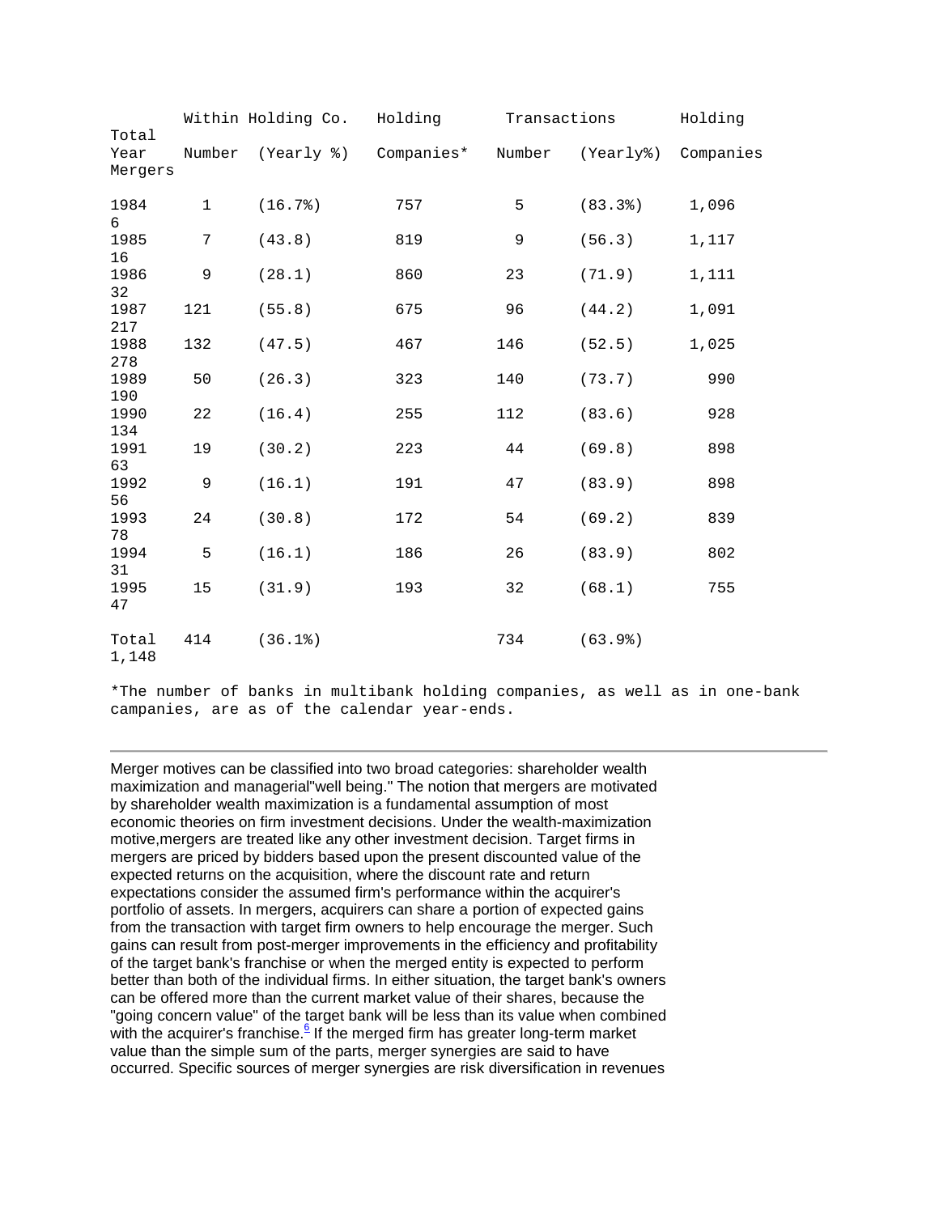| Year | Within Holding Co. Number | (Yearly %) | Holding Companies* | Transactions Number | (Yearly%) | Holding Companies | Total Mergers |
|---|---|---|---|---|---|---|---|
| 1984 | 1 | (16.7%) | 757 | 5 | (83.3%) | 1,096 | 6 |
| 1985 | 7 | (43.8) | 819 | 9 | (56.3) | 1,117 | 16 |
| 1986 | 9 | (28.1) | 860 | 23 | (71.9) | 1,111 | 32 |
| 1987 | 121 | (55.8) | 675 | 96 | (44.2) | 1,091 | 217 |
| 1988 | 132 | (47.5) | 467 | 146 | (52.5) | 1,025 | 278 |
| 1989 | 50 | (26.3) | 323 | 140 | (73.7) | 990 | 190 |
| 1990 | 22 | (16.4) | 255 | 112 | (83.6) | 928 | 134 |
| 1991 | 19 | (30.2) | 223 | 44 | (69.8) | 898 | 63 |
| 1992 | 9 | (16.1) | 191 | 47 | (83.9) | 898 | 56 |
| 1993 | 24 | (30.8) | 172 | 54 | (69.2) | 839 | 78 |
| 1994 | 5 | (16.1) | 186 | 26 | (83.9) | 802 | 31 |
| 1995 | 15 | (31.9) | 193 | 32 | (68.1) | 755 | 47 |
| Total | 414 | (36.1%) | | 734 | (63.9%) | | 1,148 |

*The number of banks in multibank holding companies, as well as in one-bank campanies, are as of the calendar year-ends.

---

Merger motives can be classified into two broad categories: shareholder wealth maximization and managerial"well being." The notion that mergers are motivated by shareholder wealth maximization is a fundamental assumption of most economic theories on firm investment decisions. Under the wealth-maximization motive,mergers are treated like any other investment decision. Target firms in mergers are priced by bidders based upon the present discounted value of the expected returns on the acquisition, where the discount rate and return expectations consider the assumed firm's performance within the acquirer's portfolio of assets. In mergers, acquirers can share a portion of expected gains from the transaction with target firm owners to help encourage the merger. Such gains can result from post-merger improvements in the efficiency and profitability of the target bank's franchise or when the merged entity is expected to perform better than both of the individual firms. In either situation, the target bank's owners can be offered more than the current market value of their shares, because the "going concern value" of the target bank will be less than its value when combined with the acquirer's franchise.[6] If the merged firm has greater long-term market value than the simple sum of the parts, merger synergies are said to have occurred. Specific sources of merger synergies are risk diversification in revenues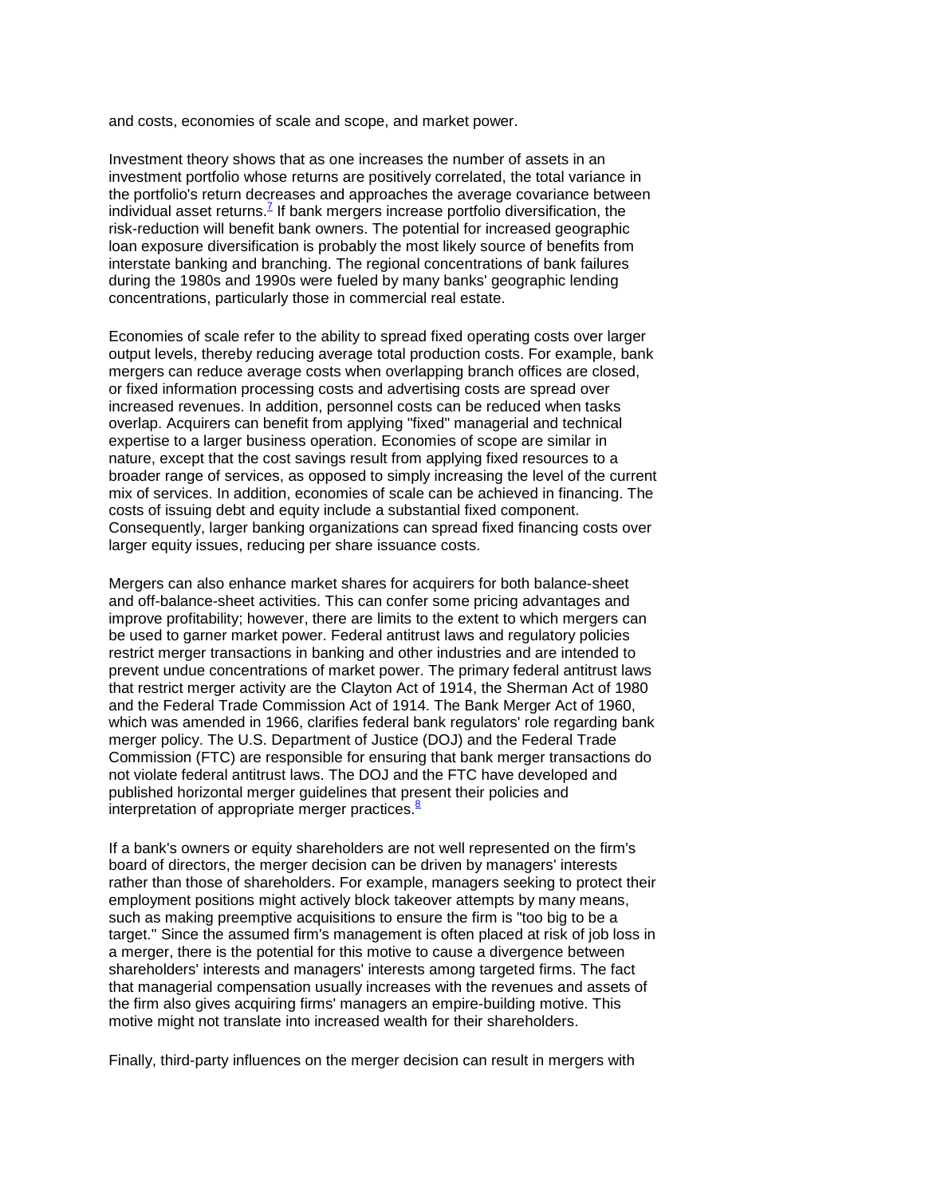and costs, economies of scale and scope, and market power.

Investment theory shows that as one increases the number of assets in an investment portfolio whose returns are positively correlated, the total variance in the portfolio's return decreases and approaches the average covariance between individual asset returns.[7] If bank mergers increase portfolio diversification, the risk-reduction will benefit bank owners. The potential for increased geographic loan exposure diversification is probably the most likely source of benefits from interstate banking and branching. The regional concentrations of bank failures during the 1980s and 1990s were fueled by many banks' geographic lending concentrations, particularly those in commercial real estate.

Economies of scale refer to the ability to spread fixed operating costs over larger output levels, thereby reducing average total production costs. For example, bank mergers can reduce average costs when overlapping branch offices are closed, or fixed information processing costs and advertising costs are spread over increased revenues. In addition, personnel costs can be reduced when tasks overlap. Acquirers can benefit from applying "fixed" managerial and technical expertise to a larger business operation. Economies of scope are similar in nature, except that the cost savings result from applying fixed resources to a broader range of services, as opposed to simply increasing the level of the current mix of services. In addition, economies of scale can be achieved in financing. The costs of issuing debt and equity include a substantial fixed component. Consequently, larger banking organizations can spread fixed financing costs over larger equity issues, reducing per share issuance costs.

Mergers can also enhance market shares for acquirers for both balance-sheet and off-balance-sheet activities. This can confer some pricing advantages and improve profitability; however, there are limits to the extent to which mergers can be used to garner market power. Federal antitrust laws and regulatory policies restrict merger transactions in banking and other industries and are intended to prevent undue concentrations of market power. The primary federal antitrust laws that restrict merger activity are the Clayton Act of 1914, the Sherman Act of 1980 and the Federal Trade Commission Act of 1914. The Bank Merger Act of 1960, which was amended in 1966, clarifies federal bank regulators' role regarding bank merger policy. The U.S. Department of Justice (DOJ) and the Federal Trade Commission (FTC) are responsible for ensuring that bank merger transactions do not violate federal antitrust laws. The DOJ and the FTC have developed and published horizontal merger guidelines that present their policies and interpretation of appropriate merger practices.[8]

If a bank's owners or equity shareholders are not well represented on the firm's board of directors, the merger decision can be driven by managers' interests rather than those of shareholders. For example, managers seeking to protect their employment positions might actively block takeover attempts by many means, such as making preemptive acquisitions to ensure the firm is "too big to be a target." Since the assumed firm's management is often placed at risk of job loss in a merger, there is the potential for this motive to cause a divergence between shareholders' interests and managers' interests among targeted firms. The fact that managerial compensation usually increases with the revenues and assets of the firm also gives acquiring firms' managers an empire-building motive. This motive might not translate into increased wealth for their shareholders.

Finally, third-party influences on the merger decision can result in mergers with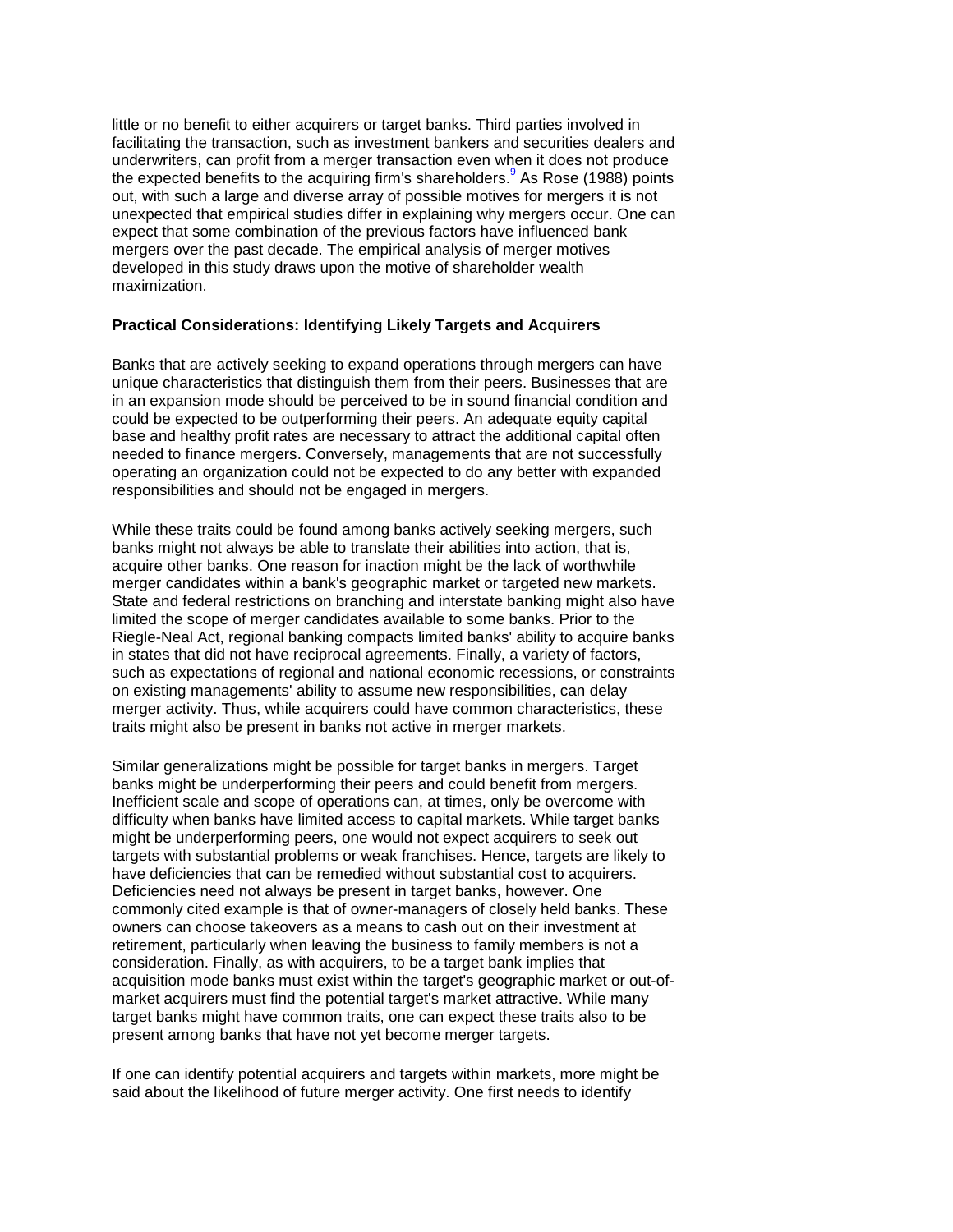little or no benefit to either acquirers or target banks. Third parties involved in facilitating the transaction, such as investment bankers and securities dealers and underwriters, can profit from a merger transaction even when it does not produce the expected benefits to the acquiring firm's shareholders.[9] As Rose (1988) points out, with such a large and diverse array of possible motives for mergers it is not unexpected that empirical studies differ in explaining why mergers occur. One can expect that some combination of the previous factors have influenced bank mergers over the past decade. The empirical analysis of merger motives developed in this study draws upon the motive of shareholder wealth maximization.

**Practical Considerations: Identifying Likely Targets and Acquirers**

Banks that are actively seeking to expand operations through mergers can have unique characteristics that distinguish them from their peers. Businesses that are in an expansion mode should be perceived to be in sound financial condition and could be expected to be outperforming their peers. An adequate equity capital base and healthy profit rates are necessary to attract the additional capital often needed to finance mergers. Conversely, managements that are not successfully operating an organization could not be expected to do any better with expanded responsibilities and should not be engaged in mergers.

While these traits could be found among banks actively seeking mergers, such banks might not always be able to translate their abilities into action, that is, acquire other banks. One reason for inaction might be the lack of worthwhile merger candidates within a bank's geographic market or targeted new markets. State and federal restrictions on branching and interstate banking might also have limited the scope of merger candidates available to some banks. Prior to the Riegle-Neal Act, regional banking compacts limited banks' ability to acquire banks in states that did not have reciprocal agreements. Finally, a variety of factors, such as expectations of regional and national economic recessions, or constraints on existing managements' ability to assume new responsibilities, can delay merger activity. Thus, while acquirers could have common characteristics, these traits might also be present in banks not active in merger markets.

Similar generalizations might be possible for target banks in mergers. Target banks might be underperforming their peers and could benefit from mergers. Inefficient scale and scope of operations can, at times, only be overcome with difficulty when banks have limited access to capital markets. While target banks might be underperforming peers, one would not expect acquirers to seek out targets with substantial problems or weak franchises. Hence, targets are likely to have deficiencies that can be remedied without substantial cost to acquirers. Deficiencies need not always be present in target banks, however. One commonly cited example is that of owner-managers of closely held banks. These owners can choose takeovers as a means to cash out on their investment at retirement, particularly when leaving the business to family members is not a consideration. Finally, as with acquirers, to be a target bank implies that acquisition mode banks must exist within the target's geographic market or out-of-market acquirers must find the potential target's market attractive. While many target banks might have common traits, one can expect these traits also to be present among banks that have not yet become merger targets.

If one can identify potential acquirers and targets within markets, more might be said about the likelihood of future merger activity. One first needs to identify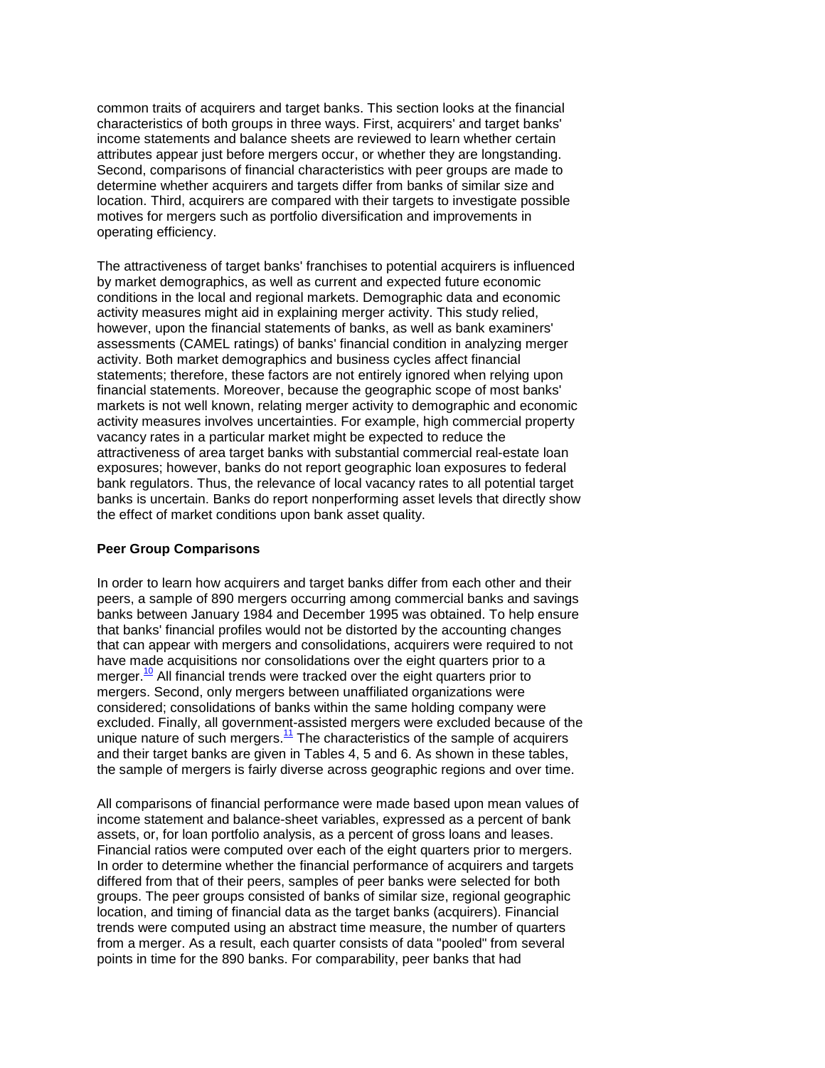common traits of acquirers and target banks. This section looks at the financial characteristics of both groups in three ways. First, acquirers' and target banks' income statements and balance sheets are reviewed to learn whether certain attributes appear just before mergers occur, or whether they are longstanding. Second, comparisons of financial characteristics with peer groups are made to determine whether acquirers and targets differ from banks of similar size and location. Third, acquirers are compared with their targets to investigate possible motives for mergers such as portfolio diversification and improvements in operating efficiency.

The attractiveness of target banks' franchises to potential acquirers is influenced by market demographics, as well as current and expected future economic conditions in the local and regional markets. Demographic data and economic activity measures might aid in explaining merger activity. This study relied, however, upon the financial statements of banks, as well as bank examiners' assessments (CAMEL ratings) of banks' financial condition in analyzing merger activity. Both market demographics and business cycles affect financial statements; therefore, these factors are not entirely ignored when relying upon financial statements. Moreover, because the geographic scope of most banks' markets is not well known, relating merger activity to demographic and economic activity measures involves uncertainties. For example, high commercial property vacancy rates in a particular market might be expected to reduce the attractiveness of area target banks with substantial commercial real-estate loan exposures; however, banks do not report geographic loan exposures to federal bank regulators. Thus, the relevance of local vacancy rates to all potential target banks is uncertain. Banks do report nonperforming asset levels that directly show the effect of market conditions upon bank asset quality.

**Peer Group Comparisons**

In order to learn how acquirers and target banks differ from each other and their peers, a sample of 890 mergers occurring among commercial banks and savings banks between January 1984 and December 1995 was obtained. To help ensure that banks' financial profiles would not be distorted by the accounting changes that can appear with mergers and consolidations, acquirers were required to not have made acquisitions nor consolidations over the eight quarters prior to a merger.[10] All financial trends were tracked over the eight quarters prior to mergers. Second, only mergers between unaffiliated organizations were considered; consolidations of banks within the same holding company were excluded. Finally, all government-assisted mergers were excluded because of the unique nature of such mergers.[11] The characteristics of the sample of acquirers and their target banks are given in Tables 4, 5 and 6. As shown in these tables, the sample of mergers is fairly diverse across geographic regions and over time.

All comparisons of financial performance were made based upon mean values of income statement and balance-sheet variables, expressed as a percent of bank assets, or, for loan portfolio analysis, as a percent of gross loans and leases. Financial ratios were computed over each of the eight quarters prior to mergers. In order to determine whether the financial performance of acquirers and targets differed from that of their peers, samples of peer banks were selected for both groups. The peer groups consisted of banks of similar size, regional geographic location, and timing of financial data as the target banks (acquirers). Financial trends were computed using an abstract time measure, the number of quarters from a merger. As a result, each quarter consists of data "pooled" from several points in time for the 890 banks. For comparability, peer banks that had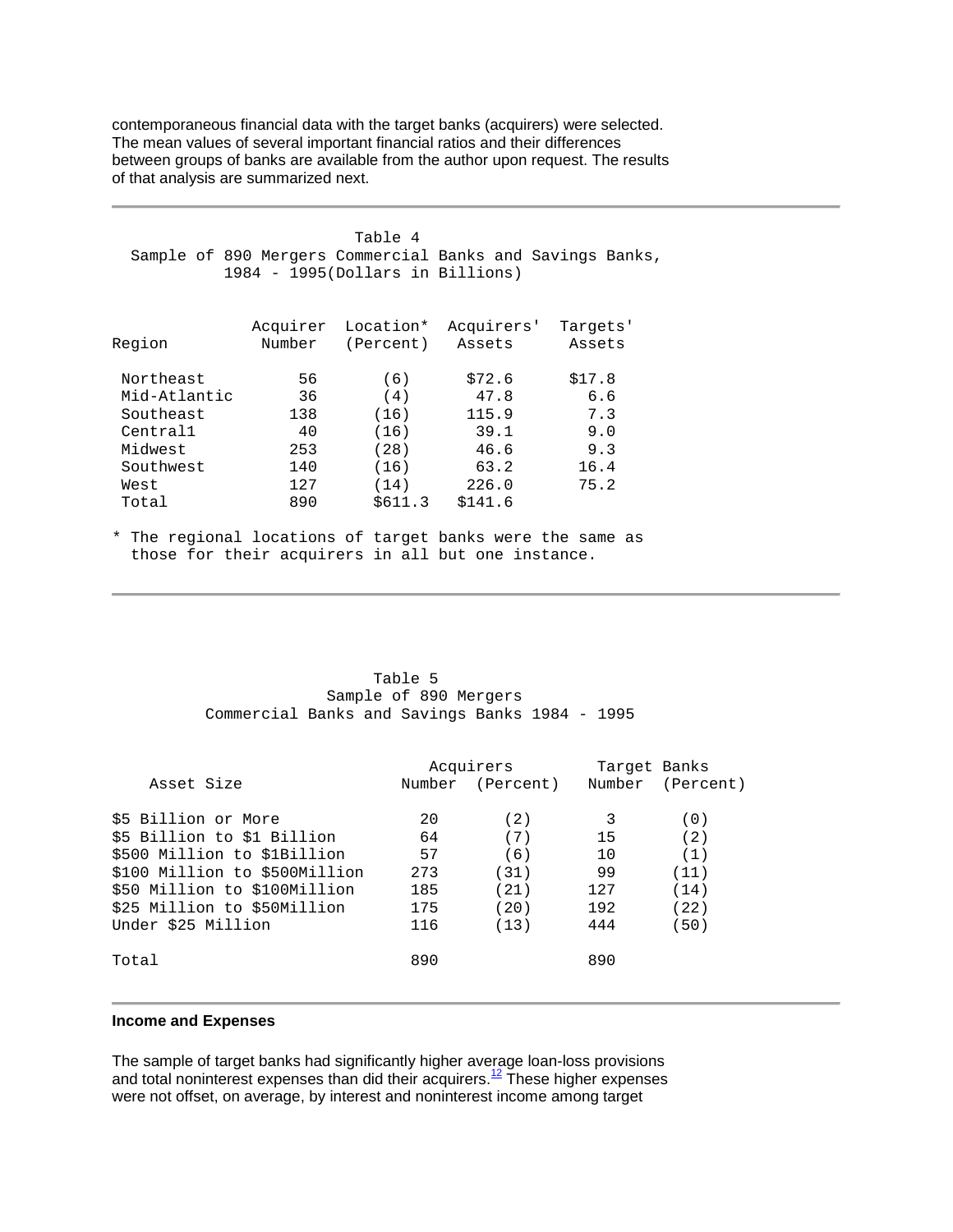contemporaneous financial data with the target banks (acquirers) were selected. The mean values of several important financial ratios and their differences between groups of banks are available from the author upon request. The results of that analysis are summarized next.

Table 4
Sample of 890 Mergers Commercial Banks and Savings Banks, 1984 - 1995(Dollars in Billions)

| Region | Acquirer Number | Location* (Percent) | Acquirers' Assets | Targets' Assets |
|---|---|---|---|---|
| Northeast | 56 | (6) | $72.6 | $17.8 |
| Mid-Atlantic | 36 | (4) | 47.8 | 6.6 |
| Southeast | 138 | (16) | 115.9 | 7.3 |
| Central1 | 40 | (16) | 39.1 | 9.0 |
| Midwest | 253 | (28) | 46.6 | 9.3 |
| Southwest | 140 | (16) | 63.2 | 16.4 |
| West | 127 | (14) | 226.0 | 75.2 |
| Total | 890 | $611.3 | $141.6 | |

* The regional locations of target banks were the same as those for their acquirers in all but one instance.

Table 5
Sample of 890 Mergers
Commercial Banks and Savings Banks 1984 - 1995

| Asset Size | Acquirers | | Target Banks | |
|---|---|---|---|---|
| | Number | (Percent) | Number | (Percent) |
| $5 Billion or More | 20 | (2) | 3 | (0) |
| $5 Billion to $1 Billion | 64 | (7) | 15 | (2) |
| $500 Million to $1Billion | 57 | (6) | 10 | (1) |
| $100 Million to $500Million | 273 | (31) | 99 | (11) |
| $50 Million to $100Million | 185 | (21) | 127 | (14) |
| $25 Million to $50Million | 175 | (20) | 192 | (22) |
| Under $25 Million | 116 | (13) | 444 | (50) |
| Total | 890 | | 890 | |

**Income and Expenses**

The sample of target banks had significantly higher average loan-loss provisions and total noninterest expenses than did their acquirers.[12] These higher expenses were not offset, on average, by interest and noninterest income among target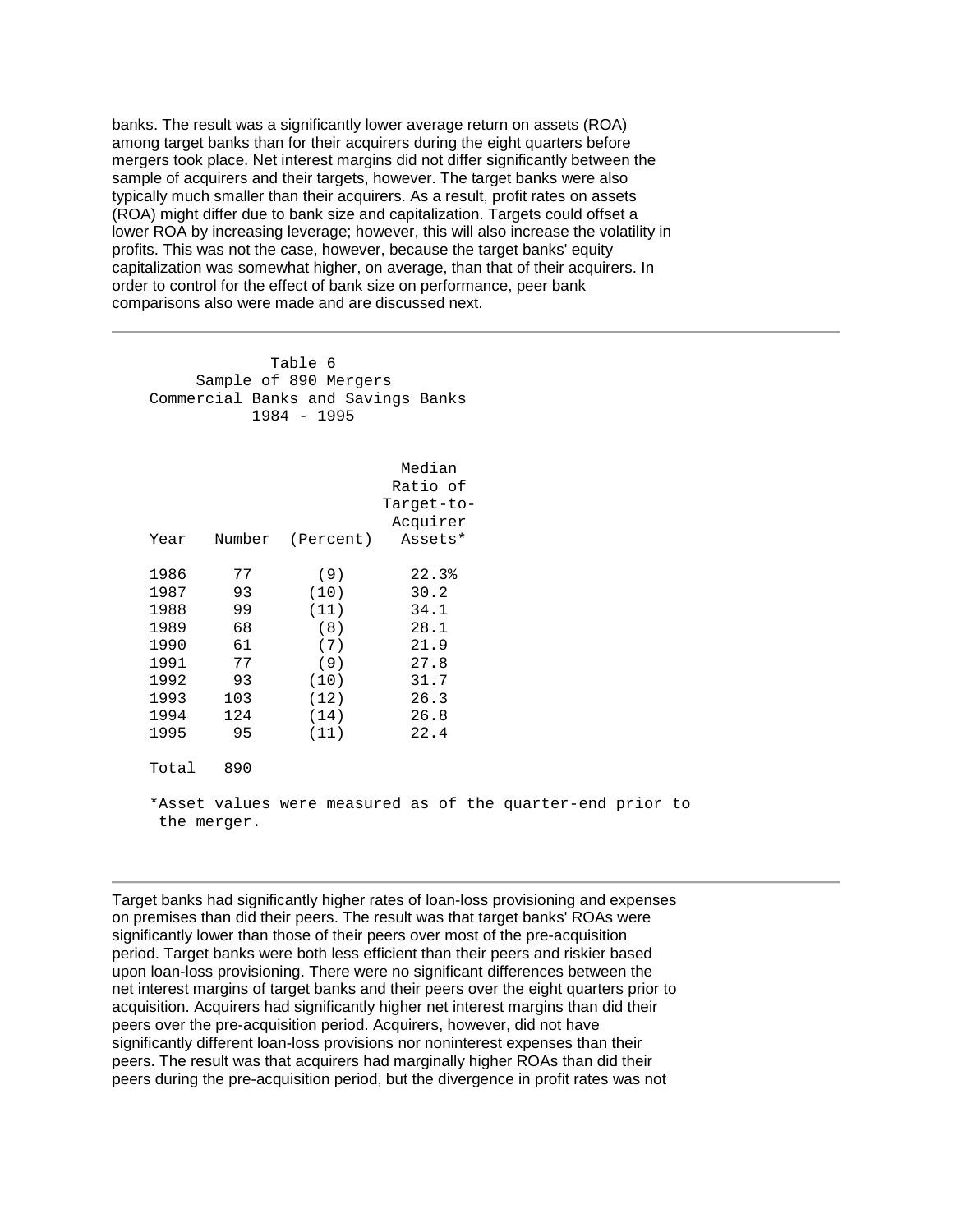banks. The result was a significantly lower average return on assets (ROA) among target banks than for their acquirers during the eight quarters before mergers took place. Net interest margins did not differ significantly between the sample of acquirers and their targets, however. The target banks were also typically much smaller than their acquirers. As a result, profit rates on assets (ROA) might differ due to bank size and capitalization. Targets could offset a lower ROA by increasing leverage; however, this will also increase the volatility in profits. This was not the case, however, because the target banks' equity capitalization was somewhat higher, on average, than that of their acquirers. In order to control for the effect of bank size on performance, peer bank comparisons also were made and are discussed next.

---

Table 6
Sample of 890 Mergers
Commercial Banks and Savings Banks
1984 - 1995

| Year | Number | (Percent) | Median Ratio of Target-to-Acquirer Assets* |
|---|---|---|---|
| 1986 | 77 | (9) | 22.3% |
| 1987 | 93 | (10) | 30.2 |
| 1988 | 99 | (11) | 34.1 |
| 1989 | 68 | (8) | 28.1 |
| 1990 | 61 | (7) | 21.9 |
| 1991 | 77 | (9) | 27.8 |
| 1992 | 93 | (10) | 31.7 |
| 1993 | 103 | (12) | 26.3 |
| 1994 | 124 | (14) | 26.8 |
| 1995 | 95 | (11) | 22.4 |
| Total | 890 | | |

*Asset values were measured as of the quarter-end prior to the merger.

---

Target banks had significantly higher rates of loan-loss provisioning and expenses on premises than did their peers. The result was that target banks' ROAs were significantly lower than those of their peers over most of the pre-acquisition period. Target banks were both less efficient than their peers and riskier based upon loan-loss provisioning. There were no significant differences between the net interest margins of target banks and their peers over the eight quarters prior to acquisition. Acquirers had significantly higher net interest margins than did their peers over the pre-acquisition period. Acquirers, however, did not have significantly different loan-loss provisions nor noninterest expenses than their peers. The result was that acquirers had marginally higher ROAs than did their peers during the pre-acquisition period, but the divergence in profit rates was not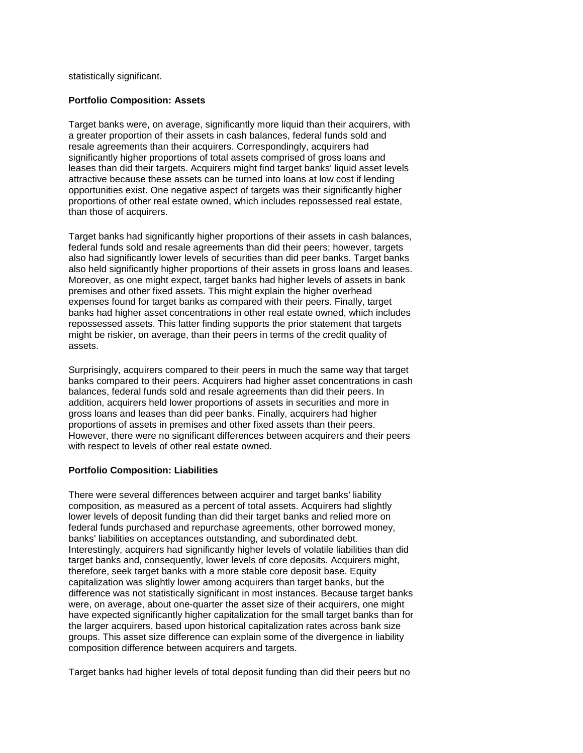statistically significant.

**Portfolio Composition: Assets**

Target banks were, on average, significantly more liquid than their acquirers, with a greater proportion of their assets in cash balances, federal funds sold and resale agreements than their acquirers. Correspondingly, acquirers had significantly higher proportions of total assets comprised of gross loans and leases than did their targets. Acquirers might find target banks' liquid asset levels attractive because these assets can be turned into loans at low cost if lending opportunities exist. One negative aspect of targets was their significantly higher proportions of other real estate owned, which includes repossessed real estate, than those of acquirers.

Target banks had significantly higher proportions of their assets in cash balances, federal funds sold and resale agreements than did their peers; however, targets also had significantly lower levels of securities than did peer banks. Target banks also held significantly higher proportions of their assets in gross loans and leases. Moreover, as one might expect, target banks had higher levels of assets in bank premises and other fixed assets. This might explain the higher overhead expenses found for target banks as compared with their peers. Finally, target banks had higher asset concentrations in other real estate owned, which includes repossessed assets. This latter finding supports the prior statement that targets might be riskier, on average, than their peers in terms of the credit quality of assets.

Surprisingly, acquirers compared to their peers in much the same way that target banks compared to their peers. Acquirers had higher asset concentrations in cash balances, federal funds sold and resale agreements than did their peers. In addition, acquirers held lower proportions of assets in securities and more in gross loans and leases than did peer banks. Finally, acquirers had higher proportions of assets in premises and other fixed assets than their peers. However, there were no significant differences between acquirers and their peers with respect to levels of other real estate owned.

**Portfolio Composition: Liabilities**

There were several differences between acquirer and target banks' liability composition, as measured as a percent of total assets. Acquirers had slightly lower levels of deposit funding than did their target banks and relied more on federal funds purchased and repurchase agreements, other borrowed money, banks' liabilities on acceptances outstanding, and subordinated debt. Interestingly, acquirers had significantly higher levels of volatile liabilities than did target banks and, consequently, lower levels of core deposits. Acquirers might, therefore, seek target banks with a more stable core deposit base. Equity capitalization was slightly lower among acquirers than target banks, but the difference was not statistically significant in most instances. Because target banks were, on average, about one-quarter the asset size of their acquirers, one might have expected significantly higher capitalization for the small target banks than for the larger acquirers, based upon historical capitalization rates across bank size groups. This asset size difference can explain some of the divergence in liability composition difference between acquirers and targets.

Target banks had higher levels of total deposit funding than did their peers but no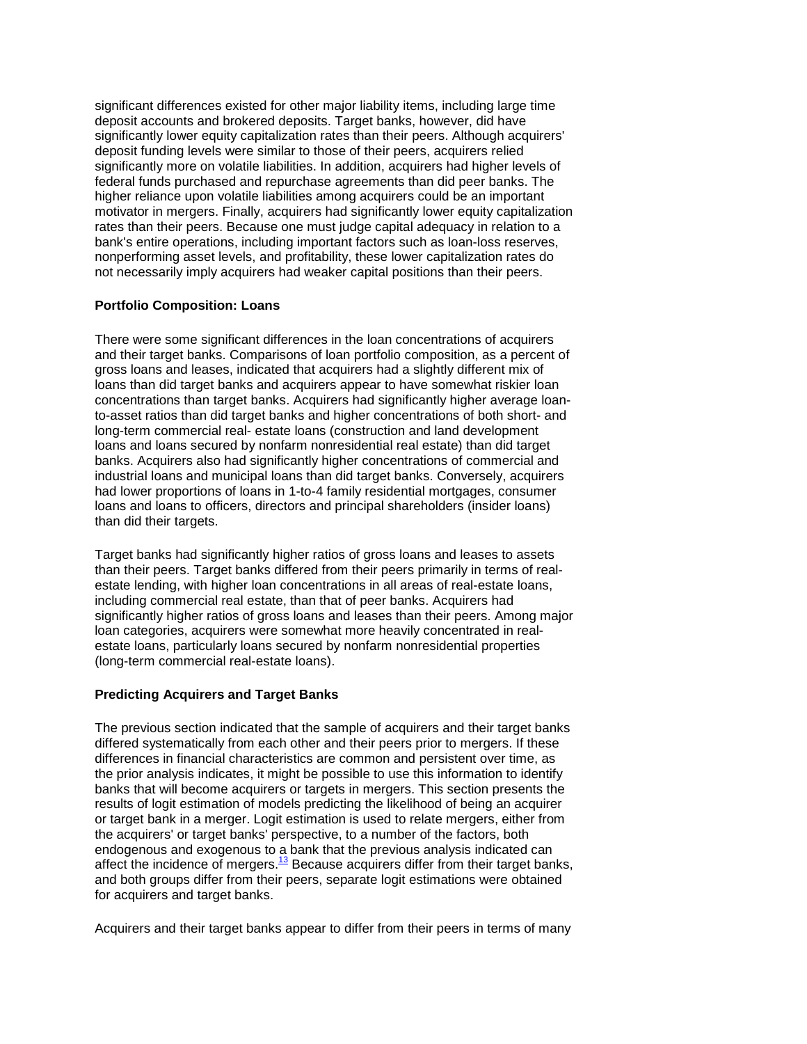significant differences existed for other major liability items, including large time deposit accounts and brokered deposits. Target banks, however, did have significantly lower equity capitalization rates than their peers. Although acquirers' deposit funding levels were similar to those of their peers, acquirers relied significantly more on volatile liabilities. In addition, acquirers had higher levels of federal funds purchased and repurchase agreements than did peer banks. The higher reliance upon volatile liabilities among acquirers could be an important motivator in mergers. Finally, acquirers had significantly lower equity capitalization rates than their peers. Because one must judge capital adequacy in relation to a bank's entire operations, including important factors such as loan-loss reserves, nonperforming asset levels, and profitability, these lower capitalization rates do not necessarily imply acquirers had weaker capital positions than their peers.

**Portfolio Composition: Loans**

There were some significant differences in the loan concentrations of acquirers and their target banks. Comparisons of loan portfolio composition, as a percent of gross loans and leases, indicated that acquirers had a slightly different mix of loans than did target banks and acquirers appear to have somewhat riskier loan concentrations than target banks. Acquirers had significantly higher average loan-to-asset ratios than did target banks and higher concentrations of both short- and long-term commercial real- estate loans (construction and land development loans and loans secured by nonfarm nonresidential real estate) than did target banks. Acquirers also had significantly higher concentrations of commercial and industrial loans and municipal loans than did target banks. Conversely, acquirers had lower proportions of loans in 1-to-4 family residential mortgages, consumer loans and loans to officers, directors and principal shareholders (insider loans) than did their targets.

Target banks had significantly higher ratios of gross loans and leases to assets than their peers. Target banks differed from their peers primarily in terms of real-estate lending, with higher loan concentrations in all areas of real-estate loans, including commercial real estate, than that of peer banks. Acquirers had significantly higher ratios of gross loans and leases than their peers. Among major loan categories, acquirers were somewhat more heavily concentrated in real-estate loans, particularly loans secured by nonfarm nonresidential properties (long-term commercial real-estate loans).

**Predicting Acquirers and Target Banks**

The previous section indicated that the sample of acquirers and their target banks differed systematically from each other and their peers prior to mergers. If these differences in financial characteristics are common and persistent over time, as the prior analysis indicates, it might be possible to use this information to identify banks that will become acquirers or targets in mergers. This section presents the results of logit estimation of models predicting the likelihood of being an acquirer or target bank in a merger. Logit estimation is used to relate mergers, either from the acquirers' or target banks' perspective, to a number of the factors, both endogenous and exogenous to a bank that the previous analysis indicated can affect the incidence of mergers.[13] Because acquirers differ from their target banks, and both groups differ from their peers, separate logit estimations were obtained for acquirers and target banks.

Acquirers and their target banks appear to differ from their peers in terms of many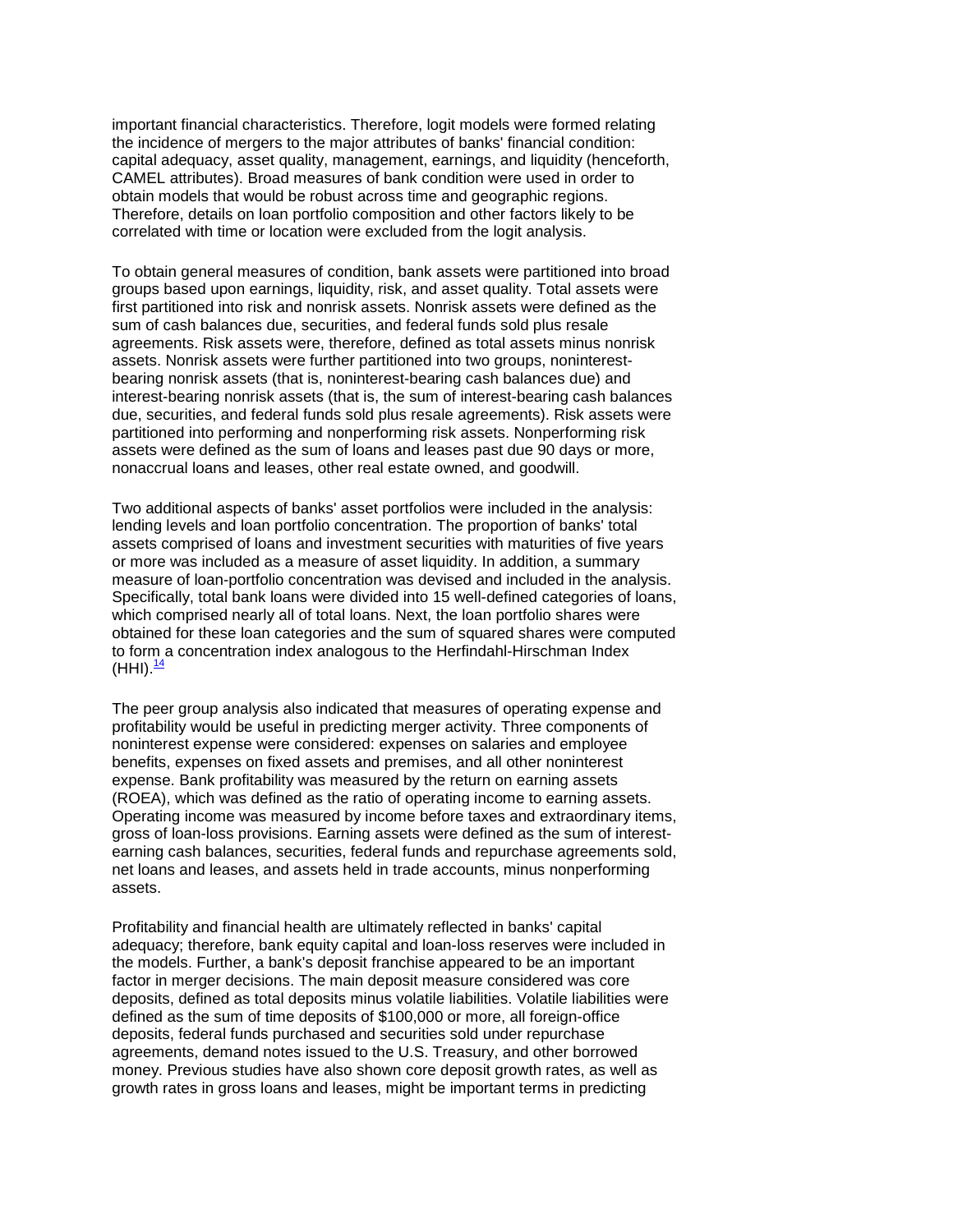important financial characteristics. Therefore, logit models were formed relating the incidence of mergers to the major attributes of banks' financial condition: capital adequacy, asset quality, management, earnings, and liquidity (henceforth, CAMEL attributes). Broad measures of bank condition were used in order to obtain models that would be robust across time and geographic regions. Therefore, details on loan portfolio composition and other factors likely to be correlated with time or location were excluded from the logit analysis.

To obtain general measures of condition, bank assets were partitioned into broad groups based upon earnings, liquidity, risk, and asset quality. Total assets were first partitioned into risk and nonrisk assets. Nonrisk assets were defined as the sum of cash balances due, securities, and federal funds sold plus resale agreements. Risk assets were, therefore, defined as total assets minus nonrisk assets. Nonrisk assets were further partitioned into two groups, noninterest-bearing nonrisk assets (that is, noninterest-bearing cash balances due) and interest-bearing nonrisk assets (that is, the sum of interest-bearing cash balances due, securities, and federal funds sold plus resale agreements). Risk assets were partitioned into performing and nonperforming risk assets. Nonperforming risk assets were defined as the sum of loans and leases past due 90 days or more, nonaccrual loans and leases, other real estate owned, and goodwill.

Two additional aspects of banks' asset portfolios were included in the analysis: lending levels and loan portfolio concentration. The proportion of banks' total assets comprised of loans and investment securities with maturities of five years or more was included as a measure of asset liquidity. In addition, a summary measure of loan-portfolio concentration was devised and included in the analysis. Specifically, total bank loans were divided into 15 well-defined categories of loans, which comprised nearly all of total loans. Next, the loan portfolio shares were obtained for these loan categories and the sum of squared shares were computed to form a concentration index analogous to the Herfindahl-Hirschman Index (HHI).[14]

The peer group analysis also indicated that measures of operating expense and profitability would be useful in predicting merger activity. Three components of noninterest expense were considered: expenses on salaries and employee benefits, expenses on fixed assets and premises, and all other noninterest expense. Bank profitability was measured by the return on earning assets (ROEA), which was defined as the ratio of operating income to earning assets. Operating income was measured by income before taxes and extraordinary items, gross of loan-loss provisions. Earning assets were defined as the sum of interest-earning cash balances, securities, federal funds and repurchase agreements sold, net loans and leases, and assets held in trade accounts, minus nonperforming assets.

Profitability and financial health are ultimately reflected in banks' capital adequacy; therefore, bank equity capital and loan-loss reserves were included in the models. Further, a bank's deposit franchise appeared to be an important factor in merger decisions. The main deposit measure considered was core deposits, defined as total deposits minus volatile liabilities. Volatile liabilities were defined as the sum of time deposits of $100,000 or more, all foreign-office deposits, federal funds purchased and securities sold under repurchase agreements, demand notes issued to the U.S. Treasury, and other borrowed money. Previous studies have also shown core deposit growth rates, as well as growth rates in gross loans and leases, might be important terms in predicting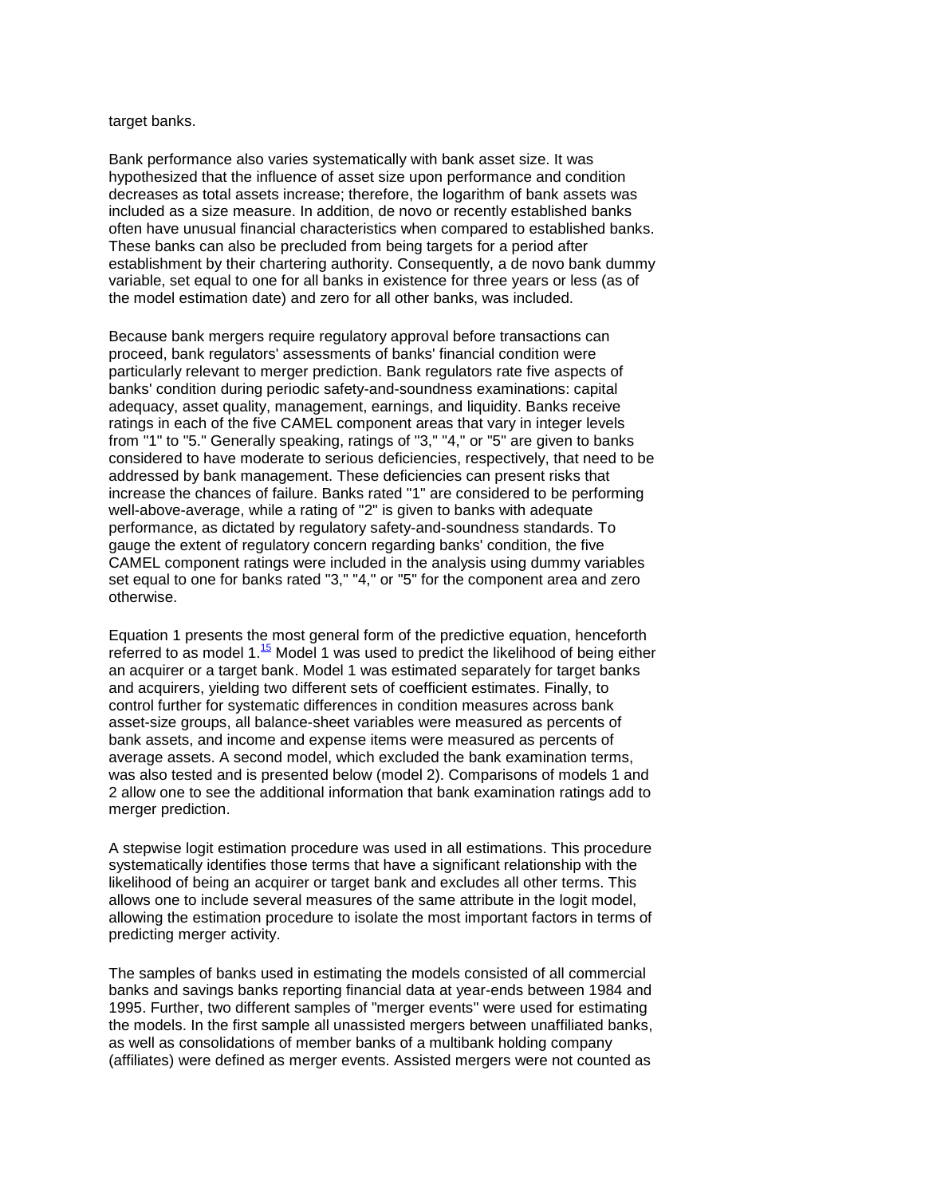target banks.

Bank performance also varies systematically with bank asset size. It was hypothesized that the influence of asset size upon performance and condition decreases as total assets increase; therefore, the logarithm of bank assets was included as a size measure. In addition, de novo or recently established banks often have unusual financial characteristics when compared to established banks. These banks can also be precluded from being targets for a period after establishment by their chartering authority. Consequently, a de novo bank dummy variable, set equal to one for all banks in existence for three years or less (as of the model estimation date) and zero for all other banks, was included.

Because bank mergers require regulatory approval before transactions can proceed, bank regulators' assessments of banks' financial condition were particularly relevant to merger prediction. Bank regulators rate five aspects of banks' condition during periodic safety-and-soundness examinations: capital adequacy, asset quality, management, earnings, and liquidity. Banks receive ratings in each of the five CAMEL component areas that vary in integer levels from "1" to "5." Generally speaking, ratings of "3," "4," or "5" are given to banks considered to have moderate to serious deficiencies, respectively, that need to be addressed by bank management. These deficiencies can present risks that increase the chances of failure. Banks rated "1" are considered to be performing well-above-average, while a rating of "2" is given to banks with adequate performance, as dictated by regulatory safety-and-soundness standards. To gauge the extent of regulatory concern regarding banks' condition, the five CAMEL component ratings were included in the analysis using dummy variables set equal to one for banks rated "3," "4," or "5" for the component area and zero otherwise.

Equation 1 presents the most general form of the predictive equation, henceforth referred to as model 1.[15] Model 1 was used to predict the likelihood of being either an acquirer or a target bank. Model 1 was estimated separately for target banks and acquirers, yielding two different sets of coefficient estimates. Finally, to control further for systematic differences in condition measures across bank asset-size groups, all balance-sheet variables were measured as percents of bank assets, and income and expense items were measured as percents of average assets. A second model, which excluded the bank examination terms, was also tested and is presented below (model 2). Comparisons of models 1 and 2 allow one to see the additional information that bank examination ratings add to merger prediction.

A stepwise logit estimation procedure was used in all estimations. This procedure systematically identifies those terms that have a significant relationship with the likelihood of being an acquirer or target bank and excludes all other terms. This allows one to include several measures of the same attribute in the logit model, allowing the estimation procedure to isolate the most important factors in terms of predicting merger activity.

The samples of banks used in estimating the models consisted of all commercial banks and savings banks reporting financial data at year-ends between 1984 and 1995. Further, two different samples of "merger events" were used for estimating the models. In the first sample all unassisted mergers between unaffiliated banks, as well as consolidations of member banks of a multibank holding company (affiliates) were defined as merger events. Assisted mergers were not counted as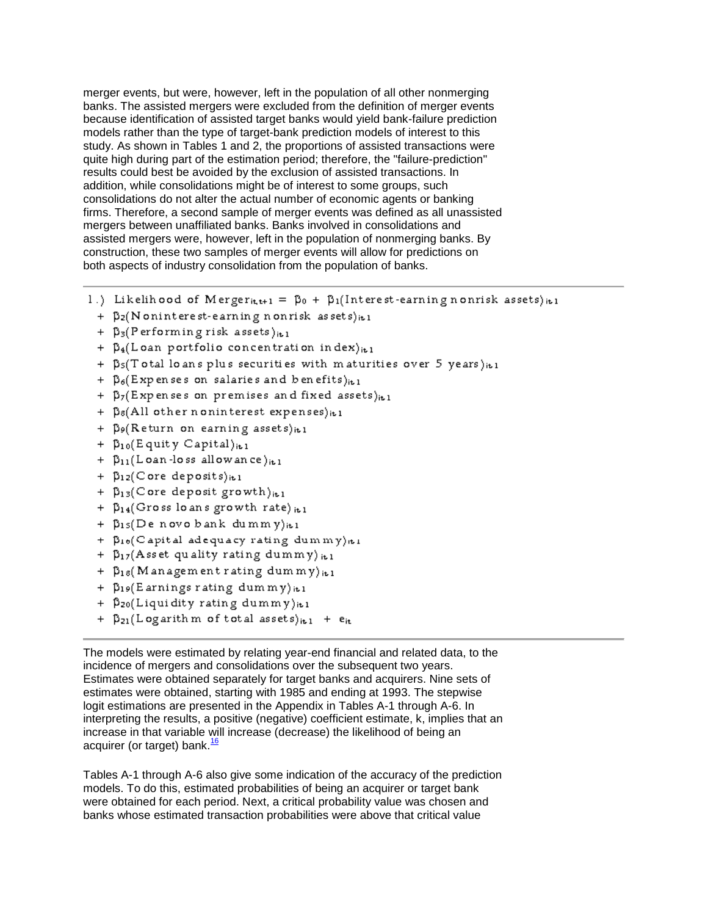merger events, but were, however, left in the population of all other nonmerging banks. The assisted mergers were excluded from the definition of merger events because identification of assisted target banks would yield bank-failure prediction models rather than the type of target-bank prediction models of interest to this study. As shown in Tables 1 and 2, the proportions of assisted transactions were quite high during part of the estimation period; therefore, the "failure-prediction" results could best be avoided by the exclusion of assisted transactions. In addition, while consolidations might be of interest to some groups, such consolidations do not alter the actual number of economic agents or banking firms. Therefore, a second sample of merger events was defined as all unassisted mergers between unaffiliated banks. Banks involved in consolidations and assisted mergers were, however, left in the population of nonmerging banks. By construction, these two samples of merger events will allow for predictions on both aspects of industry consolidation from the population of banks.

---

1.) Likelihood of $\text{Merger}_{it,t+1} = \beta_0 + \beta_1(\text{Interest-earning nonrisk assets})_{it\,1}$

$+ \beta_2(\text{Noninterest-earning nonrisk assets})_{it\,1}$
$+ \beta_3(\text{Performing risk assets})_{it\,1}$
$+ \beta_4(\text{Loan portfolio concentration index})_{it\,1}$
$+ \beta_5(\text{Total loans plus securities with maturities over 5 years})_{it\,1}$
$+ \beta_6(\text{Expenses on salaries and benefits})_{it\,1}$
$+ \beta_7(\text{Expenses on premises and fixed assets})_{it\,1}$
$+ \beta_8(\text{All other noninterest expenses})_{it\,1}$
$+ \beta_9(\text{Return on earning assets})_{it\,1}$
$+ \beta_{10}(\text{Equity Capital})_{it\,1}$
$+ \beta_{11}(\text{Loan-loss allowance})_{it\,1}$
$+ \beta_{12}(\text{Core deposits})_{it\,1}$
$+ \beta_{13}(\text{Core deposit growth})_{it\,1}$
$+ \beta_{14}(\text{Gross loans growth rate})_{it\,1}$
$+ \beta_{15}(\text{De novo bank dummy})_{it\,1}$
$+ \beta_{16}(\text{Capital adequacy rating dummy})_{it\,1}$
$+ \beta_{17}(\text{Asset quality rating dummy})_{it\,1}$
$+ \beta_{18}(\text{Management rating dummy})_{it\,1}$
$+ \beta_{19}(\text{Earnings rating dummy})_{it\,1}$
$+ \beta_{20}(\text{Liquidity rating dummy})_{it\,1}$
$+ \beta_{21}(\text{Logarithm of total assets})_{it\,1} + e_{it}$

---

The models were estimated by relating year-end financial and related data, to the incidence of mergers and consolidations over the subsequent two years. Estimates were obtained separately for target banks and acquirers. Nine sets of estimates were obtained, starting with 1985 and ending at 1993. The stepwise logit estimations are presented in the Appendix in Tables A-1 through A-6. In interpreting the results, a positive (negative) coefficient estimate, k, implies that an increase in that variable will increase (decrease) the likelihood of being an acquirer (or target) bank.[16]

Tables A-1 through A-6 also give some indication of the accuracy of the prediction models. To do this, estimated probabilities of being an acquirer or target bank were obtained for each period. Next, a critical probability value was chosen and banks whose estimated transaction probabilities were above that critical value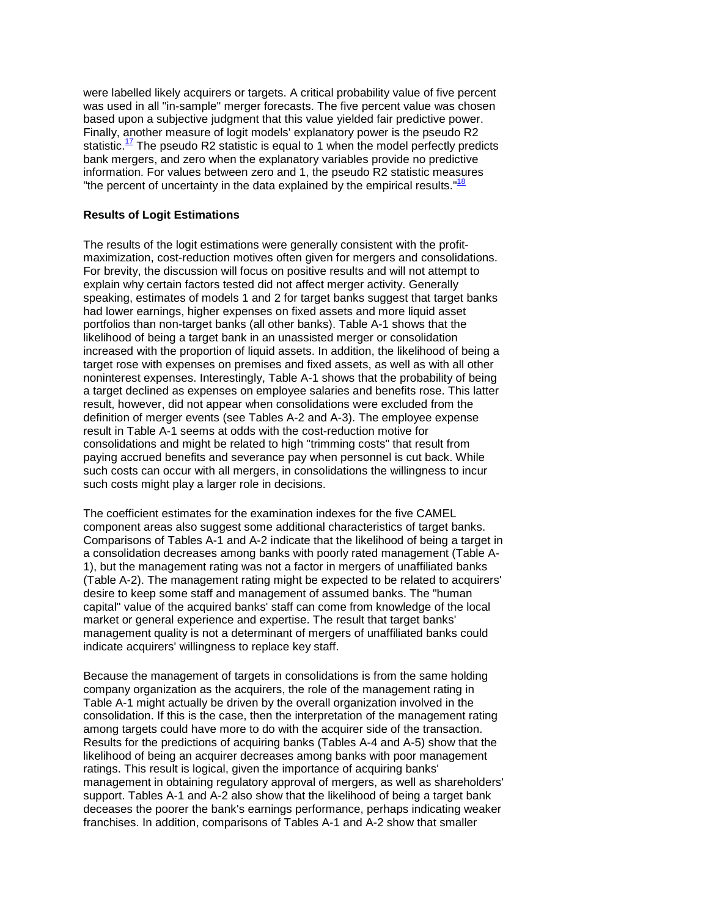were labelled likely acquirers or targets. A critical probability value of five percent was used in all "in-sample" merger forecasts. The five percent value was chosen based upon a subjective judgment that this value yielded fair predictive power. Finally, another measure of logit models' explanatory power is the pseudo R2 statistic.[17] The pseudo R2 statistic is equal to 1 when the model perfectly predicts bank mergers, and zero when the explanatory variables provide no predictive information. For values between zero and 1, the pseudo R2 statistic measures "the percent of uncertainty in the data explained by the empirical results."[18]

**Results of Logit Estimations**

The results of the logit estimations were generally consistent with the profit-maximization, cost-reduction motives often given for mergers and consolidations. For brevity, the discussion will focus on positive results and will not attempt to explain why certain factors tested did not affect merger activity. Generally speaking, estimates of models 1 and 2 for target banks suggest that target banks had lower earnings, higher expenses on fixed assets and more liquid asset portfolios than non-target banks (all other banks). Table A-1 shows that the likelihood of being a target bank in an unassisted merger or consolidation increased with the proportion of liquid assets. In addition, the likelihood of being a target rose with expenses on premises and fixed assets, as well as with all other noninterest expenses. Interestingly, Table A-1 shows that the probability of being a target declined as expenses on employee salaries and benefits rose. This latter result, however, did not appear when consolidations were excluded from the definition of merger events (see Tables A-2 and A-3). The employee expense result in Table A-1 seems at odds with the cost-reduction motive for consolidations and might be related to high "trimming costs" that result from paying accrued benefits and severance pay when personnel is cut back. While such costs can occur with all mergers, in consolidations the willingness to incur such costs might play a larger role in decisions.

The coefficient estimates for the examination indexes for the five CAMEL component areas also suggest some additional characteristics of target banks. Comparisons of Tables A-1 and A-2 indicate that the likelihood of being a target in a consolidation decreases among banks with poorly rated management (Table A-1), but the management rating was not a factor in mergers of unaffiliated banks (Table A-2). The management rating might be expected to be related to acquirers' desire to keep some staff and management of assumed banks. The "human capital" value of the acquired banks' staff can come from knowledge of the local market or general experience and expertise. The result that target banks' management quality is not a determinant of mergers of unaffiliated banks could indicate acquirers' willingness to replace key staff.

Because the management of targets in consolidations is from the same holding company organization as the acquirers, the role of the management rating in Table A-1 might actually be driven by the overall organization involved in the consolidation. If this is the case, then the interpretation of the management rating among targets could have more to do with the acquirer side of the transaction. Results for the predictions of acquiring banks (Tables A-4 and A-5) show that the likelihood of being an acquirer decreases among banks with poor management ratings. This result is logical, given the importance of acquiring banks' management in obtaining regulatory approval of mergers, as well as shareholders' support. Tables A-1 and A-2 also show that the likelihood of being a target bank deceases the poorer the bank's earnings performance, perhaps indicating weaker franchises. In addition, comparisons of Tables A-1 and A-2 show that smaller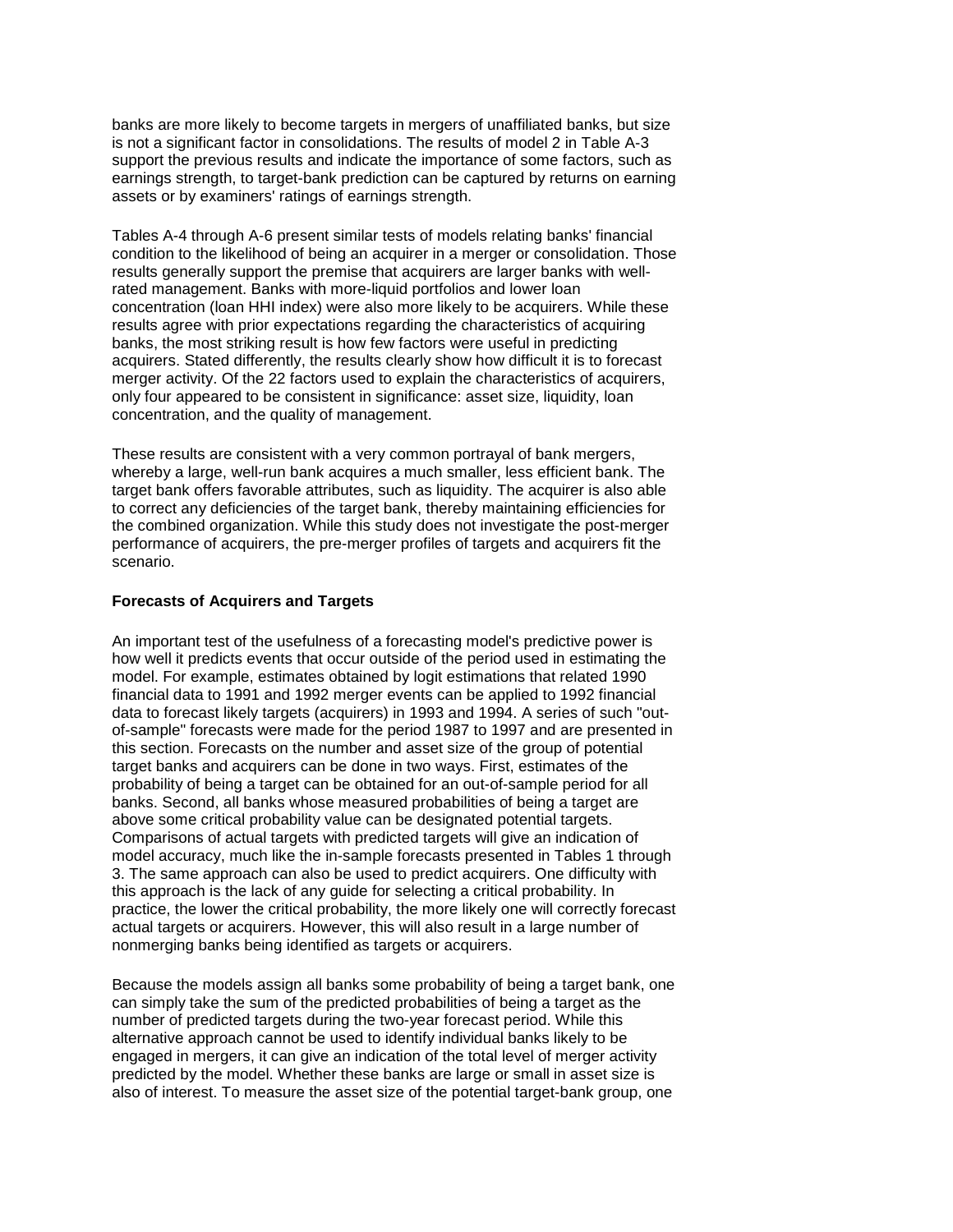banks are more likely to become targets in mergers of unaffiliated banks, but size is not a significant factor in consolidations. The results of model 2 in Table A-3 support the previous results and indicate the importance of some factors, such as earnings strength, to target-bank prediction can be captured by returns on earning assets or by examiners' ratings of earnings strength.

Tables A-4 through A-6 present similar tests of models relating banks' financial condition to the likelihood of being an acquirer in a merger or consolidation. Those results generally support the premise that acquirers are larger banks with well-rated management. Banks with more-liquid portfolios and lower loan concentration (loan HHI index) were also more likely to be acquirers. While these results agree with prior expectations regarding the characteristics of acquiring banks, the most striking result is how few factors were useful in predicting acquirers. Stated differently, the results clearly show how difficult it is to forecast merger activity. Of the 22 factors used to explain the characteristics of acquirers, only four appeared to be consistent in significance: asset size, liquidity, loan concentration, and the quality of management.

These results are consistent with a very common portrayal of bank mergers, whereby a large, well-run bank acquires a much smaller, less efficient bank. The target bank offers favorable attributes, such as liquidity. The acquirer is also able to correct any deficiencies of the target bank, thereby maintaining efficiencies for the combined organization. While this study does not investigate the post-merger performance of acquirers, the pre-merger profiles of targets and acquirers fit the scenario.

### Forecasts of Acquirers and Targets

An important test of the usefulness of a forecasting model's predictive power is how well it predicts events that occur outside of the period used in estimating the model. For example, estimates obtained by logit estimations that related 1990 financial data to 1991 and 1992 merger events can be applied to 1992 financial data to forecast likely targets (acquirers) in 1993 and 1994. A series of such "out-of-sample" forecasts were made for the period 1987 to 1997 and are presented in this section. Forecasts on the number and asset size of the group of potential target banks and acquirers can be done in two ways. First, estimates of the probability of being a target can be obtained for an out-of-sample period for all banks. Second, all banks whose measured probabilities of being a target are above some critical probability value can be designated potential targets. Comparisons of actual targets with predicted targets will give an indication of model accuracy, much like the in-sample forecasts presented in Tables 1 through 3. The same approach can also be used to predict acquirers. One difficulty with this approach is the lack of any guide for selecting a critical probability. In practice, the lower the critical probability, the more likely one will correctly forecast actual targets or acquirers. However, this will also result in a large number of nonmerging banks being identified as targets or acquirers.

Because the models assign all banks some probability of being a target bank, one can simply take the sum of the predicted probabilities of being a target as the number of predicted targets during the two-year forecast period. While this alternative approach cannot be used to identify individual banks likely to be engaged in mergers, it can give an indication of the total level of merger activity predicted by the model. Whether these banks are large or small in asset size is also of interest. To measure the asset size of the potential target-bank group, one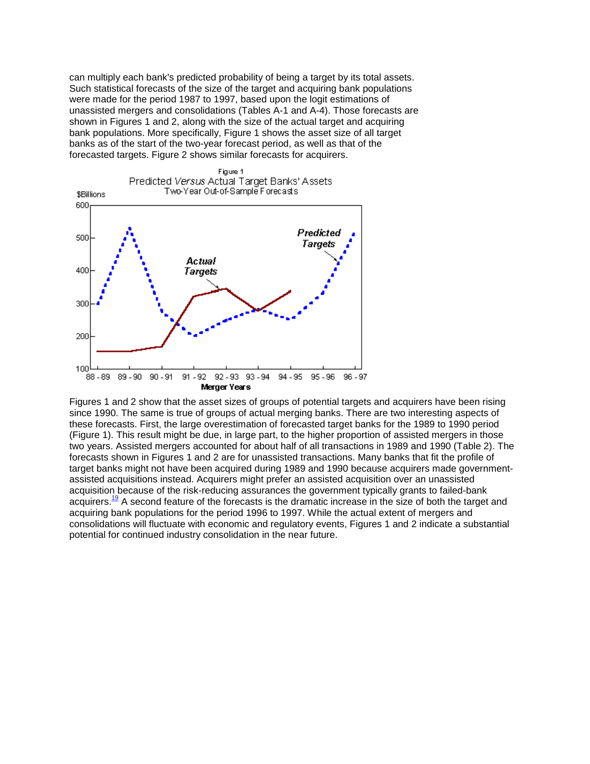can multiply each bank's predicted probability of being a target by its total assets. Such statistical forecasts of the size of the target and acquiring bank populations were made for the period 1987 to 1997, based upon the logit estimations of unassisted mergers and consolidations (Tables A-1 and A-4). Those forecasts are shown in Figures 1 and 2, along with the size of the actual target and acquiring bank populations. More specifically, Figure 1 shows the asset size of all target banks as of the start of the two-year forecast period, as well as that of the forecasted targets. Figure 2 shows similar forecasts for acquirers.

Figure 1
Predicted *Versus* Actual Target Banks' Assets
Two-Year Out-of-Sample Forecasts

Figures 1 and 2 show that the asset sizes of groups of potential targets and acquirers have been rising since 1990. The same is true of groups of actual merging banks. There are two interesting aspects of these forecasts. First, the large overestimation of forecasted target banks for the 1989 to 1990 period (Figure 1). This result might be due, in large part, to the higher proportion of assisted mergers in those two years. Assisted mergers accounted for about half of all transactions in 1989 and 1990 (Table 2). The forecasts shown in Figures 1 and 2 are for unassisted transactions. Many banks that fit the profile of target banks might not have been acquired during 1989 and 1990 because acquirers made government-assisted acquisitions instead. Acquirers might prefer an assisted acquisition over an unassisted acquisition because of the risk-reducing assurances the government typically grants to failed-bank acquirers.[19] A second feature of the forecasts is the dramatic increase in the size of both the target and acquiring bank populations for the period 1996 to 1997. While the actual extent of mergers and consolidations will fluctuate with economic and regulatory events, Figures 1 and 2 indicate a substantial potential for continued industry consolidation in the near future.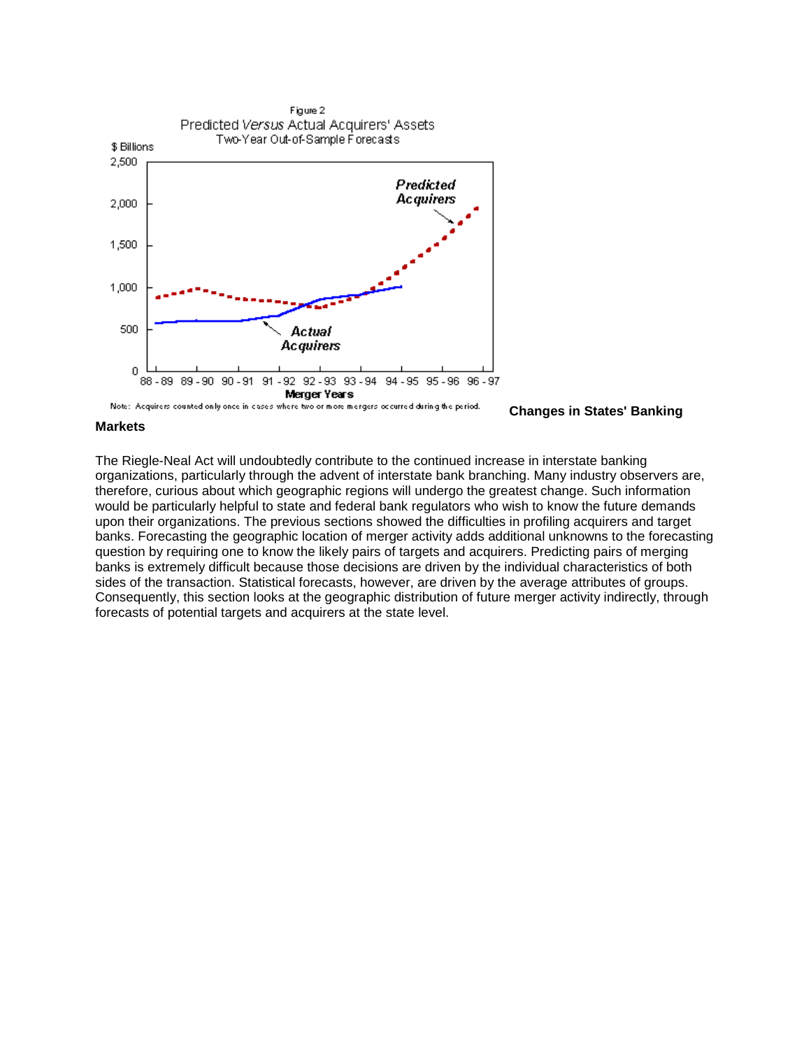Figure 2
Predicted *Versus* Actual Acquirers' Assets
Two-Year Out-of-Sample Forecasts

Note: Acquirers counted only once in cases where two or more mergers occurred during the period.

**Changes in States' Banking Markets**

The Riegle-Neal Act will undoubtedly contribute to the continued increase in interstate banking organizations, particularly through the advent of interstate bank branching. Many industry observers are, therefore, curious about which geographic regions will undergo the greatest change. Such information would be particularly helpful to state and federal bank regulators who wish to know the future demands upon their organizations. The previous sections showed the difficulties in profiling acquirers and target banks. Forecasting the geographic location of merger activity adds additional unknowns to the forecasting question by requiring one to know the likely pairs of targets and acquirers. Predicting pairs of merging banks is extremely difficult because those decisions are driven by the individual characteristics of both sides of the transaction. Statistical forecasts, however, are driven by the average attributes of groups. Consequently, this section looks at the geographic distribution of future merger activity indirectly, through forecasts of potential targets and acquirers at the state level.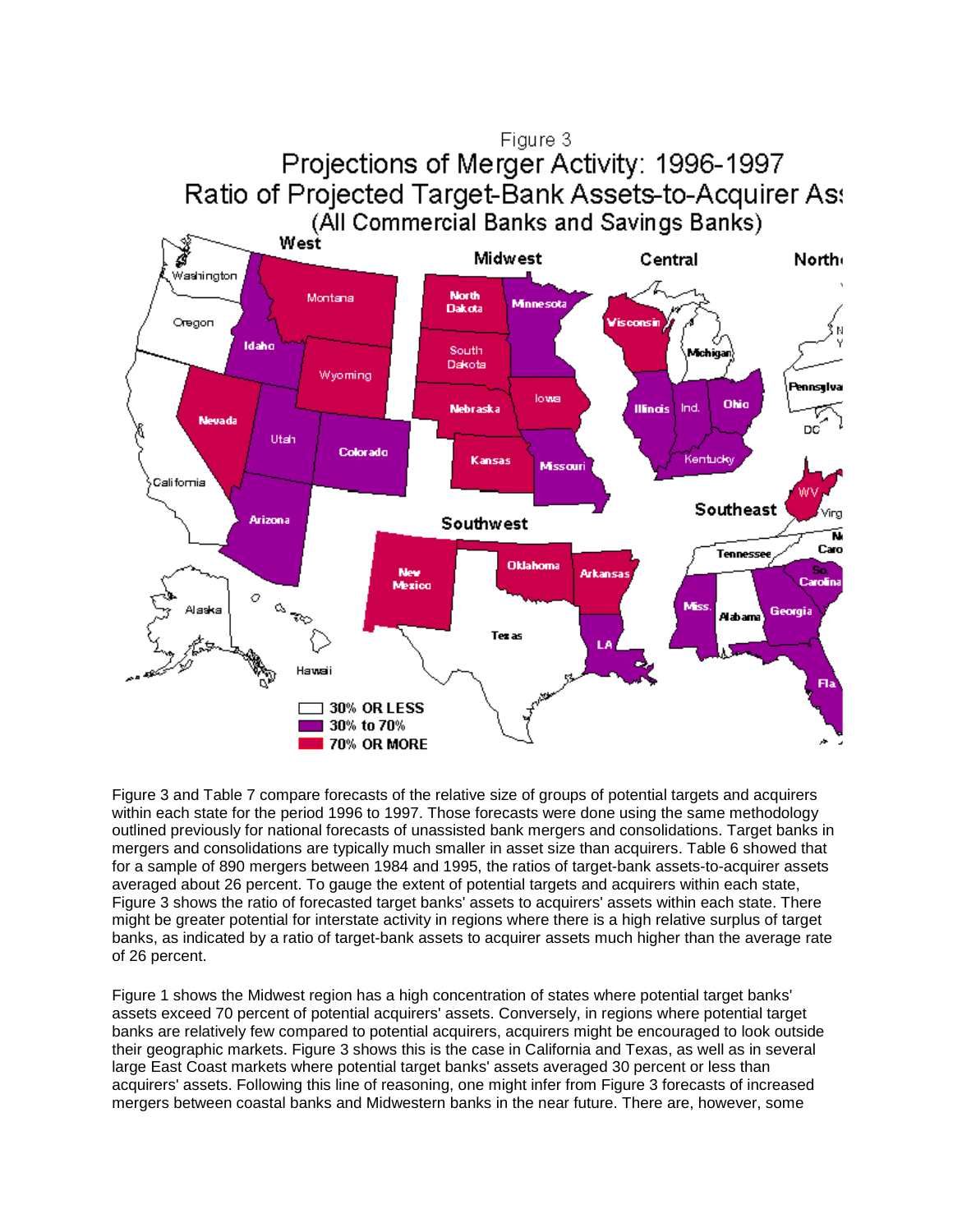Figure 3

Projections of Merger Activity: 1996-1997

Ratio of Projected Target-Bank Assets-to-Acquirer Ass

(All Commercial Banks and Savings Banks)

Figure 3 and Table 7 compare forecasts of the relative size of groups of potential targets and acquirers within each state for the period 1996 to 1997. Those forecasts were done using the same methodology outlined previously for national forecasts of unassisted bank mergers and consolidations. Target banks in mergers and consolidations are typically much smaller in asset size than acquirers. Table 6 showed that for a sample of 890 mergers between 1984 and 1995, the ratios of target-bank assets-to-acquirer assets averaged about 26 percent. To gauge the extent of potential targets and acquirers within each state, Figure 3 shows the ratio of forecasted target banks' assets to acquirers' assets within each state. There might be greater potential for interstate activity in regions where there is a high relative surplus of target banks, as indicated by a ratio of target-bank assets to acquirer assets much higher than the average rate of 26 percent.

Figure 1 shows the Midwest region has a high concentration of states where potential target banks' assets exceed 70 percent of potential acquirers' assets. Conversely, in regions where potential target banks are relatively few compared to potential acquirers, acquirers might be encouraged to look outside their geographic markets. Figure 3 shows this is the case in California and Texas, as well as in several large East Coast markets where potential target banks' assets averaged 30 percent or less than acquirers' assets. Following this line of reasoning, one might infer from Figure 3 forecasts of increased mergers between coastal banks and Midwestern banks in the near future. There are, however, some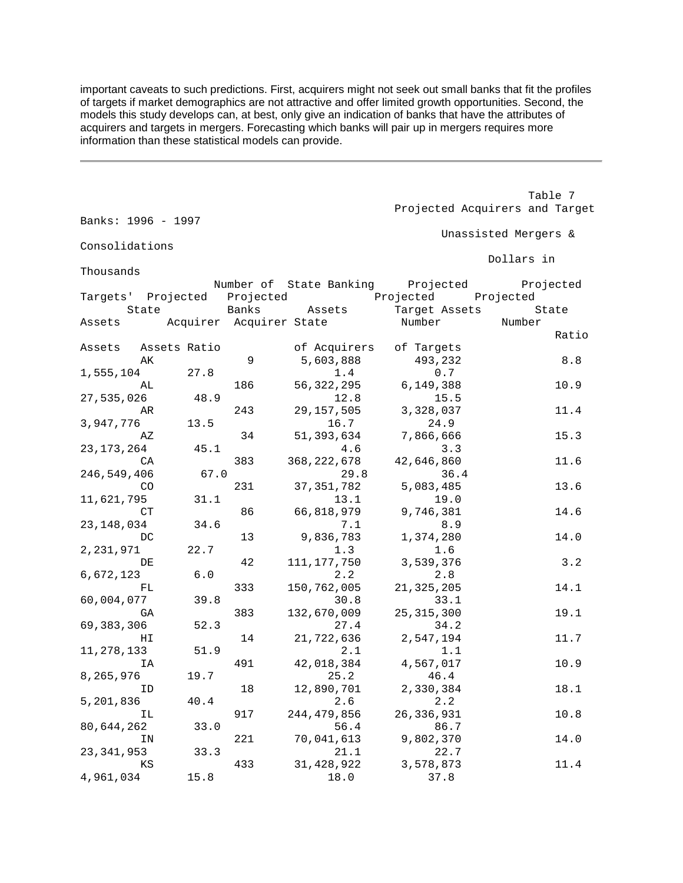important caveats to such predictions. First, acquirers might not seek out small banks that fit the profiles of targets if market demographics are not attractive and offer limited growth opportunities. Second, the models this study develops can, at best, only give an indication of banks that have the attributes of acquirers and targets in mergers. Forecasting which banks will pair up in mergers requires more information than these statistical models can provide.

---

Table 7
Projected Acquirers and Target Banks: 1996 - 1997
Unassisted Mergers & Consolidations
Dollars in Thousands

| State | Number of Banks | State Banking Assets | Projected Target Assets | Projected Targets' State Assets Ratio | Projected Acquirer Assets | Projected Acquirer State Assets Ratio | Projected Number of Acquirers | Projected Number of Targets |
|---|---|---|---|---|---|---|---|---|
| AK | 9 | 5,603,888 | 493,232 | 8.8 | 1,555,104 | 27.8 | 1.4 | 0.7 |
| AL | 186 | 56,322,295 | 6,149,388 | 10.9 | 27,535,026 | 48.9 | 12.8 | 15.5 |
| AR | 243 | 29,157,505 | 3,328,037 | 11.4 | 3,947,776 | 13.5 | 16.7 | 24.9 |
| AZ | 34 | 51,393,634 | 7,866,666 | 15.3 | 23,173,264 | 45.1 | 4.6 | 3.3 |
| CA | 383 | 368,222,678 | 42,646,860 | 11.6 | 246,549,406 | 67.0 | 29.8 | 36.4 |
| CO | 231 | 37,351,782 | 5,083,485 | 13.6 | 11,621,795 | 31.1 | 13.1 | 19.0 |
| CT | 86 | 66,818,979 | 9,746,381 | 14.6 | 23,148,034 | 34.6 | 7.1 | 8.9 |
| DC | 13 | 9,836,783 | 1,374,280 | 14.0 | 2,231,971 | 22.7 | 1.3 | 1.6 |
| DE | 42 | 111,177,750 | 3,539,376 | 3.2 | 6,672,123 | 6.0 | 2.2 | 2.8 |
| FL | 333 | 150,762,005 | 21,325,205 | 14.1 | 60,004,077 | 39.8 | 30.8 | 33.1 |
| GA | 383 | 132,670,009 | 25,315,300 | 19.1 | 69,383,306 | 52.3 | 27.4 | 34.2 |
| HI | 14 | 21,722,636 | 2,547,194 | 11.7 | 11,278,133 | 51.9 | 2.1 | 1.1 |
| IA | 491 | 42,018,384 | 4,567,017 | 10.9 | 8,265,976 | 19.7 | 25.2 | 46.4 |
| ID | 18 | 12,890,701 | 2,330,384 | 18.1 | 5,201,836 | 40.4 | 2.6 | 2.2 |
| IL | 917 | 244,479,856 | 26,336,931 | 10.8 | 80,644,262 | 33.0 | 56.4 | 86.7 |
| IN | 221 | 70,041,613 | 9,802,370 | 14.0 | 23,341,953 | 33.3 | 21.1 | 22.7 |
| KS | 433 | 31,428,922 | 3,578,873 | 11.4 | 4,961,034 | 15.8 | 18.0 | 37.8 |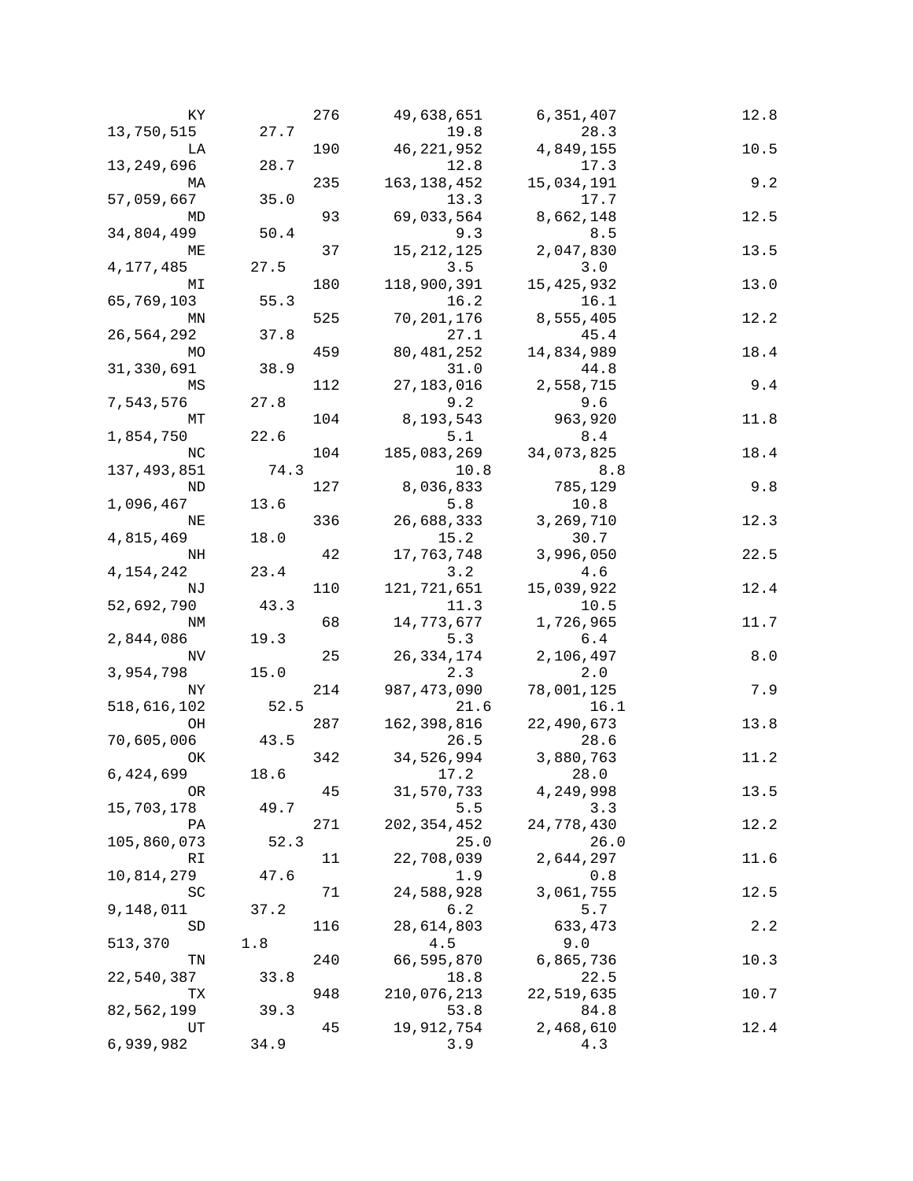| | | | | | |
|---|---|---|---|---|---|
| KY | 276 | 49,638,651 | 6,351,407 | | 12.8 |
| 13,750,515 | 27.7 | 19.8 | 28.3 | | |
| LA | 190 | 46,221,952 | 4,849,155 | | 10.5 |
| 13,249,696 | 28.7 | 12.8 | 17.3 | | |
| MA | 235 | 163,138,452 | 15,034,191 | | 9.2 |
| 57,059,667 | 35.0 | 13.3 | 17.7 | | |
| MD | 93 | 69,033,564 | 8,662,148 | | 12.5 |
| 34,804,499 | 50.4 | 9.3 | 8.5 | | |
| ME | 37 | 15,212,125 | 2,047,830 | | 13.5 |
| 4,177,485 | 27.5 | 3.5 | 3.0 | | |
| MI | 180 | 118,900,391 | 15,425,932 | | 13.0 |
| 65,769,103 | 55.3 | 16.2 | 16.1 | | |
| MN | 525 | 70,201,176 | 8,555,405 | | 12.2 |
| 26,564,292 | 37.8 | 27.1 | 45.4 | | |
| MO | 459 | 80,481,252 | 14,834,989 | | 18.4 |
| 31,330,691 | 38.9 | 31.0 | 44.8 | | |
| MS | 112 | 27,183,016 | 2,558,715 | | 9.4 |
| 7,543,576 | 27.8 | 9.2 | 9.6 | | |
| MT | 104 | 8,193,543 | 963,920 | | 11.8 |
| 1,854,750 | 22.6 | 5.1 | 8.4 | | |
| NC | 104 | 185,083,269 | 34,073,825 | | 18.4 |
| 137,493,851 | 74.3 | 10.8 | 8.8 | | |
| ND | 127 | 8,036,833 | 785,129 | | 9.8 |
| 1,096,467 | 13.6 | 5.8 | 10.8 | | |
| NE | 336 | 26,688,333 | 3,269,710 | | 12.3 |
| 4,815,469 | 18.0 | 15.2 | 30.7 | | |
| NH | 42 | 17,763,748 | 3,996,050 | | 22.5 |
| 4,154,242 | 23.4 | 3.2 | 4.6 | | |
| NJ | 110 | 121,721,651 | 15,039,922 | | 12.4 |
| 52,692,790 | 43.3 | 11.3 | 10.5 | | |
| NM | 68 | 14,773,677 | 1,726,965 | | 11.7 |
| 2,844,086 | 19.3 | 5.3 | 6.4 | | |
| NV | 25 | 26,334,174 | 2,106,497 | | 8.0 |
| 3,954,798 | 15.0 | 2.3 | 2.0 | | |
| NY | 214 | 987,473,090 | 78,001,125 | | 7.9 |
| 518,616,102 | 52.5 | 21.6 | 16.1 | | |
| OH | 287 | 162,398,816 | 22,490,673 | | 13.8 |
| 70,605,006 | 43.5 | 26.5 | 28.6 | | |
| OK | 342 | 34,526,994 | 3,880,763 | | 11.2 |
| 6,424,699 | 18.6 | 17.2 | 28.0 | | |
| OR | 45 | 31,570,733 | 4,249,998 | | 13.5 |
| 15,703,178 | 49.7 | 5.5 | 3.3 | | |
| PA | 271 | 202,354,452 | 24,778,430 | | 12.2 |
| 105,860,073 | 52.3 | 25.0 | 26.0 | | |
| RI | 11 | 22,708,039 | 2,644,297 | | 11.6 |
| 10,814,279 | 47.6 | 1.9 | 0.8 | | |
| SC | 71 | 24,588,928 | 3,061,755 | | 12.5 |
| 9,148,011 | 37.2 | 6.2 | 5.7 | | |
| SD | 116 | 28,614,803 | 633,473 | | 2.2 |
| 513,370 | 1.8 | 4.5 | 9.0 | | |
| TN | 240 | 66,595,870 | 6,865,736 | | 10.3 |
| 22,540,387 | 33.8 | 18.8 | 22.5 | | |
| TX | 948 | 210,076,213 | 22,519,635 | | 10.7 |
| 82,562,199 | 39.3 | 53.8 | 84.8 | | |
| UT | 45 | 19,912,754 | 2,468,610 | | 12.4 |
| 6,939,982 | 34.9 | 3.9 | 4.3 | | |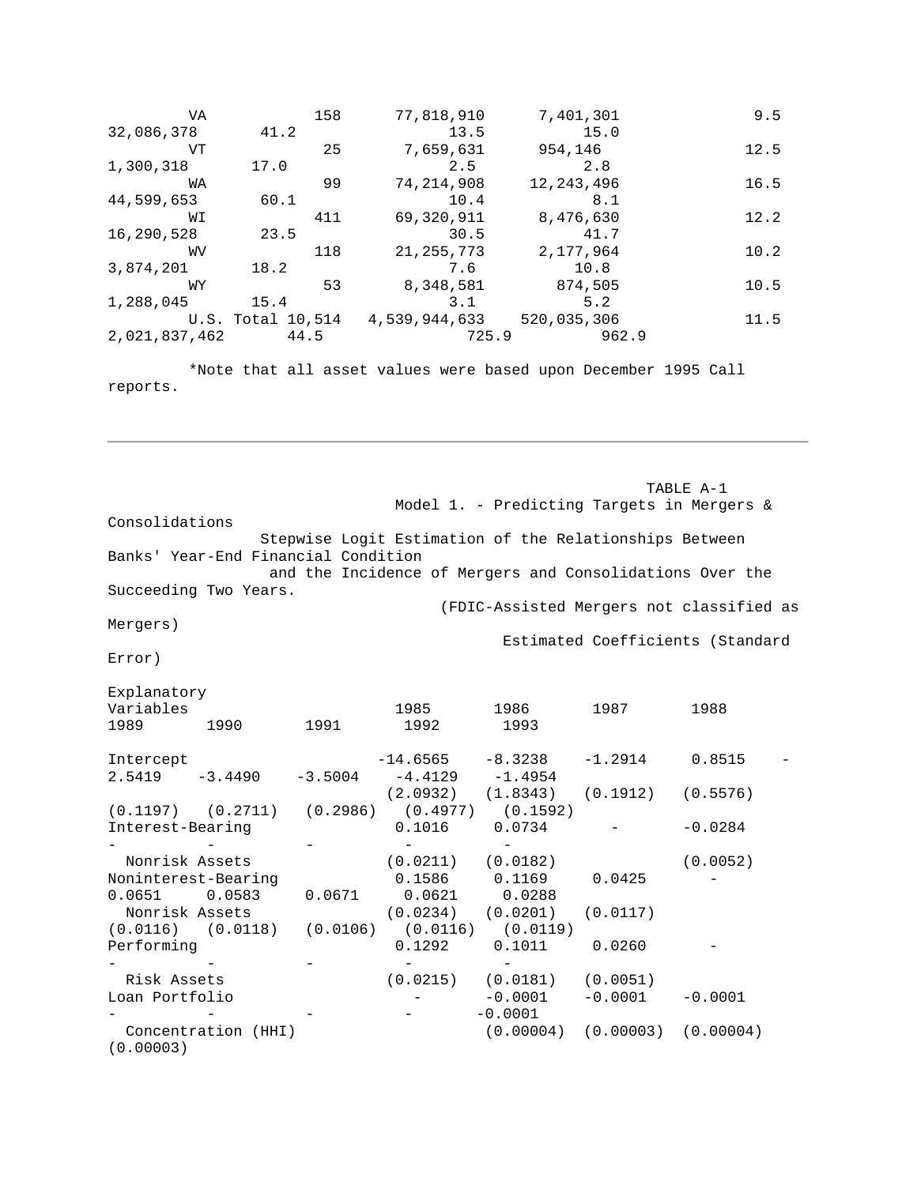| | | | | | | | |
|---|---|---|---|---|---|---|---|
| VA | 158 | 77,818,910 | 7,401,301 | 9.5 | 32,086,378 | 41.2 | 13.5 | 15.0 |
| VT | 25 | 7,659,631 | 954,146 | 12.5 | 1,300,318 | 17.0 | 2.5 | 2.8 |
| WA | 99 | 74,214,908 | 12,243,496 | 16.5 | 44,599,653 | 60.1 | 10.4 | 8.1 |
| WI | 411 | 69,320,911 | 8,476,630 | 12.2 | 16,290,528 | 23.5 | 30.5 | 41.7 |
| WV | 118 | 21,255,773 | 2,177,964 | 10.2 | 3,874,201 | 18.2 | 7.6 | 10.8 |
| WY | 53 | 8,348,581 | 874,505 | 10.5 | 1,288,045 | 15.4 | 3.1 | 5.2 |
| U.S. Total | 10,514 | 4,539,944,633 | 520,035,306 | 11.5 | 2,021,837,462 | 44.5 | 725.9 | 962.9 |

*Note that all asset values were based upon December 1995 Call reports.

---

TABLE A-1

Model 1. - Predicting Targets in Mergers & Consolidations

Stepwise Logit Estimation of the Relationships Between Banks' Year-End Financial Condition and the Incidence of Mergers and Consolidations Over the Succeeding Two Years.

(FDIC-Assisted Mergers not classified as Mergers)

Estimated Coefficients (Standard Error)

| Explanatory Variables | 1985 | 1986 | 1987 | 1988 | 1989 | 1990 | 1991 | 1992 | 1993 |
|---|---|---|---|---|---|---|---|---|---|
| Intercept | -14.6565 | -8.3238 | -1.2914 | 0.8515 | -2.5419 | -3.4490 | -3.5004 | -4.4129 | -1.4954 |
| | (2.0932) | (1.8343) | (0.1912) | (0.5576) | (0.1197) | (0.2711) | (0.2986) | (0.4977) | (0.1592) |
| Interest-Bearing Nonrisk Assets | 0.1016 | 0.0734 | - | -0.0284 | - | - | - | - | - |
| | (0.0211) | (0.0182) | | (0.0052) | | | | | |
| Noninterest-Bearing Nonrisk Assets | 0.1586 | 0.1169 | 0.0425 | - | 0.0651 | 0.0583 | 0.0671 | 0.0621 | 0.0288 |
| | (0.0234) | (0.0201) | (0.0117) | | (0.0116) | (0.0118) | (0.0106) | (0.0116) | (0.0119) |
| Performing Risk Assets | 0.1292 | 0.1011 | 0.0260 | - | - | - | - | - | - |
| | (0.0215) | (0.0181) | (0.0051) | | | | | | |
| Loan Portfolio Concentration (HHI) | - | -0.0001 | -0.0001 | -0.0001 | - | - | - | - | -0.0001 |
| | | (0.00004) | (0.00003) | (0.00004) | | | | | (0.00003) |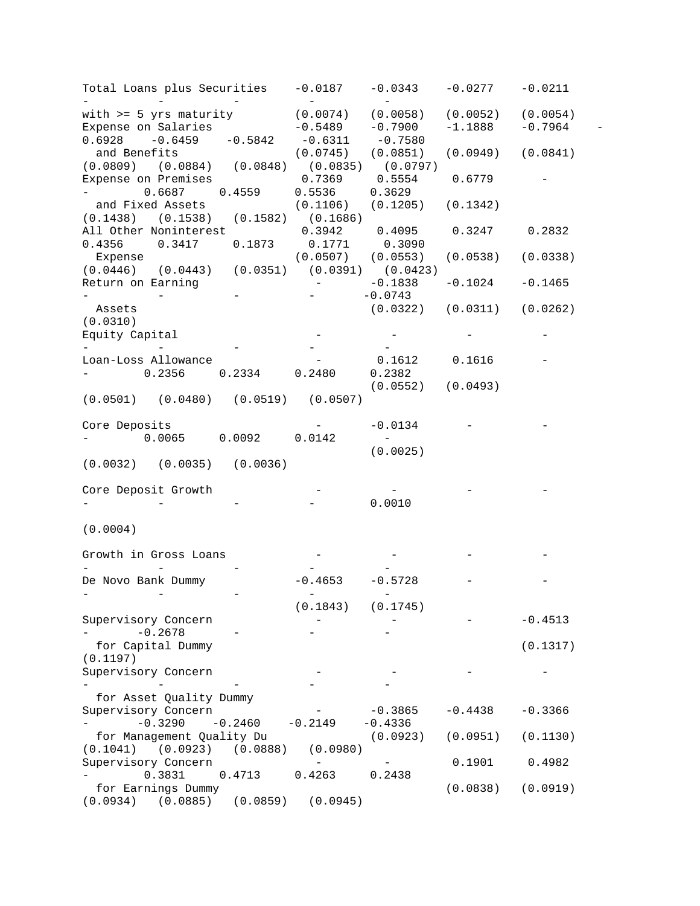| | | | | | | | | |
|---|---|---|---|---|---|---|---|---|
| Total Loans plus Securities | -0.0187 | -0.0343 | -0.0277 | -0.0211 | - | - | - | - | - |
| with >= 5 yrs maturity | (0.0074) | (0.0058) | (0.0052) | (0.0054) | | | | | |
| Expense on Salaries | -0.5489 | -0.7900 | -1.1888 | -0.7964 | -0.6928 | -0.6459 | -0.5842 | -0.6311 | -0.7580 |
| and Benefits | (0.0745) | (0.0851) | (0.0949) | (0.0841) | (0.0809) | (0.0884) | (0.0848) | (0.0835) | (0.0797) |
| Expense on Premises | 0.7369 | 0.5554 | 0.6779 | - | - | 0.6687 | 0.4559 | 0.5536 | 0.3629 |
| and Fixed Assets | (0.1106) | (0.1205) | (0.1342) | | | (0.1438) | (0.1538) | (0.1582) | (0.1686) |
| All Other Noninterest | 0.3942 | 0.4095 | 0.3247 | 0.2832 | 0.4356 | 0.3417 | 0.1873 | 0.1771 | 0.3090 |
| Expense | (0.0507) | (0.0553) | (0.0538) | (0.0338) | (0.0446) | (0.0443) | (0.0351) | (0.0391) | (0.0423) |
| Return on Earning | - | -0.1838 | -0.1024 | -0.1465 | - | - | - | - | -0.0743 |
| Assets | | (0.0322) | (0.0311) | (0.0262) | | | | | (0.0310) |
| Equity Capital | - | - | - | - | - | - | - | - | - |
| Loan-Loss Allowance | - | 0.1612 | 0.1616 | - | - | 0.2356 | 0.2334 | 0.2480 | 0.2382 |
| | | (0.0552) | (0.0493) | | | (0.0501) | (0.0480) | (0.0519) | (0.0507) |
| Core Deposits | - | -0.0134 | - | - | - | 0.0065 | 0.0092 | 0.0142 | - |
| | | (0.0025) | | | | (0.0032) | (0.0035) | (0.0036) | |
| Core Deposit Growth | - | - | - | - | - | - | - | - | 0.0010 |
| | | | | | | | | | (0.0004) |
| Growth in Gross Loans | - | - | - | - | - | - | - | - | - |
| De Novo Bank Dummy | -0.4653 | -0.5728 | - | - | - | - | - | - | - |
| | (0.1843) | (0.1745) | | | | | | | |
| Supervisory Concern | - | - | - | -0.4513 | - | -0.2678 | - | - | - |
| for Capital Dummy | | | | (0.1317) | | (0.1197) | | | |
| Supervisory Concern | - | - | - | - | - | - | - | - | - |
| for Asset Quality Dummy | | | | | | | | | |
| Supervisory Concern | - | -0.3865 | -0.4438 | -0.3366 | - | -0.3290 | -0.2460 | -0.2149 | -0.4336 |
| for Management Quality Du | | (0.0923) | (0.0951) | (0.1130) | | (0.1041) | (0.0923) | (0.0888) | (0.0980) |
| Supervisory Concern | - | - | 0.1901 | 0.4982 | - | 0.3831 | 0.4713 | 0.4263 | 0.2438 |
| for Earnings Dummy | | | (0.0838) | (0.0919) | | (0.0934) | (0.0885) | (0.0859) | (0.0945) |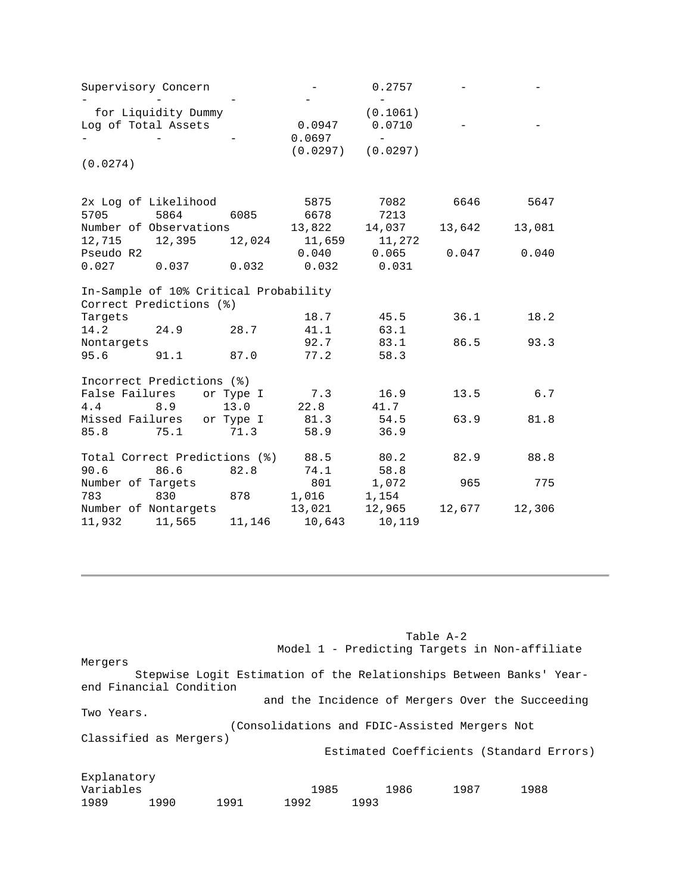| Explanatory Variables | 1985 | 1986 | 1987 | 1988 | 1989 | 1990 | 1991 | 1992 | 1993 |
|---|---|---|---|---|---|---|---|---|---|
| Supervisory Concern for Liquidity Dummy | - | 0.2757 (0.1061) | - | - | - | - | - | - | - |
| Log of Total Assets | 0.0947 (0.0297) | 0.0710 (0.0297) | - | - | - | - | - | 0.0697 (0.0274) | - |
| | | | | | | | | | |
| 2x Log of Likelihood | 5875 | 7082 | 6646 | 5647 | 5705 | 5864 | 6085 | 6678 | 7213 |
| Number of Observations | 13,822 | 14,037 | 13,642 | 13,081 | 12,715 | 12,395 | 12,024 | 11,659 | 11,272 |
| Pseudo R2 | 0.040 | 0.065 | 0.047 | 0.040 | 0.027 | 0.037 | 0.032 | 0.032 | 0.031 |
| | | | | | | | | | |
| In-Sample of 10% Critical Probability | | | | | | | | | |
| Correct Predictions (%) | | | | | | | | | |
| Targets | 18.7 | 45.5 | 36.1 | 18.2 | 14.2 | 24.9 | 28.7 | 41.1 | 63.1 |
| Nontargets | 92.7 | 83.1 | 86.5 | 93.3 | 95.6 | 91.1 | 87.0 | 77.2 | 58.3 |
| | | | | | | | | | |
| Incorrect Predictions (%) | | | | | | | | | |
| False Failures or Type I | 7.3 | 16.9 | 13.5 | 6.7 | 4.4 | 8.9 | 13.0 | 22.8 | 41.7 |
| Missed Failures or Type I | 81.3 | 54.5 | 63.9 | 81.8 | 85.8 | 75.1 | 71.3 | 58.9 | 36.9 |
| | | | | | | | | | |
| Total Correct Predictions (%) | 88.5 | 80.2 | 82.9 | 88.8 | 90.6 | 86.6 | 82.8 | 74.1 | 58.8 |
| Number of Targets | 801 | 1,072 | 965 | 775 | 783 | 830 | 878 | 1,016 | 1,154 |
| Number of Nontargets | 13,021 | 12,965 | 12,677 | 12,306 | 11,932 | 11,565 | 11,146 | 10,643 | 10,119 |

---

Table A-2

Model 1 - Predicting Targets in Non-affiliate Mergers

Stepwise Logit Estimation of the Relationships Between Banks' Year-end Financial Condition and the Incidence of Mergers Over the Succeeding Two Years.

(Consolidations and FDIC-Assisted Mergers Not Classified as Mergers)

Estimated Coefficients (Standard Errors)

| Explanatory Variables | 1985 | 1986 | 1987 | 1988 | 1989 | 1990 | 1991 | 1992 | 1993 |
|---|---|---|---|---|---|---|---|---|---|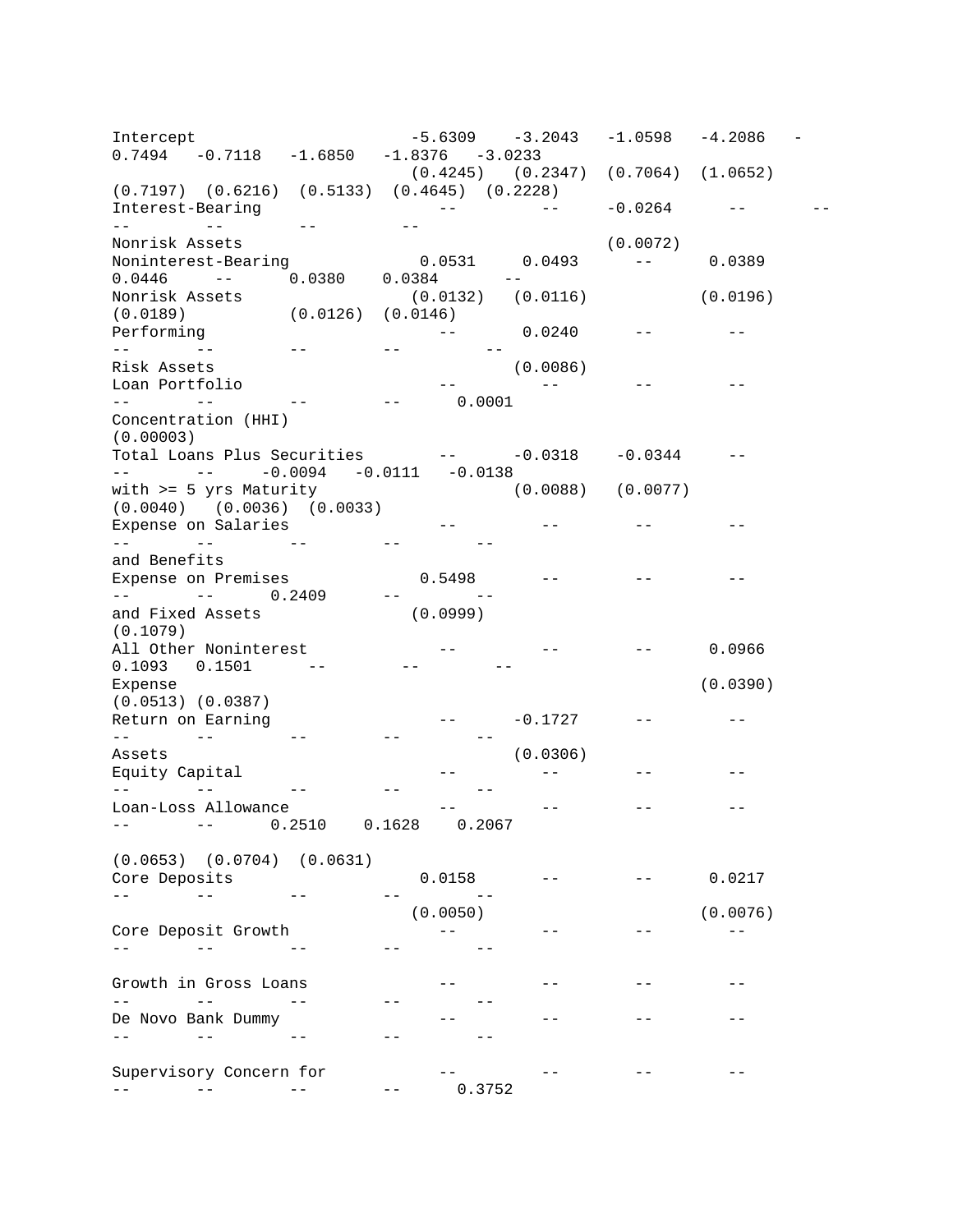| | | | | | | | | | |
|---|---|---|---|---|---|---|---|---|---|
| Intercept | -5.6309 | -3.2043 | -1.0598 | -4.2086 | -0.7494 | -0.7118 | -1.6850 | -1.8376 | -3.0233 |
| | (0.4245) | (0.2347) | (0.7064) | (1.0652) | (0.7197) | (0.6216) | (0.5133) | (0.4645) | (0.2228) |
| Interest-Bearing Nonrisk Assets | -- | -- | -0.0264 | -- | -- | -- | -- | -- | -- |
| | | | (0.0072) | | | | | | |
| Noninterest-Bearing Nonrisk Assets | 0.0531 | 0.0493 | -- | 0.0389 | 0.0446 | -- | 0.0380 | 0.0384 | -- |
| | (0.0132) | (0.0116) | | (0.0196) | (0.0189) | | (0.0126) | (0.0146) | |
| Performing Risk Assets | -- | 0.0240 | -- | -- | -- | -- | -- | -- | -- |
| | | (0.0086) | | | | | | | |
| Loan Portfolio Concentration (HHI) | -- | -- | -- | -- | -- | -- | -- | -- | 0.0001 |
| | | | | | | | | | (0.00003) |
| Total Loans Plus Securities with >= 5 yrs Maturity | -- | -0.0318 | -0.0344 | -- | -- | -- | -0.0094 | -0.0111 | -0.0138 |
| | | (0.0088) | (0.0077) | | | | (0.0040) | (0.0036) | (0.0033) |
| Expense on Salaries and Benefits | -- | -- | -- | -- | -- | -- | -- | -- | -- |
| Expense on Premises and Fixed Assets | 0.5498 | -- | -- | -- | -- | -- | 0.2409 | -- | -- |
| | (0.0999) | | | | | | (0.1079) | | |
| All Other Noninterest Expense | -- | -- | -- | 0.0966 | 0.1093 | 0.1501 | -- | -- | -- |
| | | | | (0.0390) | (0.0513) | (0.0387) | | | |
| Return on Earning Assets | -- | -0.1727 | -- | -- | -- | -- | -- | -- | -- |
| | | (0.0306) | | | | | | | |
| Equity Capital | -- | -- | -- | -- | -- | -- | -- | -- | -- |
| Loan-Loss Allowance | -- | -- | -- | -- | -- | -- | 0.2510 | 0.1628 | 0.2067 |
| | | | | | | | (0.0653) | (0.0704) | (0.0631) |
| Core Deposits | 0.0158 | -- | -- | 0.0217 | -- | -- | -- | -- | -- |
| | (0.0050) | | | (0.0076) | | | | | |
| Core Deposit Growth | -- | -- | -- | -- | -- | -- | -- | -- | -- |
| Growth in Gross Loans | -- | -- | -- | -- | -- | -- | -- | -- | -- |
| De Novo Bank Dummy | -- | -- | -- | -- | -- | -- | -- | -- | -- |
| Supervisory Concern for | -- | -- | -- | -- | -- | -- | -- | -- | 0.3752 |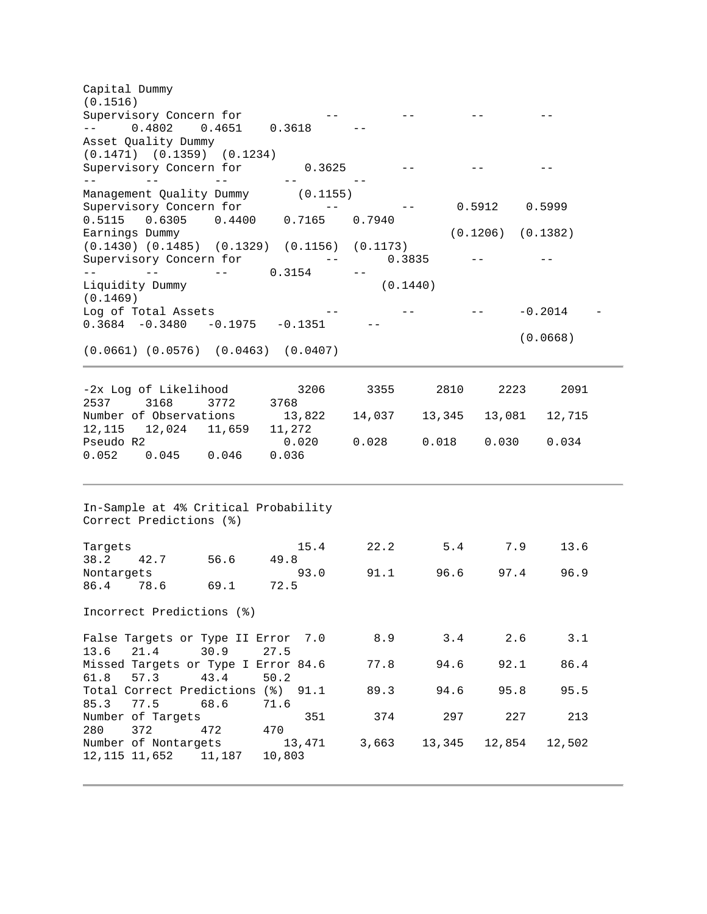| | (1) | (2) | (3) | (4) | (5) | (6) | (7) | (8) | (9) |
|---|---|---|---|---|---|---|---|---|---|
| Capital Dummy | | | | | | (0.1516) | | | |
| Supervisory Concern for Asset Quality Dummy | -- | -- | -- | -- | -- | 0.4802 | 0.4651 | 0.3618 | -- |
| | | | | | | (0.1471) | (0.1359) | (0.1234) | |
| Supervisory Concern for Management Quality Dummy | 0.3625 | -- | -- | -- | -- | -- | -- | -- | -- |
| | (0.1155) | | | | | | | | |
| Supervisory Concern for Earnings Dummy | -- | -- | 0.5912 | 0.5999 | 0.5115 | 0.6305 | 0.4400 | 0.7165 | 0.7940 |
| | | | (0.1206) | (0.1382) | (0.1430) | (0.1485) | (0.1329) | (0.1156) | (0.1173) |
| Supervisory Concern for Liquidity Dummy | -- | 0.3835 | -- | -- | -- | -- | -- | 0.3154 | -- |
| | | (0.1440) | | | | | | (0.1469) | |
| Log of Total Assets | -- | -- | -- | -0.2014 | -0.3684 | -0.3480 | -0.1975 | -0.1351 | -- |
| | | | | (0.0668) | (0.0661) | (0.0576) | (0.0463) | (0.0407) | |
| -2x Log of Likelihood | 3206 | 3355 | 2810 | 2223 | 2091 | 2537 | 3168 | 3772 | 3768 |
| Number of Observations | 13,822 | 14,037 | 13,345 | 13,081 | 12,715 | 12,115 | 12,024 | 11,659 | 11,272 |
| Pseudo R2 | 0.020 | 0.028 | 0.018 | 0.030 | 0.034 | 0.052 | 0.045 | 0.046 | 0.036 |
| **In-Sample at 4% Critical Probability** | | | | | | | | | |
| **Correct Predictions (%)** | | | | | | | | | |
| Targets | 15.4 | 22.2 | 5.4 | 7.9 | 13.6 | 38.2 | 42.7 | 56.6 | 49.8 |
| Nontargets | 93.0 | 91.1 | 96.6 | 97.4 | 96.9 | 86.4 | 78.6 | 69.1 | 72.5 |
| **Incorrect Predictions (%)** | | | | | | | | | |
| False Targets or Type II Error | 7.0 | 8.9 | 3.4 | 2.6 | 3.1 | 13.6 | 21.4 | 30.9 | 27.5 |
| Missed Targets or Type I Error | 84.6 | 77.8 | 94.6 | 92.1 | 86.4 | 61.8 | 57.3 | 43.4 | 50.2 |
| Total Correct Predictions (%) | 91.1 | 89.3 | 94.6 | 95.8 | 95.5 | 85.3 | 77.5 | 68.6 | 71.6 |
| Number of Targets | 351 | 374 | 297 | 227 | 213 | 280 | 372 | 472 | 470 |
| Number of Nontargets | 13,471 | 3,663 | 13,345 | 12,854 | 12,502 | 12,115 | 11,652 | 11,187 | 10,803 |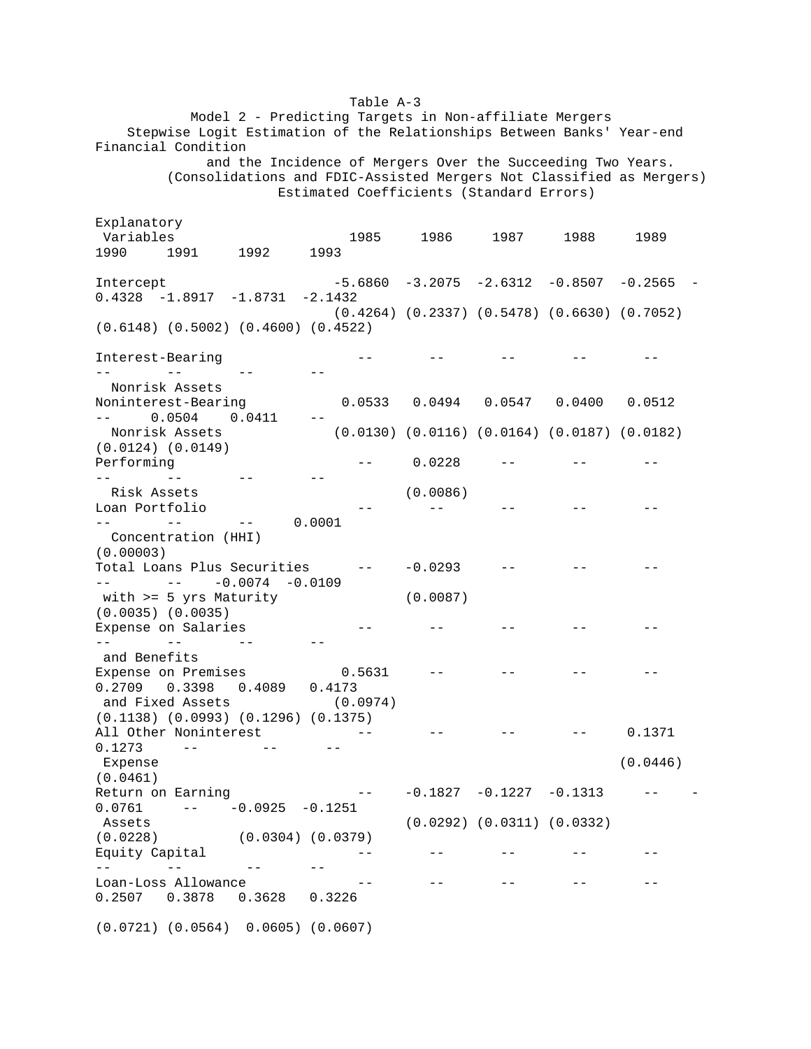Table A-3

Model 2 - Predicting Targets in Non-affiliate Mergers

Stepwise Logit Estimation of the Relationships Between Banks' Year-end Financial Condition and the Incidence of Mergers Over the Succeeding Two Years.

(Consolidations and FDIC-Assisted Mergers Not Classified as Mergers)

Estimated Coefficients (Standard Errors)

| Explanatory Variables | 1985 | 1986 | 1987 | 1988 | 1989 | 1990 | 1991 | 1992 | 1993 |
|---|---|---|---|---|---|---|---|---|---|
| Intercept | -5.6860 | -3.2075 | -2.6312 | -0.8507 | -0.2565 | -0.4328 | -1.8917 | -1.8731 | -2.1432 |
| | (0.4264) | (0.2337) | (0.5478) | (0.6630) | (0.7052) | (0.6148) | (0.5002) | (0.4600) | (0.4522) |
| Interest-Bearing Nonrisk Assets | -- | -- | -- | -- | -- | -- | -- | -- | -- |
| Noninterest-Bearing Nonrisk Assets | 0.0533 | 0.0494 | 0.0547 | 0.0400 | 0.0512 | -- | 0.0504 | 0.0411 | -- |
| | (0.0130) | (0.0116) | (0.0164) | (0.0187) | (0.0182) | | (0.0124) | (0.0149) | |
| Performing Risk Assets | -- | 0.0228 | -- | -- | -- | -- | -- | -- | -- |
| | | (0.0086) | | | | | | | |
| Loan Portfolio Concentration (HHI) | -- | -- | -- | -- | -- | -- | -- | -- | 0.0001 |
| | | | | | | | | | (0.00003) |
| Total Loans Plus Securities with >= 5 yrs Maturity | -- | -0.0293 | -- | -- | -- | -- | -- | -0.0074 | -0.0109 |
| | | (0.0087) | | | | | | (0.0035) | (0.0035) |
| Expense on Salaries and Benefits | -- | -- | -- | -- | -- | -- | -- | -- | -- |
| Expense on Premises and Fixed Assets | 0.5631 | -- | -- | -- | -- | 0.2709 | 0.3398 | 0.4089 | 0.4173 |
| | (0.0974) | | | | | (0.1138) | (0.0993) | (0.1296) | (0.1375) |
| All Other Noninterest Expense | -- | -- | -- | -- | 0.1371 | 0.1273 | -- | -- | -- |
| | | | | | (0.0446) | (0.0461) | | | |
| Return on Earning Assets | -- | -0.1827 | -0.1227 | -0.1313 | -- | -0.0761 | -- | -0.0925 | -0.1251 |
| | | (0.0292) | (0.0311) | (0.0332) | | (0.0228) | | (0.0304) | (0.0379) |
| Equity Capital | -- | -- | -- | -- | -- | -- | -- | -- | -- |
| Loan-Loss Allowance | -- | -- | -- | -- | -- | 0.2507 | 0.3878 | 0.3628 | 0.3226 |
| | | | | | | (0.0721) | (0.0564) | 0.0605) | (0.0607) |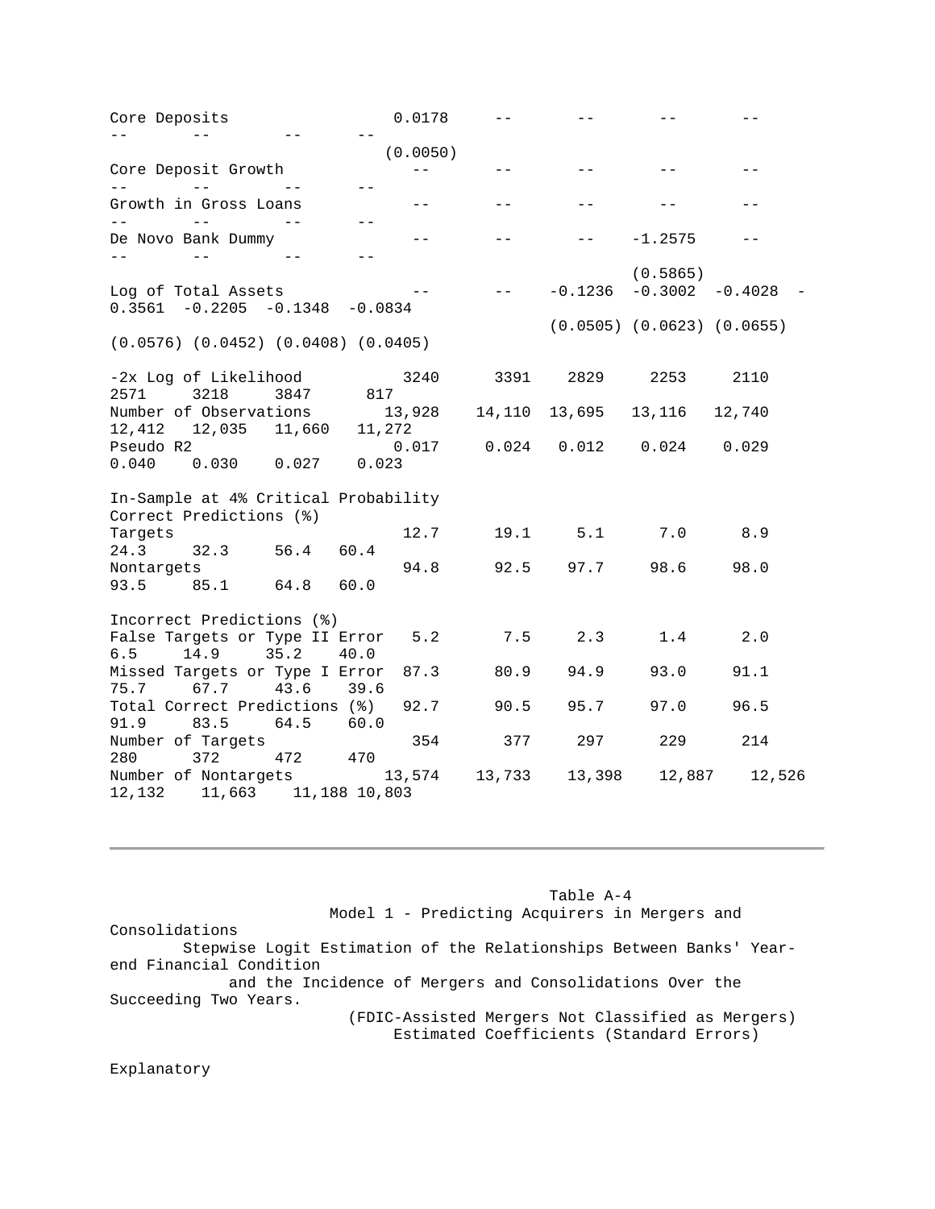| | | | | | | | | | |
|---|---|---|---|---|---|---|---|---|---|
| Core Deposits | 0.0178 | -- | -- | -- | -- | -- | -- | -- | -- |
| | (0.0050) | | | | | | | | |
| Core Deposit Growth | -- | -- | -- | -- | -- | -- | -- | -- | -- |
| Growth in Gross Loans | -- | -- | -- | -- | -- | -- | -- | -- | -- |
| De Novo Bank Dummy | -- | -- | -- | -1.2575 | -- | -- | -- | -- | -- |
| | | | | (0.5865) | | | | | |
| Log of Total Assets | -- | -- | -0.1236 | -0.3002 | -0.4028 | -0.3561 | -0.2205 | -0.1348 | -0.0834 |
| | | | (0.0505) | (0.0623) | (0.0655) | (0.0576) | (0.0452) | (0.0408) | (0.0405) |
| -2x Log of Likelihood | 3240 | 3391 | 2829 | 2253 | 2110 | 2571 | 3218 | 3847 | 817 |
| Number of Observations | 13,928 | 14,110 | 13,695 | 13,116 | 12,740 | 12,412 | 12,035 | 11,660 | 11,272 |
| Pseudo R2 | 0.017 | 0.024 | 0.012 | 0.024 | 0.029 | 0.040 | 0.030 | 0.027 | 0.023 |
| In-Sample at 4% Critical Probability | | | | | | | | | |
| Correct Predictions (%) | | | | | | | | | |
| Targets | 12.7 | 19.1 | 5.1 | 7.0 | 8.9 | 24.3 | 32.3 | 56.4 | 60.4 |
| Nontargets | 94.8 | 92.5 | 97.7 | 98.6 | 98.0 | 93.5 | 85.1 | 64.8 | 60.0 |
| Incorrect Predictions (%) | | | | | | | | | |
| False Targets or Type II Error | 5.2 | 7.5 | 2.3 | 1.4 | 2.0 | 6.5 | 14.9 | 35.2 | 40.0 |
| Missed Targets or Type I Error | 87.3 | 80.9 | 94.9 | 93.0 | 91.1 | 75.7 | 67.7 | 43.6 | 39.6 |
| Total Correct Predictions (%) | 92.7 | 90.5 | 95.7 | 97.0 | 96.5 | 91.9 | 83.5 | 64.5 | 60.0 |
| Number of Targets | 354 | 377 | 297 | 229 | 214 | 280 | 372 | 472 | 470 |
| Number of Nontargets | 13,574 | 13,733 | 13,398 | 12,887 | 12,526 | 12,132 | 11,663 | 11,188 | 10,803 |

---

Table A-4

Model 1 - Predicting Acquirers in Mergers and Consolidations

Stepwise Logit Estimation of the Relationships Between Banks' Year-end Financial Condition and the Incidence of Mergers and Consolidations Over the Succeeding Two Years.

(FDIC-Assisted Mergers Not Classified as Mergers)

Estimated Coefficients (Standard Errors)

Explanatory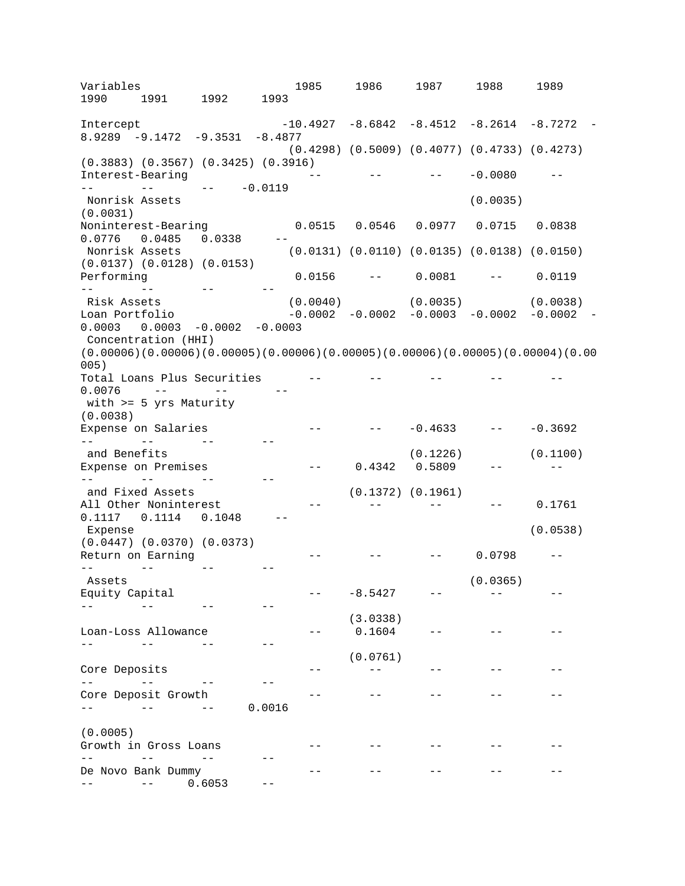| Variables | 1985 | 1986 | 1987 | 1988 | 1989 | 1990 | 1991 | 1992 | 1993 |
|---|---|---|---|---|---|---|---|---|---|
| Intercept | -10.4927 | -8.6842 | -8.4512 | -8.2614 | -8.7272 | -8.9289 | -9.1472 | -9.3531 | -8.4877 |
| | (0.4298) | (0.5009) | (0.4077) | (0.4733) | (0.4273) | (0.3883) | (0.3567) | (0.3425) | (0.3916) |
| Interest-Bearing Nonrisk Assets | -- | -- | -- | -0.0080 | -- | -- | -- | -- | -0.0119 |
| | | | | (0.0035) | | | | | (0.0031) |
| Noninterest-Bearing Nonrisk Assets | 0.0515 | 0.0546 | 0.0977 | 0.0715 | 0.0838 | 0.0776 | 0.0485 | 0.0338 | -- |
| | (0.0131) | (0.0110) | (0.0135) | (0.0138) | (0.0150) | (0.0137) | (0.0128) | (0.0153) | |
| Performing Risk Assets | 0.0156 | -- | 0.0081 | -- | 0.0119 | -- | -- | -- | -- |
| | (0.0040) | | (0.0035) | | (0.0038) | | | | |
| Loan Portfolio Concentration (HHI) | -0.0002 | -0.0002 | -0.0003 | -0.0002 | -0.0002 | -0.0003 | 0.0003 | -0.0002 | -0.0003 |
| | (0.00006) | (0.00006) | (0.00005) | (0.00006) | (0.00005) | (0.00006) | (0.00005) | (0.00004) | (0.00005) |
| Total Loans Plus Securities with >= 5 yrs Maturity | -- | -- | -- | -- | -- | 0.0076 | -- | -- | -- |
| | | | | | | (0.0038) | | | |
| Expense on Salaries and Benefits | -- | -- | -0.4633 | -- | -0.3692 | -- | -- | -- | -- |
| | | | (0.1226) | | (0.1100) | | | | |
| Expense on Premises and Fixed Assets | -- | 0.4342 | 0.5809 | -- | -- | -- | -- | -- | -- |
| | | (0.1372) | (0.1961) | | | | | | |
| All Other Noninterest Expense | -- | -- | -- | -- | 0.1761 | 0.1117 | 0.1114 | 0.1048 | -- |
| | | | | | (0.0538) | (0.0447) | (0.0370) | (0.0373) | |
| Return on Earning Assets | -- | -- | -- | 0.0798 | -- | -- | -- | -- | -- |
| | | | | (0.0365) | | | | | |
| Equity Capital | -- | -8.5427 | -- | -- | -- | -- | -- | -- | -- |
| | | (3.0338) | | | | | | | |
| Loan-Loss Allowance | -- | 0.1604 | -- | -- | -- | -- | -- | -- | -- |
| | | (0.0761) | | | | | | | |
| Core Deposits | -- | -- | -- | -- | -- | -- | -- | -- | -- |
| Core Deposit Growth | -- | -- | -- | -- | -- | -- | -- | -- | 0.0016 |
| | | | | | | | | | (0.0005) |
| Growth in Gross Loans | -- | -- | -- | -- | -- | -- | -- | -- | -- |
| De Novo Bank Dummy | -- | -- | -- | -- | -- | -- | -- | 0.6053 | -- |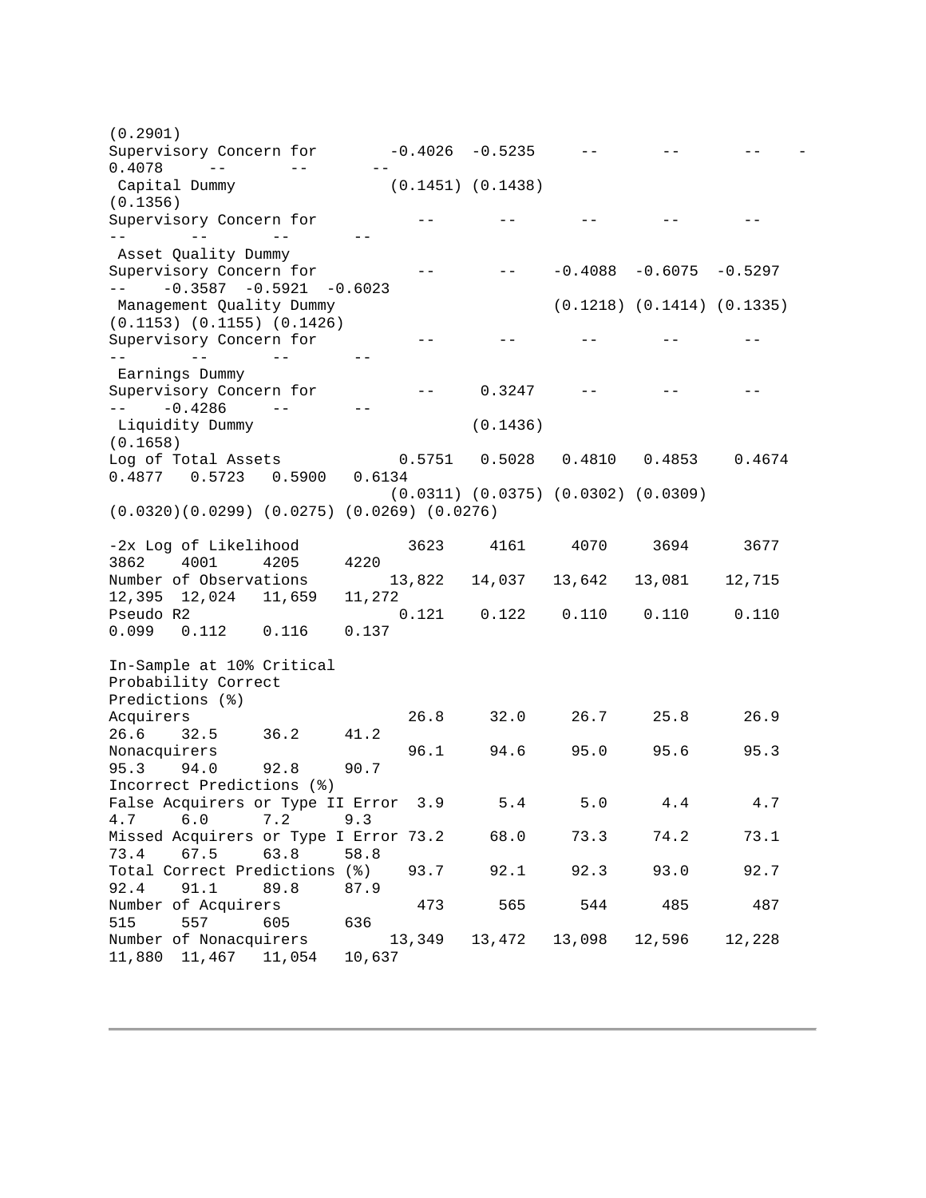| | | | | | | | | | |
|---|---|---|---|---|---|---|---|---|---|
| | | | | | | (0.2901) | | | |
| Supervisory Concern for Capital Dummy | -0.4026 | -0.5235 | -- | -- | -- | -0.4078 | -- | -- | -- |
| | (0.1451) | (0.1438) | | | | (0.1356) | | | |
| Supervisory Concern for Asset Quality Dummy | -- | -- | -- | -- | -- | -- | -- | -- | -- |
| Supervisory Concern for Management Quality Dummy | -- | -- | -0.4088 | -0.6075 | -0.5297 | -- | -0.3587 | -0.5921 | -0.6023 |
| | | | (0.1218) | (0.1414) | (0.1335) | | (0.1153) | (0.1155) | (0.1426) |
| Supervisory Concern for Earnings Dummy | -- | -- | -- | -- | -- | -- | -- | -- | -- |
| Supervisory Concern for Liquidity Dummy | -- | 0.3247 | -- | -- | -- | -- | -0.4286 | -- | -- |
| | | (0.1436) | | | | | (0.1658) | | |
| Log of Total Assets | 0.5751 | 0.5028 | 0.4810 | 0.4853 | 0.4674 | 0.4877 | 0.5723 | 0.5900 | 0.6134 |
| | (0.0311) | (0.0375) | (0.0302) | (0.0309) | (0.0320) | (0.0299) | (0.0275) | (0.0269) | (0.0276) |
| -2x Log of Likelihood | 3623 | 4161 | 4070 | 3694 | 3677 | 3862 | 4001 | 4205 | 4220 |
| Number of Observations | 13,822 | 14,037 | 13,642 | 13,081 | 12,715 | 12,395 | 12,024 | 11,659 | 11,272 |
| Pseudo R2 | 0.121 | 0.122 | 0.110 | 0.110 | 0.110 | 0.099 | 0.112 | 0.116 | 0.137 |
| In-Sample at 10% Critical Probability Correct Predictions (%) | | | | | | | | | |
| Acquirers | 26.8 | 32.0 | 26.7 | 25.8 | 26.9 | 26.6 | 32.5 | 36.2 | 41.2 |
| Nonacquirers | 96.1 | 94.6 | 95.0 | 95.6 | 95.3 | 95.3 | 94.0 | 92.8 | 90.7 |
| Incorrect Predictions (%) | | | | | | | | | |
| False Acquirers or Type II Error | 3.9 | 5.4 | 5.0 | 4.4 | 4.7 | 4.7 | 6.0 | 7.2 | 9.3 |
| Missed Acquirers or Type I Error | 73.2 | 68.0 | 73.3 | 74.2 | 73.1 | 73.4 | 67.5 | 63.8 | 58.8 |
| Total Correct Predictions (%) | 93.7 | 92.1 | 92.3 | 93.0 | 92.7 | 92.4 | 91.1 | 89.8 | 87.9 |
| Number of Acquirers | 473 | 565 | 544 | 485 | 487 | 515 | 557 | 605 | 636 |
| Number of Nonacquirers | 13,349 | 13,472 | 13,098 | 12,596 | 12,228 | 11,880 | 11,467 | 11,054 | 10,637 |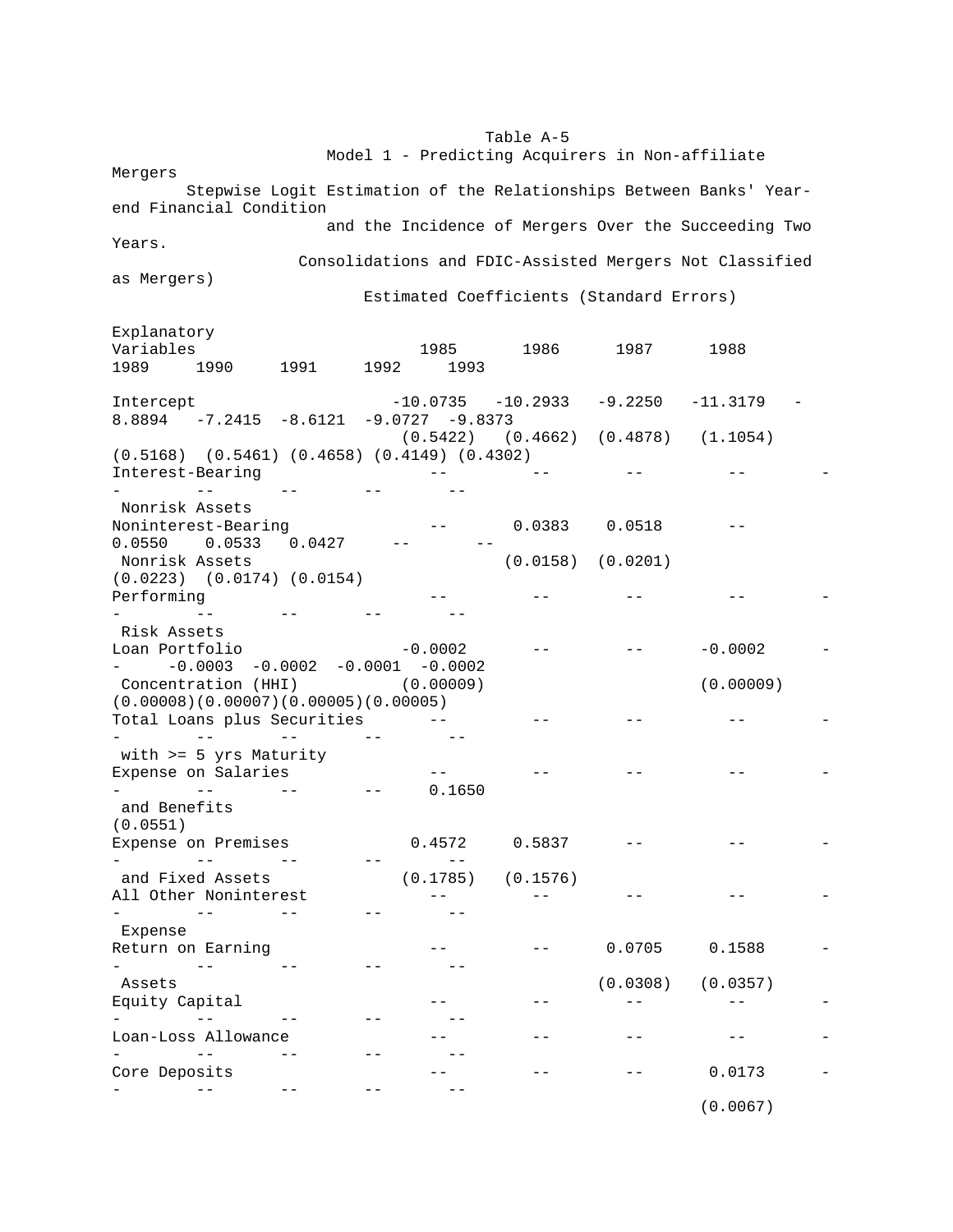Table A-5

Model 1 - Predicting Acquirers in Non-affiliate Mergers

Stepwise Logit Estimation of the Relationships Between Banks' Year-end Financial Condition and the Incidence of Mergers Over the Succeeding Two Years.

Consolidations and FDIC-Assisted Mergers Not Classified as Mergers)

Estimated Coefficients (Standard Errors)

| Explanatory Variables | 1985 | 1986 | 1987 | 1988 | 1989 | 1990 | 1991 | 1992 | 1993 |
|---|---|---|---|---|---|---|---|---|---|
| Intercept | -10.0735 | -10.2933 | -9.2250 | -11.3179 | -8.8894 | -7.2415 | -8.6121 | -9.0727 | -9.8373 |
| | (0.5422) | (0.4662) | (0.4878) | (1.1054) | (0.5168) | (0.5461) | (0.4658) | (0.4149) | (0.4302) |
| Interest-Bearing Nonrisk Assets | -- | -- | -- | -- | -- | -- | -- | -- | -- |
| Noninterest-Bearing Nonrisk Assets | -- | 0.0383 | 0.0518 | -- | 0.0550 | 0.0533 | 0.0427 | -- | -- |
| | | (0.0158) | (0.0201) | | (0.0223) | (0.0174) | (0.0154) | | |
| Performing Risk Assets | -- | -- | -- | -- | -- | -- | -- | -- | -- |
| Loan Portfolio Concentration (HHI) | -0.0002 | -- | -- | -0.0002 | -- | -0.0003 | -0.0002 | -0.0001 | -0.0002 |
| | (0.00009) | | | (0.00009) | | (0.00008) | (0.00007) | (0.00005) | (0.00005) |
| Total Loans plus Securities with >= 5 yrs Maturity | -- | -- | -- | -- | -- | -- | -- | -- | -- |
| Expense on Salaries and Benefits | -- | -- | -- | -- | -- | -- | -- | -- | 0.1650 |
| | | | | | | | | | (0.0551) |
| Expense on Premises and Fixed Assets | 0.4572 | 0.5837 | -- | -- | -- | -- | -- | -- | -- |
| | (0.1785) | (0.1576) | | | | | | | |
| All Other Noninterest Expense | -- | -- | -- | -- | -- | -- | -- | -- | -- |
| Return on Earning Assets | -- | -- | 0.0705 | 0.1588 | -- | -- | -- | -- | -- |
| | | | (0.0308) | (0.0357) | | | | | |
| Equity Capital | -- | -- | -- | -- | -- | -- | -- | -- | -- |
| Loan-Loss Allowance | -- | -- | -- | -- | -- | -- | -- | -- | -- |
| Core Deposits | -- | -- | -- | 0.0173 | -- | -- | -- | -- | -- |
| | | | | (0.0067) | | | | | |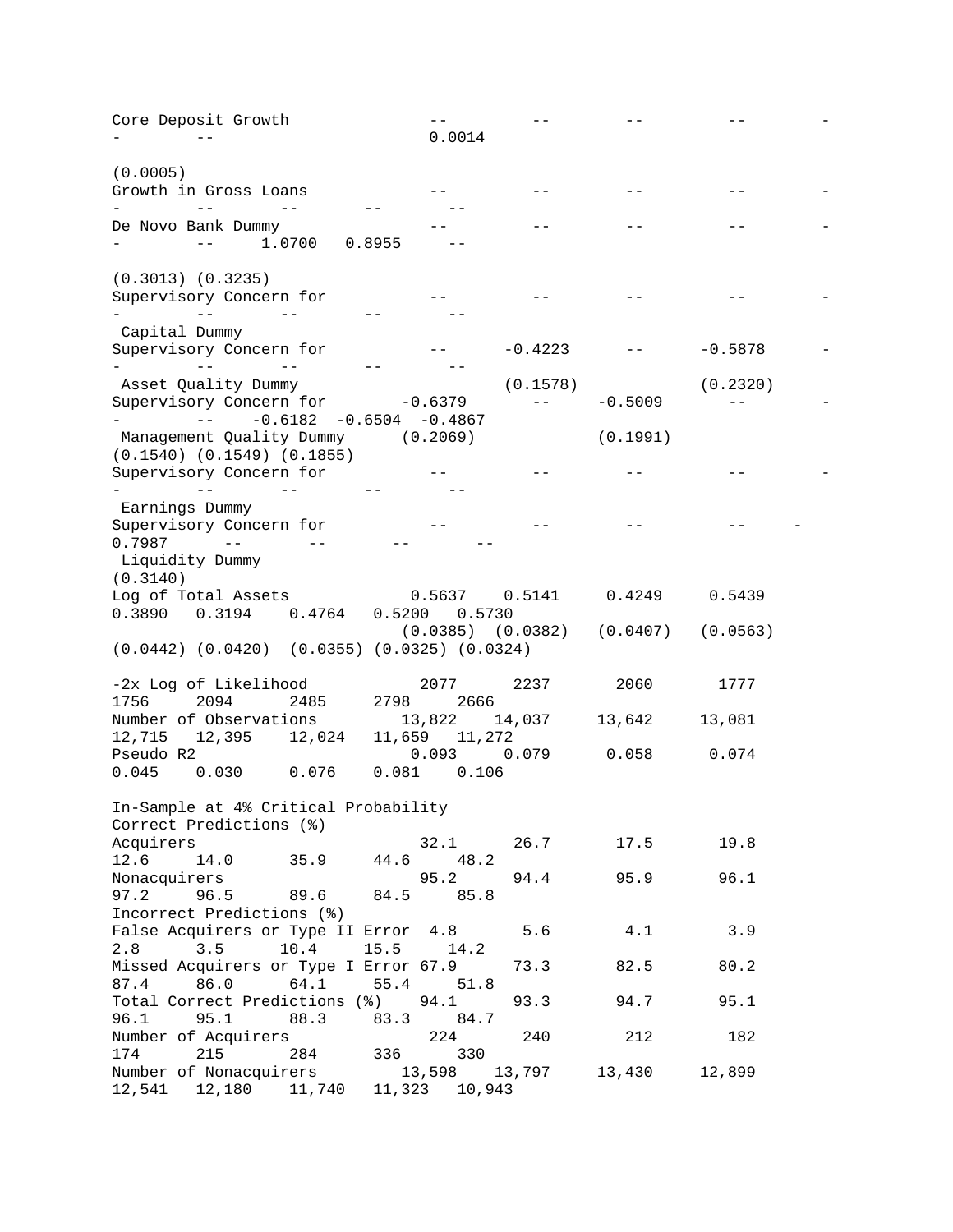| | (1) | (2) | (3) | (4) | (5) | (6) | (7) | (8) | (9) |
|---|---|---|---|---|---|---|---|---|---|
| Core Deposit Growth | -- | -- | -- | -- | -- | -- | | | 0.0014 |
| | | | | | | | | | (0.0005) |
| Growth in Gross Loans | -- | -- | -- | -- | -- | -- | -- | -- | -- |
| De Novo Bank Dummy | -- | -- | -- | -- | -- | -- | 1.0700 | 0.8955 | -- |
| | | | | | | | (0.3013) | (0.3235) | |
| Supervisory Concern for Capital Dummy | -- | -- | -- | -- | -- | -- | -- | -- | -- |
| Supervisory Concern for Asset Quality Dummy | -- | -0.4223 | -- | -0.5878 | -- | -- | -- | -- | -- |
| | | (0.1578) | | (0.2320) | | | | | |
| Supervisory Concern for Management Quality Dummy | -0.6379 | -- | -0.5009 | -- | -- | -- | -0.6182 | -0.6504 | -0.4867 |
| | (0.2069) | | (0.1991) | | | | (0.1540) | (0.1549) | (0.1855) |
| Supervisory Concern for Earnings Dummy | -- | -- | -- | -- | -- | -- | -- | -- | -- |
| Supervisory Concern for Liquidity Dummy | -- | -- | -- | -- | -0.7987 | -- | -- | -- | -- |
| | | | | | (0.3140) | | | | |
| Log of Total Assets | 0.5637 | 0.5141 | 0.4249 | 0.5439 | 0.3890 | 0.3194 | 0.4764 | 0.5200 | 0.5730 |
| | (0.0385) | (0.0382) | (0.0407) | (0.0563) | (0.0442) | (0.0420) | (0.0355) | (0.0325) | (0.0324) |
| -2x Log of Likelihood | 2077 | 2237 | 2060 | 1777 | 1756 | 2094 | 2485 | 2798 | 2666 |
| Number of Observations | 13,822 | 14,037 | 13,642 | 13,081 | 12,715 | 12,395 | 12,024 | 11,659 | 11,272 |
| Pseudo R2 | 0.093 | 0.079 | 0.058 | 0.074 | 0.045 | 0.030 | 0.076 | 0.081 | 0.106 |
| In-Sample at 4% Critical Probability | | | | | | | | | |
| Correct Predictions (%) | | | | | | | | | |
| Acquirers | 32.1 | 26.7 | 17.5 | 19.8 | 12.6 | 14.0 | 35.9 | 44.6 | 48.2 |
| Nonacquirers | 95.2 | 94.4 | 95.9 | 96.1 | 97.2 | 96.5 | 89.6 | 84.5 | 85.8 |
| Incorrect Predictions (%) | | | | | | | | | |
| False Acquirers or Type II Error | 4.8 | 5.6 | 4.1 | 3.9 | 2.8 | 3.5 | 10.4 | 15.5 | 14.2 |
| Missed Acquirers or Type I Error | 67.9 | 73.3 | 82.5 | 80.2 | 87.4 | 86.0 | 64.1 | 55.4 | 51.8 |
| Total Correct Predictions (%) | 94.1 | 93.3 | 94.7 | 95.1 | 96.1 | 95.1 | 88.3 | 83.3 | 84.7 |
| Number of Acquirers | 224 | 240 | 212 | 182 | 174 | 215 | 284 | 336 | 330 |
| Number of Nonacquirers | 13,598 | 13,797 | 13,430 | 12,899 | 12,541 | 12,180 | 11,740 | 11,323 | 10,943 |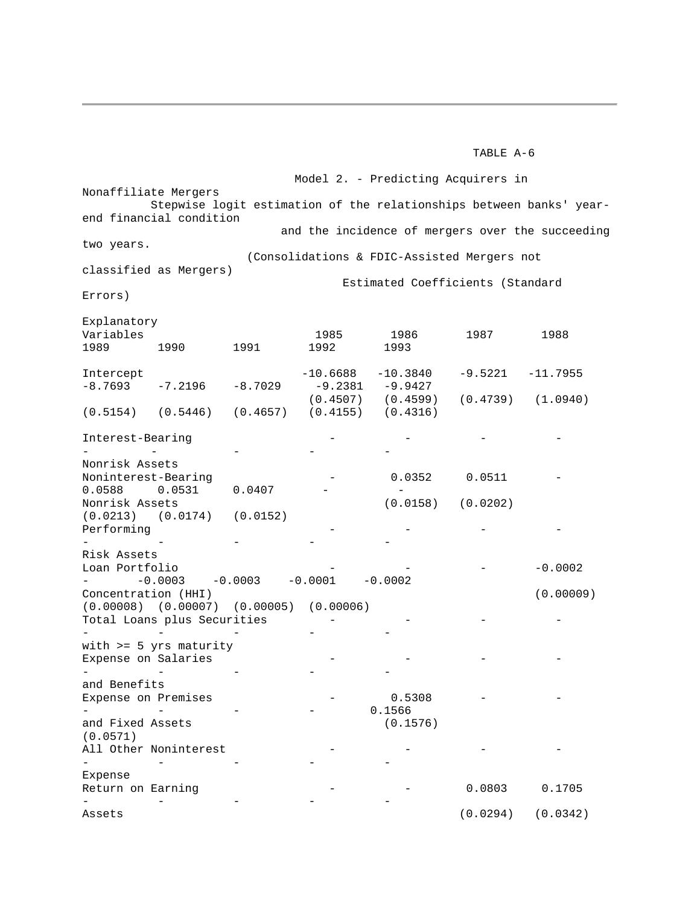TABLE A-6

Model 2. - Predicting Acquirers in Nonaffiliate Mergers

Stepwise logit estimation of the relationships between banks' year-end financial condition and the incidence of mergers over the succeeding two years.

(Consolidations & FDIC-Assisted Mergers not classified as Mergers)

Estimated Coefficients (Standard Errors)

| Explanatory Variables | 1985 | 1986 | 1987 | 1988 | 1989 | 1990 | 1991 | 1992 | 1993 |
|---|---|---|---|---|---|---|---|---|---|
| Intercept | -10.6688 | -10.3840 | -9.5221 | -11.7955 | -8.7693 | -7.2196 | -8.7029 | -9.2381 | -9.9427 |
| | (0.4507) | (0.4599) | (0.4739) | (1.0940) | (0.5154) | (0.5446) | (0.4657) | (0.4155) | (0.4316) |
| Interest-Bearing Nonrisk Assets | - | - | - | - | - | - | - | - | - |
| Noninterest-Bearing Nonrisk Assets | - | 0.0352 | 0.0511 | - | 0.0588 | 0.0531 | 0.0407 | - | - |
| | | (0.0158) | (0.0202) | | (0.0213) | (0.0174) | (0.0152) | | |
| Performing Risk Assets | - | - | - | - | - | - | - | - | - |
| Loan Portfolio Concentration (HHI) | - | - | - | -0.0002 | - | -0.0003 | -0.0003 | -0.0001 | -0.0002 |
| | | | | (0.00009) | | (0.00008) | (0.00007) | (0.00005) | (0.00006) |
| Total Loans plus Securities with >= 5 yrs maturity | - | - | - | - | - | - | - | - | - |
| Expense on Salaries and Benefits | - | - | - | - | - | - | - | - | - |
| Expense on Premises and Fixed Assets | - | 0.5308 | - | - | - | - | - | - | 0.1566 |
| | | (0.1576) | | | | | | | (0.0571) |
| All Other Noninterest Expense | - | - | - | - | - | - | - | - | - |
| Return on Earning Assets | - | - | 0.0803 | 0.1705 | - | - | - | - | - |
| | | | (0.0294) | (0.0342) | | | | | |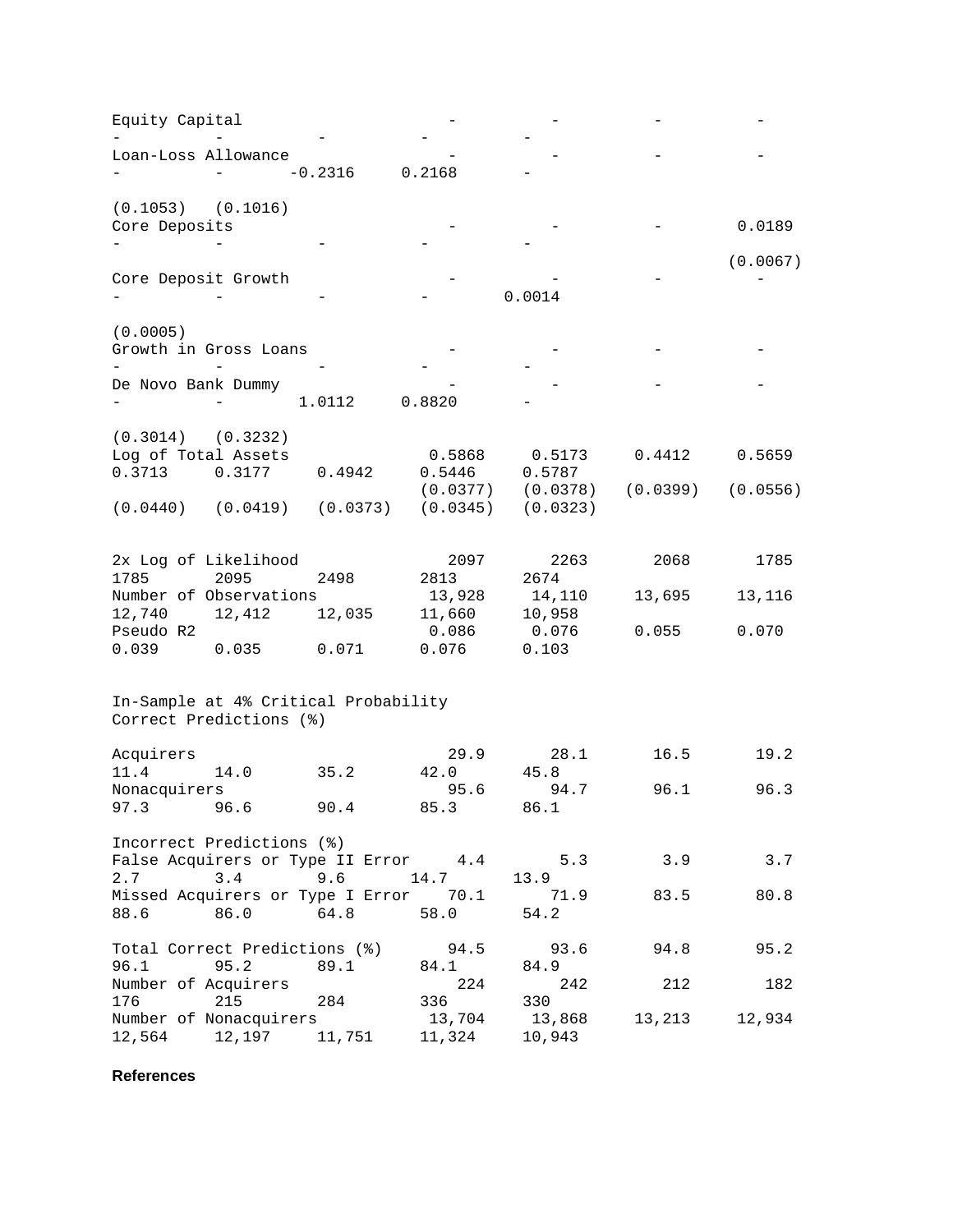| | (1) | (2) | (3) | (4) | (5) | (6) | (7) | (8) | (9) |
|---|---|---|---|---|---|---|---|---|---|
| Equity Capital | - | - | - | - | - | - | - | - | - |
| Loan-Loss Allowance | - | - | - | - | - | - | -0.2316 | 0.2168 | - |
| | | | | | | | (0.1053) | (0.1016) | |
| Core Deposits | - | - | - | 0.0189 | - | - | - | - | - |
| | | | | (0.0067) | | | | | |
| Core Deposit Growth | - | - | - | - | - | - | - | - | 0.0014 |
| | | | | | | | | | (0.0005) |
| Growth in Gross Loans | - | - | - | - | - | - | - | - | - |
| De Novo Bank Dummy | - | - | - | - | - | - | 1.0112 | 0.8820 | - |
| | | | | | | | (0.3014) | (0.3232) | |
| Log of Total Assets | 0.5868 | 0.5173 | 0.4412 | 0.5659 | 0.3713 | 0.3177 | 0.4942 | 0.5446 | 0.5787 |
| | (0.0377) | (0.0378) | (0.0399) | (0.0556) | (0.0440) | (0.0419) | (0.0373) | (0.0345) | (0.0323) |
| 2x Log of Likelihood | 2097 | 2263 | 2068 | 1785 | 1785 | 2095 | 2498 | 2813 | 2674 |
| Number of Observations | 13,928 | 14,110 | 13,695 | 13,116 | 12,740 | 12,412 | 12,035 | 11,660 | 10,958 |
| Pseudo R2 | 0.086 | 0.076 | 0.055 | 0.070 | 0.039 | 0.035 | 0.071 | 0.076 | 0.103 |
| In-Sample at 4% Critical Probability | | | | | | | | | |
| Correct Predictions (%) | | | | | | | | | |
| Acquirers | 29.9 | 28.1 | 16.5 | 19.2 | 11.4 | 14.0 | 35.2 | 42.0 | 45.8 |
| Nonacquirers | 95.6 | 94.7 | 96.1 | 96.3 | 97.3 | 96.6 | 90.4 | 85.3 | 86.1 |
| Incorrect Predictions (%) | | | | | | | | | |
| False Acquirers or Type II Error | 4.4 | 5.3 | 3.9 | 3.7 | 2.7 | 3.4 | 9.6 | 14.7 | 13.9 |
| Missed Acquirers or Type I Error | 70.1 | 71.9 | 83.5 | 80.8 | 88.6 | 86.0 | 64.8 | 58.0 | 54.2 |
| Total Correct Predictions (%) | 94.5 | 93.6 | 94.8 | 95.2 | 96.1 | 95.2 | 89.1 | 84.1 | 84.9 |
| Number of Acquirers | 224 | 242 | 212 | 182 | 176 | 215 | 284 | 336 | 330 |
| Number of Nonacquirers | 13,704 | 13,868 | 13,213 | 12,934 | 12,564 | 12,197 | 11,751 | 11,324 | 10,943 |

**References**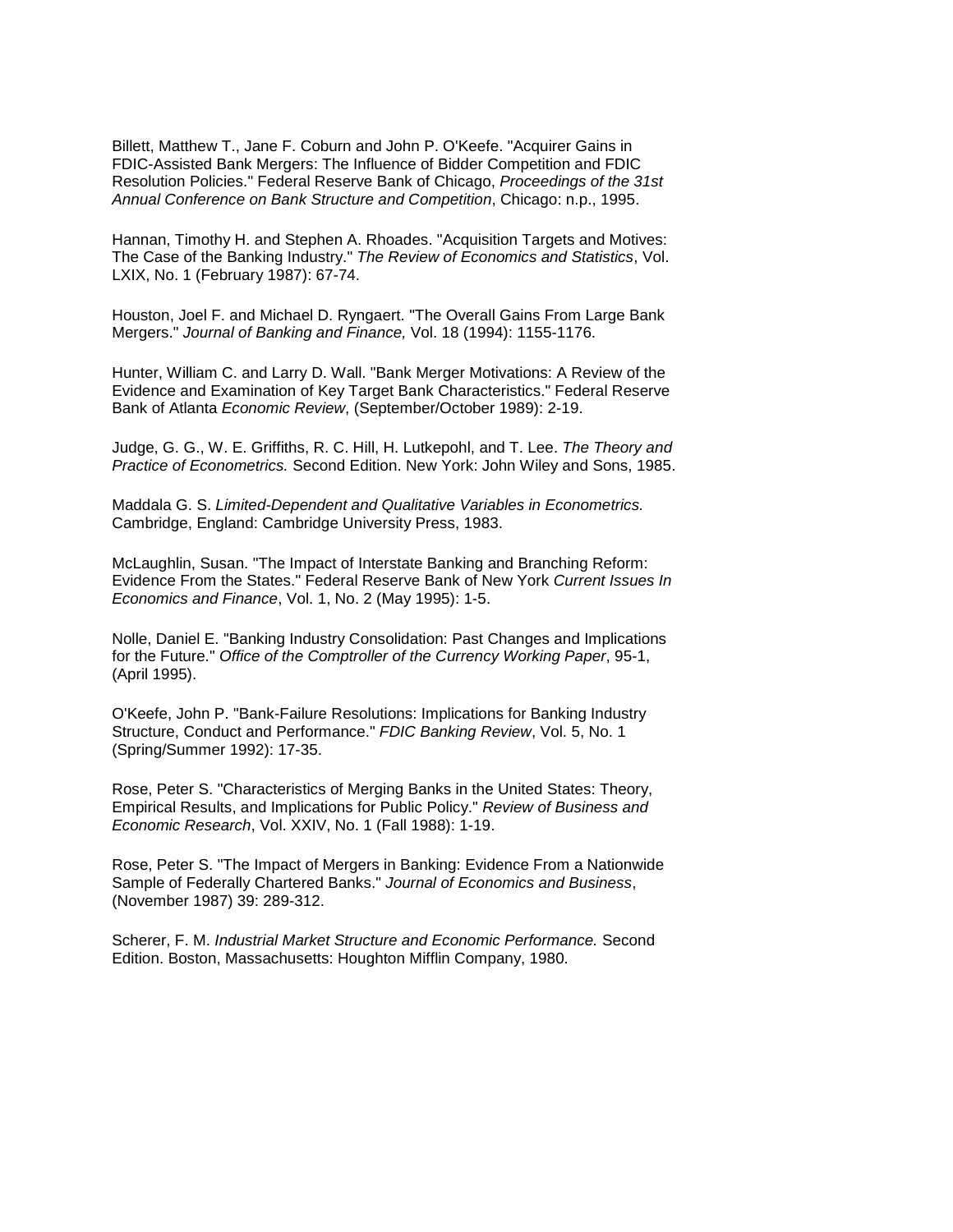Billett, Matthew T., Jane F. Coburn and John P. O'Keefe. "Acquirer Gains in FDIC-Assisted Bank Mergers: The Influence of Bidder Competition and FDIC Resolution Policies." Federal Reserve Bank of Chicago, *Proceedings of the 31st Annual Conference on Bank Structure and Competition*, Chicago: n.p., 1995.

Hannan, Timothy H. and Stephen A. Rhoades. "Acquisition Targets and Motives: The Case of the Banking Industry." *The Review of Economics and Statistics*, Vol. LXIX, No. 1 (February 1987): 67-74.

Houston, Joel F. and Michael D. Ryngaert. "The Overall Gains From Large Bank Mergers." *Journal of Banking and Finance,* Vol. 18 (1994): 1155-1176.

Hunter, William C. and Larry D. Wall. "Bank Merger Motivations: A Review of the Evidence and Examination of Key Target Bank Characteristics." Federal Reserve Bank of Atlanta *Economic Review*, (September/October 1989): 2-19.

Judge, G. G., W. E. Griffiths, R. C. Hill, H. Lutkepohl, and T. Lee. *The Theory and Practice of Econometrics.* Second Edition. New York: John Wiley and Sons, 1985.

Maddala G. S. *Limited-Dependent and Qualitative Variables in Econometrics.* Cambridge, England: Cambridge University Press, 1983.

McLaughlin, Susan. "The Impact of Interstate Banking and Branching Reform: Evidence From the States." Federal Reserve Bank of New York *Current Issues In Economics and Finance*, Vol. 1, No. 2 (May 1995): 1-5.

Nolle, Daniel E. "Banking Industry Consolidation: Past Changes and Implications for the Future." *Office of the Comptroller of the Currency Working Paper*, 95-1, (April 1995).

O'Keefe, John P. "Bank-Failure Resolutions: Implications for Banking Industry Structure, Conduct and Performance." *FDIC Banking Review*, Vol. 5, No. 1 (Spring/Summer 1992): 17-35.

Rose, Peter S. "Characteristics of Merging Banks in the United States: Theory, Empirical Results, and Implications for Public Policy." *Review of Business and Economic Research*, Vol. XXIV, No. 1 (Fall 1988): 1-19.

Rose, Peter S. "The Impact of Mergers in Banking: Evidence From a Nationwide Sample of Federally Chartered Banks." *Journal of Economics and Business*, (November 1987) 39: 289-312.

Scherer, F. M. *Industrial Market Structure and Economic Performance.* Second Edition. Boston, Massachusetts: Houghton Mifflin Company, 1980.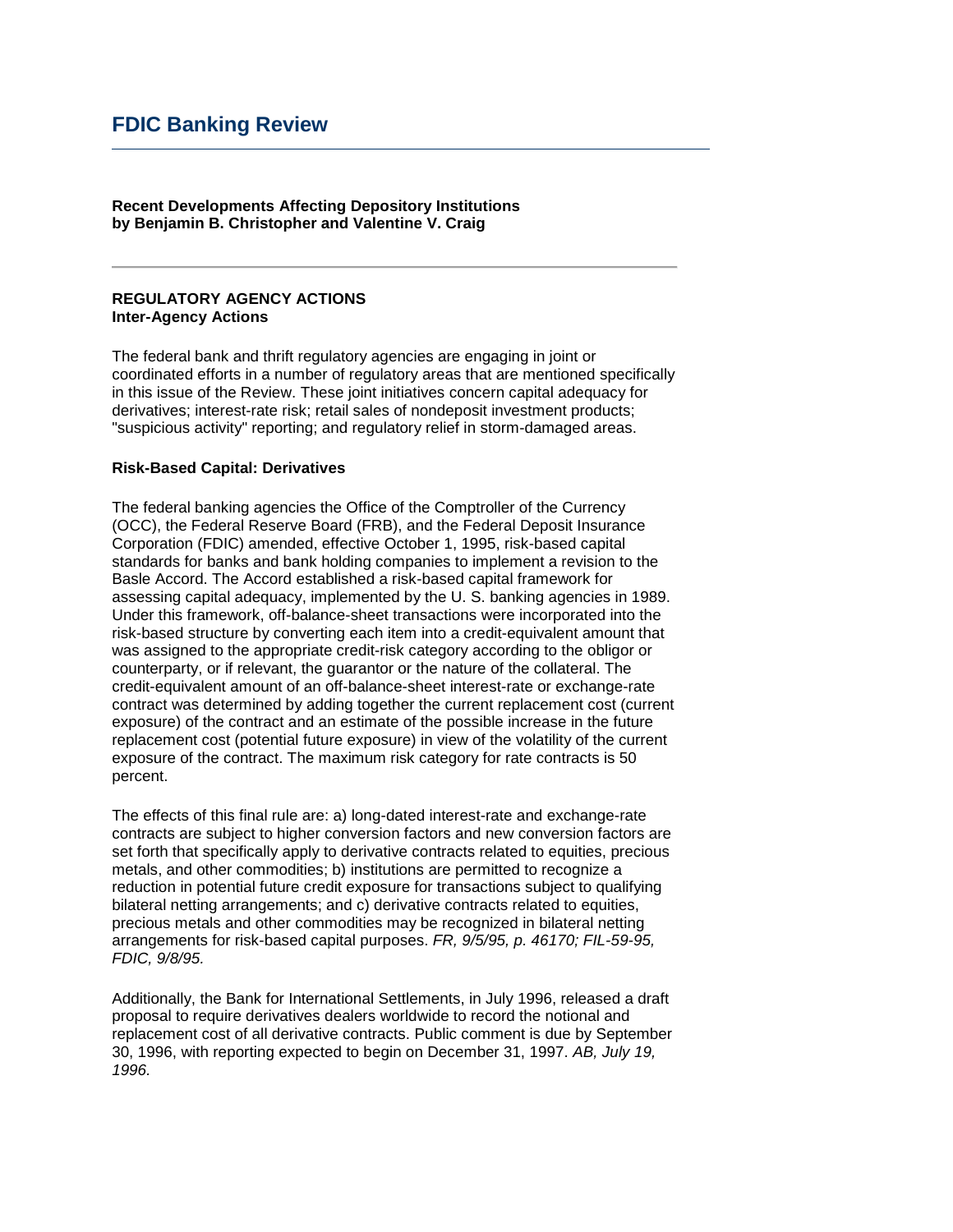# FDIC Banking Review

**Recent Developments Affecting Depository Institutions**
**by Benjamin B. Christopher and Valentine V. Craig**

---

**REGULATORY AGENCY ACTIONS**
**Inter-Agency Actions**

The federal bank and thrift regulatory agencies are engaging in joint or coordinated efforts in a number of regulatory areas that are mentioned specifically in this issue of the Review. These joint initiatives concern capital adequacy for derivatives; interest-rate risk; retail sales of nondeposit investment products; "suspicious activity" reporting; and regulatory relief in storm-damaged areas.

**Risk-Based Capital: Derivatives**

The federal banking agencies the Office of the Comptroller of the Currency (OCC), the Federal Reserve Board (FRB), and the Federal Deposit Insurance Corporation (FDIC) amended, effective October 1, 1995, risk-based capital standards for banks and bank holding companies to implement a revision to the Basle Accord. The Accord established a risk-based capital framework for assessing capital adequacy, implemented by the U. S. banking agencies in 1989. Under this framework, off-balance-sheet transactions were incorporated into the risk-based structure by converting each item into a credit-equivalent amount that was assigned to the appropriate credit-risk category according to the obligor or counterparty, or if relevant, the guarantor or the nature of the collateral. The credit-equivalent amount of an off-balance-sheet interest-rate or exchange-rate contract was determined by adding together the current replacement cost (current exposure) of the contract and an estimate of the possible increase in the future replacement cost (potential future exposure) in view of the volatility of the current exposure of the contract. The maximum risk category for rate contracts is 50 percent.

The effects of this final rule are: a) long-dated interest-rate and exchange-rate contracts are subject to higher conversion factors and new conversion factors are set forth that specifically apply to derivative contracts related to equities, precious metals, and other commodities; b) institutions are permitted to recognize a reduction in potential future credit exposure for transactions subject to qualifying bilateral netting arrangements; and c) derivative contracts related to equities, precious metals and other commodities may be recognized in bilateral netting arrangements for risk-based capital purposes. *FR, 9/5/95, p. 46170; FIL-59-95, FDIC, 9/8/95.*

Additionally, the Bank for International Settlements, in July 1996, released a draft proposal to require derivatives dealers worldwide to record the notional and replacement cost of all derivative contracts. Public comment is due by September 30, 1996, with reporting expected to begin on December 31, 1997. *AB, July 19, 1996.*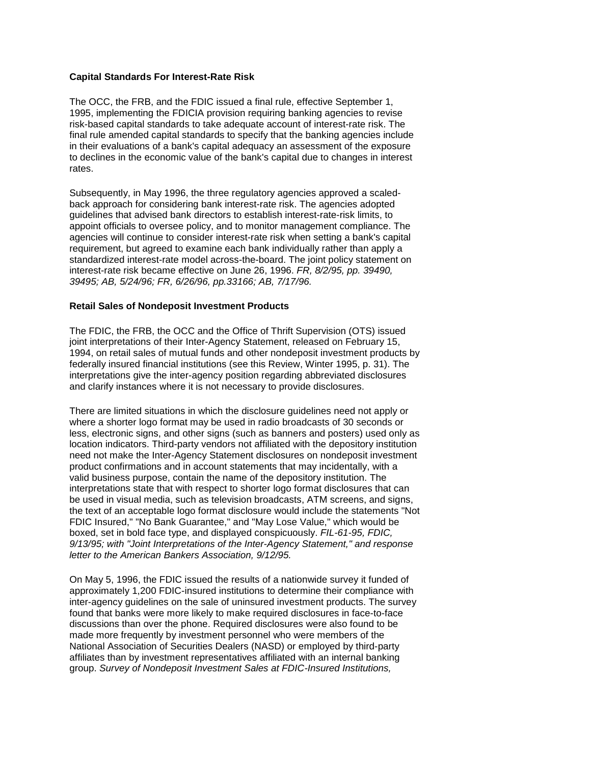**Capital Standards For Interest-Rate Risk**

The OCC, the FRB, and the FDIC issued a final rule, effective September 1, 1995, implementing the FDICIA provision requiring banking agencies to revise risk-based capital standards to take adequate account of interest-rate risk. The final rule amended capital standards to specify that the banking agencies include in their evaluations of a bank's capital adequacy an assessment of the exposure to declines in the economic value of the bank's capital due to changes in interest rates.

Subsequently, in May 1996, the three regulatory agencies approved a scaled-back approach for considering bank interest-rate risk. The agencies adopted guidelines that advised bank directors to establish interest-rate-risk limits, to appoint officials to oversee policy, and to monitor management compliance. The agencies will continue to consider interest-rate risk when setting a bank's capital requirement, but agreed to examine each bank individually rather than apply a standardized interest-rate model across-the-board. The joint policy statement on interest-rate risk became effective on June 26, 1996. *FR, 8/2/95, pp. 39490, 39495; AB, 5/24/96; FR, 6/26/96, pp.33166; AB, 7/17/96.*

**Retail Sales of Nondeposit Investment Products**

The FDIC, the FRB, the OCC and the Office of Thrift Supervision (OTS) issued joint interpretations of their Inter-Agency Statement, released on February 15, 1994, on retail sales of mutual funds and other nondeposit investment products by federally insured financial institutions (see this Review, Winter 1995, p. 31). The interpretations give the inter-agency position regarding abbreviated disclosures and clarify instances where it is not necessary to provide disclosures.

There are limited situations in which the disclosure guidelines need not apply or where a shorter logo format may be used in radio broadcasts of 30 seconds or less, electronic signs, and other signs (such as banners and posters) used only as location indicators. Third-party vendors not affiliated with the depository institution need not make the Inter-Agency Statement disclosures on nondeposit investment product confirmations and in account statements that may incidentally, with a valid business purpose, contain the name of the depository institution. The interpretations state that with respect to shorter logo format disclosures that can be used in visual media, such as television broadcasts, ATM screens, and signs, the text of an acceptable logo format disclosure would include the statements "Not FDIC Insured," "No Bank Guarantee," and "May Lose Value," which would be boxed, set in bold face type, and displayed conspicuously. *FIL-61-95, FDIC, 9/13/95; with "Joint Interpretations of the Inter-Agency Statement," and response letter to the American Bankers Association, 9/12/95.*

On May 5, 1996, the FDIC issued the results of a nationwide survey it funded of approximately 1,200 FDIC-insured institutions to determine their compliance with inter-agency guidelines on the sale of uninsured investment products. The survey found that banks were more likely to make required disclosures in face-to-face discussions than over the phone. Required disclosures were also found to be made more frequently by investment personnel who were members of the National Association of Securities Dealers (NASD) or employed by third-party affiliates than by investment representatives affiliated with an internal banking group. *Survey of Nondeposit Investment Sales at FDIC-Insured Institutions,*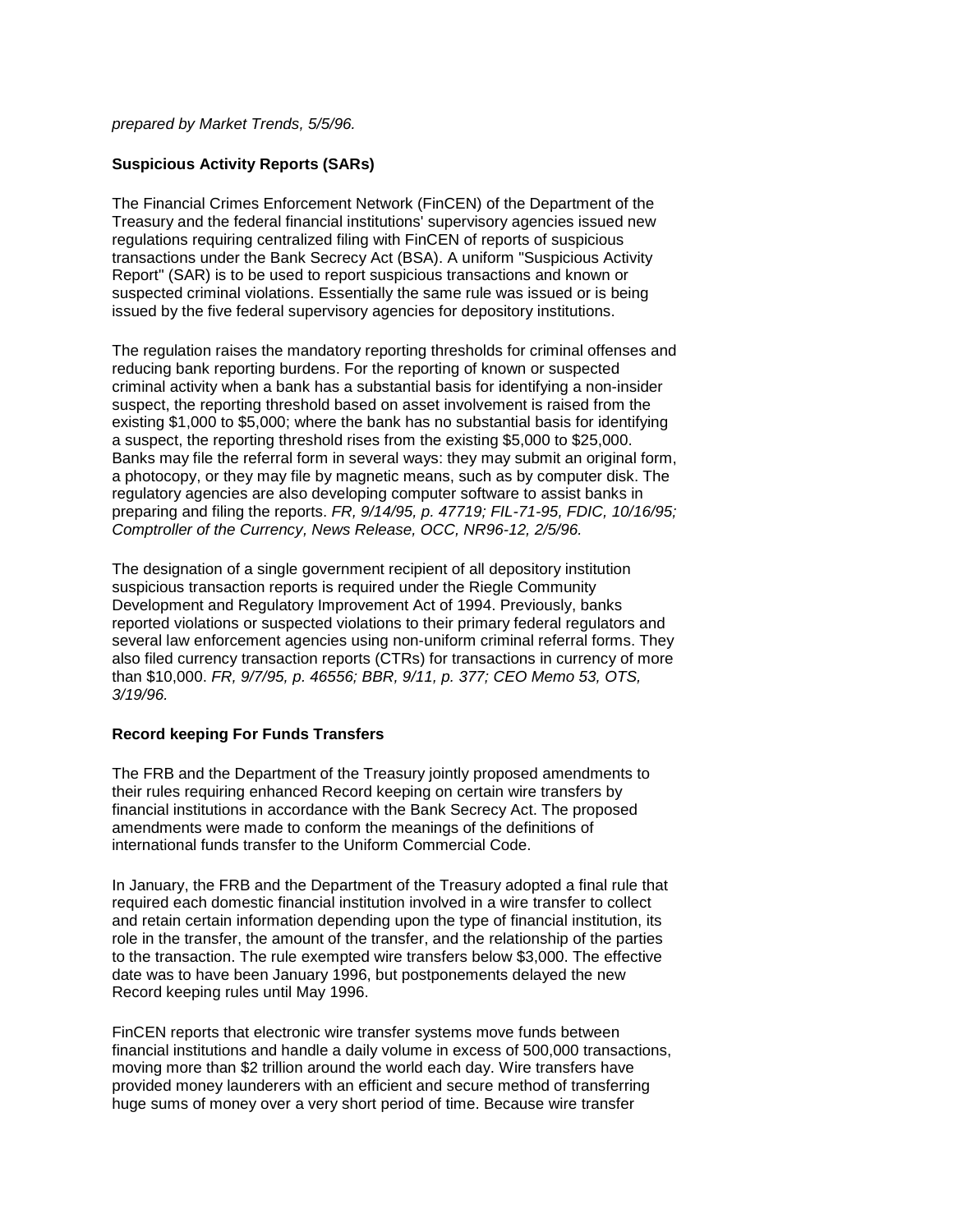*prepared by Market Trends, 5/5/96.*

**Suspicious Activity Reports (SARs)**

The Financial Crimes Enforcement Network (FinCEN) of the Department of the Treasury and the federal financial institutions' supervisory agencies issued new regulations requiring centralized filing with FinCEN of reports of suspicious transactions under the Bank Secrecy Act (BSA). A uniform "Suspicious Activity Report" (SAR) is to be used to report suspicious transactions and known or suspected criminal violations. Essentially the same rule was issued or is being issued by the five federal supervisory agencies for depository institutions.

The regulation raises the mandatory reporting thresholds for criminal offenses and reducing bank reporting burdens. For the reporting of known or suspected criminal activity when a bank has a substantial basis for identifying a non-insider suspect, the reporting threshold based on asset involvement is raised from the existing $1,000 to $5,000; where the bank has no substantial basis for identifying a suspect, the reporting threshold rises from the existing $5,000 to $25,000. Banks may file the referral form in several ways: they may submit an original form, a photocopy, or they may file by magnetic means, such as by computer disk. The regulatory agencies are also developing computer software to assist banks in preparing and filing the reports. *FR, 9/14/95, p. 47719; FIL-71-95, FDIC, 10/16/95; Comptroller of the Currency, News Release, OCC, NR96-12, 2/5/96.*

The designation of a single government recipient of all depository institution suspicious transaction reports is required under the Riegle Community Development and Regulatory Improvement Act of 1994. Previously, banks reported violations or suspected violations to their primary federal regulators and several law enforcement agencies using non-uniform criminal referral forms. They also filed currency transaction reports (CTRs) for transactions in currency of more than $10,000. *FR, 9/7/95, p. 46556; BBR, 9/11, p. 377; CEO Memo 53, OTS, 3/19/96.*

**Record keeping For Funds Transfers**

The FRB and the Department of the Treasury jointly proposed amendments to their rules requiring enhanced Record keeping on certain wire transfers by financial institutions in accordance with the Bank Secrecy Act. The proposed amendments were made to conform the meanings of the definitions of international funds transfer to the Uniform Commercial Code.

In January, the FRB and the Department of the Treasury adopted a final rule that required each domestic financial institution involved in a wire transfer to collect and retain certain information depending upon the type of financial institution, its role in the transfer, the amount of the transfer, and the relationship of the parties to the transaction. The rule exempted wire transfers below $3,000. The effective date was to have been January 1996, but postponements delayed the new Record keeping rules until May 1996.

FinCEN reports that electronic wire transfer systems move funds between financial institutions and handle a daily volume in excess of 500,000 transactions, moving more than $2 trillion around the world each day. Wire transfers have provided money launderers with an efficient and secure method of transferring huge sums of money over a very short period of time. Because wire transfer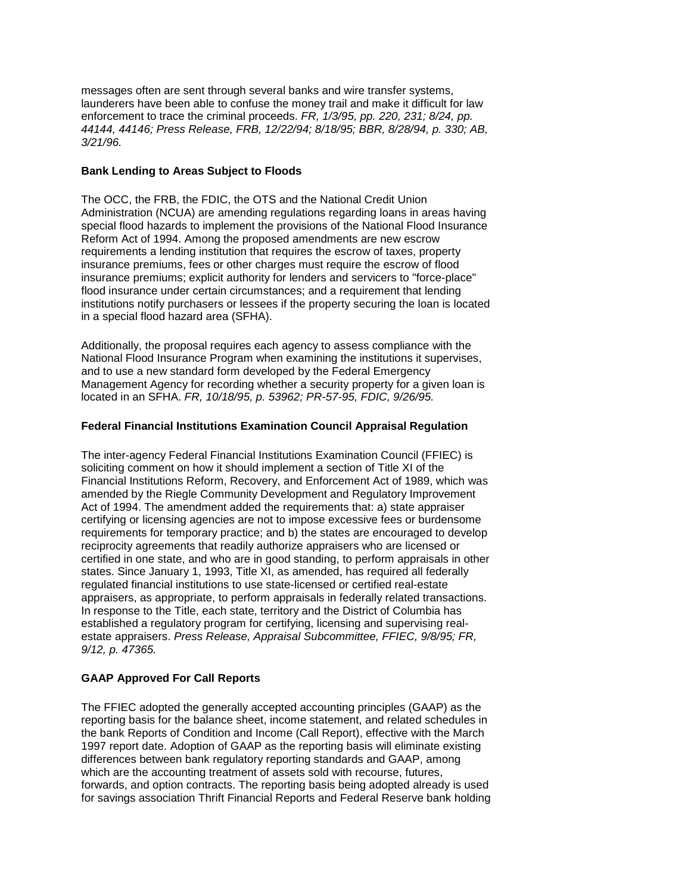messages often are sent through several banks and wire transfer systems, launderers have been able to confuse the money trail and make it difficult for law enforcement to trace the criminal proceeds. *FR, 1/3/95, pp. 220, 231; 8/24, pp. 44144, 44146; Press Release, FRB, 12/22/94; 8/18/95; BBR, 8/28/94, p. 330; AB, 3/21/96.*

**Bank Lending to Areas Subject to Floods**

The OCC, the FRB, the FDIC, the OTS and the National Credit Union Administration (NCUA) are amending regulations regarding loans in areas having special flood hazards to implement the provisions of the National Flood Insurance Reform Act of 1994. Among the proposed amendments are new escrow requirements a lending institution that requires the escrow of taxes, property insurance premiums, fees or other charges must require the escrow of flood insurance premiums; explicit authority for lenders and servicers to "force-place" flood insurance under certain circumstances; and a requirement that lending institutions notify purchasers or lessees if the property securing the loan is located in a special flood hazard area (SFHA).

Additionally, the proposal requires each agency to assess compliance with the National Flood Insurance Program when examining the institutions it supervises, and to use a new standard form developed by the Federal Emergency Management Agency for recording whether a security property for a given loan is located in an SFHA. *FR, 10/18/95, p. 53962; PR-57-95, FDIC, 9/26/95.*

**Federal Financial Institutions Examination Council Appraisal Regulation**

The inter-agency Federal Financial Institutions Examination Council (FFIEC) is soliciting comment on how it should implement a section of Title XI of the Financial Institutions Reform, Recovery, and Enforcement Act of 1989, which was amended by the Riegle Community Development and Regulatory Improvement Act of 1994. The amendment added the requirements that: a) state appraiser certifying or licensing agencies are not to impose excessive fees or burdensome requirements for temporary practice; and b) the states are encouraged to develop reciprocity agreements that readily authorize appraisers who are licensed or certified in one state, and who are in good standing, to perform appraisals in other states. Since January 1, 1993, Title XI, as amended, has required all federally regulated financial institutions to use state-licensed or certified real-estate appraisers, as appropriate, to perform appraisals in federally related transactions. In response to the Title, each state, territory and the District of Columbia has established a regulatory program for certifying, licensing and supervising real-estate appraisers. *Press Release, Appraisal Subcommittee, FFIEC, 9/8/95; FR, 9/12, p. 47365.*

**GAAP Approved For Call Reports**

The FFIEC adopted the generally accepted accounting principles (GAAP) as the reporting basis for the balance sheet, income statement, and related schedules in the bank Reports of Condition and Income (Call Report), effective with the March 1997 report date. Adoption of GAAP as the reporting basis will eliminate existing differences between bank regulatory reporting standards and GAAP, among which are the accounting treatment of assets sold with recourse, futures, forwards, and option contracts. The reporting basis being adopted already is used for savings association Thrift Financial Reports and Federal Reserve bank holding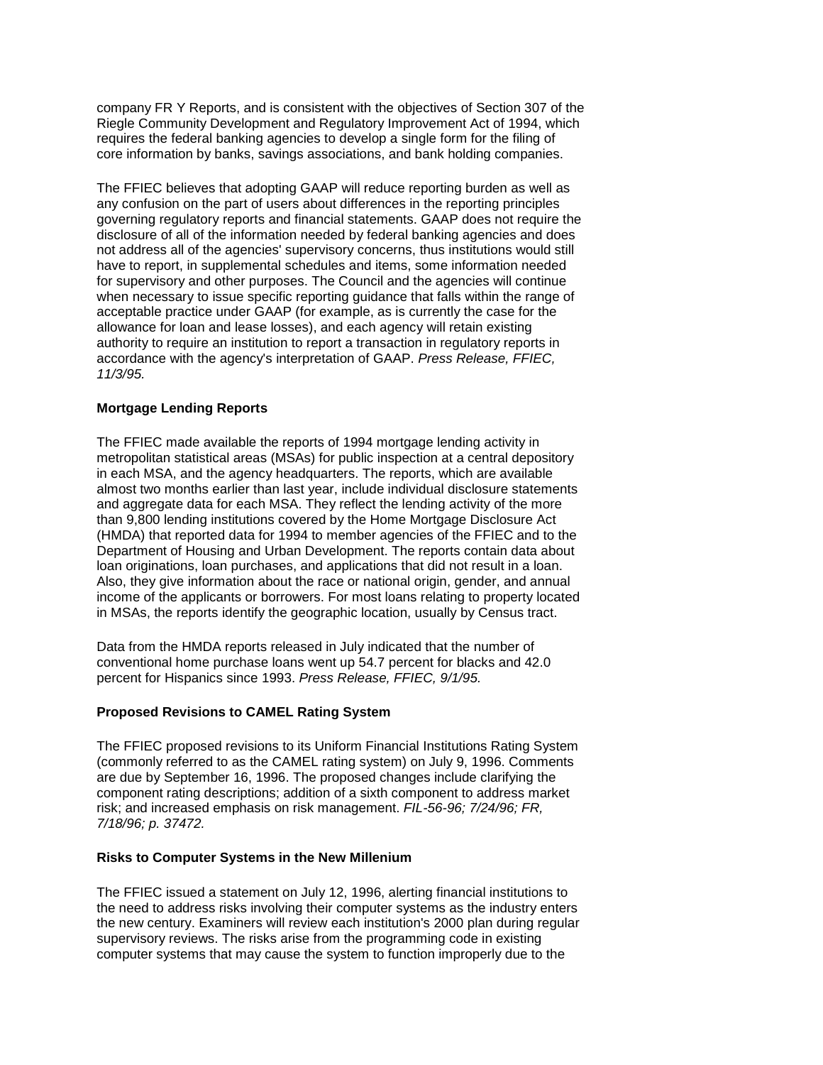company FR Y Reports, and is consistent with the objectives of Section 307 of the Riegle Community Development and Regulatory Improvement Act of 1994, which requires the federal banking agencies to develop a single form for the filing of core information by banks, savings associations, and bank holding companies.

The FFIEC believes that adopting GAAP will reduce reporting burden as well as any confusion on the part of users about differences in the reporting principles governing regulatory reports and financial statements. GAAP does not require the disclosure of all of the information needed by federal banking agencies and does not address all of the agencies' supervisory concerns, thus institutions would still have to report, in supplemental schedules and items, some information needed for supervisory and other purposes. The Council and the agencies will continue when necessary to issue specific reporting guidance that falls within the range of acceptable practice under GAAP (for example, as is currently the case for the allowance for loan and lease losses), and each agency will retain existing authority to require an institution to report a transaction in regulatory reports in accordance with the agency's interpretation of GAAP. *Press Release, FFIEC, 11/3/95.*

**Mortgage Lending Reports**

The FFIEC made available the reports of 1994 mortgage lending activity in metropolitan statistical areas (MSAs) for public inspection at a central depository in each MSA, and the agency headquarters. The reports, which are available almost two months earlier than last year, include individual disclosure statements and aggregate data for each MSA. They reflect the lending activity of the more than 9,800 lending institutions covered by the Home Mortgage Disclosure Act (HMDA) that reported data for 1994 to member agencies of the FFIEC and to the Department of Housing and Urban Development. The reports contain data about loan originations, loan purchases, and applications that did not result in a loan. Also, they give information about the race or national origin, gender, and annual income of the applicants or borrowers. For most loans relating to property located in MSAs, the reports identify the geographic location, usually by Census tract.

Data from the HMDA reports released in July indicated that the number of conventional home purchase loans went up 54.7 percent for blacks and 42.0 percent for Hispanics since 1993. *Press Release, FFIEC, 9/1/95.*

**Proposed Revisions to CAMEL Rating System**

The FFIEC proposed revisions to its Uniform Financial Institutions Rating System (commonly referred to as the CAMEL rating system) on July 9, 1996. Comments are due by September 16, 1996. The proposed changes include clarifying the component rating descriptions; addition of a sixth component to address market risk; and increased emphasis on risk management. *FIL-56-96; 7/24/96; FR, 7/18/96; p. 37472.*

**Risks to Computer Systems in the New Millenium**

The FFIEC issued a statement on July 12, 1996, alerting financial institutions to the need to address risks involving their computer systems as the industry enters the new century. Examiners will review each institution's 2000 plan during regular supervisory reviews. The risks arise from the programming code in existing computer systems that may cause the system to function improperly due to the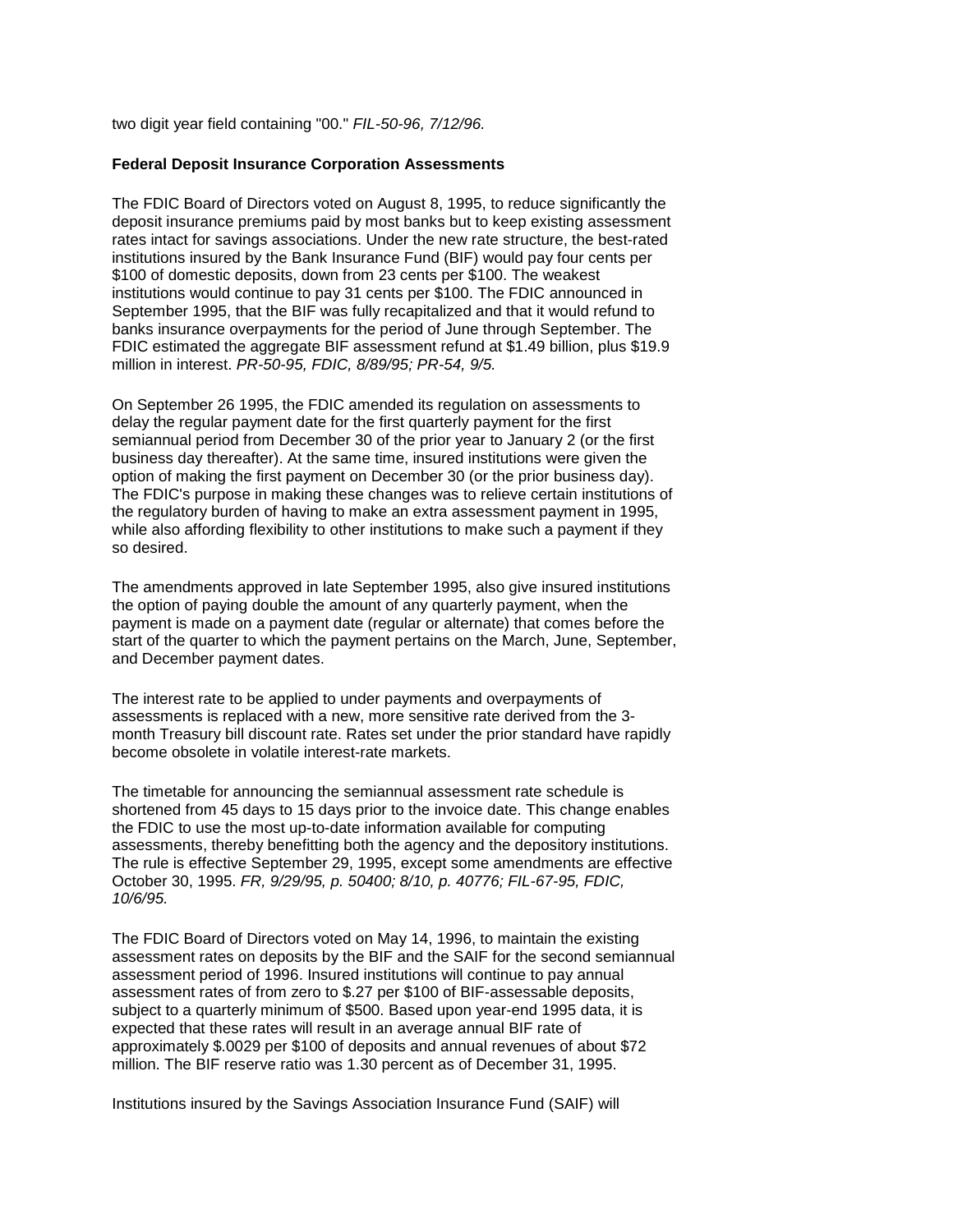two digit year field containing "00." *FIL-50-96, 7/12/96.*

**Federal Deposit Insurance Corporation Assessments**

The FDIC Board of Directors voted on August 8, 1995, to reduce significantly the deposit insurance premiums paid by most banks but to keep existing assessment rates intact for savings associations. Under the new rate structure, the best-rated institutions insured by the Bank Insurance Fund (BIF) would pay four cents per $100 of domestic deposits, down from 23 cents per $100. The weakest institutions would continue to pay 31 cents per $100. The FDIC announced in September 1995, that the BIF was fully recapitalized and that it would refund to banks insurance overpayments for the period of June through September. The FDIC estimated the aggregate BIF assessment refund at $1.49 billion, plus $19.9 million in interest. *PR-50-95, FDIC, 8/89/95; PR-54, 9/5.*

On September 26 1995, the FDIC amended its regulation on assessments to delay the regular payment date for the first quarterly payment for the first semiannual period from December 30 of the prior year to January 2 (or the first business day thereafter). At the same time, insured institutions were given the option of making the first payment on December 30 (or the prior business day). The FDIC's purpose in making these changes was to relieve certain institutions of the regulatory burden of having to make an extra assessment payment in 1995, while also affording flexibility to other institutions to make such a payment if they so desired.

The amendments approved in late September 1995, also give insured institutions the option of paying double the amount of any quarterly payment, when the payment is made on a payment date (regular or alternate) that comes before the start of the quarter to which the payment pertains on the March, June, September, and December payment dates.

The interest rate to be applied to under payments and overpayments of assessments is replaced with a new, more sensitive rate derived from the 3-month Treasury bill discount rate. Rates set under the prior standard have rapidly become obsolete in volatile interest-rate markets.

The timetable for announcing the semiannual assessment rate schedule is shortened from 45 days to 15 days prior to the invoice date. This change enables the FDIC to use the most up-to-date information available for computing assessments, thereby benefitting both the agency and the depository institutions. The rule is effective September 29, 1995, except some amendments are effective October 30, 1995. *FR, 9/29/95, p. 50400; 8/10, p. 40776; FIL-67-95, FDIC, 10/6/95.*

The FDIC Board of Directors voted on May 14, 1996, to maintain the existing assessment rates on deposits by the BIF and the SAIF for the second semiannual assessment period of 1996. Insured institutions will continue to pay annual assessment rates of from zero to $.27 per $100 of BIF-assessable deposits, subject to a quarterly minimum of $500. Based upon year-end 1995 data, it is expected that these rates will result in an average annual BIF rate of approximately $.0029 per $100 of deposits and annual revenues of about $72 million. The BIF reserve ratio was 1.30 percent as of December 31, 1995.

Institutions insured by the Savings Association Insurance Fund (SAIF) will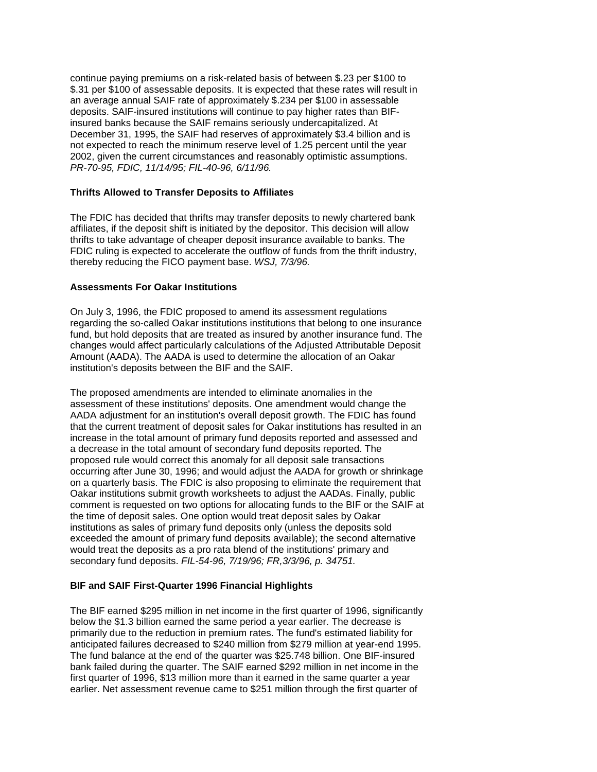continue paying premiums on a risk-related basis of between $.23 per $100 to $.31 per $100 of assessable deposits. It is expected that these rates will result in an average annual SAIF rate of approximately $.234 per $100 in assessable deposits. SAIF-insured institutions will continue to pay higher rates than BIF-insured banks because the SAIF remains seriously undercapitalized. At December 31, 1995, the SAIF had reserves of approximately $3.4 billion and is not expected to reach the minimum reserve level of 1.25 percent until the year 2002, given the current circumstances and reasonably optimistic assumptions. *PR-70-95, FDIC, 11/14/95; FIL-40-96, 6/11/96.*

**Thrifts Allowed to Transfer Deposits to Affiliates**

The FDIC has decided that thrifts may transfer deposits to newly chartered bank affiliates, if the deposit shift is initiated by the depositor. This decision will allow thrifts to take advantage of cheaper deposit insurance available to banks. The FDIC ruling is expected to accelerate the outflow of funds from the thrift industry, thereby reducing the FICO payment base. *WSJ, 7/3/96.*

**Assessments For Oakar Institutions**

On July 3, 1996, the FDIC proposed to amend its assessment regulations regarding the so-called Oakar institutions institutions that belong to one insurance fund, but hold deposits that are treated as insured by another insurance fund. The changes would affect particularly calculations of the Adjusted Attributable Deposit Amount (AADA). The AADA is used to determine the allocation of an Oakar institution's deposits between the BIF and the SAIF.

The proposed amendments are intended to eliminate anomalies in the assessment of these institutions' deposits. One amendment would change the AADA adjustment for an institution's overall deposit growth. The FDIC has found that the current treatment of deposit sales for Oakar institutions has resulted in an increase in the total amount of primary fund deposits reported and assessed and a decrease in the total amount of secondary fund deposits reported. The proposed rule would correct this anomaly for all deposit sale transactions occurring after June 30, 1996; and would adjust the AADA for growth or shrinkage on a quarterly basis. The FDIC is also proposing to eliminate the requirement that Oakar institutions submit growth worksheets to adjust the AADAs. Finally, public comment is requested on two options for allocating funds to the BIF or the SAIF at the time of deposit sales. One option would treat deposit sales by Oakar institutions as sales of primary fund deposits only (unless the deposits sold exceeded the amount of primary fund deposits available); the second alternative would treat the deposits as a pro rata blend of the institutions' primary and secondary fund deposits. *FIL-54-96, 7/19/96; FR,3/3/96, p. 34751.*

**BIF and SAIF First-Quarter 1996 Financial Highlights**

The BIF earned $295 million in net income in the first quarter of 1996, significantly below the $1.3 billion earned the same period a year earlier. The decrease is primarily due to the reduction in premium rates. The fund's estimated liability for anticipated failures decreased to $240 million from $279 million at year-end 1995. The fund balance at the end of the quarter was $25.748 billion. One BIF-insured bank failed during the quarter. The SAIF earned $292 million in net income in the first quarter of 1996, $13 million more than it earned in the same quarter a year earlier. Net assessment revenue came to $251 million through the first quarter of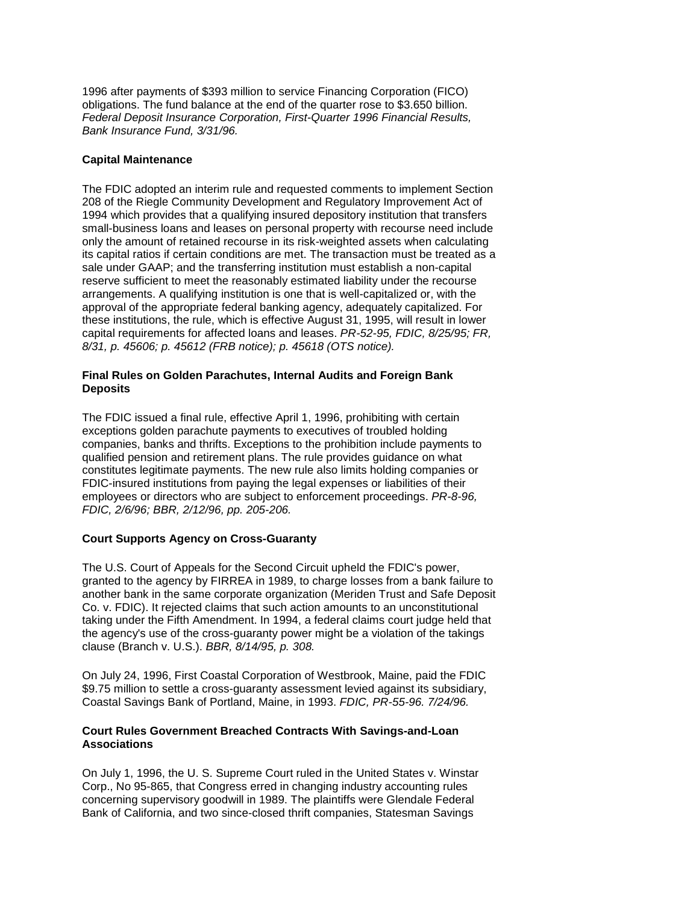1996 after payments of $393 million to service Financing Corporation (FICO) obligations. The fund balance at the end of the quarter rose to $3.650 billion. *Federal Deposit Insurance Corporation, First-Quarter 1996 Financial Results, Bank Insurance Fund, 3/31/96.*

**Capital Maintenance**

The FDIC adopted an interim rule and requested comments to implement Section 208 of the Riegle Community Development and Regulatory Improvement Act of 1994 which provides that a qualifying insured depository institution that transfers small-business loans and leases on personal property with recourse need include only the amount of retained recourse in its risk-weighted assets when calculating its capital ratios if certain conditions are met. The transaction must be treated as a sale under GAAP; and the transferring institution must establish a non-capital reserve sufficient to meet the reasonably estimated liability under the recourse arrangements. A qualifying institution is one that is well-capitalized or, with the approval of the appropriate federal banking agency, adequately capitalized. For these institutions, the rule, which is effective August 31, 1995, will result in lower capital requirements for affected loans and leases. *PR-52-95, FDIC, 8/25/95; FR, 8/31, p. 45606; p. 45612 (FRB notice); p. 45618 (OTS notice).*

**Final Rules on Golden Parachutes, Internal Audits and Foreign Bank Deposits**

The FDIC issued a final rule, effective April 1, 1996, prohibiting with certain exceptions golden parachute payments to executives of troubled holding companies, banks and thrifts. Exceptions to the prohibition include payments to qualified pension and retirement plans. The rule provides guidance on what constitutes legitimate payments. The new rule also limits holding companies or FDIC-insured institutions from paying the legal expenses or liabilities of their employees or directors who are subject to enforcement proceedings. *PR-8-96, FDIC, 2/6/96; BBR, 2/12/96, pp. 205-206.*

**Court Supports Agency on Cross-Guaranty**

The U.S. Court of Appeals for the Second Circuit upheld the FDIC's power, granted to the agency by FIRREA in 1989, to charge losses from a bank failure to another bank in the same corporate organization (Meriden Trust and Safe Deposit Co. v. FDIC). It rejected claims that such action amounts to an unconstitutional taking under the Fifth Amendment. In 1994, a federal claims court judge held that the agency's use of the cross-guaranty power might be a violation of the takings clause (Branch v. U.S.). *BBR, 8/14/95, p. 308.*

On July 24, 1996, First Coastal Corporation of Westbrook, Maine, paid the FDIC $9.75 million to settle a cross-guaranty assessment levied against its subsidiary, Coastal Savings Bank of Portland, Maine, in 1993. *FDIC, PR-55-96. 7/24/96.*

**Court Rules Government Breached Contracts With Savings-and-Loan Associations**

On July 1, 1996, the U. S. Supreme Court ruled in the United States v. Winstar Corp., No 95-865, that Congress erred in changing industry accounting rules concerning supervisory goodwill in 1989. The plaintiffs were Glendale Federal Bank of California, and two since-closed thrift companies, Statesman Savings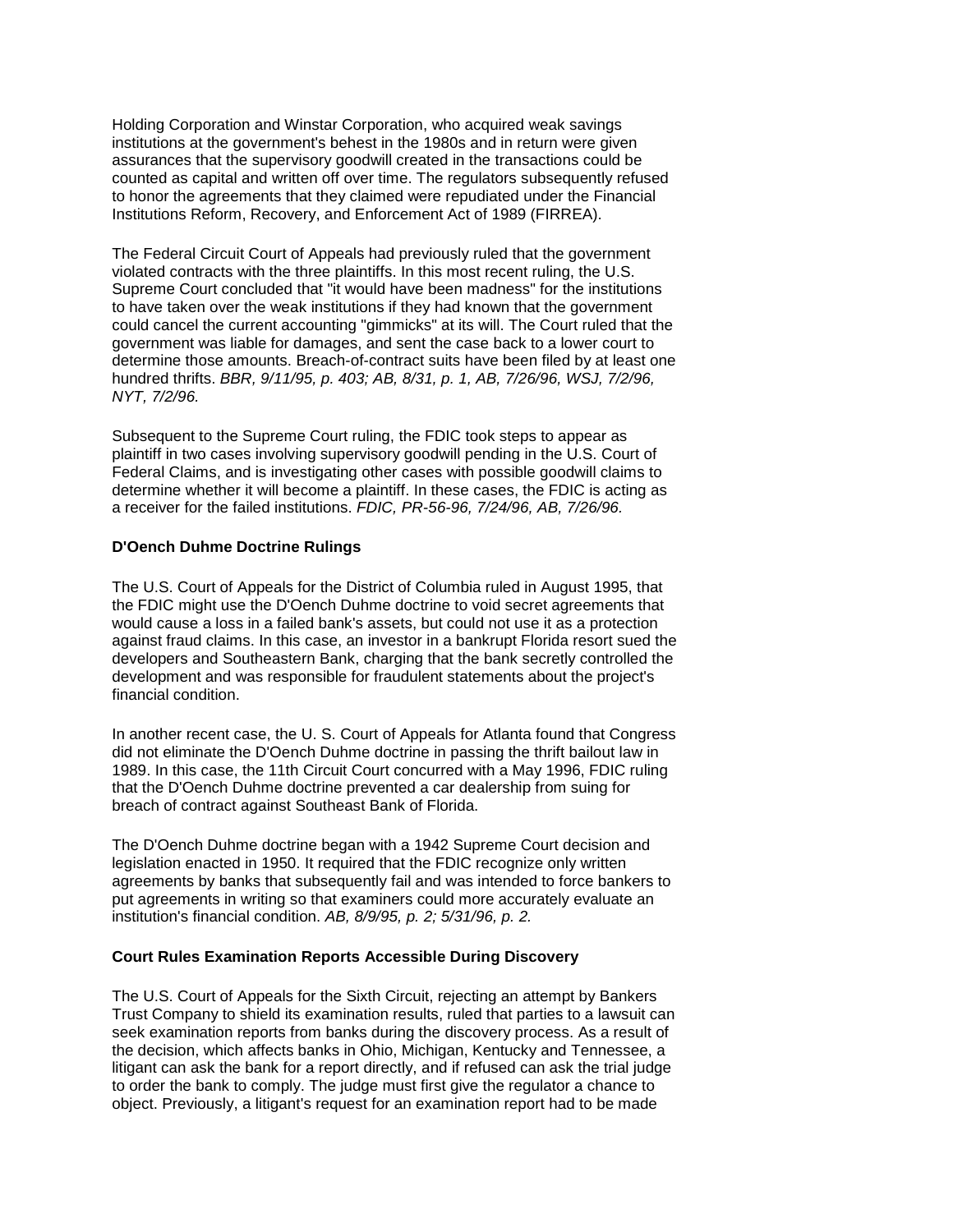Holding Corporation and Winstar Corporation, who acquired weak savings institutions at the government's behest in the 1980s and in return were given assurances that the supervisory goodwill created in the transactions could be counted as capital and written off over time. The regulators subsequently refused to honor the agreements that they claimed were repudiated under the Financial Institutions Reform, Recovery, and Enforcement Act of 1989 (FIRREA).

The Federal Circuit Court of Appeals had previously ruled that the government violated contracts with the three plaintiffs. In this most recent ruling, the U.S. Supreme Court concluded that "it would have been madness" for the institutions to have taken over the weak institutions if they had known that the government could cancel the current accounting "gimmicks" at its will. The Court ruled that the government was liable for damages, and sent the case back to a lower court to determine those amounts. Breach-of-contract suits have been filed by at least one hundred thrifts. *BBR, 9/11/95, p. 403; AB, 8/31, p. 1, AB, 7/26/96, WSJ, 7/2/96, NYT, 7/2/96.*

Subsequent to the Supreme Court ruling, the FDIC took steps to appear as plaintiff in two cases involving supervisory goodwill pending in the U.S. Court of Federal Claims, and is investigating other cases with possible goodwill claims to determine whether it will become a plaintiff. In these cases, the FDIC is acting as a receiver for the failed institutions. *FDIC, PR-56-96, 7/24/96, AB, 7/26/96.*

**D'Oench Duhme Doctrine Rulings**

The U.S. Court of Appeals for the District of Columbia ruled in August 1995, that the FDIC might use the D'Oench Duhme doctrine to void secret agreements that would cause a loss in a failed bank's assets, but could not use it as a protection against fraud claims. In this case, an investor in a bankrupt Florida resort sued the developers and Southeastern Bank, charging that the bank secretly controlled the development and was responsible for fraudulent statements about the project's financial condition.

In another recent case, the U. S. Court of Appeals for Atlanta found that Congress did not eliminate the D'Oench Duhme doctrine in passing the thrift bailout law in 1989. In this case, the 11th Circuit Court concurred with a May 1996, FDIC ruling that the D'Oench Duhme doctrine prevented a car dealership from suing for breach of contract against Southeast Bank of Florida.

The D'Oench Duhme doctrine began with a 1942 Supreme Court decision and legislation enacted in 1950. It required that the FDIC recognize only written agreements by banks that subsequently fail and was intended to force bankers to put agreements in writing so that examiners could more accurately evaluate an institution's financial condition. *AB, 8/9/95, p. 2; 5/31/96, p. 2.*

**Court Rules Examination Reports Accessible During Discovery**

The U.S. Court of Appeals for the Sixth Circuit, rejecting an attempt by Bankers Trust Company to shield its examination results, ruled that parties to a lawsuit can seek examination reports from banks during the discovery process. As a result of the decision, which affects banks in Ohio, Michigan, Kentucky and Tennessee, a litigant can ask the bank for a report directly, and if refused can ask the trial judge to order the bank to comply. The judge must first give the regulator a chance to object. Previously, a litigant's request for an examination report had to be made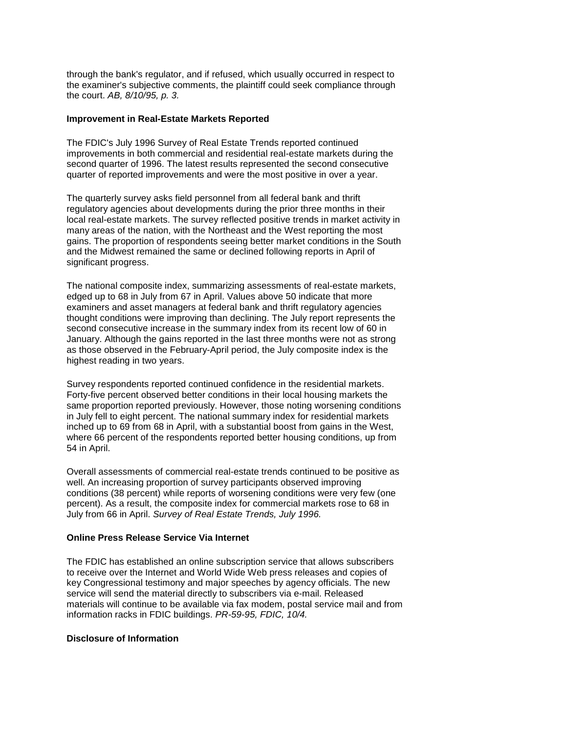through the bank's regulator, and if refused, which usually occurred in respect to the examiner's subjective comments, the plaintiff could seek compliance through the court. *AB, 8/10/95, p. 3.*

**Improvement in Real-Estate Markets Reported**

The FDIC's July 1996 Survey of Real Estate Trends reported continued improvements in both commercial and residential real-estate markets during the second quarter of 1996. The latest results represented the second consecutive quarter of reported improvements and were the most positive in over a year.

The quarterly survey asks field personnel from all federal bank and thrift regulatory agencies about developments during the prior three months in their local real-estate markets. The survey reflected positive trends in market activity in many areas of the nation, with the Northeast and the West reporting the most gains. The proportion of respondents seeing better market conditions in the South and the Midwest remained the same or declined following reports in April of significant progress.

The national composite index, summarizing assessments of real-estate markets, edged up to 68 in July from 67 in April. Values above 50 indicate that more examiners and asset managers at federal bank and thrift regulatory agencies thought conditions were improving than declining. The July report represents the second consecutive increase in the summary index from its recent low of 60 in January. Although the gains reported in the last three months were not as strong as those observed in the February-April period, the July composite index is the highest reading in two years.

Survey respondents reported continued confidence in the residential markets. Forty-five percent observed better conditions in their local housing markets the same proportion reported previously. However, those noting worsening conditions in July fell to eight percent. The national summary index for residential markets inched up to 69 from 68 in April, with a substantial boost from gains in the West, where 66 percent of the respondents reported better housing conditions, up from 54 in April.

Overall assessments of commercial real-estate trends continued to be positive as well. An increasing proportion of survey participants observed improving conditions (38 percent) while reports of worsening conditions were very few (one percent). As a result, the composite index for commercial markets rose to 68 in July from 66 in April. *Survey of Real Estate Trends, July 1996.*

**Online Press Release Service Via Internet**

The FDIC has established an online subscription service that allows subscribers to receive over the Internet and World Wide Web press releases and copies of key Congressional testimony and major speeches by agency officials. The new service will send the material directly to subscribers via e-mail. Released materials will continue to be available via fax modem, postal service mail and from information racks in FDIC buildings. *PR-59-95, FDIC, 10/4.*

**Disclosure of Information**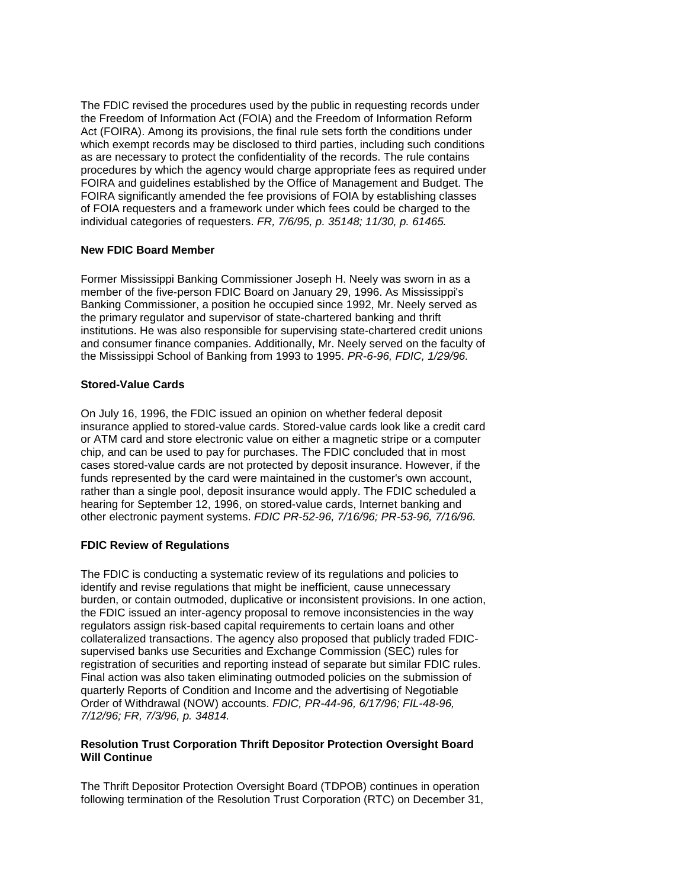The FDIC revised the procedures used by the public in requesting records under the Freedom of Information Act (FOIA) and the Freedom of Information Reform Act (FOIRA). Among its provisions, the final rule sets forth the conditions under which exempt records may be disclosed to third parties, including such conditions as are necessary to protect the confidentiality of the records. The rule contains procedures by which the agency would charge appropriate fees as required under FOIRA and guidelines established by the Office of Management and Budget. The FOIRA significantly amended the fee provisions of FOIA by establishing classes of FOIA requesters and a framework under which fees could be charged to the individual categories of requesters. *FR, 7/6/95, p. 35148; 11/30, p. 61465.*

**New FDIC Board Member**

Former Mississippi Banking Commissioner Joseph H. Neely was sworn in as a member of the five-person FDIC Board on January 29, 1996. As Mississippi's Banking Commissioner, a position he occupied since 1992, Mr. Neely served as the primary regulator and supervisor of state-chartered banking and thrift institutions. He was also responsible for supervising state-chartered credit unions and consumer finance companies. Additionally, Mr. Neely served on the faculty of the Mississippi School of Banking from 1993 to 1995. *PR-6-96, FDIC, 1/29/96.*

**Stored-Value Cards**

On July 16, 1996, the FDIC issued an opinion on whether federal deposit insurance applied to stored-value cards. Stored-value cards look like a credit card or ATM card and store electronic value on either a magnetic stripe or a computer chip, and can be used to pay for purchases. The FDIC concluded that in most cases stored-value cards are not protected by deposit insurance. However, if the funds represented by the card were maintained in the customer's own account, rather than a single pool, deposit insurance would apply. The FDIC scheduled a hearing for September 12, 1996, on stored-value cards, Internet banking and other electronic payment systems. *FDIC PR-52-96, 7/16/96; PR-53-96, 7/16/96.*

**FDIC Review of Regulations**

The FDIC is conducting a systematic review of its regulations and policies to identify and revise regulations that might be inefficient, cause unnecessary burden, or contain outmoded, duplicative or inconsistent provisions. In one action, the FDIC issued an inter-agency proposal to remove inconsistencies in the way regulators assign risk-based capital requirements to certain loans and other collateralized transactions. The agency also proposed that publicly traded FDIC-supervised banks use Securities and Exchange Commission (SEC) rules for registration of securities and reporting instead of separate but similar FDIC rules. Final action was also taken eliminating outmoded policies on the submission of quarterly Reports of Condition and Income and the advertising of Negotiable Order of Withdrawal (NOW) accounts. *FDIC, PR-44-96, 6/17/96; FIL-48-96, 7/12/96; FR, 7/3/96, p. 34814.*

**Resolution Trust Corporation Thrift Depositor Protection Oversight Board Will Continue**

The Thrift Depositor Protection Oversight Board (TDPOB) continues in operation following termination of the Resolution Trust Corporation (RTC) on December 31,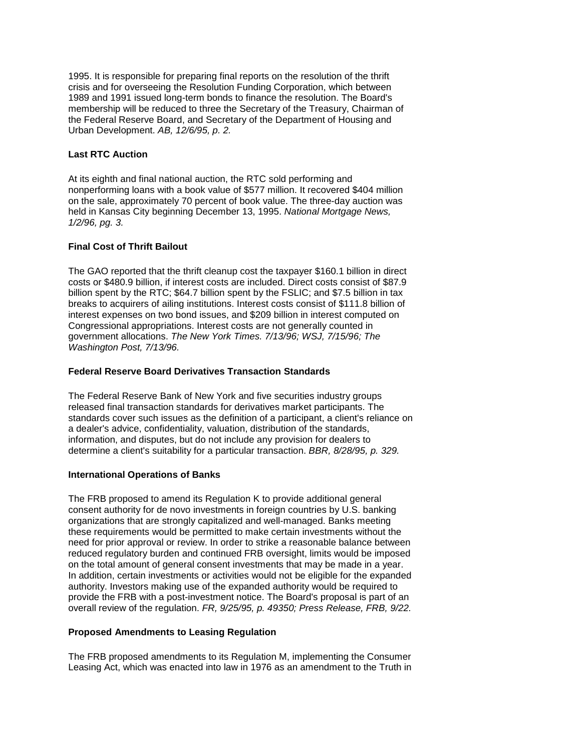1995. It is responsible for preparing final reports on the resolution of the thrift crisis and for overseeing the Resolution Funding Corporation, which between 1989 and 1991 issued long-term bonds to finance the resolution. The Board's membership will be reduced to three the Secretary of the Treasury, Chairman of the Federal Reserve Board, and Secretary of the Department of Housing and Urban Development. *AB, 12/6/95, p. 2.*

**Last RTC Auction**

At its eighth and final national auction, the RTC sold performing and nonperforming loans with a book value of $577 million. It recovered $404 million on the sale, approximately 70 percent of book value. The three-day auction was held in Kansas City beginning December 13, 1995. *National Mortgage News, 1/2/96, pg. 3.*

**Final Cost of Thrift Bailout**

The GAO reported that the thrift cleanup cost the taxpayer $160.1 billion in direct costs or $480.9 billion, if interest costs are included. Direct costs consist of $87.9 billion spent by the RTC; $64.7 billion spent by the FSLIC; and $7.5 billion in tax breaks to acquirers of ailing institutions. Interest costs consist of $111.8 billion of interest expenses on two bond issues, and $209 billion in interest computed on Congressional appropriations. Interest costs are not generally counted in government allocations. *The New York Times. 7/13/96; WSJ, 7/15/96; The Washington Post, 7/13/96.*

**Federal Reserve Board Derivatives Transaction Standards**

The Federal Reserve Bank of New York and five securities industry groups released final transaction standards for derivatives market participants. The standards cover such issues as the definition of a participant, a client's reliance on a dealer's advice, confidentiality, valuation, distribution of the standards, information, and disputes, but do not include any provision for dealers to determine a client's suitability for a particular transaction. *BBR, 8/28/95, p. 329.*

**International Operations of Banks**

The FRB proposed to amend its Regulation K to provide additional general consent authority for de novo investments in foreign countries by U.S. banking organizations that are strongly capitalized and well-managed. Banks meeting these requirements would be permitted to make certain investments without the need for prior approval or review. In order to strike a reasonable balance between reduced regulatory burden and continued FRB oversight, limits would be imposed on the total amount of general consent investments that may be made in a year. In addition, certain investments or activities would not be eligible for the expanded authority. Investors making use of the expanded authority would be required to provide the FRB with a post-investment notice. The Board's proposal is part of an overall review of the regulation. *FR, 9/25/95, p. 49350; Press Release, FRB, 9/22.*

**Proposed Amendments to Leasing Regulation**

The FRB proposed amendments to its Regulation M, implementing the Consumer Leasing Act, which was enacted into law in 1976 as an amendment to the Truth in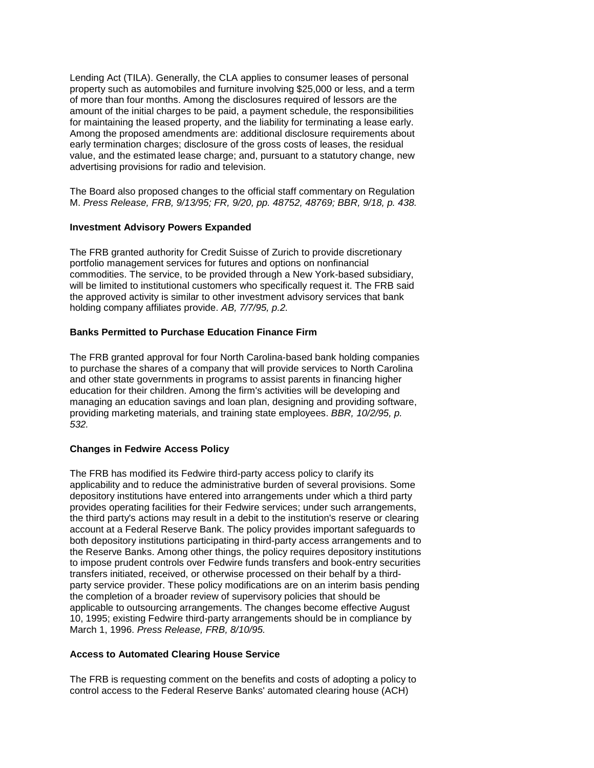Lending Act (TILA). Generally, the CLA applies to consumer leases of personal property such as automobiles and furniture involving $25,000 or less, and a term of more than four months. Among the disclosures required of lessors are the amount of the initial charges to be paid, a payment schedule, the responsibilities for maintaining the leased property, and the liability for terminating a lease early. Among the proposed amendments are: additional disclosure requirements about early termination charges; disclosure of the gross costs of leases, the residual value, and the estimated lease charge; and, pursuant to a statutory change, new advertising provisions for radio and television.

The Board also proposed changes to the official staff commentary on Regulation M. *Press Release, FRB, 9/13/95; FR, 9/20, pp. 48752, 48769; BBR, 9/18, p. 438.*

**Investment Advisory Powers Expanded**

The FRB granted authority for Credit Suisse of Zurich to provide discretionary portfolio management services for futures and options on nonfinancial commodities. The service, to be provided through a New York-based subsidiary, will be limited to institutional customers who specifically request it. The FRB said the approved activity is similar to other investment advisory services that bank holding company affiliates provide. *AB, 7/7/95, p.2.*

**Banks Permitted to Purchase Education Finance Firm**

The FRB granted approval for four North Carolina-based bank holding companies to purchase the shares of a company that will provide services to North Carolina and other state governments in programs to assist parents in financing higher education for their children. Among the firm's activities will be developing and managing an education savings and loan plan, designing and providing software, providing marketing materials, and training state employees. *BBR, 10/2/95, p. 532.*

**Changes in Fedwire Access Policy**

The FRB has modified its Fedwire third-party access policy to clarify its applicability and to reduce the administrative burden of several provisions. Some depository institutions have entered into arrangements under which a third party provides operating facilities for their Fedwire services; under such arrangements, the third party's actions may result in a debit to the institution's reserve or clearing account at a Federal Reserve Bank. The policy provides important safeguards to both depository institutions participating in third-party access arrangements and to the Reserve Banks. Among other things, the policy requires depository institutions to impose prudent controls over Fedwire funds transfers and book-entry securities transfers initiated, received, or otherwise processed on their behalf by a third-party service provider. These policy modifications are on an interim basis pending the completion of a broader review of supervisory policies that should be applicable to outsourcing arrangements. The changes become effective August 10, 1995; existing Fedwire third-party arrangements should be in compliance by March 1, 1996. *Press Release, FRB, 8/10/95.*

**Access to Automated Clearing House Service**

The FRB is requesting comment on the benefits and costs of adopting a policy to control access to the Federal Reserve Banks' automated clearing house (ACH)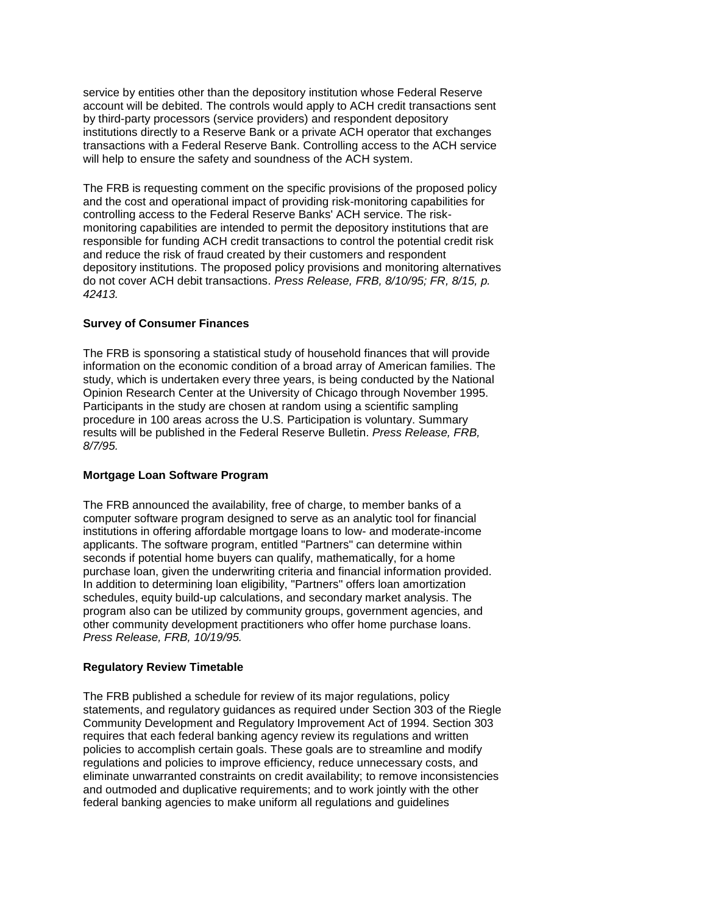service by entities other than the depository institution whose Federal Reserve account will be debited. The controls would apply to ACH credit transactions sent by third-party processors (service providers) and respondent depository institutions directly to a Reserve Bank or a private ACH operator that exchanges transactions with a Federal Reserve Bank. Controlling access to the ACH service will help to ensure the safety and soundness of the ACH system.

The FRB is requesting comment on the specific provisions of the proposed policy and the cost and operational impact of providing risk-monitoring capabilities for controlling access to the Federal Reserve Banks' ACH service. The risk-monitoring capabilities are intended to permit the depository institutions that are responsible for funding ACH credit transactions to control the potential credit risk and reduce the risk of fraud created by their customers and respondent depository institutions. The proposed policy provisions and monitoring alternatives do not cover ACH debit transactions. *Press Release, FRB, 8/10/95; FR, 8/15, p. 42413.*

**Survey of Consumer Finances**

The FRB is sponsoring a statistical study of household finances that will provide information on the economic condition of a broad array of American families. The study, which is undertaken every three years, is being conducted by the National Opinion Research Center at the University of Chicago through November 1995. Participants in the study are chosen at random using a scientific sampling procedure in 100 areas across the U.S. Participation is voluntary. Summary results will be published in the Federal Reserve Bulletin. *Press Release, FRB, 8/7/95.*

**Mortgage Loan Software Program**

The FRB announced the availability, free of charge, to member banks of a computer software program designed to serve as an analytic tool for financial institutions in offering affordable mortgage loans to low- and moderate-income applicants. The software program, entitled "Partners" can determine within seconds if potential home buyers can qualify, mathematically, for a home purchase loan, given the underwriting criteria and financial information provided. In addition to determining loan eligibility, "Partners" offers loan amortization schedules, equity build-up calculations, and secondary market analysis. The program also can be utilized by community groups, government agencies, and other community development practitioners who offer home purchase loans. *Press Release, FRB, 10/19/95.*

**Regulatory Review Timetable**

The FRB published a schedule for review of its major regulations, policy statements, and regulatory guidances as required under Section 303 of the Riegle Community Development and Regulatory Improvement Act of 1994. Section 303 requires that each federal banking agency review its regulations and written policies to accomplish certain goals. These goals are to streamline and modify regulations and policies to improve efficiency, reduce unnecessary costs, and eliminate unwarranted constraints on credit availability; to remove inconsistencies and outmoded and duplicative requirements; and to work jointly with the other federal banking agencies to make uniform all regulations and guidelines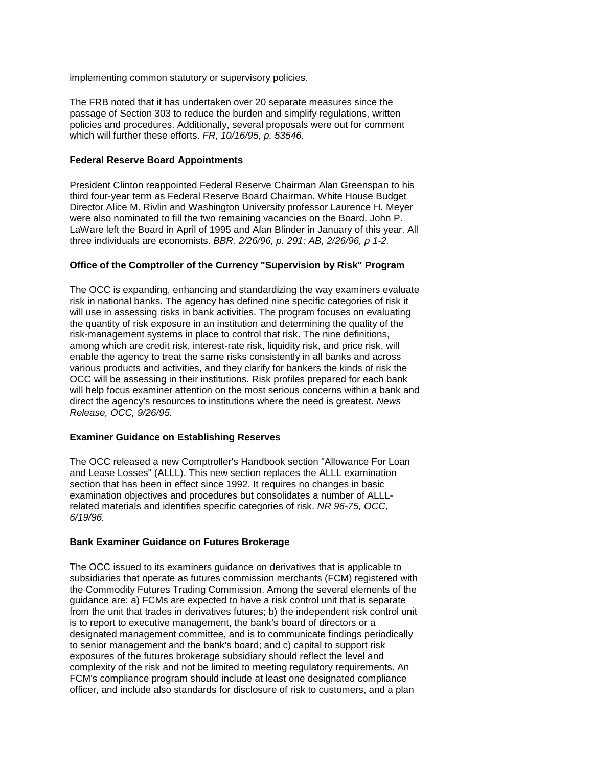implementing common statutory or supervisory policies.

The FRB noted that it has undertaken over 20 separate measures since the passage of Section 303 to reduce the burden and simplify regulations, written policies and procedures. Additionally, several proposals were out for comment which will further these efforts. *FR, 10/16/95, p. 53546.*

**Federal Reserve Board Appointments**

President Clinton reappointed Federal Reserve Chairman Alan Greenspan to his third four-year term as Federal Reserve Board Chairman. White House Budget Director Alice M. Rivlin and Washington University professor Laurence H. Meyer were also nominated to fill the two remaining vacancies on the Board. John P. LaWare left the Board in April of 1995 and Alan Blinder in January of this year. All three individuals are economists. *BBR, 2/26/96, p. 291; AB, 2/26/96, p 1-2.*

**Office of the Comptroller of the Currency "Supervision by Risk" Program**

The OCC is expanding, enhancing and standardizing the way examiners evaluate risk in national banks. The agency has defined nine specific categories of risk it will use in assessing risks in bank activities. The program focuses on evaluating the quantity of risk exposure in an institution and determining the quality of the risk-management systems in place to control that risk. The nine definitions, among which are credit risk, interest-rate risk, liquidity risk, and price risk, will enable the agency to treat the same risks consistently in all banks and across various products and activities, and they clarify for bankers the kinds of risk the OCC will be assessing in their institutions. Risk profiles prepared for each bank will help focus examiner attention on the most serious concerns within a bank and direct the agency's resources to institutions where the need is greatest. *News Release, OCC, 9/26/95.*

**Examiner Guidance on Establishing Reserves**

The OCC released a new Comptroller's Handbook section "Allowance For Loan and Lease Losses" (ALLL). This new section replaces the ALLL examination section that has been in effect since 1992. It requires no changes in basic examination objectives and procedures but consolidates a number of ALLL-related materials and identifies specific categories of risk. *NR 96-75, OCC, 6/19/96.*

**Bank Examiner Guidance on Futures Brokerage**

The OCC issued to its examiners guidance on derivatives that is applicable to subsidiaries that operate as futures commission merchants (FCM) registered with the Commodity Futures Trading Commission. Among the several elements of the guidance are: a) FCMs are expected to have a risk control unit that is separate from the unit that trades in derivatives futures; b) the independent risk control unit is to report to executive management, the bank's board of directors or a designated management committee, and is to communicate findings periodically to senior management and the bank's board; and c) capital to support risk exposures of the futures brokerage subsidiary should reflect the level and complexity of the risk and not be limited to meeting regulatory requirements. An FCM's compliance program should include at least one designated compliance officer, and include also standards for disclosure of risk to customers, and a plan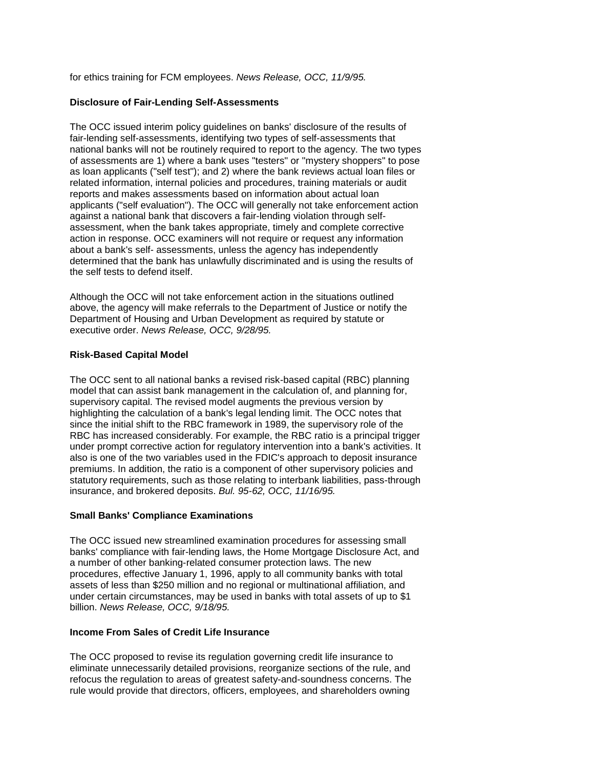for ethics training for FCM employees. *News Release, OCC, 11/9/95.*

**Disclosure of Fair-Lending Self-Assessments**

The OCC issued interim policy guidelines on banks' disclosure of the results of fair-lending self-assessments, identifying two types of self-assessments that national banks will not be routinely required to report to the agency. The two types of assessments are 1) where a bank uses "testers" or "mystery shoppers" to pose as loan applicants ("self test"); and 2) where the bank reviews actual loan files or related information, internal policies and procedures, training materials or audit reports and makes assessments based on information about actual loan applicants ("self evaluation"). The OCC will generally not take enforcement action against a national bank that discovers a fair-lending violation through self-assessment, when the bank takes appropriate, timely and complete corrective action in response. OCC examiners will not require or request any information about a bank's self- assessments, unless the agency has independently determined that the bank has unlawfully discriminated and is using the results of the self tests to defend itself.

Although the OCC will not take enforcement action in the situations outlined above, the agency will make referrals to the Department of Justice or notify the Department of Housing and Urban Development as required by statute or executive order. *News Release, OCC, 9/28/95.*

**Risk-Based Capital Model**

The OCC sent to all national banks a revised risk-based capital (RBC) planning model that can assist bank management in the calculation of, and planning for, supervisory capital. The revised model augments the previous version by highlighting the calculation of a bank's legal lending limit. The OCC notes that since the initial shift to the RBC framework in 1989, the supervisory role of the RBC has increased considerably. For example, the RBC ratio is a principal trigger under prompt corrective action for regulatory intervention into a bank's activities. It also is one of the two variables used in the FDIC's approach to deposit insurance premiums. In addition, the ratio is a component of other supervisory policies and statutory requirements, such as those relating to interbank liabilities, pass-through insurance, and brokered deposits. *Bul. 95-62, OCC, 11/16/95.*

**Small Banks' Compliance Examinations**

The OCC issued new streamlined examination procedures for assessing small banks' compliance with fair-lending laws, the Home Mortgage Disclosure Act, and a number of other banking-related consumer protection laws. The new procedures, effective January 1, 1996, apply to all community banks with total assets of less than $250 million and no regional or multinational affiliation, and under certain circumstances, may be used in banks with total assets of up to $1 billion. *News Release, OCC, 9/18/95.*

**Income From Sales of Credit Life Insurance**

The OCC proposed to revise its regulation governing credit life insurance to eliminate unnecessarily detailed provisions, reorganize sections of the rule, and refocus the regulation to areas of greatest safety-and-soundness concerns. The rule would provide that directors, officers, employees, and shareholders owning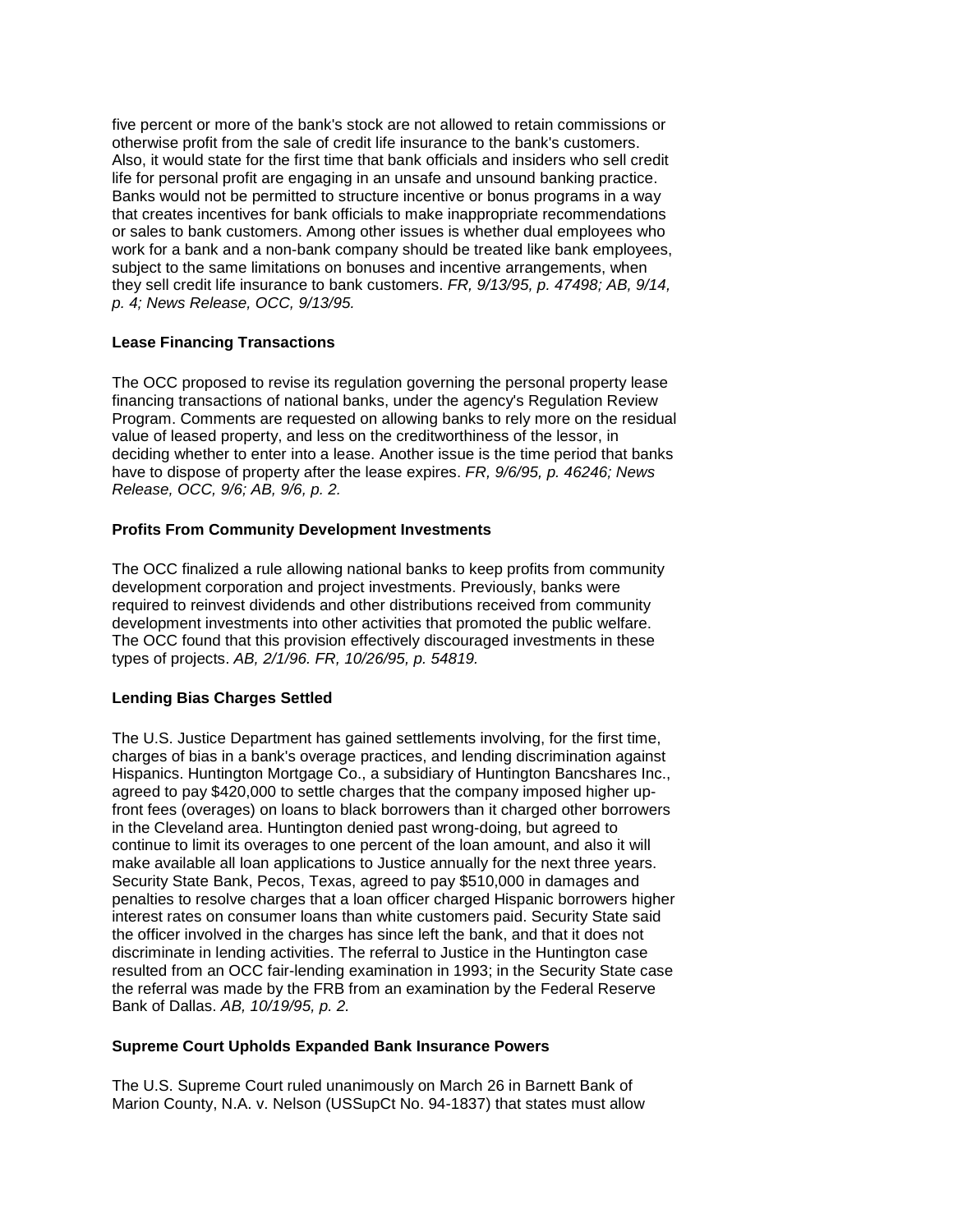five percent or more of the bank's stock are not allowed to retain commissions or otherwise profit from the sale of credit life insurance to the bank's customers. Also, it would state for the first time that bank officials and insiders who sell credit life for personal profit are engaging in an unsafe and unsound banking practice. Banks would not be permitted to structure incentive or bonus programs in a way that creates incentives for bank officials to make inappropriate recommendations or sales to bank customers. Among other issues is whether dual employees who work for a bank and a non-bank company should be treated like bank employees, subject to the same limitations on bonuses and incentive arrangements, when they sell credit life insurance to bank customers. *FR, 9/13/95, p. 47498; AB, 9/14, p. 4; News Release, OCC, 9/13/95.*

**Lease Financing Transactions**

The OCC proposed to revise its regulation governing the personal property lease financing transactions of national banks, under the agency's Regulation Review Program. Comments are requested on allowing banks to rely more on the residual value of leased property, and less on the creditworthiness of the lessor, in deciding whether to enter into a lease. Another issue is the time period that banks have to dispose of property after the lease expires. *FR, 9/6/95, p. 46246; News Release, OCC, 9/6; AB, 9/6, p. 2.*

**Profits From Community Development Investments**

The OCC finalized a rule allowing national banks to keep profits from community development corporation and project investments. Previously, banks were required to reinvest dividends and other distributions received from community development investments into other activities that promoted the public welfare. The OCC found that this provision effectively discouraged investments in these types of projects. *AB, 2/1/96. FR, 10/26/95, p. 54819.*

**Lending Bias Charges Settled**

The U.S. Justice Department has gained settlements involving, for the first time, charges of bias in a bank's overage practices, and lending discrimination against Hispanics. Huntington Mortgage Co., a subsidiary of Huntington Bancshares Inc., agreed to pay $420,000 to settle charges that the company imposed higher up-front fees (overages) on loans to black borrowers than it charged other borrowers in the Cleveland area. Huntington denied past wrong-doing, but agreed to continue to limit its overages to one percent of the loan amount, and also it will make available all loan applications to Justice annually for the next three years. Security State Bank, Pecos, Texas, agreed to pay $510,000 in damages and penalties to resolve charges that a loan officer charged Hispanic borrowers higher interest rates on consumer loans than white customers paid. Security State said the officer involved in the charges has since left the bank, and that it does not discriminate in lending activities. The referral to Justice in the Huntington case resulted from an OCC fair-lending examination in 1993; in the Security State case the referral was made by the FRB from an examination by the Federal Reserve Bank of Dallas. *AB, 10/19/95, p. 2.*

**Supreme Court Upholds Expanded Bank Insurance Powers**

The U.S. Supreme Court ruled unanimously on March 26 in Barnett Bank of Marion County, N.A. v. Nelson (USSupCt No. 94-1837) that states must allow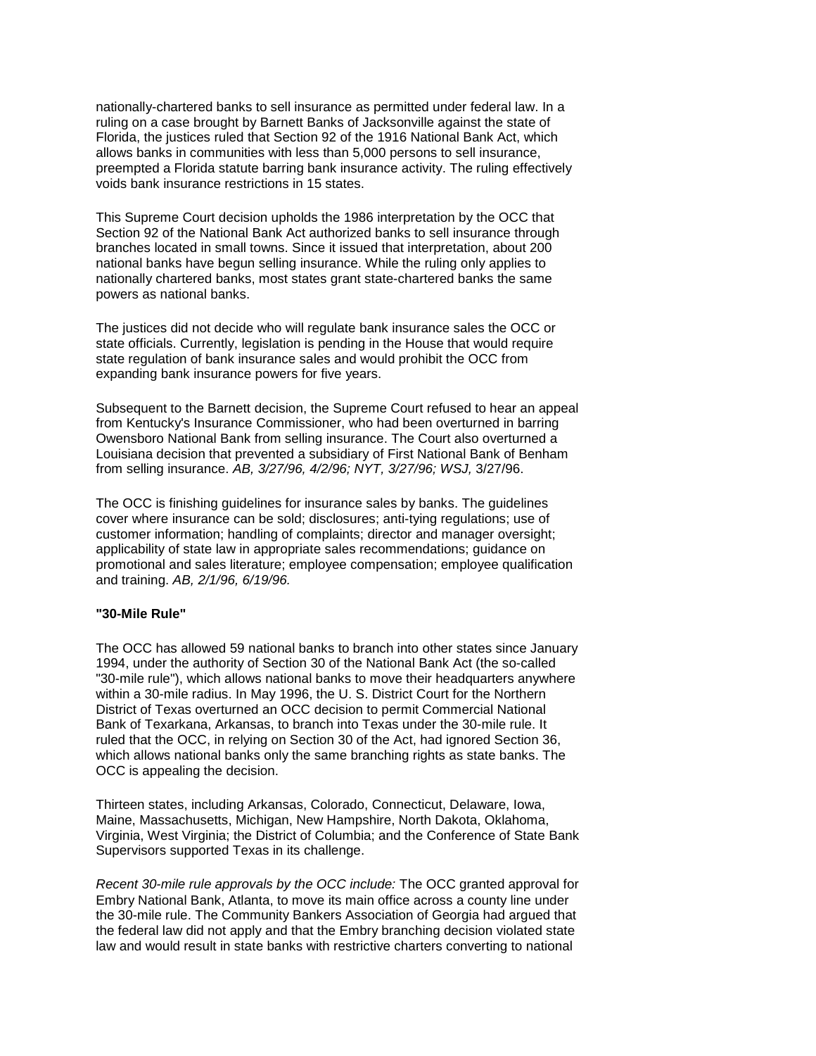nationally-chartered banks to sell insurance as permitted under federal law. In a ruling on a case brought by Barnett Banks of Jacksonville against the state of Florida, the justices ruled that Section 92 of the 1916 National Bank Act, which allows banks in communities with less than 5,000 persons to sell insurance, preempted a Florida statute barring bank insurance activity. The ruling effectively voids bank insurance restrictions in 15 states.

This Supreme Court decision upholds the 1986 interpretation by the OCC that Section 92 of the National Bank Act authorized banks to sell insurance through branches located in small towns. Since it issued that interpretation, about 200 national banks have begun selling insurance. While the ruling only applies to nationally chartered banks, most states grant state-chartered banks the same powers as national banks.

The justices did not decide who will regulate bank insurance sales the OCC or state officials. Currently, legislation is pending in the House that would require state regulation of bank insurance sales and would prohibit the OCC from expanding bank insurance powers for five years.

Subsequent to the Barnett decision, the Supreme Court refused to hear an appeal from Kentucky's Insurance Commissioner, who had been overturned in barring Owensboro National Bank from selling insurance. The Court also overturned a Louisiana decision that prevented a subsidiary of First National Bank of Benham from selling insurance. *AB, 3/27/96, 4/2/96; NYT, 3/27/96; WSJ,* 3/27/96.

The OCC is finishing guidelines for insurance sales by banks. The guidelines cover where insurance can be sold; disclosures; anti-tying regulations; use of customer information; handling of complaints; director and manager oversight; applicability of state law in appropriate sales recommendations; guidance on promotional and sales literature; employee compensation; employee qualification and training. *AB, 2/1/96, 6/19/96.*

**"30-Mile Rule"**

The OCC has allowed 59 national banks to branch into other states since January 1994, under the authority of Section 30 of the National Bank Act (the so-called "30-mile rule"), which allows national banks to move their headquarters anywhere within a 30-mile radius. In May 1996, the U. S. District Court for the Northern District of Texas overturned an OCC decision to permit Commercial National Bank of Texarkana, Arkansas, to branch into Texas under the 30-mile rule. It ruled that the OCC, in relying on Section 30 of the Act, had ignored Section 36, which allows national banks only the same branching rights as state banks. The OCC is appealing the decision.

Thirteen states, including Arkansas, Colorado, Connecticut, Delaware, Iowa, Maine, Massachusetts, Michigan, New Hampshire, North Dakota, Oklahoma, Virginia, West Virginia; the District of Columbia; and the Conference of State Bank Supervisors supported Texas in its challenge.

*Recent 30-mile rule approvals by the OCC include:* The OCC granted approval for Embry National Bank, Atlanta, to move its main office across a county line under the 30-mile rule. The Community Bankers Association of Georgia had argued that the federal law did not apply and that the Embry branching decision violated state law and would result in state banks with restrictive charters converting to national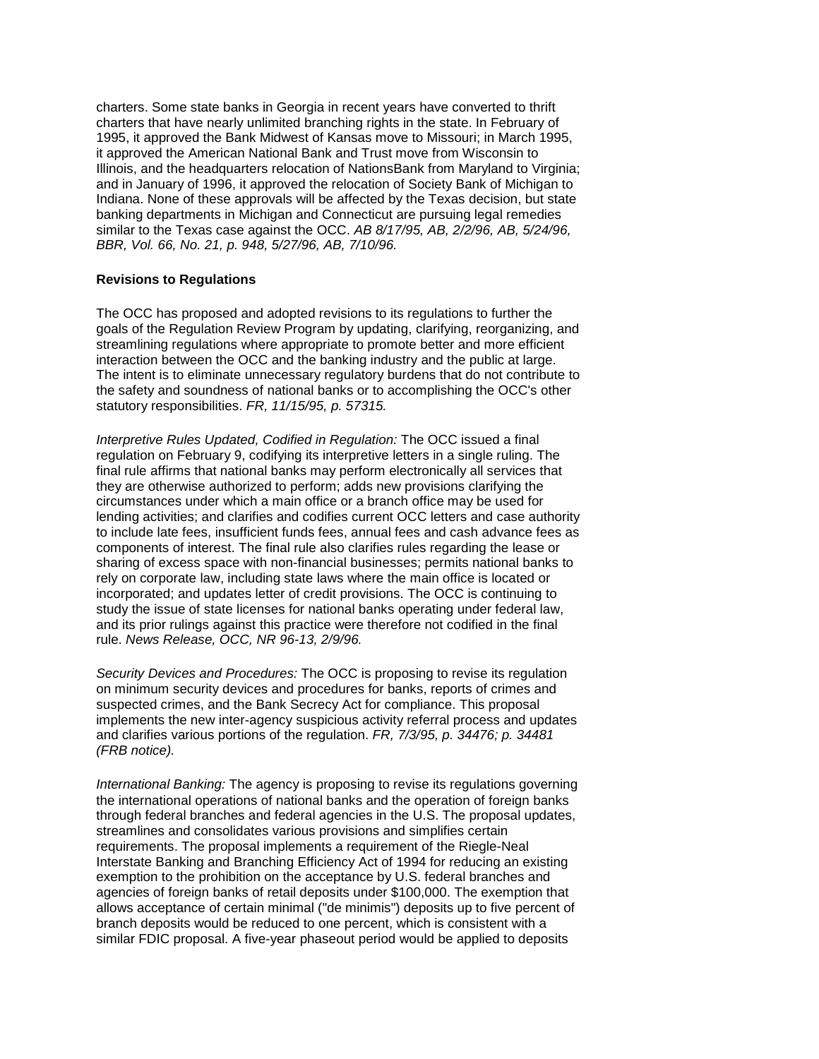charters. Some state banks in Georgia in recent years have converted to thrift charters that have nearly unlimited branching rights in the state. In February of 1995, it approved the Bank Midwest of Kansas move to Missouri; in March 1995, it approved the American National Bank and Trust move from Wisconsin to Illinois, and the headquarters relocation of NationsBank from Maryland to Virginia; and in January of 1996, it approved the relocation of Society Bank of Michigan to Indiana. None of these approvals will be affected by the Texas decision, but state banking departments in Michigan and Connecticut are pursuing legal remedies similar to the Texas case against the OCC. *AB 8/17/95, AB, 2/2/96, AB, 5/24/96, BBR, Vol. 66, No. 21, p. 948, 5/27/96, AB, 7/10/96.*

**Revisions to Regulations**

The OCC has proposed and adopted revisions to its regulations to further the goals of the Regulation Review Program by updating, clarifying, reorganizing, and streamlining regulations where appropriate to promote better and more efficient interaction between the OCC and the banking industry and the public at large. The intent is to eliminate unnecessary regulatory burdens that do not contribute to the safety and soundness of national banks or to accomplishing the OCC's other statutory responsibilities. *FR, 11/15/95, p. 57315.*

*Interpretive Rules Updated, Codified in Regulation:* The OCC issued a final regulation on February 9, codifying its interpretive letters in a single ruling. The final rule affirms that national banks may perform electronically all services that they are otherwise authorized to perform; adds new provisions clarifying the circumstances under which a main office or a branch office may be used for lending activities; and clarifies and codifies current OCC letters and case authority to include late fees, insufficient funds fees, annual fees and cash advance fees as components of interest. The final rule also clarifies rules regarding the lease or sharing of excess space with non-financial businesses; permits national banks to rely on corporate law, including state laws where the main office is located or incorporated; and updates letter of credit provisions. The OCC is continuing to study the issue of state licenses for national banks operating under federal law, and its prior rulings against this practice were therefore not codified in the final rule. *News Release, OCC, NR 96-13, 2/9/96.*

*Security Devices and Procedures:* The OCC is proposing to revise its regulation on minimum security devices and procedures for banks, reports of crimes and suspected crimes, and the Bank Secrecy Act for compliance. This proposal implements the new inter-agency suspicious activity referral process and updates and clarifies various portions of the regulation. *FR, 7/3/95, p. 34476; p. 34481 (FRB notice).*

*International Banking:* The agency is proposing to revise its regulations governing the international operations of national banks and the operation of foreign banks through federal branches and federal agencies in the U.S. The proposal updates, streamlines and consolidates various provisions and simplifies certain requirements. The proposal implements a requirement of the Riegle-Neal Interstate Banking and Branching Efficiency Act of 1994 for reducing an existing exemption to the prohibition on the acceptance by U.S. federal branches and agencies of foreign banks of retail deposits under $100,000. The exemption that allows acceptance of certain minimal ("de minimis") deposits up to five percent of branch deposits would be reduced to one percent, which is consistent with a similar FDIC proposal. A five-year phaseout period would be applied to deposits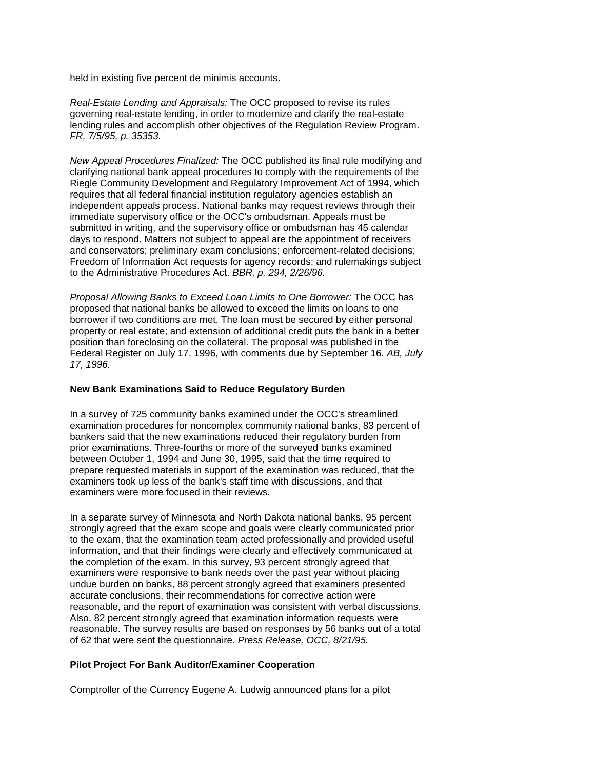held in existing five percent de minimis accounts.

*Real-Estate Lending and Appraisals:* The OCC proposed to revise its rules governing real-estate lending, in order to modernize and clarify the real-estate lending rules and accomplish other objectives of the Regulation Review Program. *FR, 7/5/95, p. 35353.*

*New Appeal Procedures Finalized:* The OCC published its final rule modifying and clarifying national bank appeal procedures to comply with the requirements of the Riegle Community Development and Regulatory Improvement Act of 1994, which requires that all federal financial institution regulatory agencies establish an independent appeals process. National banks may request reviews through their immediate supervisory office or the OCC's ombudsman. Appeals must be submitted in writing, and the supervisory office or ombudsman has 45 calendar days to respond. Matters not subject to appeal are the appointment of receivers and conservators; preliminary exam conclusions; enforcement-related decisions; Freedom of Information Act requests for agency records; and rulemakings subject to the Administrative Procedures Act. *BBR, p. 294, 2/26/96.*

*Proposal Allowing Banks to Exceed Loan Limits to One Borrower:* The OCC has proposed that national banks be allowed to exceed the limits on loans to one borrower if two conditions are met. The loan must be secured by either personal property or real estate; and extension of additional credit puts the bank in a better position than foreclosing on the collateral. The proposal was published in the Federal Register on July 17, 1996, with comments due by September 16. *AB, July 17, 1996.*

**New Bank Examinations Said to Reduce Regulatory Burden**

In a survey of 725 community banks examined under the OCC's streamlined examination procedures for noncomplex community national banks, 83 percent of bankers said that the new examinations reduced their regulatory burden from prior examinations. Three-fourths or more of the surveyed banks examined between October 1, 1994 and June 30, 1995, said that the time required to prepare requested materials in support of the examination was reduced, that the examiners took up less of the bank's staff time with discussions, and that examiners were more focused in their reviews.

In a separate survey of Minnesota and North Dakota national banks, 95 percent strongly agreed that the exam scope and goals were clearly communicated prior to the exam, that the examination team acted professionally and provided useful information, and that their findings were clearly and effectively communicated at the completion of the exam. In this survey, 93 percent strongly agreed that examiners were responsive to bank needs over the past year without placing undue burden on banks, 88 percent strongly agreed that examiners presented accurate conclusions, their recommendations for corrective action were reasonable, and the report of examination was consistent with verbal discussions. Also, 82 percent strongly agreed that examination information requests were reasonable. The survey results are based on responses by 56 banks out of a total of 62 that were sent the questionnaire. *Press Release, OCC, 8/21/95.*

**Pilot Project For Bank Auditor/Examiner Cooperation**

Comptroller of the Currency Eugene A. Ludwig announced plans for a pilot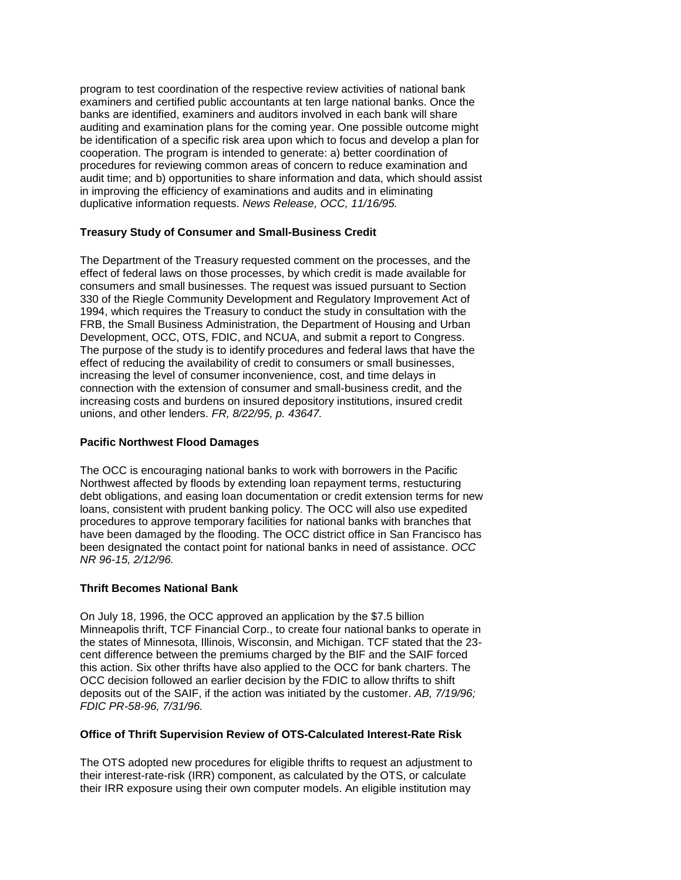program to test coordination of the respective review activities of national bank examiners and certified public accountants at ten large national banks. Once the banks are identified, examiners and auditors involved in each bank will share auditing and examination plans for the coming year. One possible outcome might be identification of a specific risk area upon which to focus and develop a plan for cooperation. The program is intended to generate: a) better coordination of procedures for reviewing common areas of concern to reduce examination and audit time; and b) opportunities to share information and data, which should assist in improving the efficiency of examinations and audits and in eliminating duplicative information requests. *News Release, OCC, 11/16/95.*

**Treasury Study of Consumer and Small-Business Credit**

The Department of the Treasury requested comment on the processes, and the effect of federal laws on those processes, by which credit is made available for consumers and small businesses. The request was issued pursuant to Section 330 of the Riegle Community Development and Regulatory Improvement Act of 1994, which requires the Treasury to conduct the study in consultation with the FRB, the Small Business Administration, the Department of Housing and Urban Development, OCC, OTS, FDIC, and NCUA, and submit a report to Congress. The purpose of the study is to identify procedures and federal laws that have the effect of reducing the availability of credit to consumers or small businesses, increasing the level of consumer inconvenience, cost, and time delays in connection with the extension of consumer and small-business credit, and the increasing costs and burdens on insured depository institutions, insured credit unions, and other lenders. *FR, 8/22/95, p. 43647.*

**Pacific Northwest Flood Damages**

The OCC is encouraging national banks to work with borrowers in the Pacific Northwest affected by floods by extending loan repayment terms, restucturing debt obligations, and easing loan documentation or credit extension terms for new loans, consistent with prudent banking policy. The OCC will also use expedited procedures to approve temporary facilities for national banks with branches that have been damaged by the flooding. The OCC district office in San Francisco has been designated the contact point for national banks in need of assistance. *OCC NR 96-15, 2/12/96.*

**Thrift Becomes National Bank**

On July 18, 1996, the OCC approved an application by the $7.5 billion Minneapolis thrift, TCF Financial Corp., to create four national banks to operate in the states of Minnesota, Illinois, Wisconsin, and Michigan. TCF stated that the 23-cent difference between the premiums charged by the BIF and the SAIF forced this action. Six other thrifts have also applied to the OCC for bank charters. The OCC decision followed an earlier decision by the FDIC to allow thrifts to shift deposits out of the SAIF, if the action was initiated by the customer. *AB, 7/19/96; FDIC PR-58-96, 7/31/96.*

**Office of Thrift Supervision Review of OTS-Calculated Interest-Rate Risk**

The OTS adopted new procedures for eligible thrifts to request an adjustment to their interest-rate-risk (IRR) component, as calculated by the OTS, or calculate their IRR exposure using their own computer models. An eligible institution may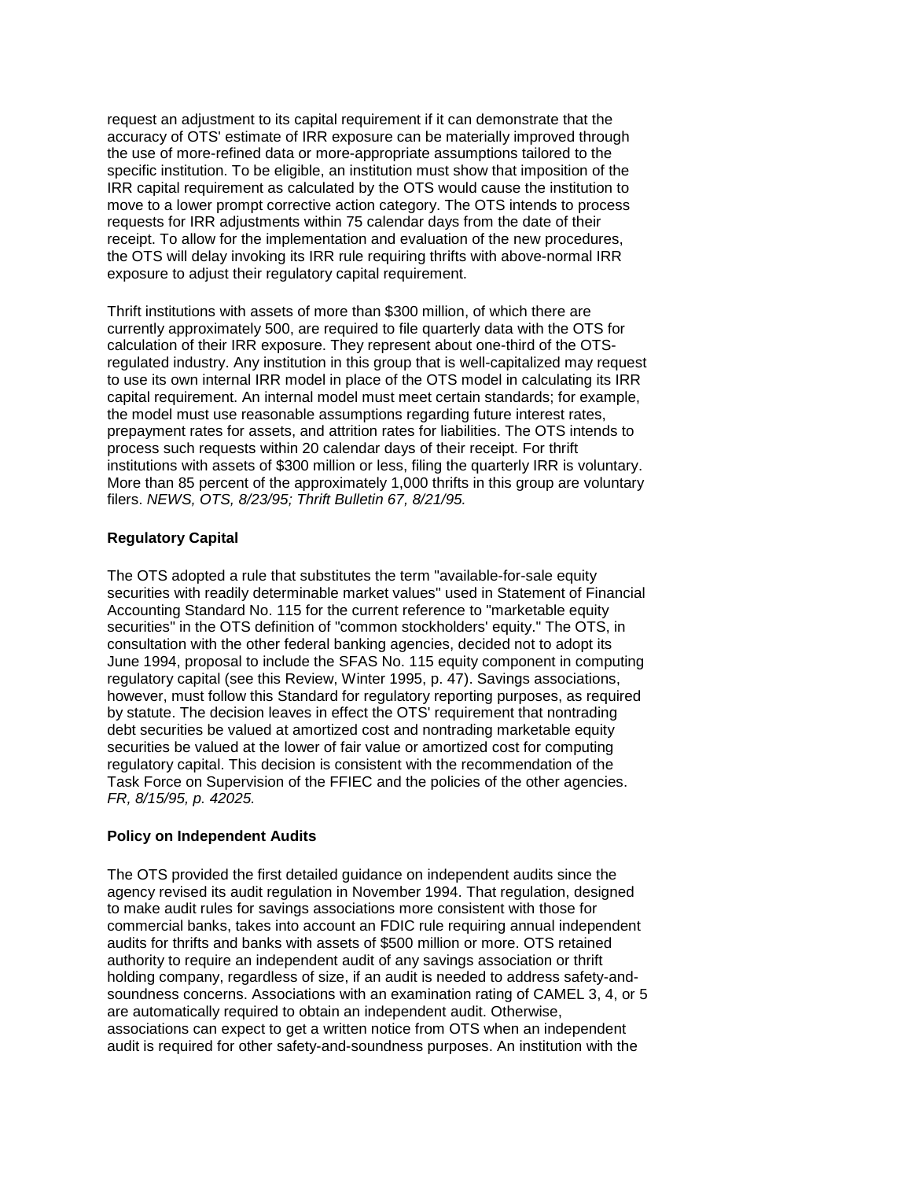request an adjustment to its capital requirement if it can demonstrate that the accuracy of OTS' estimate of IRR exposure can be materially improved through the use of more-refined data or more-appropriate assumptions tailored to the specific institution. To be eligible, an institution must show that imposition of the IRR capital requirement as calculated by the OTS would cause the institution to move to a lower prompt corrective action category. The OTS intends to process requests for IRR adjustments within 75 calendar days from the date of their receipt. To allow for the implementation and evaluation of the new procedures, the OTS will delay invoking its IRR rule requiring thrifts with above-normal IRR exposure to adjust their regulatory capital requirement.

Thrift institutions with assets of more than $300 million, of which there are currently approximately 500, are required to file quarterly data with the OTS for calculation of their IRR exposure. They represent about one-third of the OTS-regulated industry. Any institution in this group that is well-capitalized may request to use its own internal IRR model in place of the OTS model in calculating its IRR capital requirement. An internal model must meet certain standards; for example, the model must use reasonable assumptions regarding future interest rates, prepayment rates for assets, and attrition rates for liabilities. The OTS intends to process such requests within 20 calendar days of their receipt. For thrift institutions with assets of $300 million or less, filing the quarterly IRR is voluntary. More than 85 percent of the approximately 1,000 thrifts in this group are voluntary filers. *NEWS, OTS, 8/23/95; Thrift Bulletin 67, 8/21/95.*

**Regulatory Capital**

The OTS adopted a rule that substitutes the term "available-for-sale equity securities with readily determinable market values" used in Statement of Financial Accounting Standard No. 115 for the current reference to "marketable equity securities" in the OTS definition of "common stockholders' equity." The OTS, in consultation with the other federal banking agencies, decided not to adopt its June 1994, proposal to include the SFAS No. 115 equity component in computing regulatory capital (see this Review, Winter 1995, p. 47). Savings associations, however, must follow this Standard for regulatory reporting purposes, as required by statute. The decision leaves in effect the OTS' requirement that nontrading debt securities be valued at amortized cost and nontrading marketable equity securities be valued at the lower of fair value or amortized cost for computing regulatory capital. This decision is consistent with the recommendation of the Task Force on Supervision of the FFIEC and the policies of the other agencies. *FR, 8/15/95, p. 42025.*

**Policy on Independent Audits**

The OTS provided the first detailed guidance on independent audits since the agency revised its audit regulation in November 1994. That regulation, designed to make audit rules for savings associations more consistent with those for commercial banks, takes into account an FDIC rule requiring annual independent audits for thrifts and banks with assets of $500 million or more. OTS retained authority to require an independent audit of any savings association or thrift holding company, regardless of size, if an audit is needed to address safety-and-soundness concerns. Associations with an examination rating of CAMEL 3, 4, or 5 are automatically required to obtain an independent audit. Otherwise, associations can expect to get a written notice from OTS when an independent audit is required for other safety-and-soundness purposes. An institution with the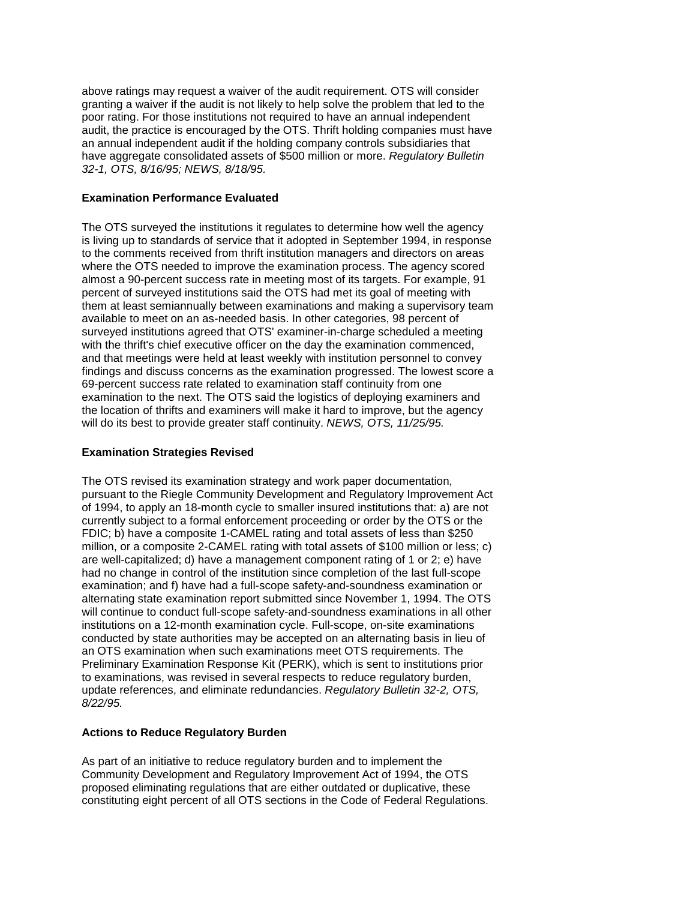above ratings may request a waiver of the audit requirement. OTS will consider granting a waiver if the audit is not likely to help solve the problem that led to the poor rating. For those institutions not required to have an annual independent audit, the practice is encouraged by the OTS. Thrift holding companies must have an annual independent audit if the holding company controls subsidiaries that have aggregate consolidated assets of $500 million or more. *Regulatory Bulletin 32-1, OTS, 8/16/95; NEWS, 8/18/95.*

**Examination Performance Evaluated**

The OTS surveyed the institutions it regulates to determine how well the agency is living up to standards of service that it adopted in September 1994, in response to the comments received from thrift institution managers and directors on areas where the OTS needed to improve the examination process. The agency scored almost a 90-percent success rate in meeting most of its targets. For example, 91 percent of surveyed institutions said the OTS had met its goal of meeting with them at least semiannually between examinations and making a supervisory team available to meet on an as-needed basis. In other categories, 98 percent of surveyed institutions agreed that OTS' examiner-in-charge scheduled a meeting with the thrift's chief executive officer on the day the examination commenced, and that meetings were held at least weekly with institution personnel to convey findings and discuss concerns as the examination progressed. The lowest score a 69-percent success rate related to examination staff continuity from one examination to the next. The OTS said the logistics of deploying examiners and the location of thrifts and examiners will make it hard to improve, but the agency will do its best to provide greater staff continuity. *NEWS, OTS, 11/25/95.*

**Examination Strategies Revised**

The OTS revised its examination strategy and work paper documentation, pursuant to the Riegle Community Development and Regulatory Improvement Act of 1994, to apply an 18-month cycle to smaller insured institutions that: a) are not currently subject to a formal enforcement proceeding or order by the OTS or the FDIC; b) have a composite 1-CAMEL rating and total assets of less than $250 million, or a composite 2-CAMEL rating with total assets of $100 million or less; c) are well-capitalized; d) have a management component rating of 1 or 2; e) have had no change in control of the institution since completion of the last full-scope examination; and f) have had a full-scope safety-and-soundness examination or alternating state examination report submitted since November 1, 1994. The OTS will continue to conduct full-scope safety-and-soundness examinations in all other institutions on a 12-month examination cycle. Full-scope, on-site examinations conducted by state authorities may be accepted on an alternating basis in lieu of an OTS examination when such examinations meet OTS requirements. The Preliminary Examination Response Kit (PERK), which is sent to institutions prior to examinations, was revised in several respects to reduce regulatory burden, update references, and eliminate redundancies. *Regulatory Bulletin 32-2, OTS, 8/22/95.*

**Actions to Reduce Regulatory Burden**

As part of an initiative to reduce regulatory burden and to implement the Community Development and Regulatory Improvement Act of 1994, the OTS proposed eliminating regulations that are either outdated or duplicative, these constituting eight percent of all OTS sections in the Code of Federal Regulations.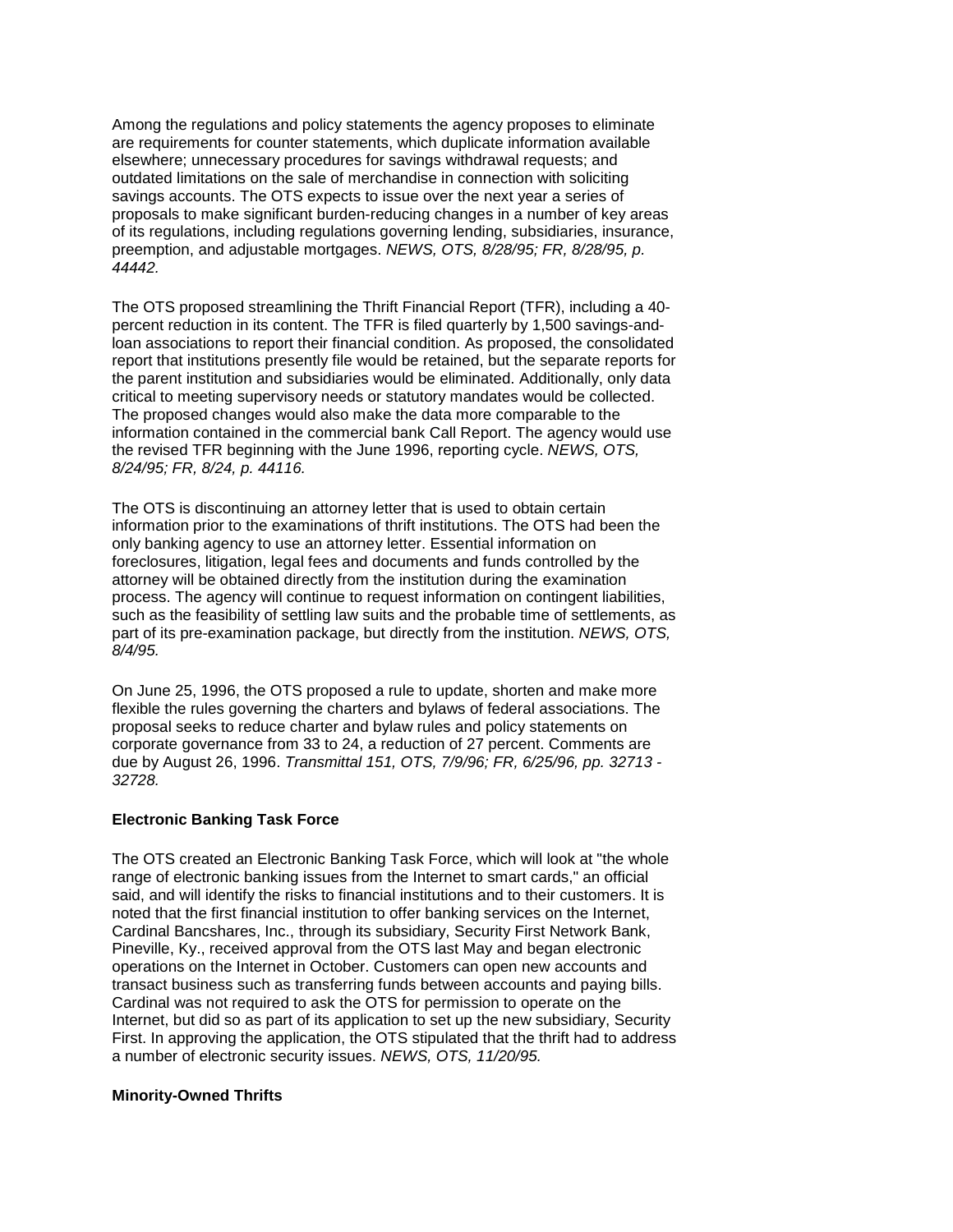Among the regulations and policy statements the agency proposes to eliminate are requirements for counter statements, which duplicate information available elsewhere; unnecessary procedures for savings withdrawal requests; and outdated limitations on the sale of merchandise in connection with soliciting savings accounts. The OTS expects to issue over the next year a series of proposals to make significant burden-reducing changes in a number of key areas of its regulations, including regulations governing lending, subsidiaries, insurance, preemption, and adjustable mortgages. *NEWS, OTS, 8/28/95; FR, 8/28/95, p. 44442.*

The OTS proposed streamlining the Thrift Financial Report (TFR), including a 40-percent reduction in its content. The TFR is filed quarterly by 1,500 savings-and-loan associations to report their financial condition. As proposed, the consolidated report that institutions presently file would be retained, but the separate reports for the parent institution and subsidiaries would be eliminated. Additionally, only data critical to meeting supervisory needs or statutory mandates would be collected. The proposed changes would also make the data more comparable to the information contained in the commercial bank Call Report. The agency would use the revised TFR beginning with the June 1996, reporting cycle. *NEWS, OTS, 8/24/95; FR, 8/24, p. 44116.*

The OTS is discontinuing an attorney letter that is used to obtain certain information prior to the examinations of thrift institutions. The OTS had been the only banking agency to use an attorney letter. Essential information on foreclosures, litigation, legal fees and documents and funds controlled by the attorney will be obtained directly from the institution during the examination process. The agency will continue to request information on contingent liabilities, such as the feasibility of settling law suits and the probable time of settlements, as part of its pre-examination package, but directly from the institution. *NEWS, OTS, 8/4/95.*

On June 25, 1996, the OTS proposed a rule to update, shorten and make more flexible the rules governing the charters and bylaws of federal associations. The proposal seeks to reduce charter and bylaw rules and policy statements on corporate governance from 33 to 24, a reduction of 27 percent. Comments are due by August 26, 1996. *Transmittal 151, OTS, 7/9/96; FR, 6/25/96, pp. 32713 - 32728.*

**Electronic Banking Task Force**

The OTS created an Electronic Banking Task Force, which will look at "the whole range of electronic banking issues from the Internet to smart cards," an official said, and will identify the risks to financial institutions and to their customers. It is noted that the first financial institution to offer banking services on the Internet, Cardinal Bancshares, Inc., through its subsidiary, Security First Network Bank, Pineville, Ky., received approval from the OTS last May and began electronic operations on the Internet in October. Customers can open new accounts and transact business such as transferring funds between accounts and paying bills. Cardinal was not required to ask the OTS for permission to operate on the Internet, but did so as part of its application to set up the new subsidiary, Security First. In approving the application, the OTS stipulated that the thrift had to address a number of electronic security issues. *NEWS, OTS, 11/20/95.*

**Minority-Owned Thrifts**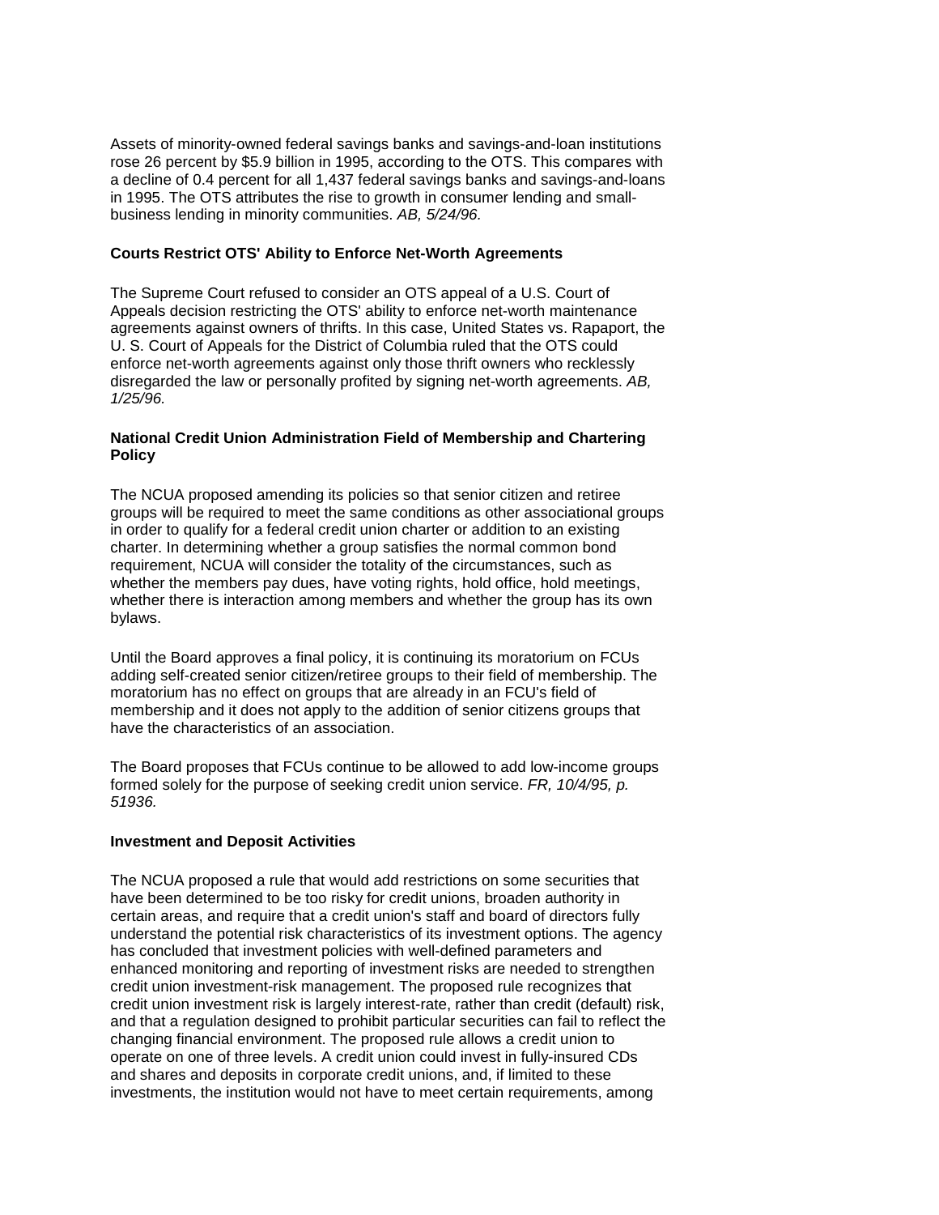Assets of minority-owned federal savings banks and savings-and-loan institutions rose 26 percent by $5.9 billion in 1995, according to the OTS. This compares with a decline of 0.4 percent for all 1,437 federal savings banks and savings-and-loans in 1995. The OTS attributes the rise to growth in consumer lending and small-business lending in minority communities. *AB, 5/24/96.*

### Courts Restrict OTS' Ability to Enforce Net-Worth Agreements

The Supreme Court refused to consider an OTS appeal of a U.S. Court of Appeals decision restricting the OTS' ability to enforce net-worth maintenance agreements against owners of thrifts. In this case, United States vs. Rapaport, the U. S. Court of Appeals for the District of Columbia ruled that the OTS could enforce net-worth agreements against only those thrift owners who recklessly disregarded the law or personally profited by signing net-worth agreements. *AB, 1/25/96.*

### National Credit Union Administration Field of Membership and Chartering Policy

The NCUA proposed amending its policies so that senior citizen and retiree groups will be required to meet the same conditions as other associational groups in order to qualify for a federal credit union charter or addition to an existing charter. In determining whether a group satisfies the normal common bond requirement, NCUA will consider the totality of the circumstances, such as whether the members pay dues, have voting rights, hold office, hold meetings, whether there is interaction among members and whether the group has its own bylaws.

Until the Board approves a final policy, it is continuing its moratorium on FCUs adding self-created senior citizen/retiree groups to their field of membership. The moratorium has no effect on groups that are already in an FCU's field of membership and it does not apply to the addition of senior citizens groups that have the characteristics of an association.

The Board proposes that FCUs continue to be allowed to add low-income groups formed solely for the purpose of seeking credit union service. *FR, 10/4/95, p. 51936.*

### Investment and Deposit Activities

The NCUA proposed a rule that would add restrictions on some securities that have been determined to be too risky for credit unions, broaden authority in certain areas, and require that a credit union's staff and board of directors fully understand the potential risk characteristics of its investment options. The agency has concluded that investment policies with well-defined parameters and enhanced monitoring and reporting of investment risks are needed to strengthen credit union investment-risk management. The proposed rule recognizes that credit union investment risk is largely interest-rate, rather than credit (default) risk, and that a regulation designed to prohibit particular securities can fail to reflect the changing financial environment. The proposed rule allows a credit union to operate on one of three levels. A credit union could invest in fully-insured CDs and shares and deposits in corporate credit unions, and, if limited to these investments, the institution would not have to meet certain requirements, among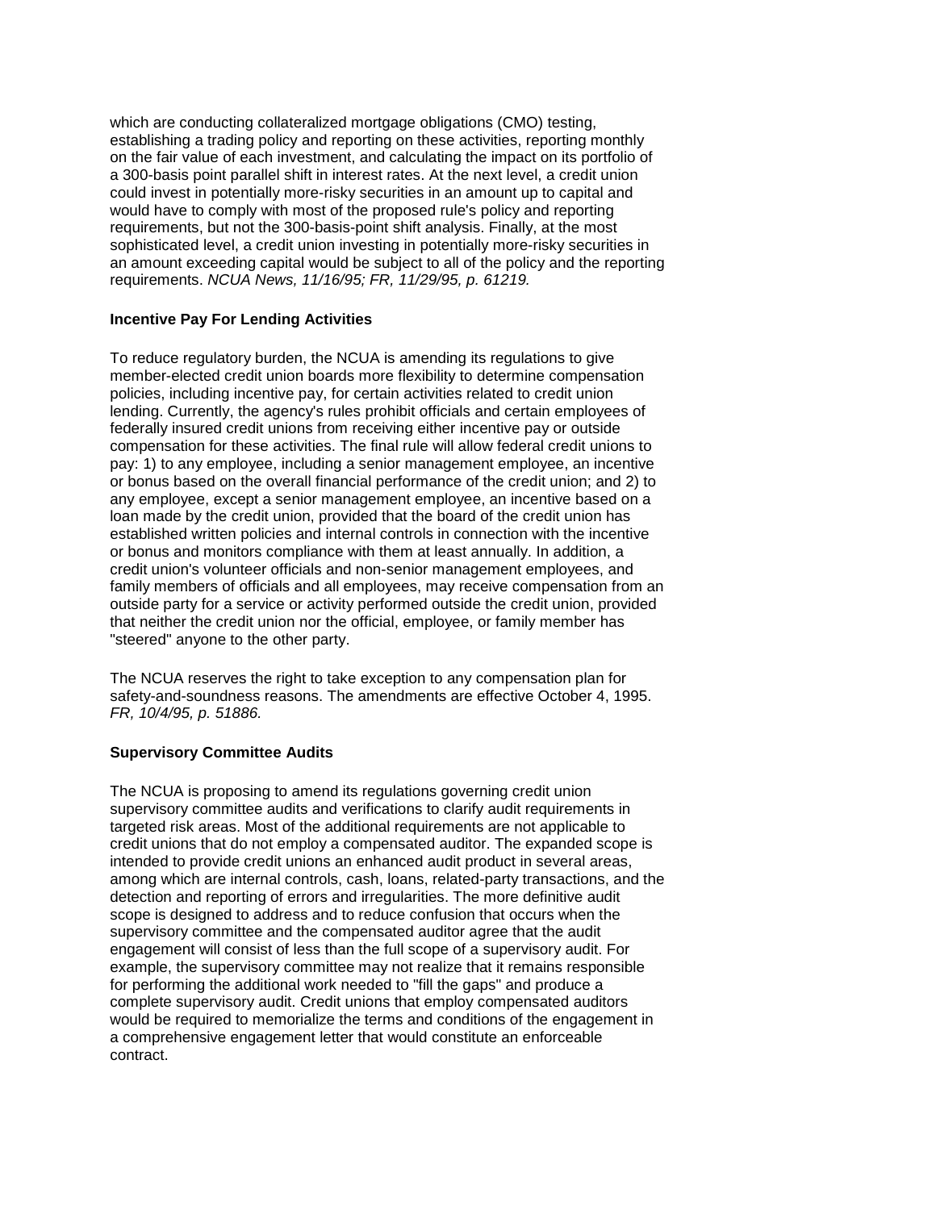which are conducting collateralized mortgage obligations (CMO) testing, establishing a trading policy and reporting on these activities, reporting monthly on the fair value of each investment, and calculating the impact on its portfolio of a 300-basis point parallel shift in interest rates. At the next level, a credit union could invest in potentially more-risky securities in an amount up to capital and would have to comply with most of the proposed rule's policy and reporting requirements, but not the 300-basis-point shift analysis. Finally, at the most sophisticated level, a credit union investing in potentially more-risky securities in an amount exceeding capital would be subject to all of the policy and the reporting requirements. *NCUA News, 11/16/95; FR, 11/29/95, p. 61219.*

**Incentive Pay For Lending Activities**

To reduce regulatory burden, the NCUA is amending its regulations to give member-elected credit union boards more flexibility to determine compensation policies, including incentive pay, for certain activities related to credit union lending. Currently, the agency's rules prohibit officials and certain employees of federally insured credit unions from receiving either incentive pay or outside compensation for these activities. The final rule will allow federal credit unions to pay: 1) to any employee, including a senior management employee, an incentive or bonus based on the overall financial performance of the credit union; and 2) to any employee, except a senior management employee, an incentive based on a loan made by the credit union, provided that the board of the credit union has established written policies and internal controls in connection with the incentive or bonus and monitors compliance with them at least annually. In addition, a credit union's volunteer officials and non-senior management employees, and family members of officials and all employees, may receive compensation from an outside party for a service or activity performed outside the credit union, provided that neither the credit union nor the official, employee, or family member has "steered" anyone to the other party.

The NCUA reserves the right to take exception to any compensation plan for safety-and-soundness reasons. The amendments are effective October 4, 1995. *FR, 10/4/95, p. 51886.*

**Supervisory Committee Audits**

The NCUA is proposing to amend its regulations governing credit union supervisory committee audits and verifications to clarify audit requirements in targeted risk areas. Most of the additional requirements are not applicable to credit unions that do not employ a compensated auditor. The expanded scope is intended to provide credit unions an enhanced audit product in several areas, among which are internal controls, cash, loans, related-party transactions, and the detection and reporting of errors and irregularities. The more definitive audit scope is designed to address and to reduce confusion that occurs when the supervisory committee and the compensated auditor agree that the audit engagement will consist of less than the full scope of a supervisory audit. For example, the supervisory committee may not realize that it remains responsible for performing the additional work needed to "fill the gaps" and produce a complete supervisory audit. Credit unions that employ compensated auditors would be required to memorialize the terms and conditions of the engagement in a comprehensive engagement letter that would constitute an enforceable contract.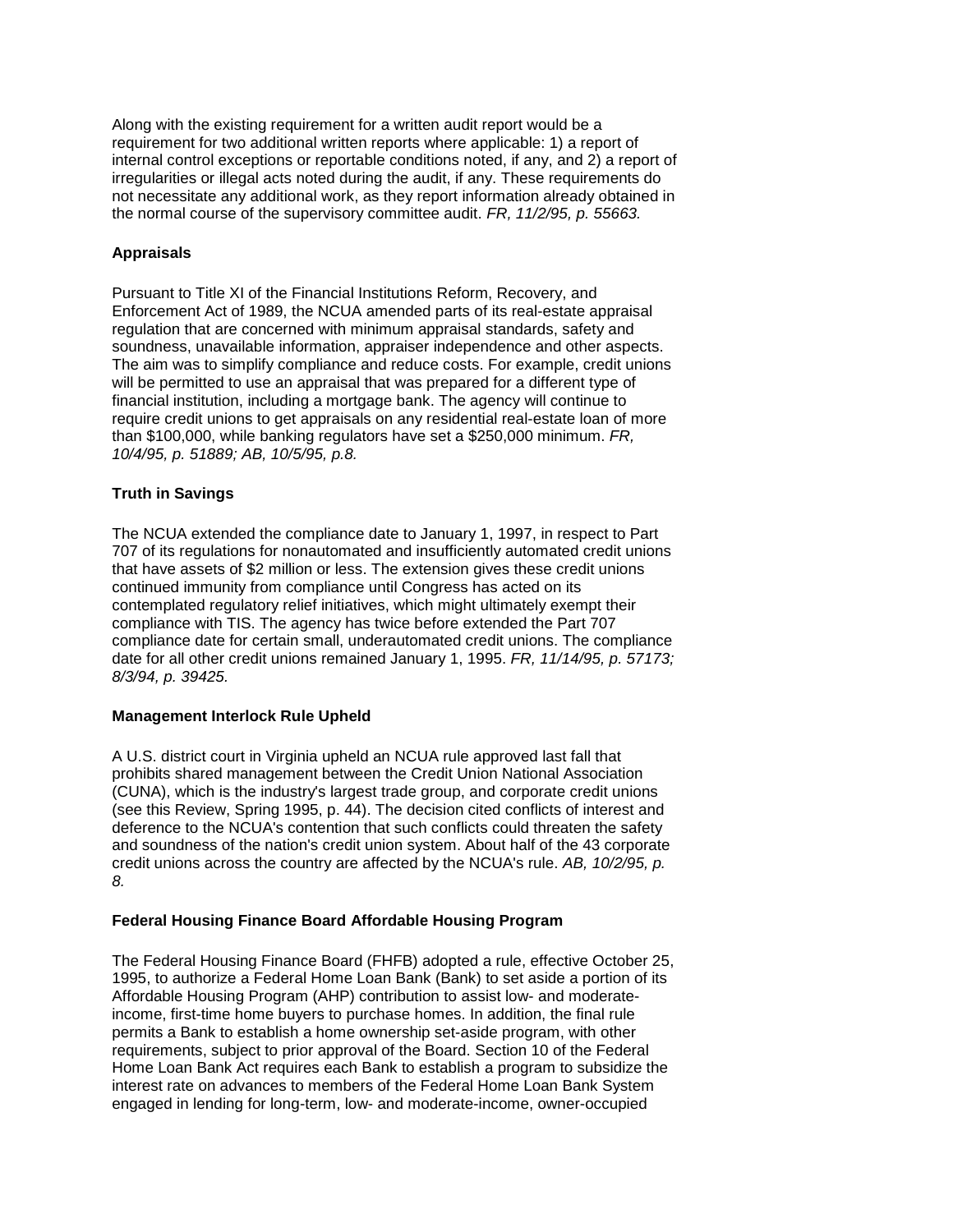Along with the existing requirement for a written audit report would be a requirement for two additional written reports where applicable: 1) a report of internal control exceptions or reportable conditions noted, if any, and 2) a report of irregularities or illegal acts noted during the audit, if any. These requirements do not necessitate any additional work, as they report information already obtained in the normal course of the supervisory committee audit. *FR, 11/2/95, p. 55663.*

**Appraisals**

Pursuant to Title XI of the Financial Institutions Reform, Recovery, and Enforcement Act of 1989, the NCUA amended parts of its real-estate appraisal regulation that are concerned with minimum appraisal standards, safety and soundness, unavailable information, appraiser independence and other aspects. The aim was to simplify compliance and reduce costs. For example, credit unions will be permitted to use an appraisal that was prepared for a different type of financial institution, including a mortgage bank. The agency will continue to require credit unions to get appraisals on any residential real-estate loan of more than $100,000, while banking regulators have set a $250,000 minimum. *FR, 10/4/95, p. 51889; AB, 10/5/95, p.8.*

**Truth in Savings**

The NCUA extended the compliance date to January 1, 1997, in respect to Part 707 of its regulations for nonautomated and insufficiently automated credit unions that have assets of $2 million or less. The extension gives these credit unions continued immunity from compliance until Congress has acted on its contemplated regulatory relief initiatives, which might ultimately exempt their compliance with TIS. The agency has twice before extended the Part 707 compliance date for certain small, underautomated credit unions. The compliance date for all other credit unions remained January 1, 1995. *FR, 11/14/95, p. 57173; 8/3/94, p. 39425.*

**Management Interlock Rule Upheld**

A U.S. district court in Virginia upheld an NCUA rule approved last fall that prohibits shared management between the Credit Union National Association (CUNA), which is the industry's largest trade group, and corporate credit unions (see this Review, Spring 1995, p. 44). The decision cited conflicts of interest and deference to the NCUA's contention that such conflicts could threaten the safety and soundness of the nation's credit union system. About half of the 43 corporate credit unions across the country are affected by the NCUA's rule. *AB, 10/2/95, p. 8.*

**Federal Housing Finance Board Affordable Housing Program**

The Federal Housing Finance Board (FHFB) adopted a rule, effective October 25, 1995, to authorize a Federal Home Loan Bank (Bank) to set aside a portion of its Affordable Housing Program (AHP) contribution to assist low- and moderate-income, first-time home buyers to purchase homes. In addition, the final rule permits a Bank to establish a home ownership set-aside program, with other requirements, subject to prior approval of the Board. Section 10 of the Federal Home Loan Bank Act requires each Bank to establish a program to subsidize the interest rate on advances to members of the Federal Home Loan Bank System engaged in lending for long-term, low- and moderate-income, owner-occupied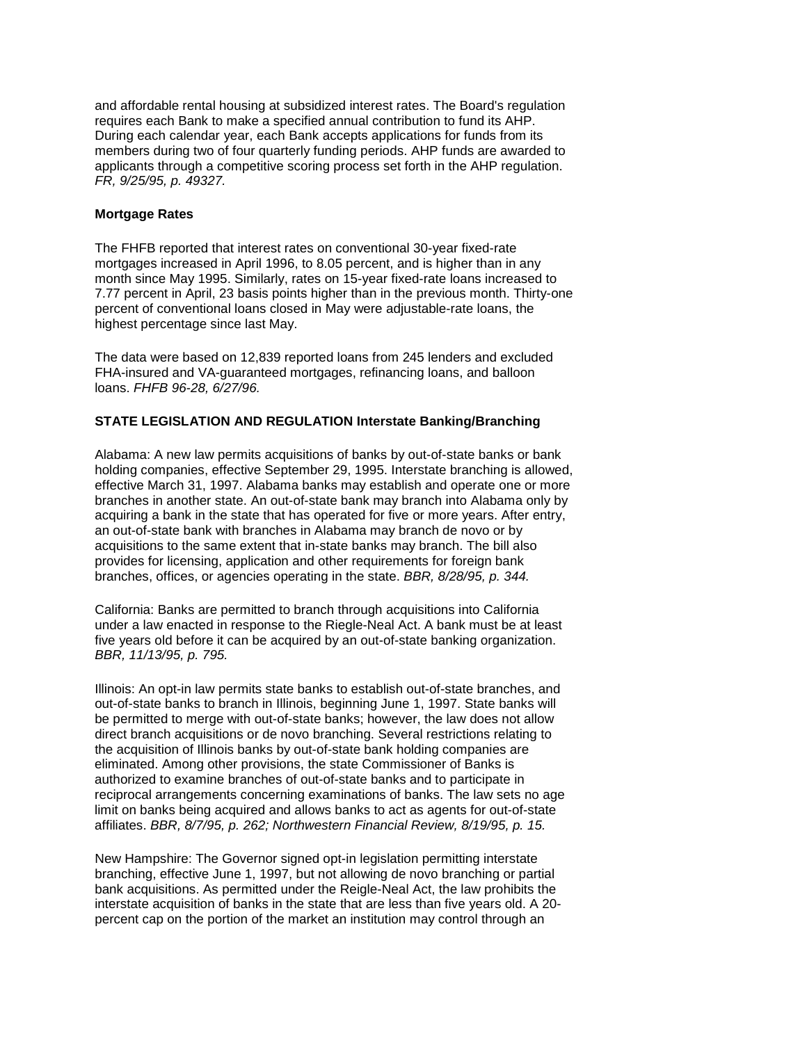and affordable rental housing at subsidized interest rates. The Board's regulation requires each Bank to make a specified annual contribution to fund its AHP. During each calendar year, each Bank accepts applications for funds from its members during two of four quarterly funding periods. AHP funds are awarded to applicants through a competitive scoring process set forth in the AHP regulation. *FR, 9/25/95, p. 49327.*

### Mortgage Rates

The FHFB reported that interest rates on conventional 30-year fixed-rate mortgages increased in April 1996, to 8.05 percent, and is higher than in any month since May 1995. Similarly, rates on 15-year fixed-rate loans increased to 7.77 percent in April, 23 basis points higher than in the previous month. Thirty-one percent of conventional loans closed in May were adjustable-rate loans, the highest percentage since last May.

The data were based on 12,839 reported loans from 245 lenders and excluded FHA-insured and VA-guaranteed mortgages, refinancing loans, and balloon loans. *FHFB 96-28, 6/27/96.*

### STATE LEGISLATION AND REGULATION Interstate Banking/Branching

Alabama: A new law permits acquisitions of banks by out-of-state banks or bank holding companies, effective September 29, 1995. Interstate branching is allowed, effective March 31, 1997. Alabama banks may establish and operate one or more branches in another state. An out-of-state bank may branch into Alabama only by acquiring a bank in the state that has operated for five or more years. After entry, an out-of-state bank with branches in Alabama may branch de novo or by acquisitions to the same extent that in-state banks may branch. The bill also provides for licensing, application and other requirements for foreign bank branches, offices, or agencies operating in the state. *BBR, 8/28/95, p. 344.*

California: Banks are permitted to branch through acquisitions into California under a law enacted in response to the Riegle-Neal Act. A bank must be at least five years old before it can be acquired by an out-of-state banking organization. *BBR, 11/13/95, p. 795.*

Illinois: An opt-in law permits state banks to establish out-of-state branches, and out-of-state banks to branch in Illinois, beginning June 1, 1997. State banks will be permitted to merge with out-of-state banks; however, the law does not allow direct branch acquisitions or de novo branching. Several restrictions relating to the acquisition of Illinois banks by out-of-state bank holding companies are eliminated. Among other provisions, the state Commissioner of Banks is authorized to examine branches of out-of-state banks and to participate in reciprocal arrangements concerning examinations of banks. The law sets no age limit on banks being acquired and allows banks to act as agents for out-of-state affiliates. *BBR, 8/7/95, p. 262; Northwestern Financial Review, 8/19/95, p. 15.*

New Hampshire: The Governor signed opt-in legislation permitting interstate branching, effective June 1, 1997, but not allowing de novo branching or partial bank acquisitions. As permitted under the Reigle-Neal Act, the law prohibits the interstate acquisition of banks in the state that are less than five years old. A 20-percent cap on the portion of the market an institution may control through an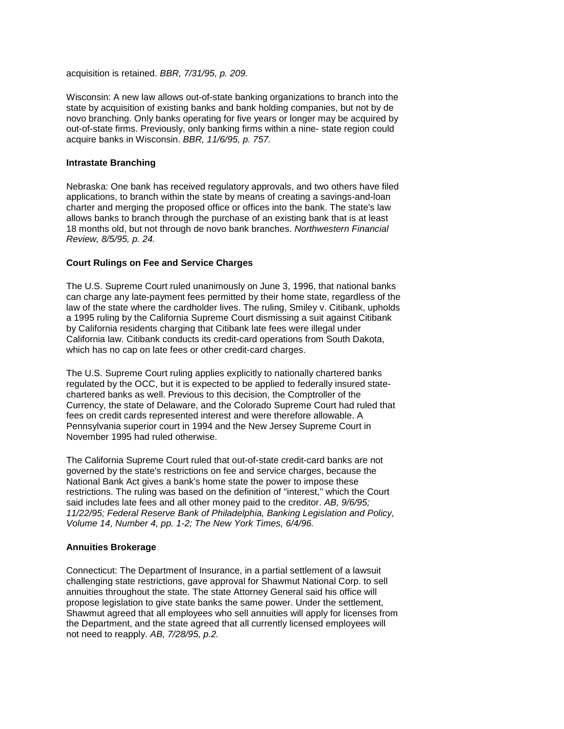acquisition is retained. *BBR, 7/31/95, p. 209.*

Wisconsin: A new law allows out-of-state banking organizations to branch into the state by acquisition of existing banks and bank holding companies, but not by de novo branching. Only banks operating for five years or longer may be acquired by out-of-state firms. Previously, only banking firms within a nine- state region could acquire banks in Wisconsin. *BBR, 11/6/95, p. 757.*

**Intrastate Branching**

Nebraska: One bank has received regulatory approvals, and two others have filed applications, to branch within the state by means of creating a savings-and-loan charter and merging the proposed office or offices into the bank. The state's law allows banks to branch through the purchase of an existing bank that is at least 18 months old, but not through de novo bank branches. *Northwestern Financial Review, 8/5/95, p. 24.*

**Court Rulings on Fee and Service Charges**

The U.S. Supreme Court ruled unanimously on June 3, 1996, that national banks can charge any late-payment fees permitted by their home state, regardless of the law of the state where the cardholder lives. The ruling, Smiley v. Citibank, upholds a 1995 ruling by the California Supreme Court dismissing a suit against Citibank by California residents charging that Citibank late fees were illegal under California law. Citibank conducts its credit-card operations from South Dakota, which has no cap on late fees or other credit-card charges.

The U.S. Supreme Court ruling applies explicitly to nationally chartered banks regulated by the OCC, but it is expected to be applied to federally insured state-chartered banks as well. Previous to this decision, the Comptroller of the Currency, the state of Delaware, and the Colorado Supreme Court had ruled that fees on credit cards represented interest and were therefore allowable. A Pennsylvania superior court in 1994 and the New Jersey Supreme Court in November 1995 had ruled otherwise.

The California Supreme Court ruled that out-of-state credit-card banks are not governed by the state's restrictions on fee and service charges, because the National Bank Act gives a bank's home state the power to impose these restrictions. The ruling was based on the definition of "interest," which the Court said includes late fees and all other money paid to the creditor. *AB, 9/6/95; 11/22/95; Federal Reserve Bank of Philadelphia, Banking Legislation and Policy, Volume 14, Number 4, pp. 1-2; The New York Times, 6/4/96.*

**Annuities Brokerage**

Connecticut: The Department of Insurance, in a partial settlement of a lawsuit challenging state restrictions, gave approval for Shawmut National Corp. to sell annuities throughout the state. The state Attorney General said his office will propose legislation to give state banks the same power. Under the settlement, Shawmut agreed that all employees who sell annuities will apply for licenses from the Department, and the state agreed that all currently licensed employees will not need to reapply. *AB, 7/28/95, p.2.*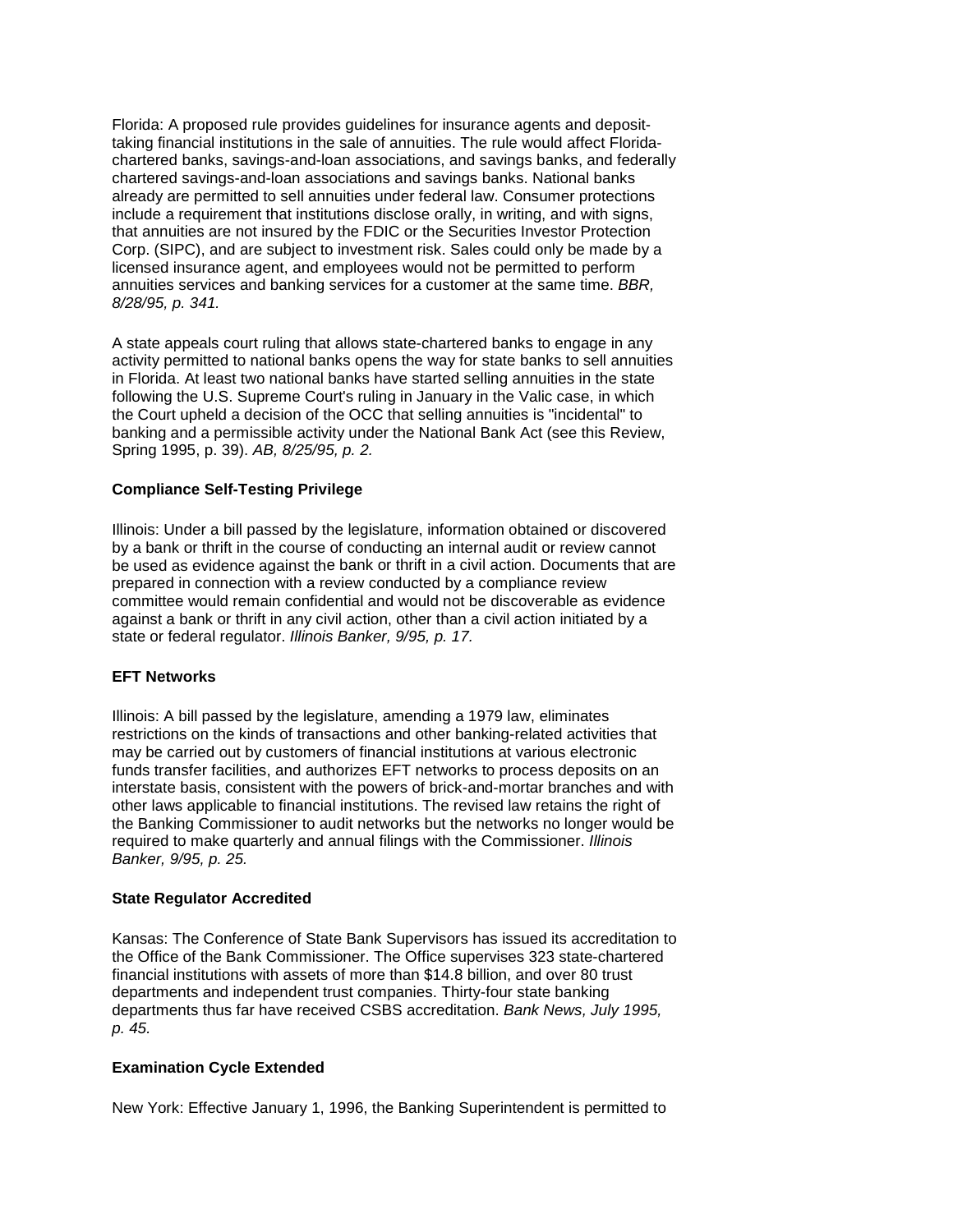Florida: A proposed rule provides guidelines for insurance agents and deposit-taking financial institutions in the sale of annuities. The rule would affect Florida-chartered banks, savings-and-loan associations, and savings banks, and federally chartered savings-and-loan associations and savings banks. National banks already are permitted to sell annuities under federal law. Consumer protections include a requirement that institutions disclose orally, in writing, and with signs, that annuities are not insured by the FDIC or the Securities Investor Protection Corp. (SIPC), and are subject to investment risk. Sales could only be made by a licensed insurance agent, and employees would not be permitted to perform annuities services and banking services for a customer at the same time. *BBR, 8/28/95, p. 341.*

A state appeals court ruling that allows state-chartered banks to engage in any activity permitted to national banks opens the way for state banks to sell annuities in Florida. At least two national banks have started selling annuities in the state following the U.S. Supreme Court's ruling in January in the Valic case, in which the Court upheld a decision of the OCC that selling annuities is "incidental" to banking and a permissible activity under the National Bank Act (see this Review, Spring 1995, p. 39). *AB, 8/25/95, p. 2.*

**Compliance Self-Testing Privilege**

Illinois: Under a bill passed by the legislature, information obtained or discovered by a bank or thrift in the course of conducting an internal audit or review cannot be used as evidence against the bank or thrift in a civil action. Documents that are prepared in connection with a review conducted by a compliance review committee would remain confidential and would not be discoverable as evidence against a bank or thrift in any civil action, other than a civil action initiated by a state or federal regulator. *Illinois Banker, 9/95, p. 17.*

**EFT Networks**

Illinois: A bill passed by the legislature, amending a 1979 law, eliminates restrictions on the kinds of transactions and other banking-related activities that may be carried out by customers of financial institutions at various electronic funds transfer facilities, and authorizes EFT networks to process deposits on an interstate basis, consistent with the powers of brick-and-mortar branches and with other laws applicable to financial institutions. The revised law retains the right of the Banking Commissioner to audit networks but the networks no longer would be required to make quarterly and annual filings with the Commissioner. *Illinois Banker, 9/95, p. 25.*

**State Regulator Accredited**

Kansas: The Conference of State Bank Supervisors has issued its accreditation to the Office of the Bank Commissioner. The Office supervises 323 state-chartered financial institutions with assets of more than $14.8 billion, and over 80 trust departments and independent trust companies. Thirty-four state banking departments thus far have received CSBS accreditation. *Bank News, July 1995, p. 45.*

**Examination Cycle Extended**

New York: Effective January 1, 1996, the Banking Superintendent is permitted to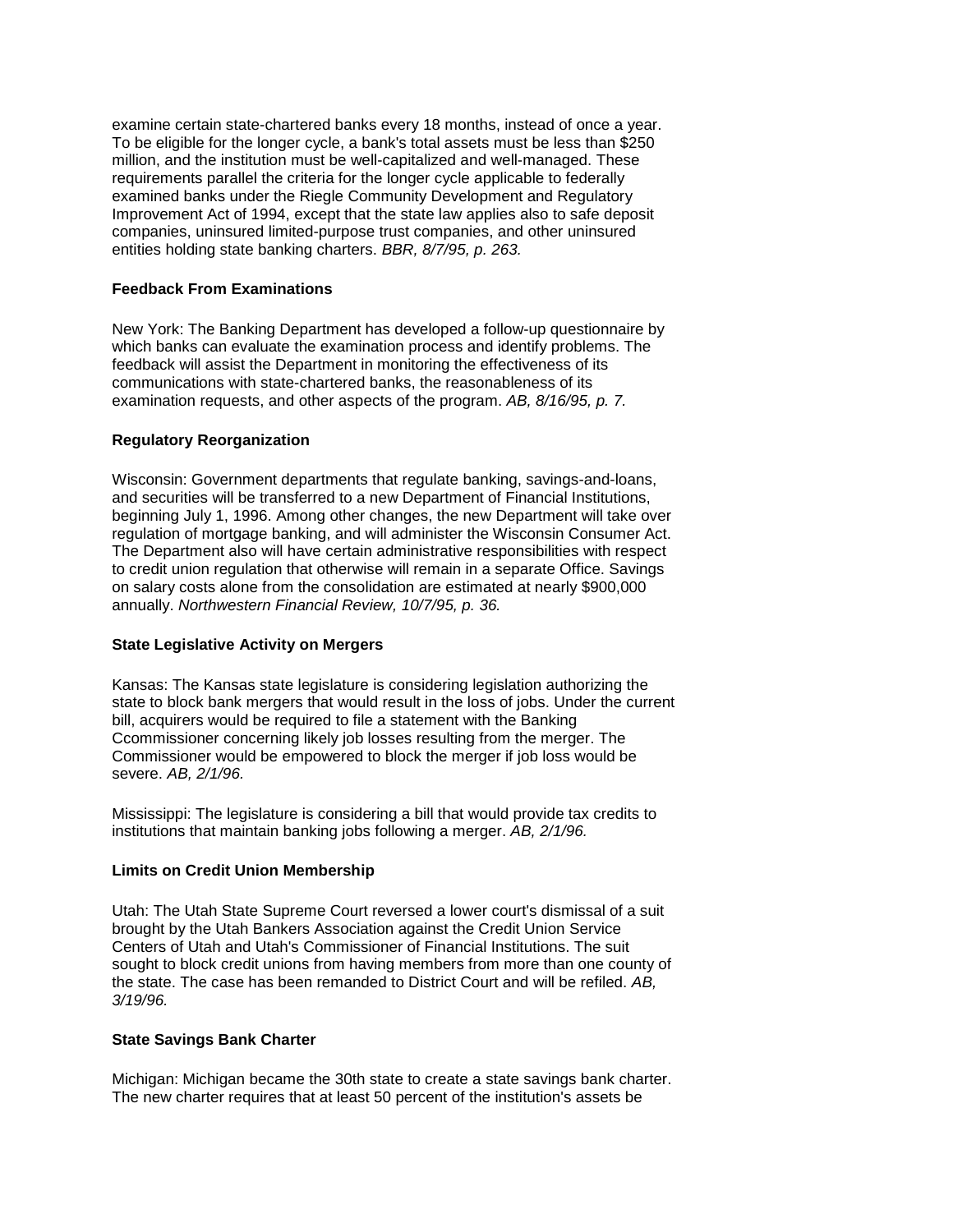examine certain state-chartered banks every 18 months, instead of once a year. To be eligible for the longer cycle, a bank's total assets must be less than $250 million, and the institution must be well-capitalized and well-managed. These requirements parallel the criteria for the longer cycle applicable to federally examined banks under the Riegle Community Development and Regulatory Improvement Act of 1994, except that the state law applies also to safe deposit companies, uninsured limited-purpose trust companies, and other uninsured entities holding state banking charters. *BBR, 8/7/95, p. 263.*

**Feedback From Examinations**

New York: The Banking Department has developed a follow-up questionnaire by which banks can evaluate the examination process and identify problems. The feedback will assist the Department in monitoring the effectiveness of its communications with state-chartered banks, the reasonableness of its examination requests, and other aspects of the program. *AB, 8/16/95, p. 7.*

**Regulatory Reorganization**

Wisconsin: Government departments that regulate banking, savings-and-loans, and securities will be transferred to a new Department of Financial Institutions, beginning July 1, 1996. Among other changes, the new Department will take over regulation of mortgage banking, and will administer the Wisconsin Consumer Act. The Department also will have certain administrative responsibilities with respect to credit union regulation that otherwise will remain in a separate Office. Savings on salary costs alone from the consolidation are estimated at nearly $900,000 annually. *Northwestern Financial Review, 10/7/95, p. 36.*

**State Legislative Activity on Mergers**

Kansas: The Kansas state legislature is considering legislation authorizing the state to block bank mergers that would result in the loss of jobs. Under the current bill, acquirers would be required to file a statement with the Banking Ccommissioner concerning likely job losses resulting from the merger. The Commissioner would be empowered to block the merger if job loss would be severe. *AB, 2/1/96.*

Mississippi: The legislature is considering a bill that would provide tax credits to institutions that maintain banking jobs following a merger. *AB, 2/1/96.*

**Limits on Credit Union Membership**

Utah: The Utah State Supreme Court reversed a lower court's dismissal of a suit brought by the Utah Bankers Association against the Credit Union Service Centers of Utah and Utah's Commissioner of Financial Institutions. The suit sought to block credit unions from having members from more than one county of the state. The case has been remanded to District Court and will be refiled. *AB, 3/19/96.*

**State Savings Bank Charter**

Michigan: Michigan became the 30th state to create a state savings bank charter. The new charter requires that at least 50 percent of the institution's assets be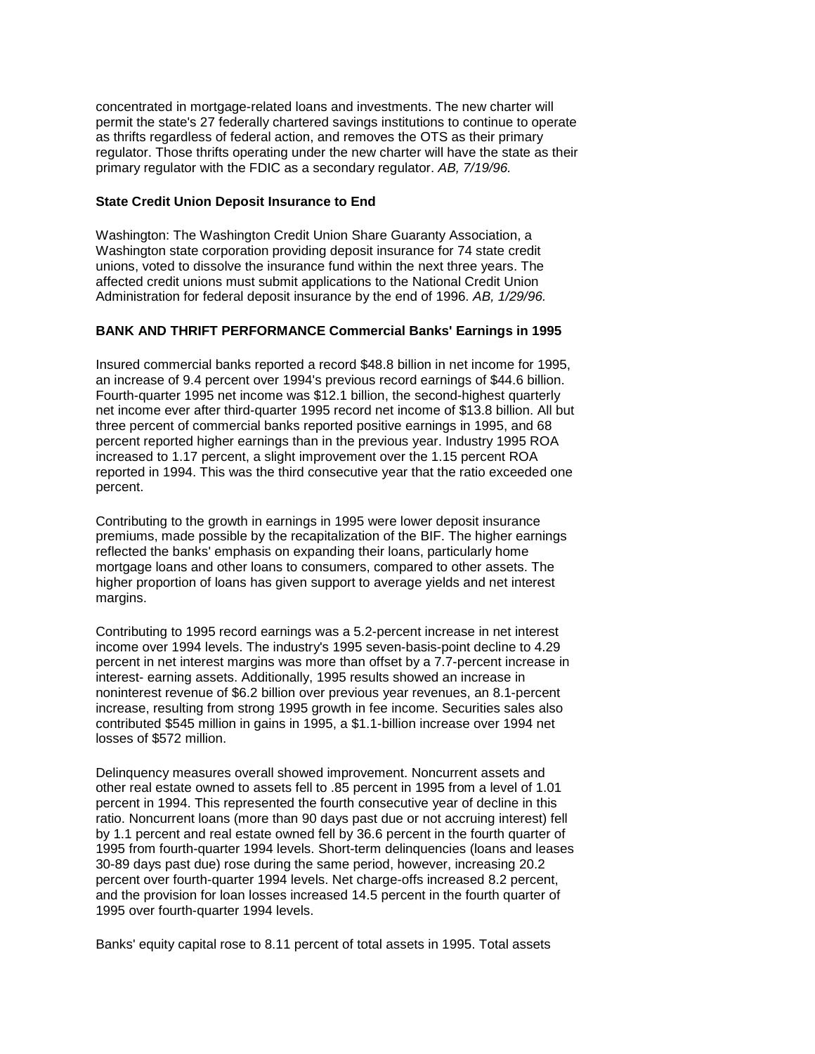concentrated in mortgage-related loans and investments. The new charter will permit the state's 27 federally chartered savings institutions to continue to operate as thrifts regardless of federal action, and removes the OTS as their primary regulator. Those thrifts operating under the new charter will have the state as their primary regulator with the FDIC as a secondary regulator. *AB, 7/19/96.*

**State Credit Union Deposit Insurance to End**

Washington: The Washington Credit Union Share Guaranty Association, a Washington state corporation providing deposit insurance for 74 state credit unions, voted to dissolve the insurance fund within the next three years. The affected credit unions must submit applications to the National Credit Union Administration for federal deposit insurance by the end of 1996. *AB, 1/29/96.*

**BANK AND THRIFT PERFORMANCE Commercial Banks' Earnings in 1995**

Insured commercial banks reported a record $48.8 billion in net income for 1995, an increase of 9.4 percent over 1994's previous record earnings of $44.6 billion. Fourth-quarter 1995 net income was $12.1 billion, the second-highest quarterly net income ever after third-quarter 1995 record net income of $13.8 billion. All but three percent of commercial banks reported positive earnings in 1995, and 68 percent reported higher earnings than in the previous year. Industry 1995 ROA increased to 1.17 percent, a slight improvement over the 1.15 percent ROA reported in 1994. This was the third consecutive year that the ratio exceeded one percent.

Contributing to the growth in earnings in 1995 were lower deposit insurance premiums, made possible by the recapitalization of the BIF. The higher earnings reflected the banks' emphasis on expanding their loans, particularly home mortgage loans and other loans to consumers, compared to other assets. The higher proportion of loans has given support to average yields and net interest margins.

Contributing to 1995 record earnings was a 5.2-percent increase in net interest income over 1994 levels. The industry's 1995 seven-basis-point decline to 4.29 percent in net interest margins was more than offset by a 7.7-percent increase in interest- earning assets. Additionally, 1995 results showed an increase in noninterest revenue of $6.2 billion over previous year revenues, an 8.1-percent increase, resulting from strong 1995 growth in fee income. Securities sales also contributed $545 million in gains in 1995, a $1.1-billion increase over 1994 net losses of $572 million.

Delinquency measures overall showed improvement. Noncurrent assets and other real estate owned to assets fell to .85 percent in 1995 from a level of 1.01 percent in 1994. This represented the fourth consecutive year of decline in this ratio. Noncurrent loans (more than 90 days past due or not accruing interest) fell by 1.1 percent and real estate owned fell by 36.6 percent in the fourth quarter of 1995 from fourth-quarter 1994 levels. Short-term delinquencies (loans and leases 30-89 days past due) rose during the same period, however, increasing 20.2 percent over fourth-quarter 1994 levels. Net charge-offs increased 8.2 percent, and the provision for loan losses increased 14.5 percent in the fourth quarter of 1995 over fourth-quarter 1994 levels.

Banks' equity capital rose to 8.11 percent of total assets in 1995. Total assets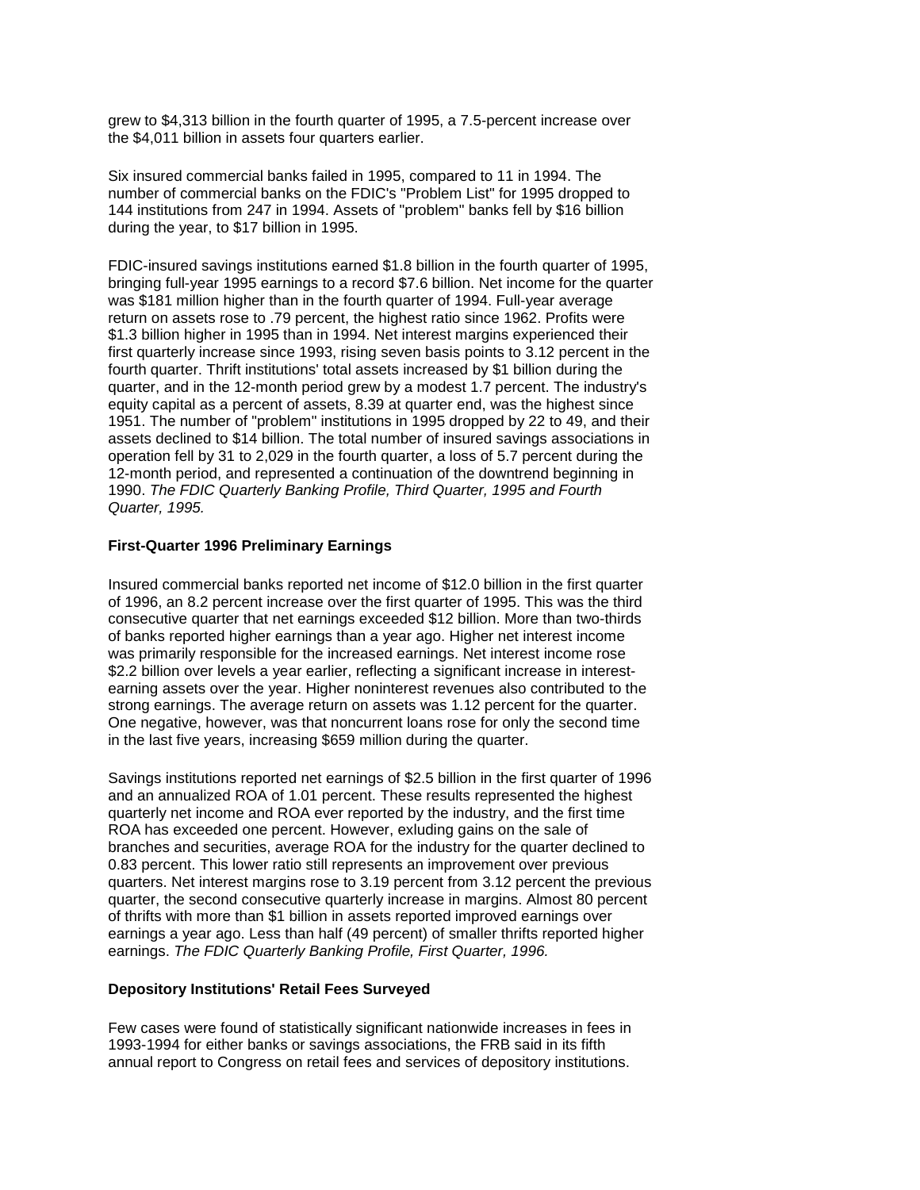grew to $4,313 billion in the fourth quarter of 1995, a 7.5-percent increase over the $4,011 billion in assets four quarters earlier.

Six insured commercial banks failed in 1995, compared to 11 in 1994. The number of commercial banks on the FDIC's "Problem List" for 1995 dropped to 144 institutions from 247 in 1994. Assets of "problem" banks fell by $16 billion during the year, to $17 billion in 1995.

FDIC-insured savings institutions earned $1.8 billion in the fourth quarter of 1995, bringing full-year 1995 earnings to a record $7.6 billion. Net income for the quarter was $181 million higher than in the fourth quarter of 1994. Full-year average return on assets rose to .79 percent, the highest ratio since 1962. Profits were $1.3 billion higher in 1995 than in 1994. Net interest margins experienced their first quarterly increase since 1993, rising seven basis points to 3.12 percent in the fourth quarter. Thrift institutions' total assets increased by $1 billion during the quarter, and in the 12-month period grew by a modest 1.7 percent. The industry's equity capital as a percent of assets, 8.39 at quarter end, was the highest since 1951. The number of "problem" institutions in 1995 dropped by 22 to 49, and their assets declined to $14 billion. The total number of insured savings associations in operation fell by 31 to 2,029 in the fourth quarter, a loss of 5.7 percent during the 12-month period, and represented a continuation of the downtrend beginning in 1990. *The FDIC Quarterly Banking Profile, Third Quarter, 1995 and Fourth Quarter, 1995.*

**First-Quarter 1996 Preliminary Earnings**

Insured commercial banks reported net income of $12.0 billion in the first quarter of 1996, an 8.2 percent increase over the first quarter of 1995. This was the third consecutive quarter that net earnings exceeded $12 billion. More than two-thirds of banks reported higher earnings than a year ago. Higher net interest income was primarily responsible for the increased earnings. Net interest income rose $2.2 billion over levels a year earlier, reflecting a significant increase in interest-earning assets over the year. Higher noninterest revenues also contributed to the strong earnings. The average return on assets was 1.12 percent for the quarter. One negative, however, was that noncurrent loans rose for only the second time in the last five years, increasing $659 million during the quarter.

Savings institutions reported net earnings of $2.5 billion in the first quarter of 1996 and an annualized ROA of 1.01 percent. These results represented the highest quarterly net income and ROA ever reported by the industry, and the first time ROA has exceeded one percent. However, exluding gains on the sale of branches and securities, average ROA for the industry for the quarter declined to 0.83 percent. This lower ratio still represents an improvement over previous quarters. Net interest margins rose to 3.19 percent from 3.12 percent the previous quarter, the second consecutive quarterly increase in margins. Almost 80 percent of thrifts with more than $1 billion in assets reported improved earnings over earnings a year ago. Less than half (49 percent) of smaller thrifts reported higher earnings. *The FDIC Quarterly Banking Profile, First Quarter, 1996.*

**Depository Institutions' Retail Fees Surveyed**

Few cases were found of statistically significant nationwide increases in fees in 1993-1994 for either banks or savings associations, the FRB said in its fifth annual report to Congress on retail fees and services of depository institutions.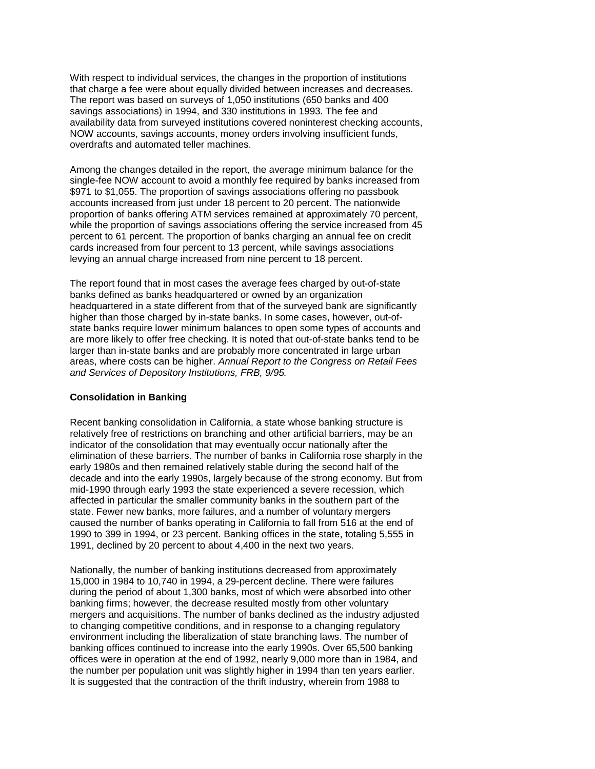With respect to individual services, the changes in the proportion of institutions that charge a fee were about equally divided between increases and decreases. The report was based on surveys of 1,050 institutions (650 banks and 400 savings associations) in 1994, and 330 institutions in 1993. The fee and availability data from surveyed institutions covered noninterest checking accounts, NOW accounts, savings accounts, money orders involving insufficient funds, overdrafts and automated teller machines.

Among the changes detailed in the report, the average minimum balance for the single-fee NOW account to avoid a monthly fee required by banks increased from $971 to $1,055. The proportion of savings associations offering no passbook accounts increased from just under 18 percent to 20 percent. The nationwide proportion of banks offering ATM services remained at approximately 70 percent, while the proportion of savings associations offering the service increased from 45 percent to 61 percent. The proportion of banks charging an annual fee on credit cards increased from four percent to 13 percent, while savings associations levying an annual charge increased from nine percent to 18 percent.

The report found that in most cases the average fees charged by out-of-state banks defined as banks headquartered or owned by an organization headquartered in a state different from that of the surveyed bank are significantly higher than those charged by in-state banks. In some cases, however, out-of-state banks require lower minimum balances to open some types of accounts and are more likely to offer free checking. It is noted that out-of-state banks tend to be larger than in-state banks and are probably more concentrated in large urban areas, where costs can be higher. *Annual Report to the Congress on Retail Fees and Services of Depository Institutions, FRB, 9/95.*

**Consolidation in Banking**

Recent banking consolidation in California, a state whose banking structure is relatively free of restrictions on branching and other artificial barriers, may be an indicator of the consolidation that may eventually occur nationally after the elimination of these barriers. The number of banks in California rose sharply in the early 1980s and then remained relatively stable during the second half of the decade and into the early 1990s, largely because of the strong economy. But from mid-1990 through early 1993 the state experienced a severe recession, which affected in particular the smaller community banks in the southern part of the state. Fewer new banks, more failures, and a number of voluntary mergers caused the number of banks operating in California to fall from 516 at the end of 1990 to 399 in 1994, or 23 percent. Banking offices in the state, totaling 5,555 in 1991, declined by 20 percent to about 4,400 in the next two years.

Nationally, the number of banking institutions decreased from approximately 15,000 in 1984 to 10,740 in 1994, a 29-percent decline. There were failures during the period of about 1,300 banks, most of which were absorbed into other banking firms; however, the decrease resulted mostly from other voluntary mergers and acquisitions. The number of banks declined as the industry adjusted to changing competitive conditions, and in response to a changing regulatory environment including the liberalization of state branching laws. The number of banking offices continued to increase into the early 1990s. Over 65,500 banking offices were in operation at the end of 1992, nearly 9,000 more than in 1984, and the number per population unit was slightly higher in 1994 than ten years earlier. It is suggested that the contraction of the thrift industry, wherein from 1988 to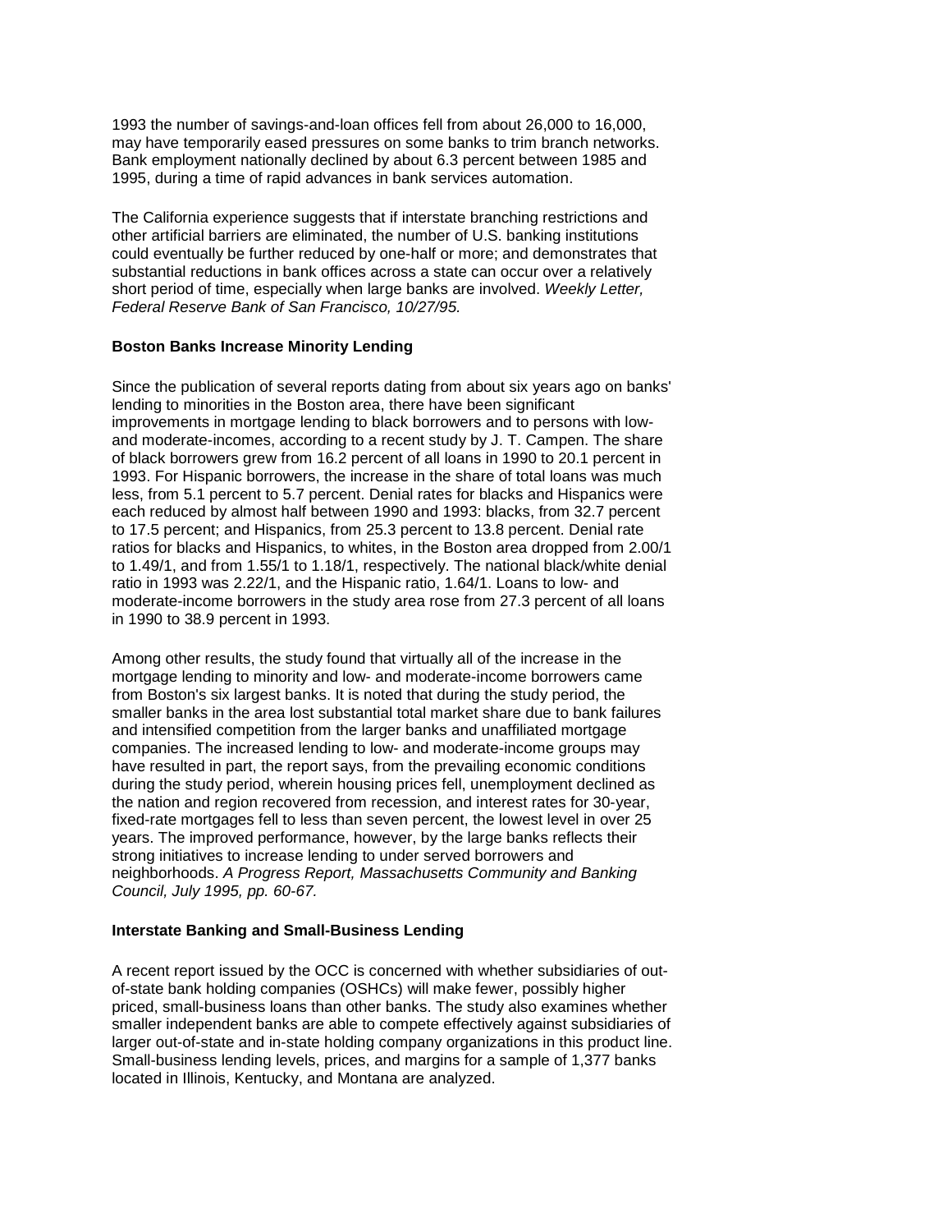1993 the number of savings-and-loan offices fell from about 26,000 to 16,000, may have temporarily eased pressures on some banks to trim branch networks. Bank employment nationally declined by about 6.3 percent between 1985 and 1995, during a time of rapid advances in bank services automation.

The California experience suggests that if interstate branching restrictions and other artificial barriers are eliminated, the number of U.S. banking institutions could eventually be further reduced by one-half or more; and demonstrates that substantial reductions in bank offices across a state can occur over a relatively short period of time, especially when large banks are involved. *Weekly Letter, Federal Reserve Bank of San Francisco, 10/27/95.*

**Boston Banks Increase Minority Lending**

Since the publication of several reports dating from about six years ago on banks' lending to minorities in the Boston area, there have been significant improvements in mortgage lending to black borrowers and to persons with low- and moderate-incomes, according to a recent study by J. T. Campen. The share of black borrowers grew from 16.2 percent of all loans in 1990 to 20.1 percent in 1993. For Hispanic borrowers, the increase in the share of total loans was much less, from 5.1 percent to 5.7 percent. Denial rates for blacks and Hispanics were each reduced by almost half between 1990 and 1993: blacks, from 32.7 percent to 17.5 percent; and Hispanics, from 25.3 percent to 13.8 percent. Denial rate ratios for blacks and Hispanics, to whites, in the Boston area dropped from 2.00/1 to 1.49/1, and from 1.55/1 to 1.18/1, respectively. The national black/white denial ratio in 1993 was 2.22/1, and the Hispanic ratio, 1.64/1. Loans to low- and moderate-income borrowers in the study area rose from 27.3 percent of all loans in 1990 to 38.9 percent in 1993.

Among other results, the study found that virtually all of the increase in the mortgage lending to minority and low- and moderate-income borrowers came from Boston's six largest banks. It is noted that during the study period, the smaller banks in the area lost substantial total market share due to bank failures and intensified competition from the larger banks and unaffiliated mortgage companies. The increased lending to low- and moderate-income groups may have resulted in part, the report says, from the prevailing economic conditions during the study period, wherein housing prices fell, unemployment declined as the nation and region recovered from recession, and interest rates for 30-year, fixed-rate mortgages fell to less than seven percent, the lowest level in over 25 years. The improved performance, however, by the large banks reflects their strong initiatives to increase lending to under served borrowers and neighborhoods. *A Progress Report, Massachusetts Community and Banking Council, July 1995, pp. 60-67.*

**Interstate Banking and Small-Business Lending**

A recent report issued by the OCC is concerned with whether subsidiaries of out-of-state bank holding companies (OSHCs) will make fewer, possibly higher priced, small-business loans than other banks. The study also examines whether smaller independent banks are able to compete effectively against subsidiaries of larger out-of-state and in-state holding company organizations in this product line. Small-business lending levels, prices, and margins for a sample of 1,377 banks located in Illinois, Kentucky, and Montana are analyzed.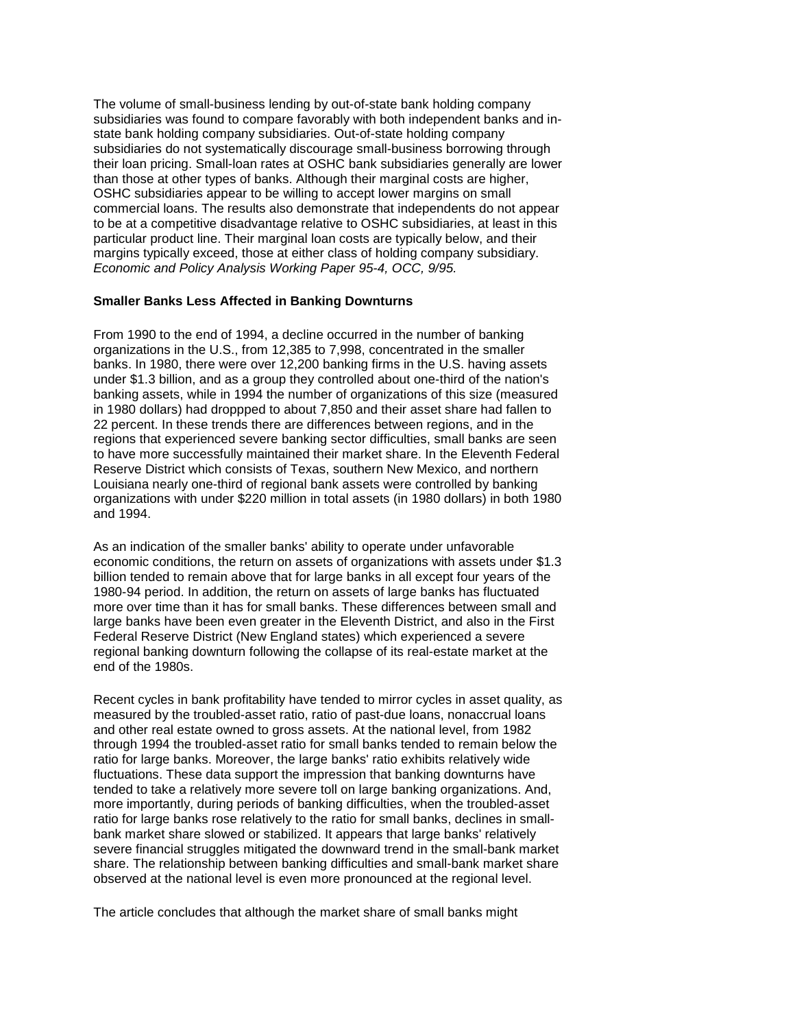The volume of small-business lending by out-of-state bank holding company subsidiaries was found to compare favorably with both independent banks and in-state bank holding company subsidiaries. Out-of-state holding company subsidiaries do not systematically discourage small-business borrowing through their loan pricing. Small-loan rates at OSHC bank subsidiaries generally are lower than those at other types of banks. Although their marginal costs are higher, OSHC subsidiaries appear to be willing to accept lower margins on small commercial loans. The results also demonstrate that independents do not appear to be at a competitive disadvantage relative to OSHC subsidiaries, at least in this particular product line. Their marginal loan costs are typically below, and their margins typically exceed, those at either class of holding company subsidiary. *Economic and Policy Analysis Working Paper 95-4, OCC, 9/95.*

**Smaller Banks Less Affected in Banking Downturns**

From 1990 to the end of 1994, a decline occurred in the number of banking organizations in the U.S., from 12,385 to 7,998, concentrated in the smaller banks. In 1980, there were over 12,200 banking firms in the U.S. having assets under $1.3 billion, and as a group they controlled about one-third of the nation's banking assets, while in 1994 the number of organizations of this size (measured in 1980 dollars) had droppped to about 7,850 and their asset share had fallen to 22 percent. In these trends there are differences between regions, and in the regions that experienced severe banking sector difficulties, small banks are seen to have more successfully maintained their market share. In the Eleventh Federal Reserve District which consists of Texas, southern New Mexico, and northern Louisiana nearly one-third of regional bank assets were controlled by banking organizations with under $220 million in total assets (in 1980 dollars) in both 1980 and 1994.

As an indication of the smaller banks' ability to operate under unfavorable economic conditions, the return on assets of organizations with assets under $1.3 billion tended to remain above that for large banks in all except four years of the 1980-94 period. In addition, the return on assets of large banks has fluctuated more over time than it has for small banks. These differences between small and large banks have been even greater in the Eleventh District, and also in the First Federal Reserve District (New England states) which experienced a severe regional banking downturn following the collapse of its real-estate market at the end of the 1980s.

Recent cycles in bank profitability have tended to mirror cycles in asset quality, as measured by the troubled-asset ratio, ratio of past-due loans, nonaccrual loans and other real estate owned to gross assets. At the national level, from 1982 through 1994 the troubled-asset ratio for small banks tended to remain below the ratio for large banks. Moreover, the large banks' ratio exhibits relatively wide fluctuations. These data support the impression that banking downturns have tended to take a relatively more severe toll on large banking organizations. And, more importantly, during periods of banking difficulties, when the troubled-asset ratio for large banks rose relatively to the ratio for small banks, declines in small-bank market share slowed or stabilized. It appears that large banks' relatively severe financial struggles mitigated the downward trend in the small-bank market share. The relationship between banking difficulties and small-bank market share observed at the national level is even more pronounced at the regional level.

The article concludes that although the market share of small banks might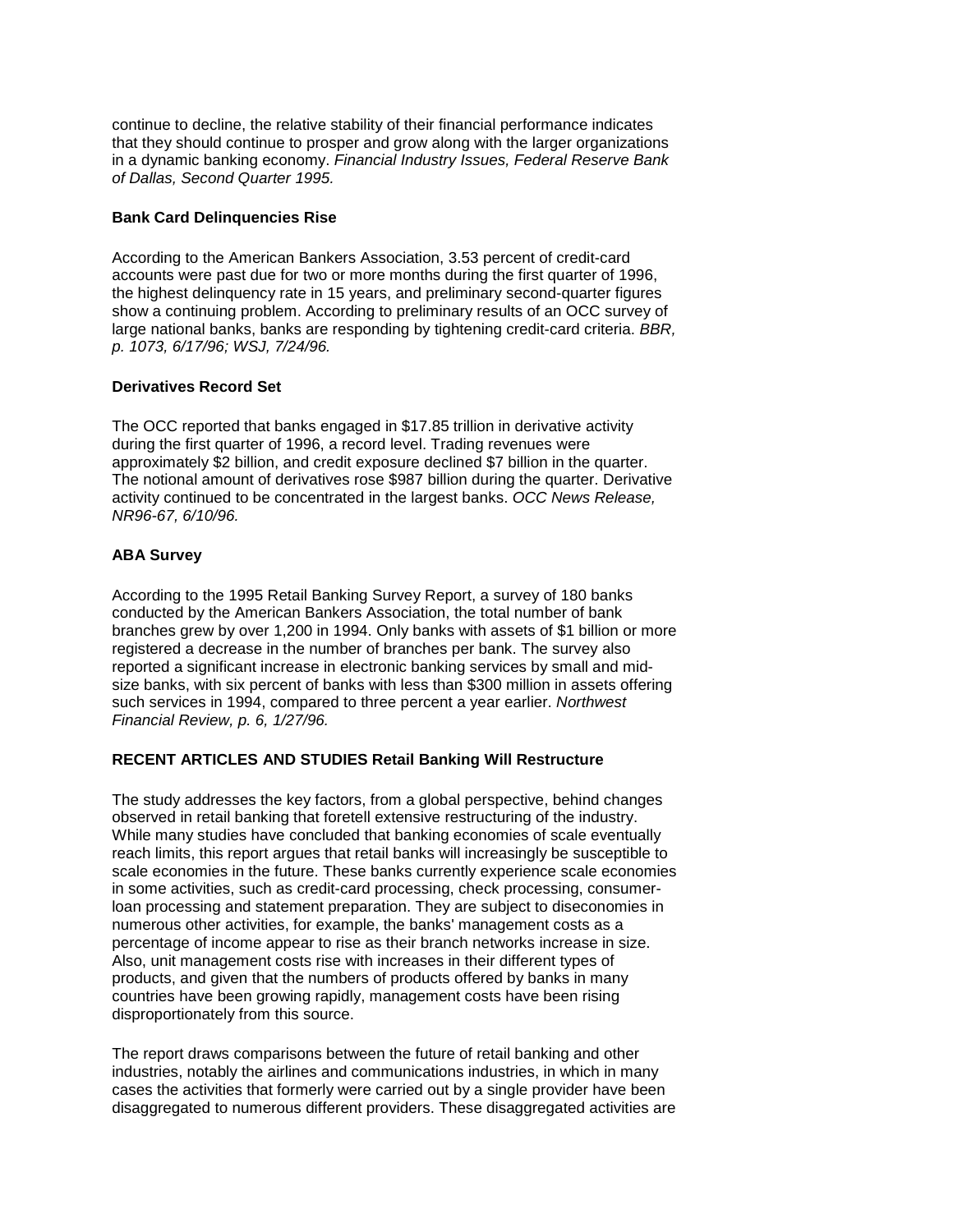continue to decline, the relative stability of their financial performance indicates that they should continue to prosper and grow along with the larger organizations in a dynamic banking economy. *Financial Industry Issues, Federal Reserve Bank of Dallas, Second Quarter 1995.*

### Bank Card Delinquencies Rise

According to the American Bankers Association, 3.53 percent of credit-card accounts were past due for two or more months during the first quarter of 1996, the highest delinquency rate in 15 years, and preliminary second-quarter figures show a continuing problem. According to preliminary results of an OCC survey of large national banks, banks are responding by tightening credit-card criteria. *BBR, p. 1073, 6/17/96; WSJ, 7/24/96.*

### Derivatives Record Set

The OCC reported that banks engaged in $17.85 trillion in derivative activity during the first quarter of 1996, a record level. Trading revenues were approximately $2 billion, and credit exposure declined $7 billion in the quarter. The notional amount of derivatives rose $987 billion during the quarter. Derivative activity continued to be concentrated in the largest banks. *OCC News Release, NR96-67, 6/10/96.*

### ABA Survey

According to the 1995 Retail Banking Survey Report, a survey of 180 banks conducted by the American Bankers Association, the total number of bank branches grew by over 1,200 in 1994. Only banks with assets of $1 billion or more registered a decrease in the number of branches per bank. The survey also reported a significant increase in electronic banking services by small and mid-size banks, with six percent of banks with less than $300 million in assets offering such services in 1994, compared to three percent a year earlier. *Northwest Financial Review, p. 6, 1/27/96.*

### RECENT ARTICLES AND STUDIES Retail Banking Will Restructure

The study addresses the key factors, from a global perspective, behind changes observed in retail banking that foretell extensive restructuring of the industry. While many studies have concluded that banking economies of scale eventually reach limits, this report argues that retail banks will increasingly be susceptible to scale economies in the future. These banks currently experience scale economies in some activities, such as credit-card processing, check processing, consumer-loan processing and statement preparation. They are subject to diseconomies in numerous other activities, for example, the banks' management costs as a percentage of income appear to rise as their branch networks increase in size. Also, unit management costs rise with increases in their different types of products, and given that the numbers of products offered by banks in many countries have been growing rapidly, management costs have been rising disproportionately from this source.

The report draws comparisons between the future of retail banking and other industries, notably the airlines and communications industries, in which in many cases the activities that formerly were carried out by a single provider have been disaggregated to numerous different providers. These disaggregated activities are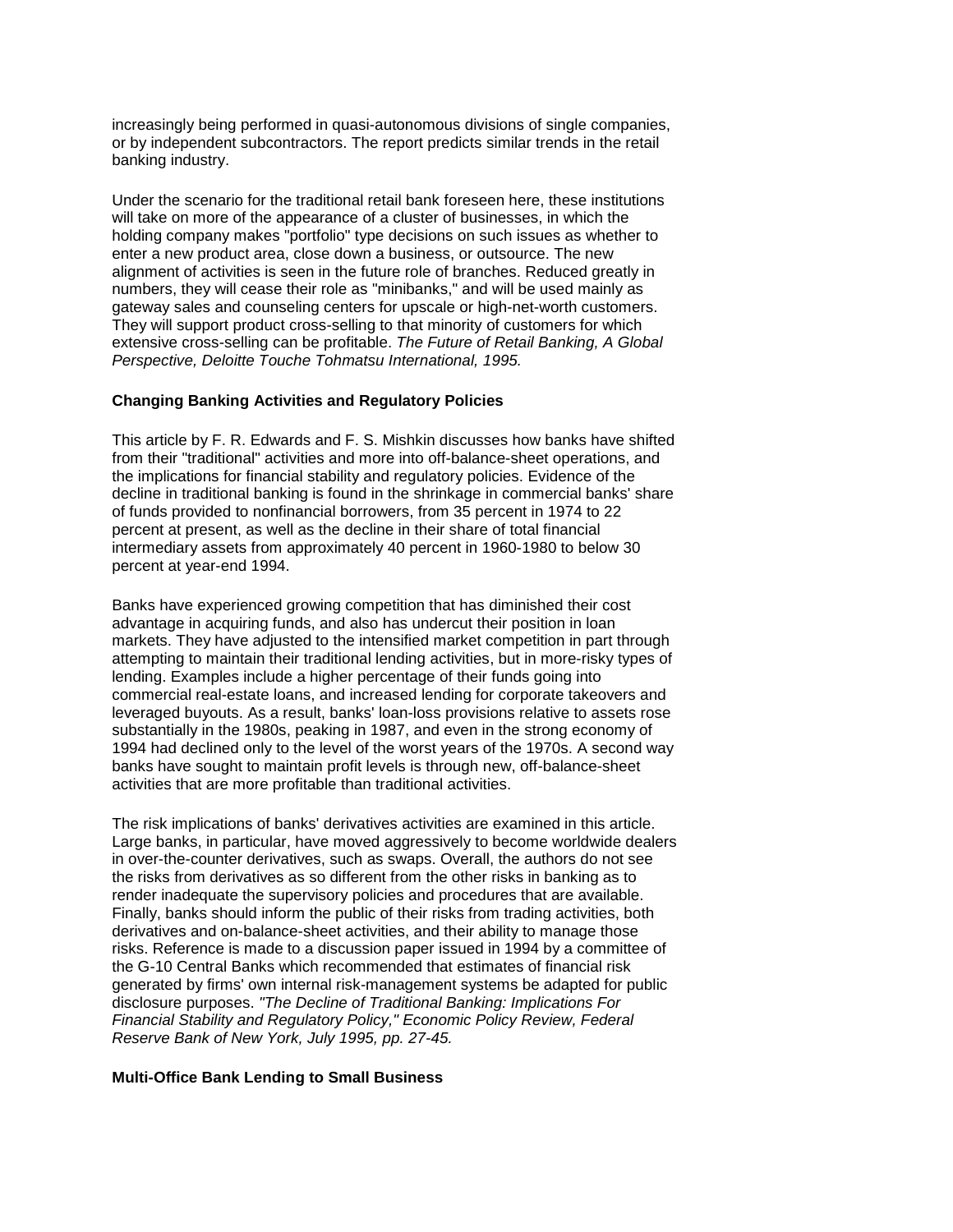increasingly being performed in quasi-autonomous divisions of single companies, or by independent subcontractors. The report predicts similar trends in the retail banking industry.

Under the scenario for the traditional retail bank foreseen here, these institutions will take on more of the appearance of a cluster of businesses, in which the holding company makes "portfolio" type decisions on such issues as whether to enter a new product area, close down a business, or outsource. The new alignment of activities is seen in the future role of branches. Reduced greatly in numbers, they will cease their role as "minibanks," and will be used mainly as gateway sales and counseling centers for upscale or high-net-worth customers. They will support product cross-selling to that minority of customers for which extensive cross-selling can be profitable. *The Future of Retail Banking, A Global Perspective, Deloitte Touche Tohmatsu International, 1995.*

**Changing Banking Activities and Regulatory Policies**

This article by F. R. Edwards and F. S. Mishkin discusses how banks have shifted from their "traditional" activities and more into off-balance-sheet operations, and the implications for financial stability and regulatory policies. Evidence of the decline in traditional banking is found in the shrinkage in commercial banks' share of funds provided to nonfinancial borrowers, from 35 percent in 1974 to 22 percent at present, as well as the decline in their share of total financial intermediary assets from approximately 40 percent in 1960-1980 to below 30 percent at year-end 1994.

Banks have experienced growing competition that has diminished their cost advantage in acquiring funds, and also has undercut their position in loan markets. They have adjusted to the intensified market competition in part through attempting to maintain their traditional lending activities, but in more-risky types of lending. Examples include a higher percentage of their funds going into commercial real-estate loans, and increased lending for corporate takeovers and leveraged buyouts. As a result, banks' loan-loss provisions relative to assets rose substantially in the 1980s, peaking in 1987, and even in the strong economy of 1994 had declined only to the level of the worst years of the 1970s. A second way banks have sought to maintain profit levels is through new, off-balance-sheet activities that are more profitable than traditional activities.

The risk implications of banks' derivatives activities are examined in this article. Large banks, in particular, have moved aggressively to become worldwide dealers in over-the-counter derivatives, such as swaps. Overall, the authors do not see the risks from derivatives as so different from the other risks in banking as to render inadequate the supervisory policies and procedures that are available. Finally, banks should inform the public of their risks from trading activities, both derivatives and on-balance-sheet activities, and their ability to manage those risks. Reference is made to a discussion paper issued in 1994 by a committee of the G-10 Central Banks which recommended that estimates of financial risk generated by firms' own internal risk-management systems be adapted for public disclosure purposes. *"The Decline of Traditional Banking: Implications For Financial Stability and Regulatory Policy," Economic Policy Review, Federal Reserve Bank of New York, July 1995, pp. 27-45.*

**Multi-Office Bank Lending to Small Business**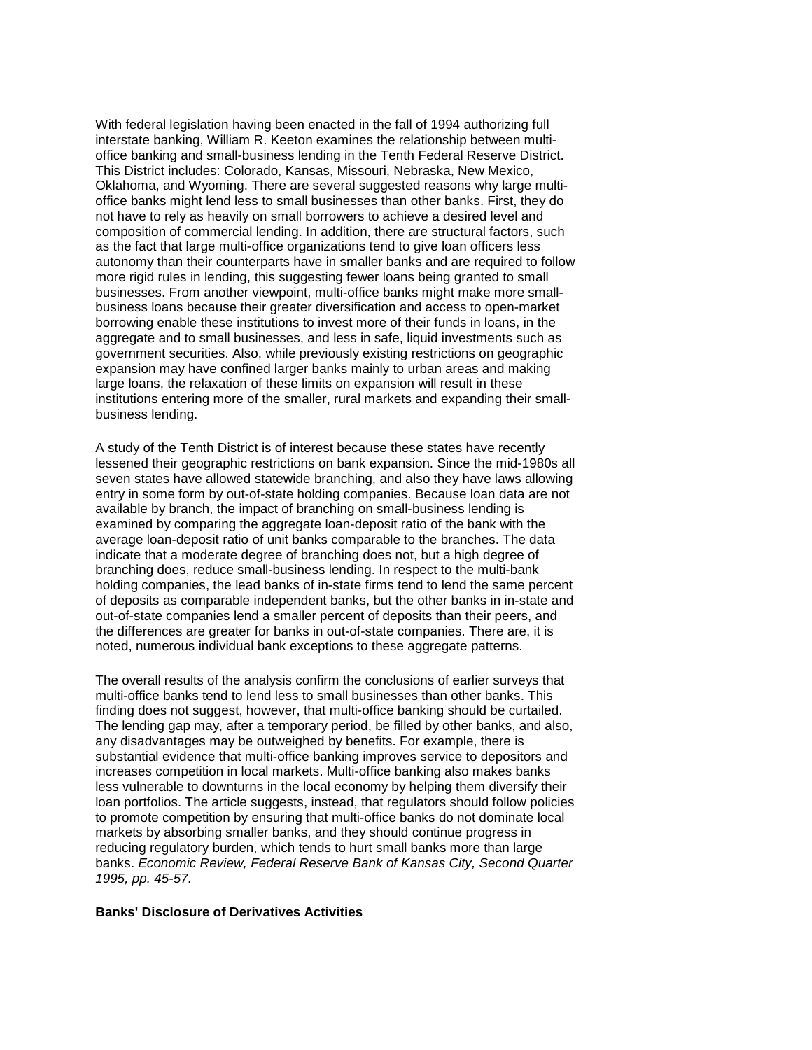With federal legislation having been enacted in the fall of 1994 authorizing full interstate banking, William R. Keeton examines the relationship between multi-office banking and small-business lending in the Tenth Federal Reserve District. This District includes: Colorado, Kansas, Missouri, Nebraska, New Mexico, Oklahoma, and Wyoming. There are several suggested reasons why large multi-office banks might lend less to small businesses than other banks. First, they do not have to rely as heavily on small borrowers to achieve a desired level and composition of commercial lending. In addition, there are structural factors, such as the fact that large multi-office organizations tend to give loan officers less autonomy than their counterparts have in smaller banks and are required to follow more rigid rules in lending, this suggesting fewer loans being granted to small businesses. From another viewpoint, multi-office banks might make more small-business loans because their greater diversification and access to open-market borrowing enable these institutions to invest more of their funds in loans, in the aggregate and to small businesses, and less in safe, liquid investments such as government securities. Also, while previously existing restrictions on geographic expansion may have confined larger banks mainly to urban areas and making large loans, the relaxation of these limits on expansion will result in these institutions entering more of the smaller, rural markets and expanding their small-business lending.

A study of the Tenth District is of interest because these states have recently lessened their geographic restrictions on bank expansion. Since the mid-1980s all seven states have allowed statewide branching, and also they have laws allowing entry in some form by out-of-state holding companies. Because loan data are not available by branch, the impact of branching on small-business lending is examined by comparing the aggregate loan-deposit ratio of the bank with the average loan-deposit ratio of unit banks comparable to the branches. The data indicate that a moderate degree of branching does not, but a high degree of branching does, reduce small-business lending. In respect to the multi-bank holding companies, the lead banks of in-state firms tend to lend the same percent of deposits as comparable independent banks, but the other banks in in-state and out-of-state companies lend a smaller percent of deposits than their peers, and the differences are greater for banks in out-of-state companies. There are, it is noted, numerous individual bank exceptions to these aggregate patterns.

The overall results of the analysis confirm the conclusions of earlier surveys that multi-office banks tend to lend less to small businesses than other banks. This finding does not suggest, however, that multi-office banking should be curtailed. The lending gap may, after a temporary period, be filled by other banks, and also, any disadvantages may be outweighed by benefits. For example, there is substantial evidence that multi-office banking improves service to depositors and increases competition in local markets. Multi-office banking also makes banks less vulnerable to downturns in the local economy by helping them diversify their loan portfolios. The article suggests, instead, that regulators should follow policies to promote competition by ensuring that multi-office banks do not dominate local markets by absorbing smaller banks, and they should continue progress in reducing regulatory burden, which tends to hurt small banks more than large banks. *Economic Review, Federal Reserve Bank of Kansas City, Second Quarter 1995, pp. 45-57.*

**Banks' Disclosure of Derivatives Activities**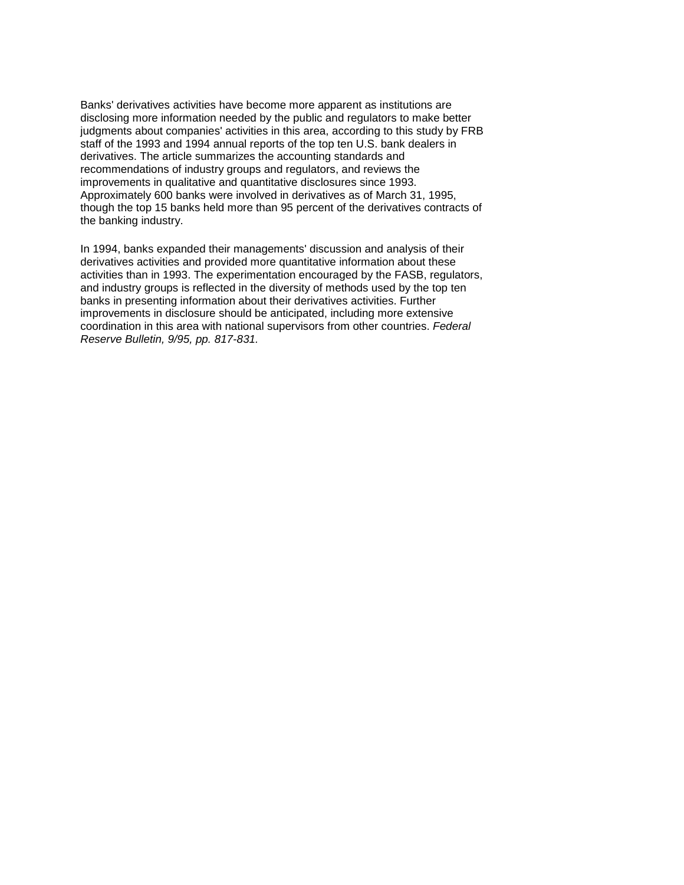Banks' derivatives activities have become more apparent as institutions are disclosing more information needed by the public and regulators to make better judgments about companies' activities in this area, according to this study by FRB staff of the 1993 and 1994 annual reports of the top ten U.S. bank dealers in derivatives. The article summarizes the accounting standards and recommendations of industry groups and regulators, and reviews the improvements in qualitative and quantitative disclosures since 1993. Approximately 600 banks were involved in derivatives as of March 31, 1995, though the top 15 banks held more than 95 percent of the derivatives contracts of the banking industry.

In 1994, banks expanded their managements' discussion and analysis of their derivatives activities and provided more quantitative information about these activities than in 1993. The experimentation encouraged by the FASB, regulators, and industry groups is reflected in the diversity of methods used by the top ten banks in presenting information about their derivatives activities. Further improvements in disclosure should be anticipated, including more extensive coordination in this area with national supervisors from other countries. *Federal Reserve Bulletin, 9/95, pp. 817-831.*